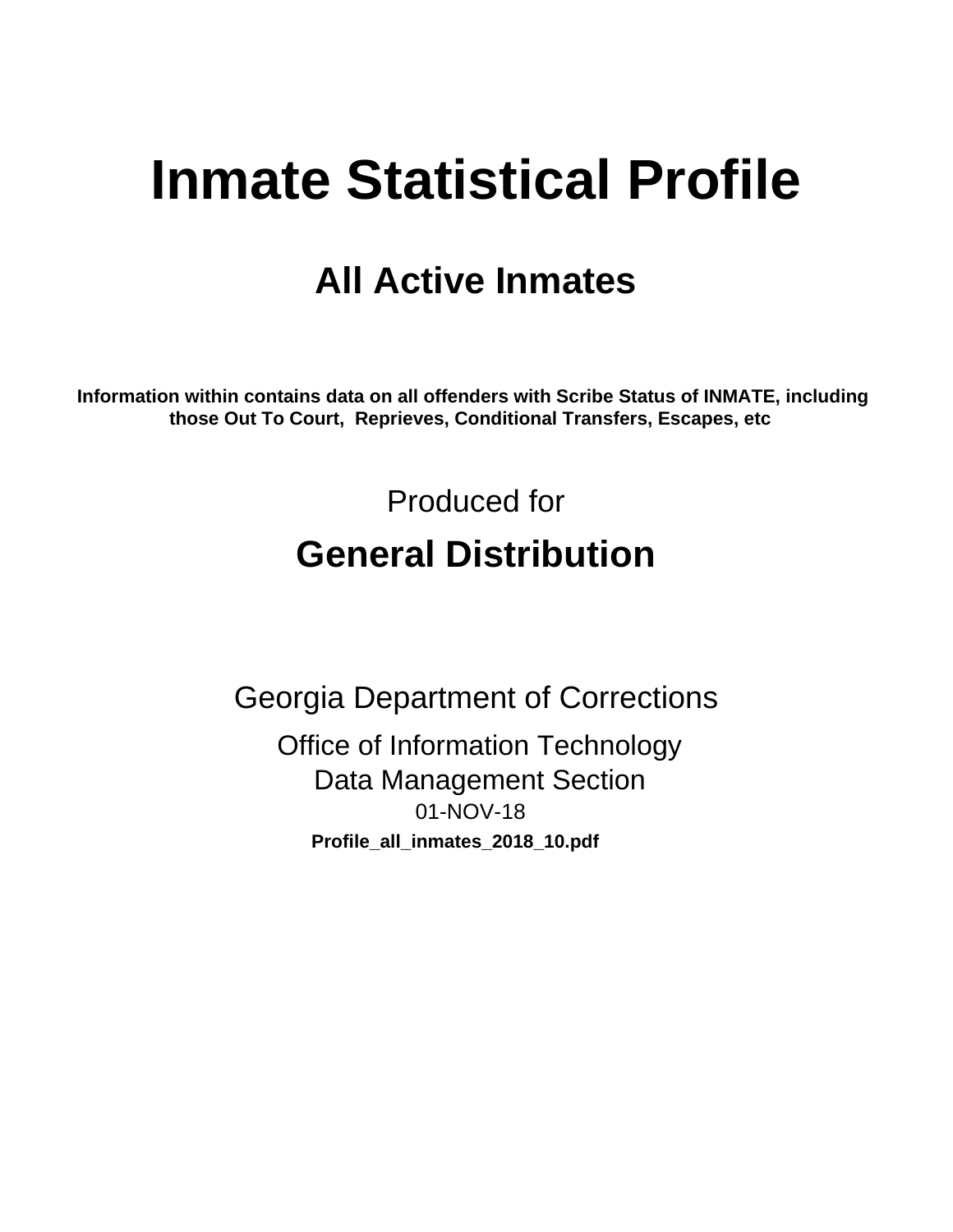# Inmate Statistical Profile

## All Active Inmates

**Information within contains data on all offenders with Scribe Status of INMATE, including those Out To Court, Reprieves, Conditional Transfers, Escapes, etc**

Produced for

## General Distribution

Georgia Department of Corrections

Office of Information Technology

Data Management Section

01-NOV-18

**Profile_all_inmates_2018_10.pdf**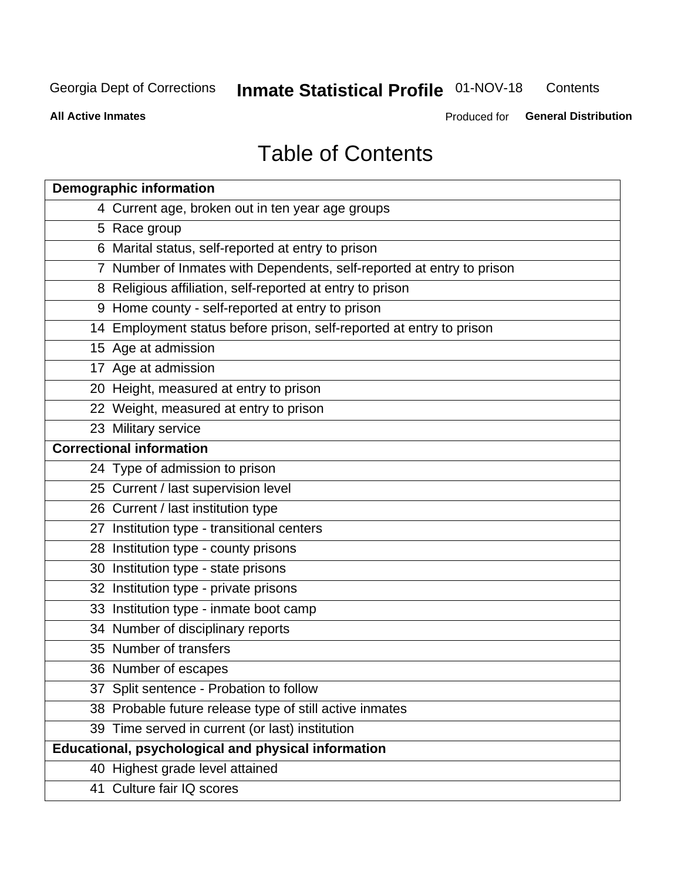# Table of Contents

| Demographic information | |
|---|---|
| 4 | Current age, broken out in ten year age groups |
| 5 | Race group |
| 6 | Marital status, self-reported at entry to prison |
| 7 | Number of Inmates with Dependents, self-reported at entry to prison |
| 8 | Religious affiliation, self-reported at entry to prison |
| 9 | Home county - self-reported at entry to prison |
| 14 | Employment status before prison, self-reported at entry to prison |
| 15 | Age at admission |
| 17 | Age at admission |
| 20 | Height, measured at entry to prison |
| 22 | Weight, measured at entry to prison |
| 23 | Military service |
| **Correctional information** | |
| 24 | Type of admission to prison |
| 25 | Current / last supervision level |
| 26 | Current / last institution type |
| 27 | Institution type - transitional centers |
| 28 | Institution type - county prisons |
| 30 | Institution type - state prisons |
| 32 | Institution type - private prisons |
| 33 | Institution type - inmate boot camp |
| 34 | Number of disciplinary reports |
| 35 | Number of transfers |
| 36 | Number of escapes |
| 37 | Split sentence - Probation to follow |
| 38 | Probable future release type of still active inmates |
| 39 | Time served in current (or last) institution |
| **Educational, psychological and physical information** | |
| 40 | Highest grade level attained |
| 41 | Culture fair IQ scores |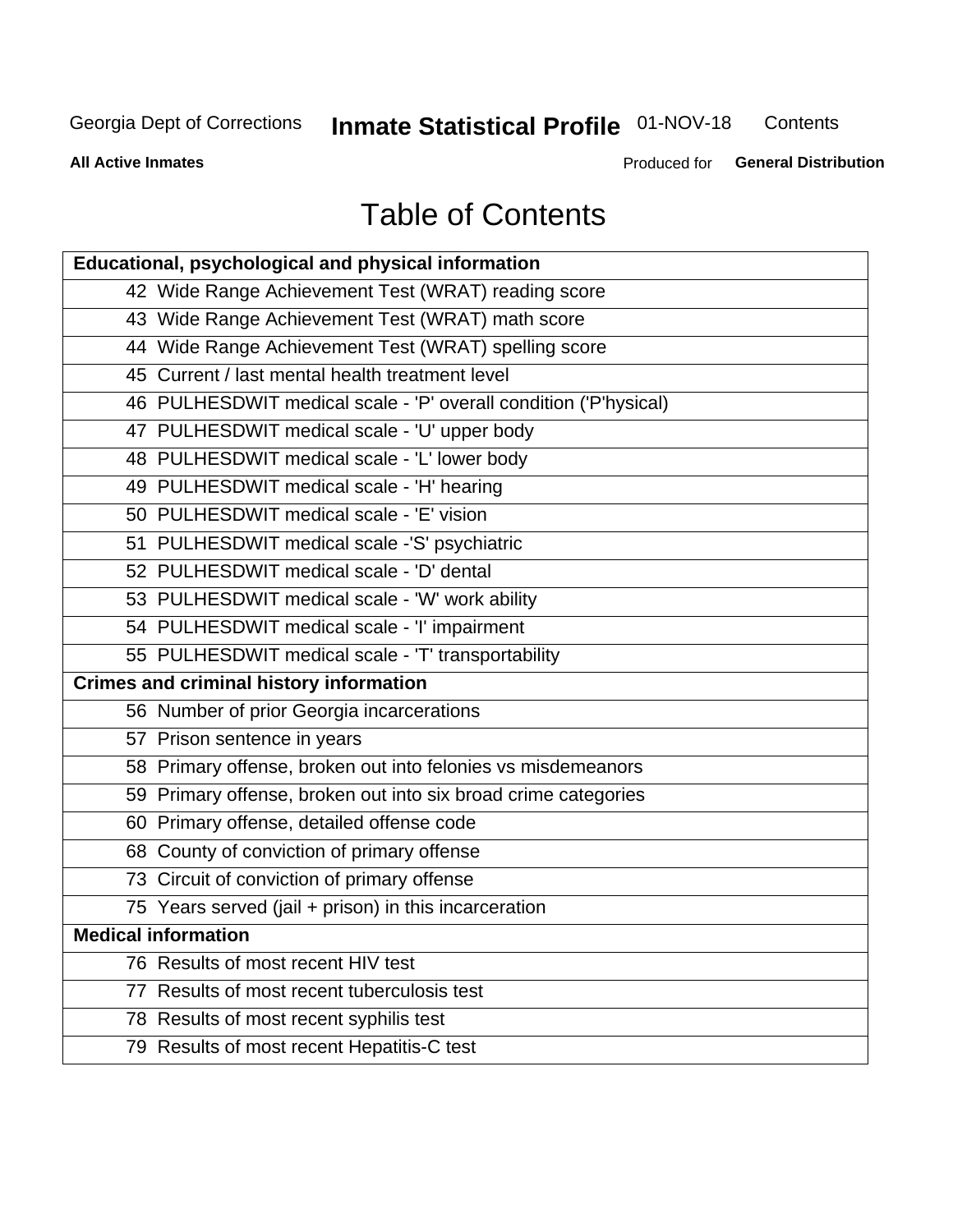# Table of Contents

| Educational, psychological and physical information |
|---|
| 42 Wide Range Achievement Test (WRAT) reading score |
| 43 Wide Range Achievement Test (WRAT) math score |
| 44 Wide Range Achievement Test (WRAT) spelling score |
| 45 Current / last mental health treatment level |
| 46 PULHESDWIT medical scale - 'P' overall condition ('P'hysical) |
| 47 PULHESDWIT medical scale - 'U' upper body |
| 48 PULHESDWIT medical scale - 'L' lower body |
| 49 PULHESDWIT medical scale - 'H' hearing |
| 50 PULHESDWIT medical scale - 'E' vision |
| 51 PULHESDWIT medical scale -'S' psychiatric |
| 52 PULHESDWIT medical scale - 'D' dental |
| 53 PULHESDWIT medical scale - 'W' work ability |
| 54 PULHESDWIT medical scale - 'I' impairment |
| 55 PULHESDWIT medical scale - 'T' transportability |
| **Crimes and criminal history information** |
| 56 Number of prior Georgia incarcerations |
| 57 Prison sentence in years |
| 58 Primary offense, broken out into felonies vs misdemeanors |
| 59 Primary offense, broken out into six broad crime categories |
| 60 Primary offense, detailed offense code |
| 68 County of conviction of primary offense |
| 73 Circuit of conviction of primary offense |
| 75 Years served (jail + prison) in this incarceration |
| **Medical information** |
| 76 Results of most recent HIV test |
| 77 Results of most recent tuberculosis test |
| 78 Results of most recent syphilis test |
| 79 Results of most recent Hepatitis-C test |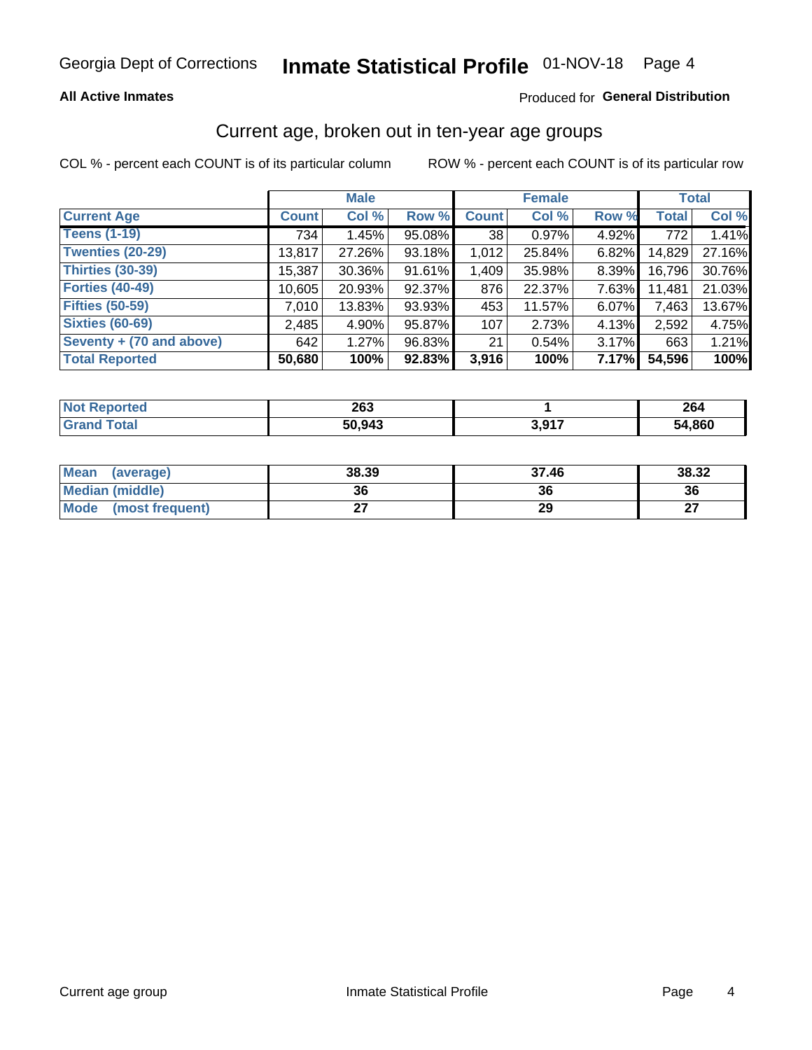Georgia Dept of Corrections **Inmate Statistical Profile** 01-NOV-18

**All Active Inmates**

Produced for **General Distribution**

## Current age, broken out in ten-year age groups

COL % - percent each COUNT is of its particular column

ROW % - percent each COUNT is of its particular row

| | Male | | | Female | | | Total | |
|---|---|---|---|---|---|---|---|---|
| **Current Age** | **Count** | **Col %** | **Row %** | **Count** | **Col %** | **Row %** | **Total** | **Col %** |
| **Teens (1-19)** | 734 | 1.45% | 95.08% | 38 | 0.97% | 4.92% | 772 | 1.41% |
| **Twenties (20-29)** | 13,817 | 27.26% | 93.18% | 1,012 | 25.84% | 6.82% | 14,829 | 27.16% |
| **Thirties (30-39)** | 15,387 | 30.36% | 91.61% | 1,409 | 35.98% | 8.39% | 16,796 | 30.76% |
| **Forties (40-49)** | 10,605 | 20.93% | 92.37% | 876 | 22.37% | 7.63% | 11,481 | 21.03% |
| **Fifties (50-59)** | 7,010 | 13.83% | 93.93% | 453 | 11.57% | 6.07% | 7,463 | 13.67% |
| **Sixties (60-69)** | 2,485 | 4.90% | 95.87% | 107 | 2.73% | 4.13% | 2,592 | 4.75% |
| **Seventy + (70 and above)** | 642 | 1.27% | 96.83% | 21 | 0.54% | 3.17% | 663 | 1.21% |
| **Total Reported** | **50,680** | **100%** | **92.83%** | **3,916** | **100%** | **7.17%** | **54,596** | **100%** |

| | Male | Female | Total |
|---|---|---|---|
| **Not Reported** | **263** | **1** | **264** |
| **Grand Total** | **50,943** | **3,917** | **54,860** |

| | Male | Female | Total |
|---|---|---|---|
| **Mean (average)** | **38.39** | **37.46** | **38.32** |
| **Median (middle)** | **36** | **36** | **36** |
| **Mode (most frequent)** | **27** | **29** | **27** |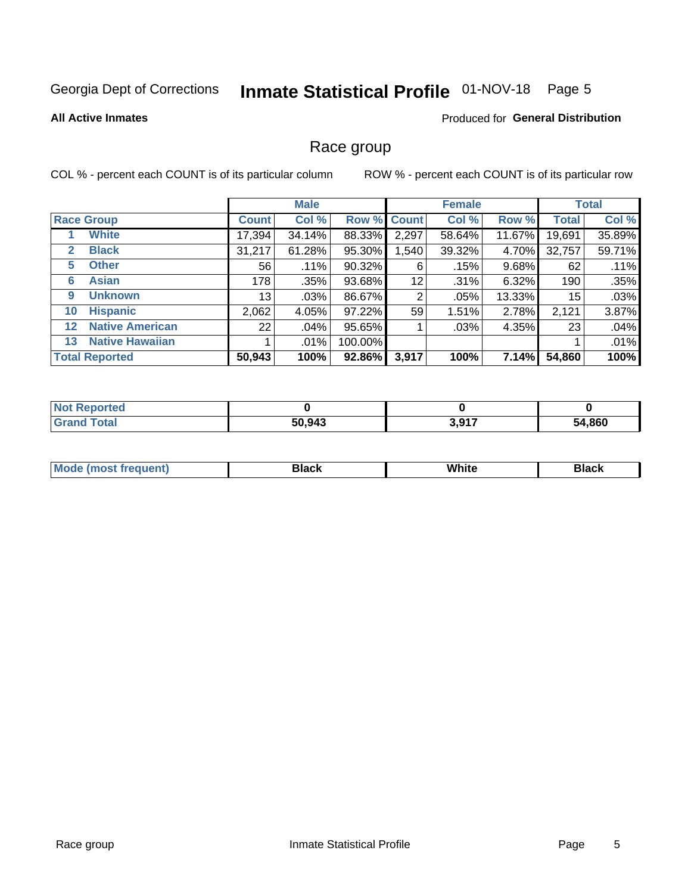Georgia Dept of Corrections **Inmate Statistical Profile** 01-NOV-18 Page 5

**All Active Inmates**

Produced for **General Distribution**

## Race group

COL % - percent each COUNT is of its particular column

ROW % - percent each COUNT is of its particular row

| Race Group | Male Count | Male Col % | Male Row % | Female Count | Female Col % | Female Row % | Total | Total Col % |
|---|---|---|---|---|---|---|---|---|
| 1 White | 17,394 | 34.14% | 88.33% | 2,297 | 58.64% | 11.67% | 19,691 | 35.89% |
| 2 Black | 31,217 | 61.28% | 95.30% | 1,540 | 39.32% | 4.70% | 32,757 | 59.71% |
| 5 Other | 56 | .11% | 90.32% | 6 | .15% | 9.68% | 62 | .11% |
| 6 Asian | 178 | .35% | 93.68% | 12 | .31% | 6.32% | 190 | .35% |
| 9 Unknown | 13 | .03% | 86.67% | 2 | .05% | 13.33% | 15 | .03% |
| 10 Hispanic | 2,062 | 4.05% | 97.22% | 59 | 1.51% | 2.78% | 2,121 | 3.87% |
| 12 Native American | 22 | .04% | 95.65% | 1 | .03% | 4.35% | 23 | .04% |
| 13 Native Hawaiian | 1 | .01% | 100.00% | | | | 1 | .01% |
| **Total Reported** | **50,943** | **100%** | **92.86%** | **3,917** | **100%** | **7.14%** | **54,860** | **100%** |

| | Male | Female | Total |
|---|---|---|---|
| Not Reported | **0** | **0** | **0** |
| Grand Total | **50,943** | **3,917** | **54,860** |

| | Male | Female | Total |
|---|---|---|---|
| Mode (most frequent) | **Black** | **White** | **Black** |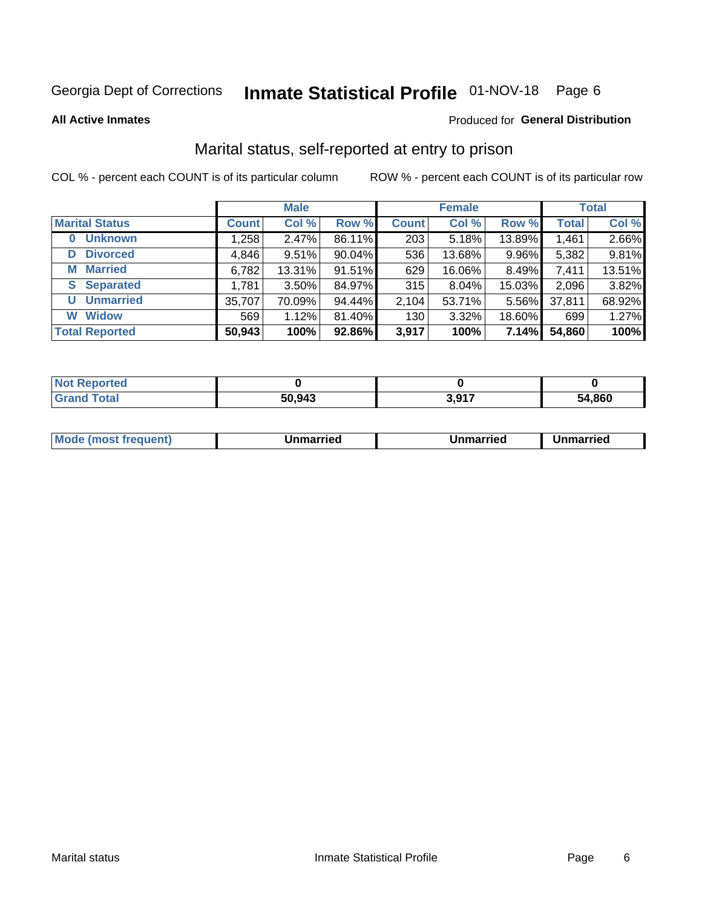Georgia Dept of Corrections **Inmate Statistical Profile** 01-NOV-18 Page 6

**All Active Inmates**

Produced for **General Distribution**

## Marital status, self-reported at entry to prison

COL % - percent each COUNT is of its particular column

ROW % - percent each COUNT is of its particular row

| | Male | | | Female | | | Total | |
|---|---|---|---|---|---|---|---|---|
| **Marital Status** | **Count** | **Col %** | **Row %** | **Count** | **Col %** | **Row %** | **Total** | **Col %** |
| **0 Unknown** | 1,258 | 2.47% | 86.11% | 203 | 5.18% | 13.89% | 1,461 | 2.66% |
| **D Divorced** | 4,846 | 9.51% | 90.04% | 536 | 13.68% | 9.96% | 5,382 | 9.81% |
| **M Married** | 6,782 | 13.31% | 91.51% | 629 | 16.06% | 8.49% | 7,411 | 13.51% |
| **S Separated** | 1,781 | 3.50% | 84.97% | 315 | 8.04% | 15.03% | 2,096 | 3.82% |
| **U Unmarried** | 35,707 | 70.09% | 94.44% | 2,104 | 53.71% | 5.56% | 37,811 | 68.92% |
| **W Widow** | 569 | 1.12% | 81.40% | 130 | 3.32% | 18.60% | 699 | 1.27% |
| **Total Reported** | **50,943** | **100%** | **92.86%** | **3,917** | **100%** | **7.14%** | **54,860** | **100%** |

| | Male | Female | Total |
|---|---|---|---|
| **Not Reported** | **0** | **0** | **0** |
| **Grand Total** | **50,943** | **3,917** | **54,860** |

| | Male | Female | Total |
|---|---|---|---|
| **Mode (most frequent)** | **Unmarried** | **Unmarried** | **Unmarried** |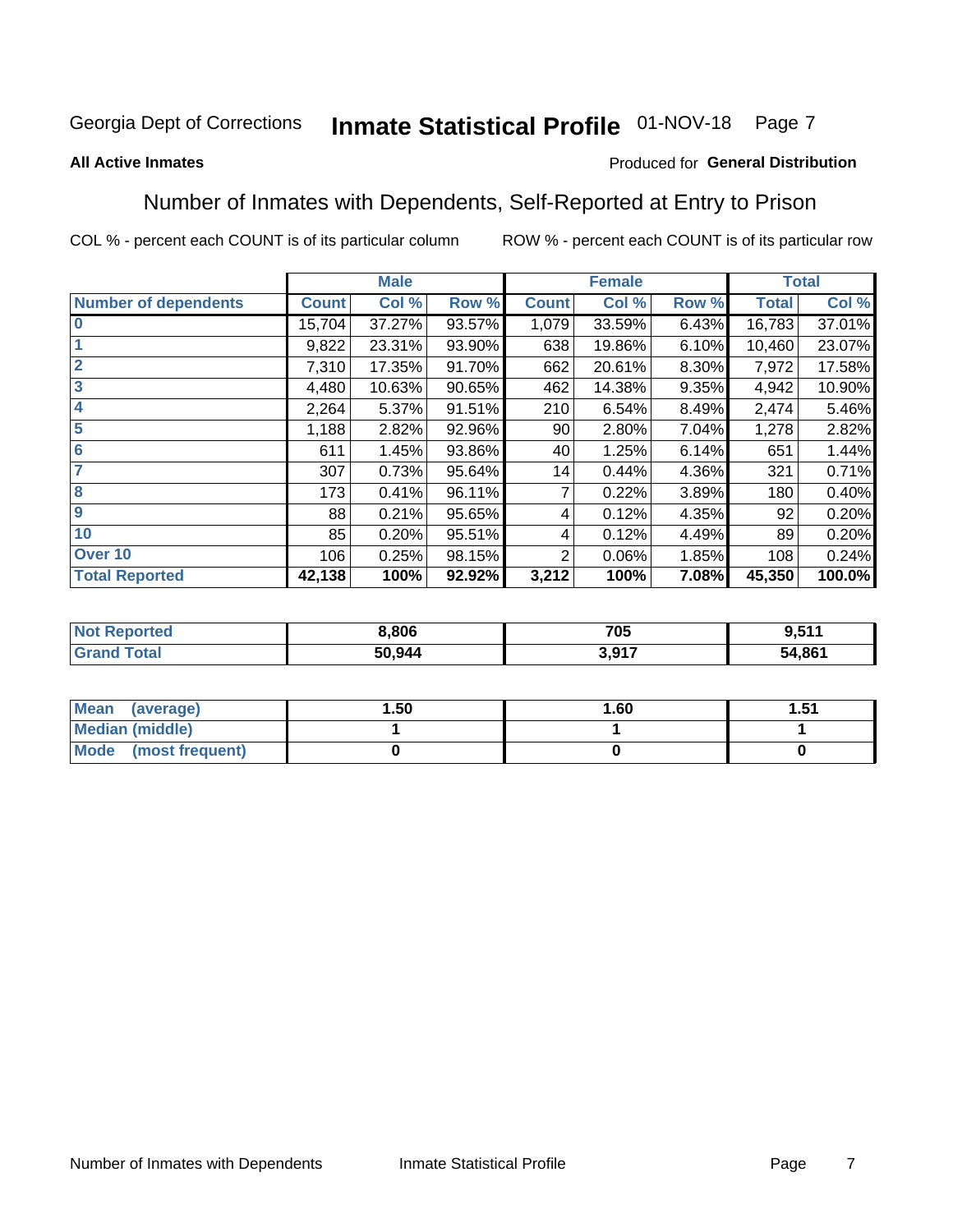Georgia Dept of Corrections **Inmate Statistical Profile** 01-NOV-18

**All Active Inmates**

Produced for **General Distribution**

## Number of Inmates with Dependents, Self-Reported at Entry to Prison

COL % - percent each COUNT is of its particular column

ROW % - percent each COUNT is of its particular row

| | Male | | | Female | | | Total | |
|---|---|---|---|---|---|---|---|---|
| **Number of dependents** | **Count** | **Col %** | **Row %** | **Count** | **Col %** | **Row %** | **Total** | **Col %** |
| **0** | 15,704 | 37.27% | 93.57% | 1,079 | 33.59% | 6.43% | 16,783 | 37.01% |
| **1** | 9,822 | 23.31% | 93.90% | 638 | 19.86% | 6.10% | 10,460 | 23.07% |
| **2** | 7,310 | 17.35% | 91.70% | 662 | 20.61% | 8.30% | 7,972 | 17.58% |
| **3** | 4,480 | 10.63% | 90.65% | 462 | 14.38% | 9.35% | 4,942 | 10.90% |
| **4** | 2,264 | 5.37% | 91.51% | 210 | 6.54% | 8.49% | 2,474 | 5.46% |
| **5** | 1,188 | 2.82% | 92.96% | 90 | 2.80% | 7.04% | 1,278 | 2.82% |
| **6** | 611 | 1.45% | 93.86% | 40 | 1.25% | 6.14% | 651 | 1.44% |
| **7** | 307 | 0.73% | 95.64% | 14 | 0.44% | 4.36% | 321 | 0.71% |
| **8** | 173 | 0.41% | 96.11% | 7 | 0.22% | 3.89% | 180 | 0.40% |
| **9** | 88 | 0.21% | 95.65% | 4 | 0.12% | 4.35% | 92 | 0.20% |
| **10** | 85 | 0.20% | 95.51% | 4 | 0.12% | 4.49% | 89 | 0.20% |
| **Over 10** | 106 | 0.25% | 98.15% | 2 | 0.06% | 1.85% | 108 | 0.24% |
| **Total Reported** | **42,138** | **100%** | **92.92%** | **3,212** | **100%** | **7.08%** | **45,350** | **100.0%** |

| | Male | Female | Total |
|---|---|---|---|
| **Not Reported** | **8,806** | **705** | **9,511** |
| **Grand Total** | **50,944** | **3,917** | **54,861** |

| | Male | Female | Total |
|---|---|---|---|
| **Mean (average)** | **1.50** | **1.60** | **1.51** |
| **Median (middle)** | **1** | **1** | **1** |
| **Mode (most frequent)** | **0** | **0** | **0** |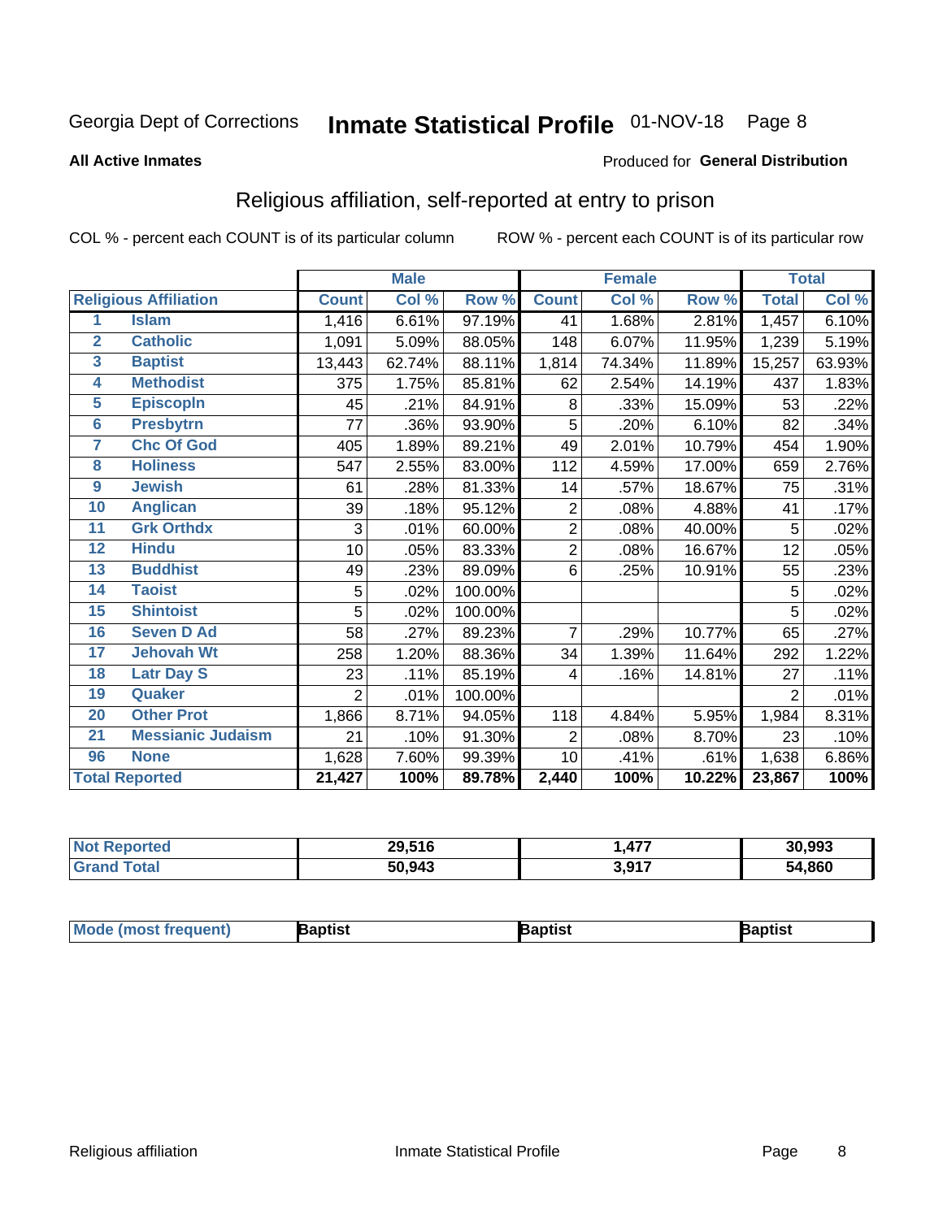Georgia Dept of Corrections **Inmate Statistical Profile** 01-NOV-18

**All Active Inmates**

Produced for **General Distribution**

## Religious affiliation, self-reported at entry to prison

COL % - percent each COUNT is of its particular column ROW % - percent each COUNT is of its particular row

| | | Male | | | Female | | | Total | |
|---|---|---|---|---|---|---|---|---|---|
| **Religious Affiliation** | | **Count** | **Col %** | **Row %** | **Count** | **Col %** | **Row %** | **Total** | **Col %** |
| 1 | Islam | 1,416 | 6.61% | 97.19% | 41 | 1.68% | 2.81% | 1,457 | 6.10% |
| 2 | Catholic | 1,091 | 5.09% | 88.05% | 148 | 6.07% | 11.95% | 1,239 | 5.19% |
| 3 | Baptist | 13,443 | 62.74% | 88.11% | 1,814 | 74.34% | 11.89% | 15,257 | 63.93% |
| 4 | Methodist | 375 | 1.75% | 85.81% | 62 | 2.54% | 14.19% | 437 | 1.83% |
| 5 | Episcopln | 45 | .21% | 84.91% | 8 | .33% | 15.09% | 53 | .22% |
| 6 | Presbytrn | 77 | .36% | 93.90% | 5 | .20% | 6.10% | 82 | .34% |
| 7 | Chc Of God | 405 | 1.89% | 89.21% | 49 | 2.01% | 10.79% | 454 | 1.90% |
| 8 | Holiness | 547 | 2.55% | 83.00% | 112 | 4.59% | 17.00% | 659 | 2.76% |
| 9 | Jewish | 61 | .28% | 81.33% | 14 | .57% | 18.67% | 75 | .31% |
| 10 | Anglican | 39 | .18% | 95.12% | 2 | .08% | 4.88% | 41 | .17% |
| 11 | Grk Orthdx | 3 | .01% | 60.00% | 2 | .08% | 40.00% | 5 | .02% |
| 12 | Hindu | 10 | .05% | 83.33% | 2 | .08% | 16.67% | 12 | .05% |
| 13 | Buddhist | 49 | .23% | 89.09% | 6 | .25% | 10.91% | 55 | .23% |
| 14 | Taoist | 5 | .02% | 100.00% | | | | 5 | .02% |
| 15 | Shintoist | 5 | .02% | 100.00% | | | | 5 | .02% |
| 16 | Seven D Ad | 58 | .27% | 89.23% | 7 | .29% | 10.77% | 65 | .27% |
| 17 | Jehovah Wt | 258 | 1.20% | 88.36% | 34 | 1.39% | 11.64% | 292 | 1.22% |
| 18 | Latr Day S | 23 | .11% | 85.19% | 4 | .16% | 14.81% | 27 | .11% |
| 19 | Quaker | 2 | .01% | 100.00% | | | | 2 | .01% |
| 20 | Other Prot | 1,866 | 8.71% | 94.05% | 118 | 4.84% | 5.95% | 1,984 | 8.31% |
| 21 | Messianic Judaism | 21 | .10% | 91.30% | 2 | .08% | 8.70% | 23 | .10% |
| 96 | None | 1,628 | 7.60% | 99.39% | 10 | .41% | .61% | 1,638 | 6.86% |
| **Total Reported** | | **21,427** | **100%** | **89.78%** | **2,440** | **100%** | **10.22%** | **23,867** | **100%** |

| | Male | Female | Total |
|---|---|---|---|
| Not Reported | 29,516 | 1,477 | 30,993 |
| Grand Total | 50,943 | 3,917 | 54,860 |

| | Male | Female | Total |
|---|---|---|---|
| Mode (most frequent) | Baptist | Baptist | Baptist |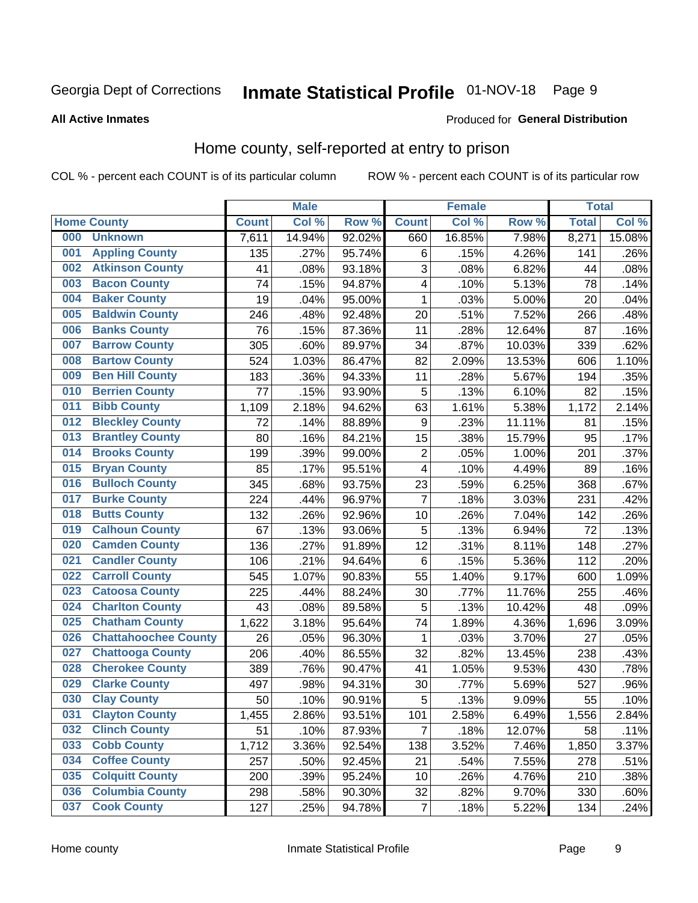Georgia Dept of Corrections **Inmate Statistical Profile** 01-NOV-18

**All Active Inmates**

Produced for **General Distribution**

## Home county, self-reported at entry to prison

COL % - percent each COUNT is of its particular column ROW % - percent each COUNT is of its particular row

| Home County | | Male | | | Female | | | Total | |
|---|---|---|---|---|---|---|---|---|---|
| | | Count | Col % | Row % | Count | Col % | Row % | Total | Col % |
| 000 | Unknown | 7,611 | 14.94% | 92.02% | 660 | 16.85% | 7.98% | 8,271 | 15.08% |
| 001 | Appling County | 135 | .27% | 95.74% | 6 | .15% | 4.26% | 141 | .26% |
| 002 | Atkinson County | 41 | .08% | 93.18% | 3 | .08% | 6.82% | 44 | .08% |
| 003 | Bacon County | 74 | .15% | 94.87% | 4 | .10% | 5.13% | 78 | .14% |
| 004 | Baker County | 19 | .04% | 95.00% | 1 | .03% | 5.00% | 20 | .04% |
| 005 | Baldwin County | 246 | .48% | 92.48% | 20 | .51% | 7.52% | 266 | .48% |
| 006 | Banks County | 76 | .15% | 87.36% | 11 | .28% | 12.64% | 87 | .16% |
| 007 | Barrow County | 305 | .60% | 89.97% | 34 | .87% | 10.03% | 339 | .62% |
| 008 | Bartow County | 524 | 1.03% | 86.47% | 82 | 2.09% | 13.53% | 606 | 1.10% |
| 009 | Ben Hill County | 183 | .36% | 94.33% | 11 | .28% | 5.67% | 194 | .35% |
| 010 | Berrien County | 77 | .15% | 93.90% | 5 | .13% | 6.10% | 82 | .15% |
| 011 | Bibb County | 1,109 | 2.18% | 94.62% | 63 | 1.61% | 5.38% | 1,172 | 2.14% |
| 012 | Bleckley County | 72 | .14% | 88.89% | 9 | .23% | 11.11% | 81 | .15% |
| 013 | Brantley County | 80 | .16% | 84.21% | 15 | .38% | 15.79% | 95 | .17% |
| 014 | Brooks County | 199 | .39% | 99.00% | 2 | .05% | 1.00% | 201 | .37% |
| 015 | Bryan County | 85 | .17% | 95.51% | 4 | .10% | 4.49% | 89 | .16% |
| 016 | Bulloch County | 345 | .68% | 93.75% | 23 | .59% | 6.25% | 368 | .67% |
| 017 | Burke County | 224 | .44% | 96.97% | 7 | .18% | 3.03% | 231 | .42% |
| 018 | Butts County | 132 | .26% | 92.96% | 10 | .26% | 7.04% | 142 | .26% |
| 019 | Calhoun County | 67 | .13% | 93.06% | 5 | .13% | 6.94% | 72 | .13% |
| 020 | Camden County | 136 | .27% | 91.89% | 12 | .31% | 8.11% | 148 | .27% |
| 021 | Candler County | 106 | .21% | 94.64% | 6 | .15% | 5.36% | 112 | .20% |
| 022 | Carroll County | 545 | 1.07% | 90.83% | 55 | 1.40% | 9.17% | 600 | 1.09% |
| 023 | Catoosa County | 225 | .44% | 88.24% | 30 | .77% | 11.76% | 255 | .46% |
| 024 | Charlton County | 43 | .08% | 89.58% | 5 | .13% | 10.42% | 48 | .09% |
| 025 | Chatham County | 1,622 | 3.18% | 95.64% | 74 | 1.89% | 4.36% | 1,696 | 3.09% |
| 026 | Chattahoochee County | 26 | .05% | 96.30% | 1 | .03% | 3.70% | 27 | .05% |
| 027 | Chattooga County | 206 | .40% | 86.55% | 32 | .82% | 13.45% | 238 | .43% |
| 028 | Cherokee County | 389 | .76% | 90.47% | 41 | 1.05% | 9.53% | 430 | .78% |
| 029 | Clarke County | 497 | .98% | 94.31% | 30 | .77% | 5.69% | 527 | .96% |
| 030 | Clay County | 50 | .10% | 90.91% | 5 | .13% | 9.09% | 55 | .10% |
| 031 | Clayton County | 1,455 | 2.86% | 93.51% | 101 | 2.58% | 6.49% | 1,556 | 2.84% |
| 032 | Clinch County | 51 | .10% | 87.93% | 7 | .18% | 12.07% | 58 | .11% |
| 033 | Cobb County | 1,712 | 3.36% | 92.54% | 138 | 3.52% | 7.46% | 1,850 | 3.37% |
| 034 | Coffee County | 257 | .50% | 92.45% | 21 | .54% | 7.55% | 278 | .51% |
| 035 | Colquitt County | 200 | .39% | 95.24% | 10 | .26% | 4.76% | 210 | .38% |
| 036 | Columbia County | 298 | .58% | 90.30% | 32 | .82% | 9.70% | 330 | .60% |
| 037 | Cook County | 127 | .25% | 94.78% | 7 | .18% | 5.22% | 134 | .24% |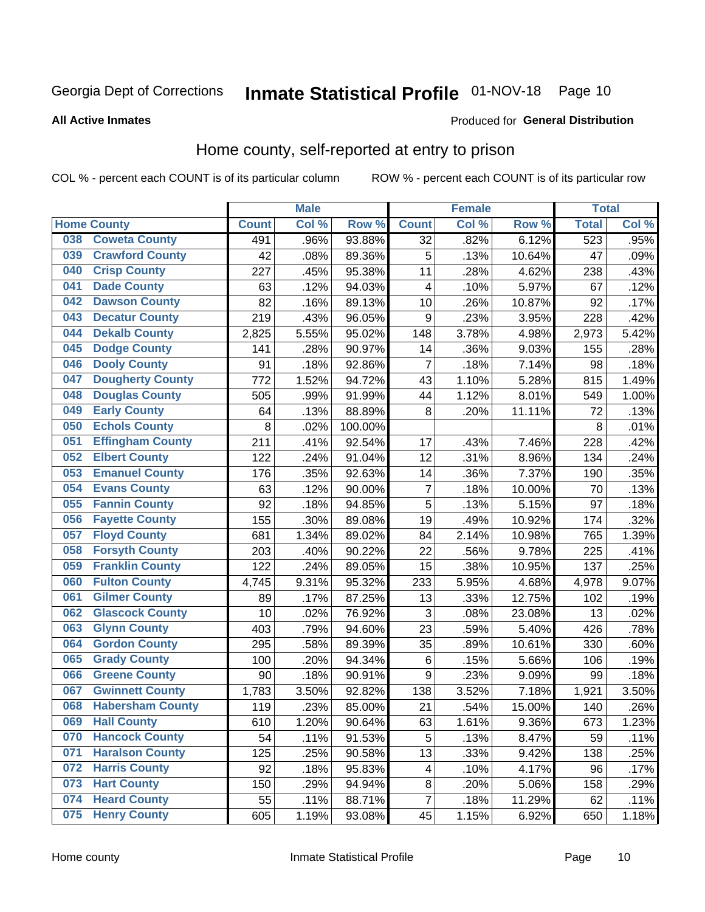Georgia Dept of Corrections **Inmate Statistical Profile** 01-NOV-18

**All Active Inmates**

Produced for **General Distribution**

## Home county, self-reported at entry to prison

COL % - percent each COUNT is of its particular column

ROW % - percent each COUNT is of its particular row

| Home County | | Male | | | Female | | | Total | |
|---|---|---|---|---|---|---|---|---|---|
| | | Count | Col % | Row % | Count | Col % | Row % | Total | Col % |
| 038 | Coweta County | 491 | .96% | 93.88% | 32 | .82% | 6.12% | 523 | .95% |
| 039 | Crawford County | 42 | .08% | 89.36% | 5 | .13% | 10.64% | 47 | .09% |
| 040 | Crisp County | 227 | .45% | 95.38% | 11 | .28% | 4.62% | 238 | .43% |
| 041 | Dade County | 63 | .12% | 94.03% | 4 | .10% | 5.97% | 67 | .12% |
| 042 | Dawson County | 82 | .16% | 89.13% | 10 | .26% | 10.87% | 92 | .17% |
| 043 | Decatur County | 219 | .43% | 96.05% | 9 | .23% | 3.95% | 228 | .42% |
| 044 | Dekalb County | 2,825 | 5.55% | 95.02% | 148 | 3.78% | 4.98% | 2,973 | 5.42% |
| 045 | Dodge County | 141 | .28% | 90.97% | 14 | .36% | 9.03% | 155 | .28% |
| 046 | Dooly County | 91 | .18% | 92.86% | 7 | .18% | 7.14% | 98 | .18% |
| 047 | Dougherty County | 772 | 1.52% | 94.72% | 43 | 1.10% | 5.28% | 815 | 1.49% |
| 048 | Douglas County | 505 | .99% | 91.99% | 44 | 1.12% | 8.01% | 549 | 1.00% |
| 049 | Early County | 64 | .13% | 88.89% | 8 | .20% | 11.11% | 72 | .13% |
| 050 | Echols County | 8 | .02% | 100.00% | | | | 8 | .01% |
| 051 | Effingham County | 211 | .41% | 92.54% | 17 | .43% | 7.46% | 228 | .42% |
| 052 | Elbert County | 122 | .24% | 91.04% | 12 | .31% | 8.96% | 134 | .24% |
| 053 | Emanuel County | 176 | .35% | 92.63% | 14 | .36% | 7.37% | 190 | .35% |
| 054 | Evans County | 63 | .12% | 90.00% | 7 | .18% | 10.00% | 70 | .13% |
| 055 | Fannin County | 92 | .18% | 94.85% | 5 | .13% | 5.15% | 97 | .18% |
| 056 | Fayette County | 155 | .30% | 89.08% | 19 | .49% | 10.92% | 174 | .32% |
| 057 | Floyd County | 681 | 1.34% | 89.02% | 84 | 2.14% | 10.98% | 765 | 1.39% |
| 058 | Forsyth County | 203 | .40% | 90.22% | 22 | .56% | 9.78% | 225 | .41% |
| 059 | Franklin County | 122 | .24% | 89.05% | 15 | .38% | 10.95% | 137 | .25% |
| 060 | Fulton County | 4,745 | 9.31% | 95.32% | 233 | 5.95% | 4.68% | 4,978 | 9.07% |
| 061 | Gilmer County | 89 | .17% | 87.25% | 13 | .33% | 12.75% | 102 | .19% |
| 062 | Glascock County | 10 | .02% | 76.92% | 3 | .08% | 23.08% | 13 | .02% |
| 063 | Glynn County | 403 | .79% | 94.60% | 23 | .59% | 5.40% | 426 | .78% |
| 064 | Gordon County | 295 | .58% | 89.39% | 35 | .89% | 10.61% | 330 | .60% |
| 065 | Grady County | 100 | .20% | 94.34% | 6 | .15% | 5.66% | 106 | .19% |
| 066 | Greene County | 90 | .18% | 90.91% | 9 | .23% | 9.09% | 99 | .18% |
| 067 | Gwinnett County | 1,783 | 3.50% | 92.82% | 138 | 3.52% | 7.18% | 1,921 | 3.50% |
| 068 | Habersham County | 119 | .23% | 85.00% | 21 | .54% | 15.00% | 140 | .26% |
| 069 | Hall County | 610 | 1.20% | 90.64% | 63 | 1.61% | 9.36% | 673 | 1.23% |
| 070 | Hancock County | 54 | .11% | 91.53% | 5 | .13% | 8.47% | 59 | .11% |
| 071 | Haralson County | 125 | .25% | 90.58% | 13 | .33% | 9.42% | 138 | .25% |
| 072 | Harris County | 92 | .18% | 95.83% | 4 | .10% | 4.17% | 96 | .17% |
| 073 | Hart County | 150 | .29% | 94.94% | 8 | .20% | 5.06% | 158 | .29% |
| 074 | Heard County | 55 | .11% | 88.71% | 7 | .18% | 11.29% | 62 | .11% |
| 075 | Henry County | 605 | 1.19% | 93.08% | 45 | 1.15% | 6.92% | 650 | 1.18% |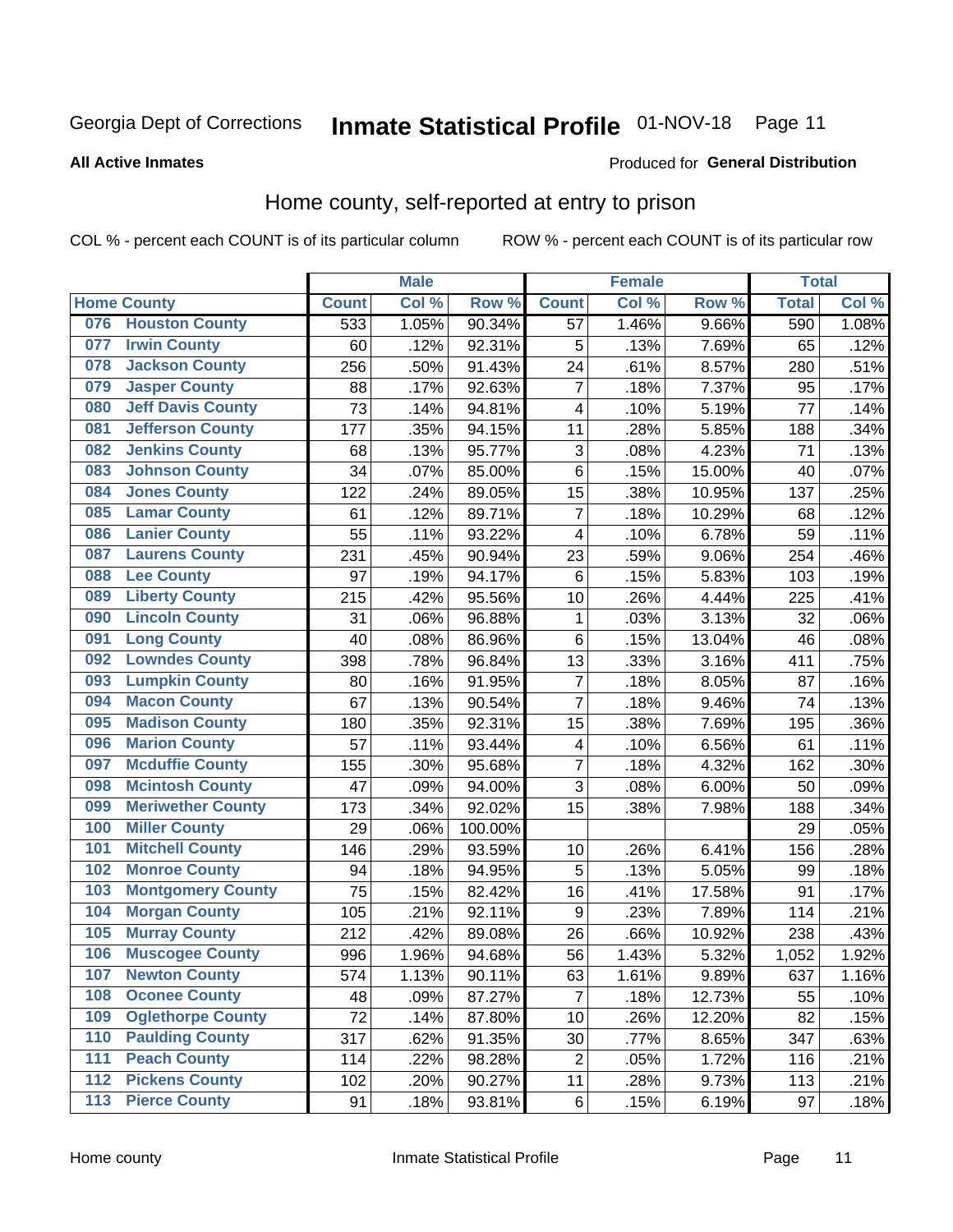Georgia Dept of Corrections **Inmate Statistical Profile** 01-NOV-18

**All Active Inmates**

Produced for **General Distribution**

## Home county, self-reported at entry to prison

COL % - percent each COUNT is of its particular column ROW % - percent each COUNT is of its particular row

| Home County | | Male | | | Female | | | Total | |
|---|---|---|---|---|---|---|---|---|---|
| | | Count | Col % | Row % | Count | Col % | Row % | Total | Col % |
| 076 | Houston County | 533 | 1.05% | 90.34% | 57 | 1.46% | 9.66% | 590 | 1.08% |
| 077 | Irwin County | 60 | .12% | 92.31% | 5 | .13% | 7.69% | 65 | .12% |
| 078 | Jackson County | 256 | .50% | 91.43% | 24 | .61% | 8.57% | 280 | .51% |
| 079 | Jasper County | 88 | .17% | 92.63% | 7 | .18% | 7.37% | 95 | .17% |
| 080 | Jeff Davis County | 73 | .14% | 94.81% | 4 | .10% | 5.19% | 77 | .14% |
| 081 | Jefferson County | 177 | .35% | 94.15% | 11 | .28% | 5.85% | 188 | .34% |
| 082 | Jenkins County | 68 | .13% | 95.77% | 3 | .08% | 4.23% | 71 | .13% |
| 083 | Johnson County | 34 | .07% | 85.00% | 6 | .15% | 15.00% | 40 | .07% |
| 084 | Jones County | 122 | .24% | 89.05% | 15 | .38% | 10.95% | 137 | .25% |
| 085 | Lamar County | 61 | .12% | 89.71% | 7 | .18% | 10.29% | 68 | .12% |
| 086 | Lanier County | 55 | .11% | 93.22% | 4 | .10% | 6.78% | 59 | .11% |
| 087 | Laurens County | 231 | .45% | 90.94% | 23 | .59% | 9.06% | 254 | .46% |
| 088 | Lee County | 97 | .19% | 94.17% | 6 | .15% | 5.83% | 103 | .19% |
| 089 | Liberty County | 215 | .42% | 95.56% | 10 | .26% | 4.44% | 225 | .41% |
| 090 | Lincoln County | 31 | .06% | 96.88% | 1 | .03% | 3.13% | 32 | .06% |
| 091 | Long County | 40 | .08% | 86.96% | 6 | .15% | 13.04% | 46 | .08% |
| 092 | Lowndes County | 398 | .78% | 96.84% | 13 | .33% | 3.16% | 411 | .75% |
| 093 | Lumpkin County | 80 | .16% | 91.95% | 7 | .18% | 8.05% | 87 | .16% |
| 094 | Macon County | 67 | .13% | 90.54% | 7 | .18% | 9.46% | 74 | .13% |
| 095 | Madison County | 180 | .35% | 92.31% | 15 | .38% | 7.69% | 195 | .36% |
| 096 | Marion County | 57 | .11% | 93.44% | 4 | .10% | 6.56% | 61 | .11% |
| 097 | Mcduffie County | 155 | .30% | 95.68% | 7 | .18% | 4.32% | 162 | .30% |
| 098 | Mcintosh County | 47 | .09% | 94.00% | 3 | .08% | 6.00% | 50 | .09% |
| 099 | Meriwether County | 173 | .34% | 92.02% | 15 | .38% | 7.98% | 188 | .34% |
| 100 | Miller County | 29 | .06% | 100.00% | | | | 29 | .05% |
| 101 | Mitchell County | 146 | .29% | 93.59% | 10 | .26% | 6.41% | 156 | .28% |
| 102 | Monroe County | 94 | .18% | 94.95% | 5 | .13% | 5.05% | 99 | .18% |
| 103 | Montgomery County | 75 | .15% | 82.42% | 16 | .41% | 17.58% | 91 | .17% |
| 104 | Morgan County | 105 | .21% | 92.11% | 9 | .23% | 7.89% | 114 | .21% |
| 105 | Murray County | 212 | .42% | 89.08% | 26 | .66% | 10.92% | 238 | .43% |
| 106 | Muscogee County | 996 | 1.96% | 94.68% | 56 | 1.43% | 5.32% | 1,052 | 1.92% |
| 107 | Newton County | 574 | 1.13% | 90.11% | 63 | 1.61% | 9.89% | 637 | 1.16% |
| 108 | Oconee County | 48 | .09% | 87.27% | 7 | .18% | 12.73% | 55 | .10% |
| 109 | Oglethorpe County | 72 | .14% | 87.80% | 10 | .26% | 12.20% | 82 | .15% |
| 110 | Paulding County | 317 | .62% | 91.35% | 30 | .77% | 8.65% | 347 | .63% |
| 111 | Peach County | 114 | .22% | 98.28% | 2 | .05% | 1.72% | 116 | .21% |
| 112 | Pickens County | 102 | .20% | 90.27% | 11 | .28% | 9.73% | 113 | .21% |
| 113 | Pierce County | 91 | .18% | 93.81% | 6 | .15% | 6.19% | 97 | .18% |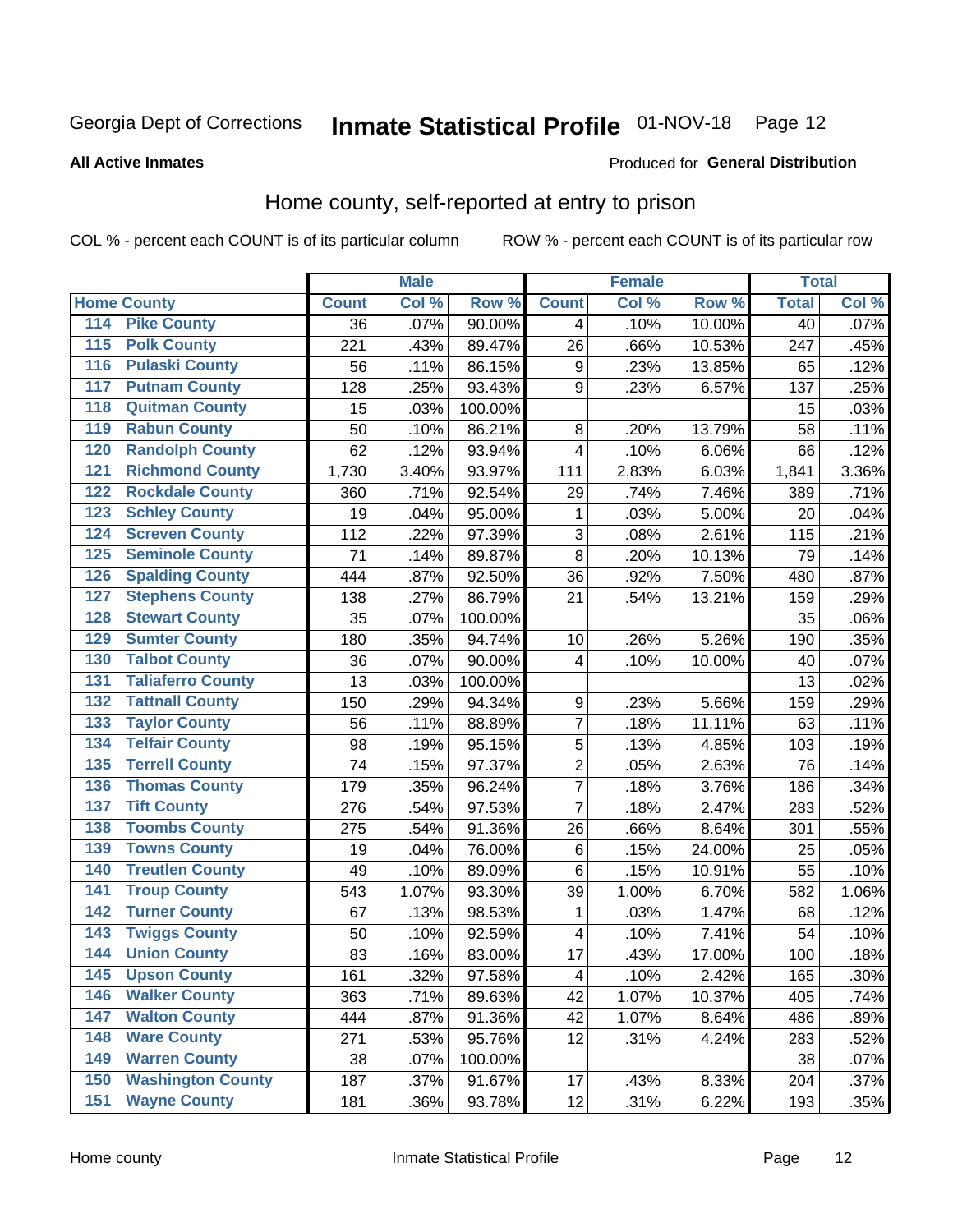Georgia Dept of Corrections **Inmate Statistical Profile** 01-NOV-18 Page 12

**All Active Inmates**

Produced for **General Distribution**

## Home county, self-reported at entry to prison

COL % - percent each COUNT is of its particular column ROW % - percent each COUNT is of its particular row

| Home County | | Male | | | Female | | | Total | |
|---|---|---|---|---|---|---|---|---|---|
| | | Count | Col % | Row % | Count | Col % | Row % | Total | Col % |
| 114 | Pike County | 36 | .07% | 90.00% | 4 | .10% | 10.00% | 40 | .07% |
| 115 | Polk County | 221 | .43% | 89.47% | 26 | .66% | 10.53% | 247 | .45% |
| 116 | Pulaski County | 56 | .11% | 86.15% | 9 | .23% | 13.85% | 65 | .12% |
| 117 | Putnam County | 128 | .25% | 93.43% | 9 | .23% | 6.57% | 137 | .25% |
| 118 | Quitman County | 15 | .03% | 100.00% | | | | 15 | .03% |
| 119 | Rabun County | 50 | .10% | 86.21% | 8 | .20% | 13.79% | 58 | .11% |
| 120 | Randolph County | 62 | .12% | 93.94% | 4 | .10% | 6.06% | 66 | .12% |
| 121 | Richmond County | 1,730 | 3.40% | 93.97% | 111 | 2.83% | 6.03% | 1,841 | 3.36% |
| 122 | Rockdale County | 360 | .71% | 92.54% | 29 | .74% | 7.46% | 389 | .71% |
| 123 | Schley County | 19 | .04% | 95.00% | 1 | .03% | 5.00% | 20 | .04% |
| 124 | Screven County | 112 | .22% | 97.39% | 3 | .08% | 2.61% | 115 | .21% |
| 125 | Seminole County | 71 | .14% | 89.87% | 8 | .20% | 10.13% | 79 | .14% |
| 126 | Spalding County | 444 | .87% | 92.50% | 36 | .92% | 7.50% | 480 | .87% |
| 127 | Stephens County | 138 | .27% | 86.79% | 21 | .54% | 13.21% | 159 | .29% |
| 128 | Stewart County | 35 | .07% | 100.00% | | | | 35 | .06% |
| 129 | Sumter County | 180 | .35% | 94.74% | 10 | .26% | 5.26% | 190 | .35% |
| 130 | Talbot County | 36 | .07% | 90.00% | 4 | .10% | 10.00% | 40 | .07% |
| 131 | Taliaferro County | 13 | .03% | 100.00% | | | | 13 | .02% |
| 132 | Tattnall County | 150 | .29% | 94.34% | 9 | .23% | 5.66% | 159 | .29% |
| 133 | Taylor County | 56 | .11% | 88.89% | 7 | .18% | 11.11% | 63 | .11% |
| 134 | Telfair County | 98 | .19% | 95.15% | 5 | .13% | 4.85% | 103 | .19% |
| 135 | Terrell County | 74 | .15% | 97.37% | 2 | .05% | 2.63% | 76 | .14% |
| 136 | Thomas County | 179 | .35% | 96.24% | 7 | .18% | 3.76% | 186 | .34% |
| 137 | Tift County | 276 | .54% | 97.53% | 7 | .18% | 2.47% | 283 | .52% |
| 138 | Toombs County | 275 | .54% | 91.36% | 26 | .66% | 8.64% | 301 | .55% |
| 139 | Towns County | 19 | .04% | 76.00% | 6 | .15% | 24.00% | 25 | .05% |
| 140 | Treutlen County | 49 | .10% | 89.09% | 6 | .15% | 10.91% | 55 | .10% |
| 141 | Troup County | 543 | 1.07% | 93.30% | 39 | 1.00% | 6.70% | 582 | 1.06% |
| 142 | Turner County | 67 | .13% | 98.53% | 1 | .03% | 1.47% | 68 | .12% |
| 143 | Twiggs County | 50 | .10% | 92.59% | 4 | .10% | 7.41% | 54 | .10% |
| 144 | Union County | 83 | .16% | 83.00% | 17 | .43% | 17.00% | 100 | .18% |
| 145 | Upson County | 161 | .32% | 97.58% | 4 | .10% | 2.42% | 165 | .30% |
| 146 | Walker County | 363 | .71% | 89.63% | 42 | 1.07% | 10.37% | 405 | .74% |
| 147 | Walton County | 444 | .87% | 91.36% | 42 | 1.07% | 8.64% | 486 | .89% |
| 148 | Ware County | 271 | .53% | 95.76% | 12 | .31% | 4.24% | 283 | .52% |
| 149 | Warren County | 38 | .07% | 100.00% | | | | 38 | .07% |
| 150 | Washington County | 187 | .37% | 91.67% | 17 | .43% | 8.33% | 204 | .37% |
| 151 | Wayne County | 181 | .36% | 93.78% | 12 | .31% | 6.22% | 193 | .35% |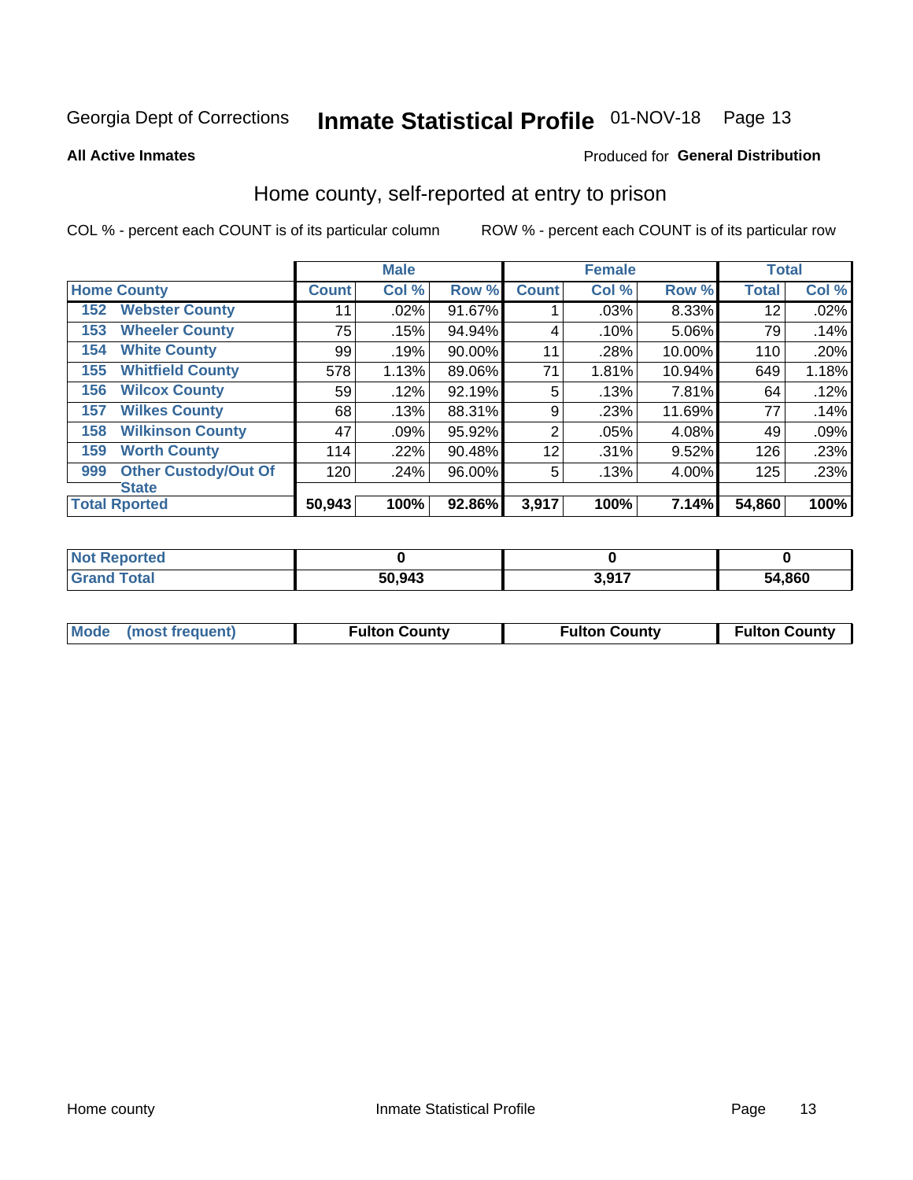Georgia Dept of Corrections **Inmate Statistical Profile** 01-NOV-18

**All Active Inmates**

Produced for **General Distribution**

## Home county, self-reported at entry to prison

COL % - percent each COUNT is of its particular column

ROW % - percent each COUNT is of its particular row

| | | Male | | | Female | | | Total | |
|---|---|---|---|---|---|---|---|---|---|
| **Home County** | | **Count** | **Col %** | **Row %** | **Count** | **Col %** | **Row %** | **Total** | **Col %** |
| 152 | Webster County | 11 | .02% | 91.67% | 1 | .03% | 8.33% | 12 | .02% |
| 153 | Wheeler County | 75 | .15% | 94.94% | 4 | .10% | 5.06% | 79 | .14% |
| 154 | White County | 99 | .19% | 90.00% | 11 | .28% | 10.00% | 110 | .20% |
| 155 | Whitfield County | 578 | 1.13% | 89.06% | 71 | 1.81% | 10.94% | 649 | 1.18% |
| 156 | Wilcox County | 59 | .12% | 92.19% | 5 | .13% | 7.81% | 64 | .12% |
| 157 | Wilkes County | 68 | .13% | 88.31% | 9 | .23% | 11.69% | 77 | .14% |
| 158 | Wilkinson County | 47 | .09% | 95.92% | 2 | .05% | 4.08% | 49 | .09% |
| 159 | Worth County | 114 | .22% | 90.48% | 12 | .31% | 9.52% | 126 | .23% |
| 999 | Other Custody/Out Of State | 120 | .24% | 96.00% | 5 | .13% | 4.00% | 125 | .23% |
| **Total Rported** | | **50,943** | **100%** | **92.86%** | **3,917** | **100%** | **7.14%** | **54,860** | **100%** |

| | Male | Female | Total |
|---|---|---|---|
| Not Reported | **0** | **0** | **0** |
| Grand Total | **50,943** | **3,917** | **54,860** |

| | Male | Female | Total |
|---|---|---|---|
| Mode (most frequent) | **Fulton County** | **Fulton County** | **Fulton County** |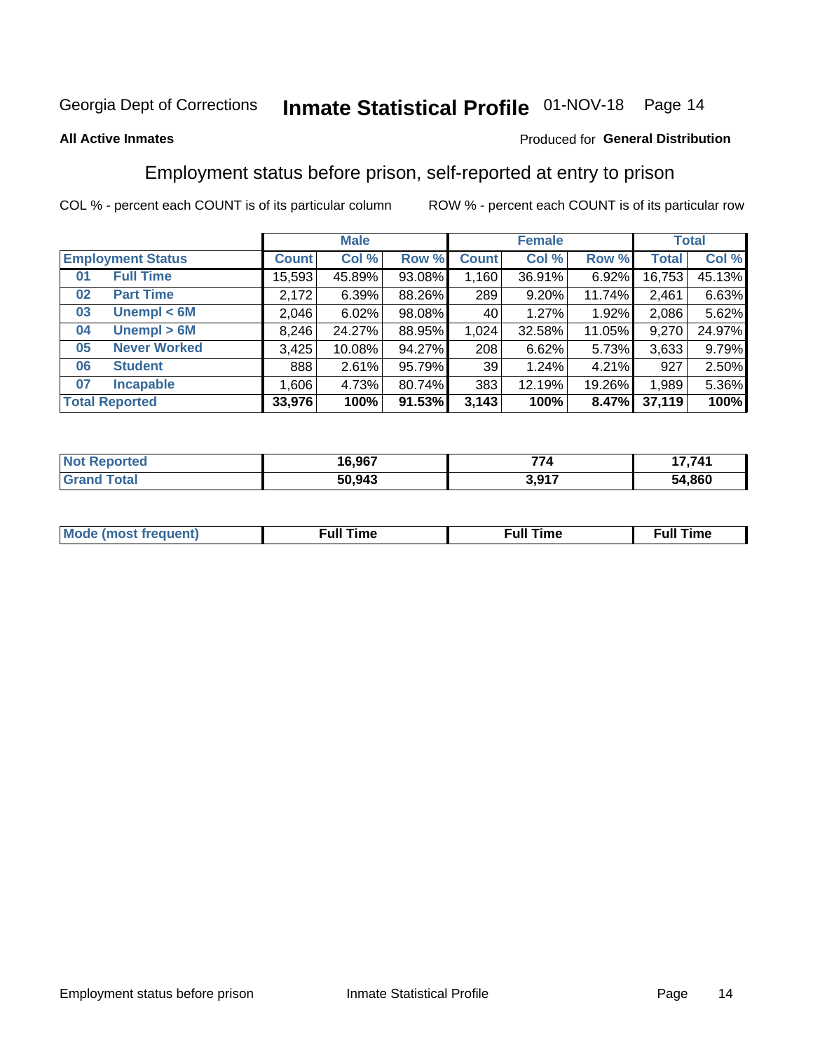Georgia Dept of Corrections **Inmate Statistical Profile** 01-NOV-18 Page 14

**All Active Inmates**

Produced for **General Distribution**

## Employment status before prison, self-reported at entry to prison

COL % - percent each COUNT is of its particular column ROW % - percent each COUNT is of its particular row

| | | Male | | | Female | | | Total | |
|---|---|---|---|---|---|---|---|---|---|
| **Employment Status** | | **Count** | **Col %** | **Row %** | **Count** | **Col %** | **Row %** | **Total** | **Col %** |
| **01** | **Full Time** | 15,593 | 45.89% | 93.08% | 1,160 | 36.91% | 6.92% | 16,753 | 45.13% |
| **02** | **Part Time** | 2,172 | 6.39% | 88.26% | 289 | 9.20% | 11.74% | 2,461 | 6.63% |
| **03** | **Unempl < 6M** | 2,046 | 6.02% | 98.08% | 40 | 1.27% | 1.92% | 2,086 | 5.62% |
| **04** | **Unempl > 6M** | 8,246 | 24.27% | 88.95% | 1,024 | 32.58% | 11.05% | 9,270 | 24.97% |
| **05** | **Never Worked** | 3,425 | 10.08% | 94.27% | 208 | 6.62% | 5.73% | 3,633 | 9.79% |
| **06** | **Student** | 888 | 2.61% | 95.79% | 39 | 1.24% | 4.21% | 927 | 2.50% |
| **07** | **Incapable** | 1,606 | 4.73% | 80.74% | 383 | 12.19% | 19.26% | 1,989 | 5.36% |
| **Total Reported** | | **33,976** | **100%** | **91.53%** | **3,143** | **100%** | **8.47%** | **37,119** | **100%** |

| | Male | Female | Total |
|---|---|---|---|
| **Not Reported** | **16,967** | **774** | **17,741** |
| **Grand Total** | **50,943** | **3,917** | **54,860** |

| | Male | Female | Total |
|---|---|---|---|
| **Mode (most frequent)** | **Full Time** | **Full Time** | **Full Time** |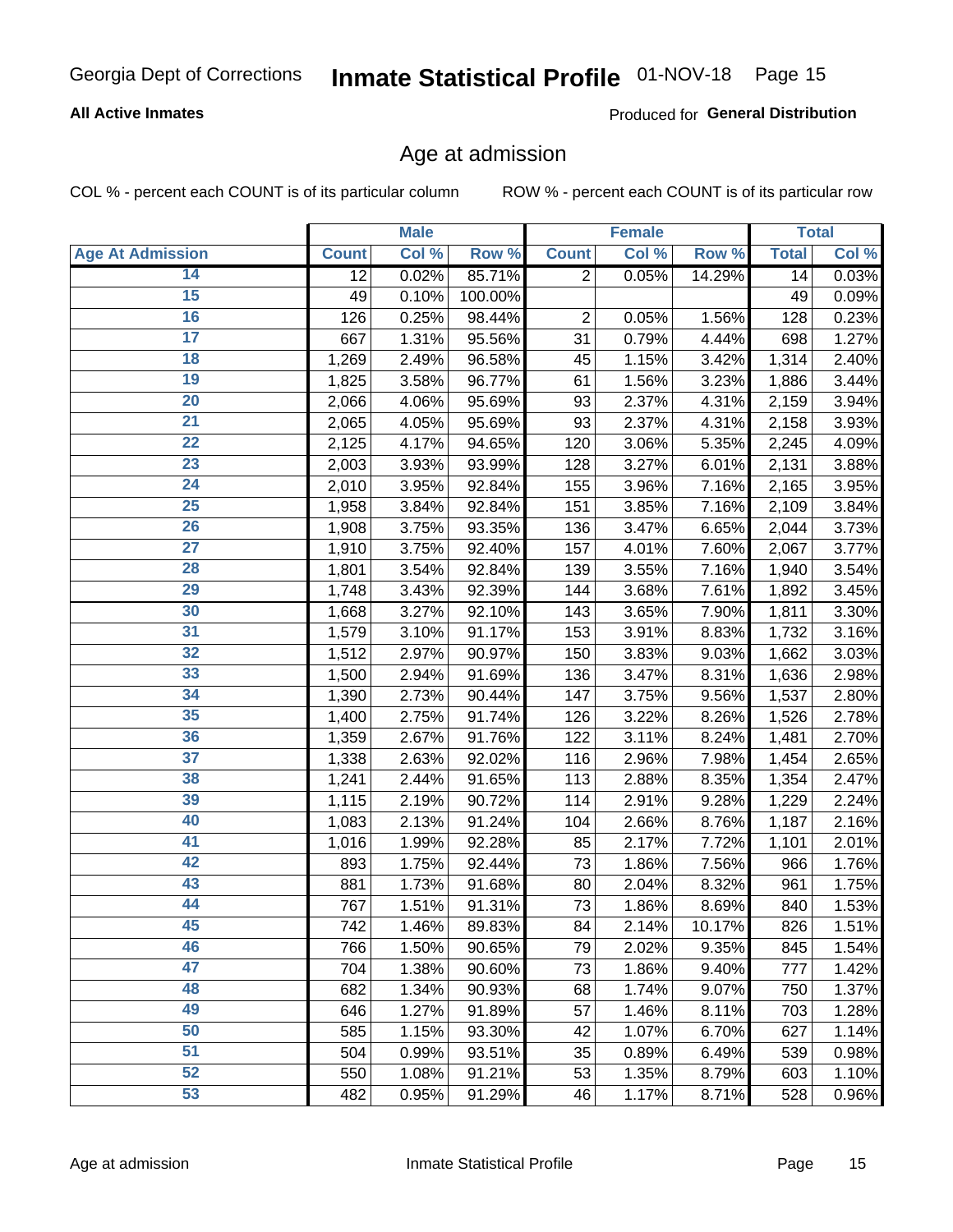Georgia Dept of Corrections **Inmate Statistical Profile** 01-NOV-18

**All Active Inmates**

Produced for **General Distribution**

## Age at admission

COL % - percent each COUNT is of its particular column ROW % - percent each COUNT is of its particular row

| | Male | | | Female | | | Total | |
|---|---|---|---|---|---|---|---|---|
| **Age At Admission** | **Count** | **Col %** | **Row %** | **Count** | **Col %** | **Row %** | **Total** | **Col %** |
| 14 | 12 | 0.02% | 85.71% | 2 | 0.05% | 14.29% | 14 | 0.03% |
| 15 | 49 | 0.10% | 100.00% | | | | 49 | 0.09% |
| 16 | 126 | 0.25% | 98.44% | 2 | 0.05% | 1.56% | 128 | 0.23% |
| 17 | 667 | 1.31% | 95.56% | 31 | 0.79% | 4.44% | 698 | 1.27% |
| 18 | 1,269 | 2.49% | 96.58% | 45 | 1.15% | 3.42% | 1,314 | 2.40% |
| 19 | 1,825 | 3.58% | 96.77% | 61 | 1.56% | 3.23% | 1,886 | 3.44% |
| 20 | 2,066 | 4.06% | 95.69% | 93 | 2.37% | 4.31% | 2,159 | 3.94% |
| 21 | 2,065 | 4.05% | 95.69% | 93 | 2.37% | 4.31% | 2,158 | 3.93% |
| 22 | 2,125 | 4.17% | 94.65% | 120 | 3.06% | 5.35% | 2,245 | 4.09% |
| 23 | 2,003 | 3.93% | 93.99% | 128 | 3.27% | 6.01% | 2,131 | 3.88% |
| 24 | 2,010 | 3.95% | 92.84% | 155 | 3.96% | 7.16% | 2,165 | 3.95% |
| 25 | 1,958 | 3.84% | 92.84% | 151 | 3.85% | 7.16% | 2,109 | 3.84% |
| 26 | 1,908 | 3.75% | 93.35% | 136 | 3.47% | 6.65% | 2,044 | 3.73% |
| 27 | 1,910 | 3.75% | 92.40% | 157 | 4.01% | 7.60% | 2,067 | 3.77% |
| 28 | 1,801 | 3.54% | 92.84% | 139 | 3.55% | 7.16% | 1,940 | 3.54% |
| 29 | 1,748 | 3.43% | 92.39% | 144 | 3.68% | 7.61% | 1,892 | 3.45% |
| 30 | 1,668 | 3.27% | 92.10% | 143 | 3.65% | 7.90% | 1,811 | 3.30% |
| 31 | 1,579 | 3.10% | 91.17% | 153 | 3.91% | 8.83% | 1,732 | 3.16% |
| 32 | 1,512 | 2.97% | 90.97% | 150 | 3.83% | 9.03% | 1,662 | 3.03% |
| 33 | 1,500 | 2.94% | 91.69% | 136 | 3.47% | 8.31% | 1,636 | 2.98% |
| 34 | 1,390 | 2.73% | 90.44% | 147 | 3.75% | 9.56% | 1,537 | 2.80% |
| 35 | 1,400 | 2.75% | 91.74% | 126 | 3.22% | 8.26% | 1,526 | 2.78% |
| 36 | 1,359 | 2.67% | 91.76% | 122 | 3.11% | 8.24% | 1,481 | 2.70% |
| 37 | 1,338 | 2.63% | 92.02% | 116 | 2.96% | 7.98% | 1,454 | 2.65% |
| 38 | 1,241 | 2.44% | 91.65% | 113 | 2.88% | 8.35% | 1,354 | 2.47% |
| 39 | 1,115 | 2.19% | 90.72% | 114 | 2.91% | 9.28% | 1,229 | 2.24% |
| 40 | 1,083 | 2.13% | 91.24% | 104 | 2.66% | 8.76% | 1,187 | 2.16% |
| 41 | 1,016 | 1.99% | 92.28% | 85 | 2.17% | 7.72% | 1,101 | 2.01% |
| 42 | 893 | 1.75% | 92.44% | 73 | 1.86% | 7.56% | 966 | 1.76% |
| 43 | 881 | 1.73% | 91.68% | 80 | 2.04% | 8.32% | 961 | 1.75% |
| 44 | 767 | 1.51% | 91.31% | 73 | 1.86% | 8.69% | 840 | 1.53% |
| 45 | 742 | 1.46% | 89.83% | 84 | 2.14% | 10.17% | 826 | 1.51% |
| 46 | 766 | 1.50% | 90.65% | 79 | 2.02% | 9.35% | 845 | 1.54% |
| 47 | 704 | 1.38% | 90.60% | 73 | 1.86% | 9.40% | 777 | 1.42% |
| 48 | 682 | 1.34% | 90.93% | 68 | 1.74% | 9.07% | 750 | 1.37% |
| 49 | 646 | 1.27% | 91.89% | 57 | 1.46% | 8.11% | 703 | 1.28% |
| 50 | 585 | 1.15% | 93.30% | 42 | 1.07% | 6.70% | 627 | 1.14% |
| 51 | 504 | 0.99% | 93.51% | 35 | 0.89% | 6.49% | 539 | 0.98% |
| 52 | 550 | 1.08% | 91.21% | 53 | 1.35% | 8.79% | 603 | 1.10% |
| 53 | 482 | 0.95% | 91.29% | 46 | 1.17% | 8.71% | 528 | 0.96% |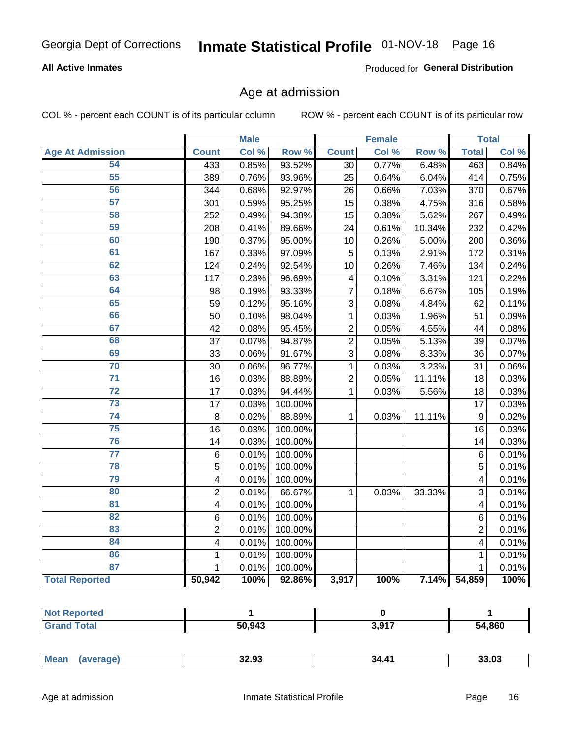Georgia Dept of Corrections **Inmate Statistical Profile** 01-NOV-18

**All Active Inmates**

Produced for **General Distribution**

## Age at admission

COL % - percent each COUNT is of its particular column ROW % - percent each COUNT is of its particular row

| Age At Admission | Male | | | Female | | | Total | |
|---|---|---|---|---|---|---|---|---|
| | Count | Col % | Row % | Count | Col % | Row % | Total | Col % |
| 54 | 433 | 0.85% | 93.52% | 30 | 0.77% | 6.48% | 463 | 0.84% |
| 55 | 389 | 0.76% | 93.96% | 25 | 0.64% | 6.04% | 414 | 0.75% |
| 56 | 344 | 0.68% | 92.97% | 26 | 0.66% | 7.03% | 370 | 0.67% |
| 57 | 301 | 0.59% | 95.25% | 15 | 0.38% | 4.75% | 316 | 0.58% |
| 58 | 252 | 0.49% | 94.38% | 15 | 0.38% | 5.62% | 267 | 0.49% |
| 59 | 208 | 0.41% | 89.66% | 24 | 0.61% | 10.34% | 232 | 0.42% |
| 60 | 190 | 0.37% | 95.00% | 10 | 0.26% | 5.00% | 200 | 0.36% |
| 61 | 167 | 0.33% | 97.09% | 5 | 0.13% | 2.91% | 172 | 0.31% |
| 62 | 124 | 0.24% | 92.54% | 10 | 0.26% | 7.46% | 134 | 0.24% |
| 63 | 117 | 0.23% | 96.69% | 4 | 0.10% | 3.31% | 121 | 0.22% |
| 64 | 98 | 0.19% | 93.33% | 7 | 0.18% | 6.67% | 105 | 0.19% |
| 65 | 59 | 0.12% | 95.16% | 3 | 0.08% | 4.84% | 62 | 0.11% |
| 66 | 50 | 0.10% | 98.04% | 1 | 0.03% | 1.96% | 51 | 0.09% |
| 67 | 42 | 0.08% | 95.45% | 2 | 0.05% | 4.55% | 44 | 0.08% |
| 68 | 37 | 0.07% | 94.87% | 2 | 0.05% | 5.13% | 39 | 0.07% |
| 69 | 33 | 0.06% | 91.67% | 3 | 0.08% | 8.33% | 36 | 0.07% |
| 70 | 30 | 0.06% | 96.77% | 1 | 0.03% | 3.23% | 31 | 0.06% |
| 71 | 16 | 0.03% | 88.89% | 2 | 0.05% | 11.11% | 18 | 0.03% |
| 72 | 17 | 0.03% | 94.44% | 1 | 0.03% | 5.56% | 18 | 0.03% |
| 73 | 17 | 0.03% | 100.00% | | | | 17 | 0.03% |
| 74 | 8 | 0.02% | 88.89% | 1 | 0.03% | 11.11% | 9 | 0.02% |
| 75 | 16 | 0.03% | 100.00% | | | | 16 | 0.03% |
| 76 | 14 | 0.03% | 100.00% | | | | 14 | 0.03% |
| 77 | 6 | 0.01% | 100.00% | | | | 6 | 0.01% |
| 78 | 5 | 0.01% | 100.00% | | | | 5 | 0.01% |
| 79 | 4 | 0.01% | 100.00% | | | | 4 | 0.01% |
| 80 | 2 | 0.01% | 66.67% | 1 | 0.03% | 33.33% | 3 | 0.01% |
| 81 | 4 | 0.01% | 100.00% | | | | 4 | 0.01% |
| 82 | 6 | 0.01% | 100.00% | | | | 6 | 0.01% |
| 83 | 2 | 0.01% | 100.00% | | | | 2 | 0.01% |
| 84 | 4 | 0.01% | 100.00% | | | | 4 | 0.01% |
| 86 | 1 | 0.01% | 100.00% | | | | 1 | 0.01% |
| 87 | 1 | 0.01% | 100.00% | | | | 1 | 0.01% |
| **Total Reported** | **50,942** | **100%** | **92.86%** | **3,917** | **100%** | **7.14%** | **54,859** | **100%** |

| | Male | Female | Total |
|---|---|---|---|
| Not Reported | 1 | 0 | 1 |
| Grand Total | 50,943 | 3,917 | 54,860 |

| | Male | Female | Total |
|---|---|---|---|
| Mean (average) | 32.93 | 34.41 | 33.03 |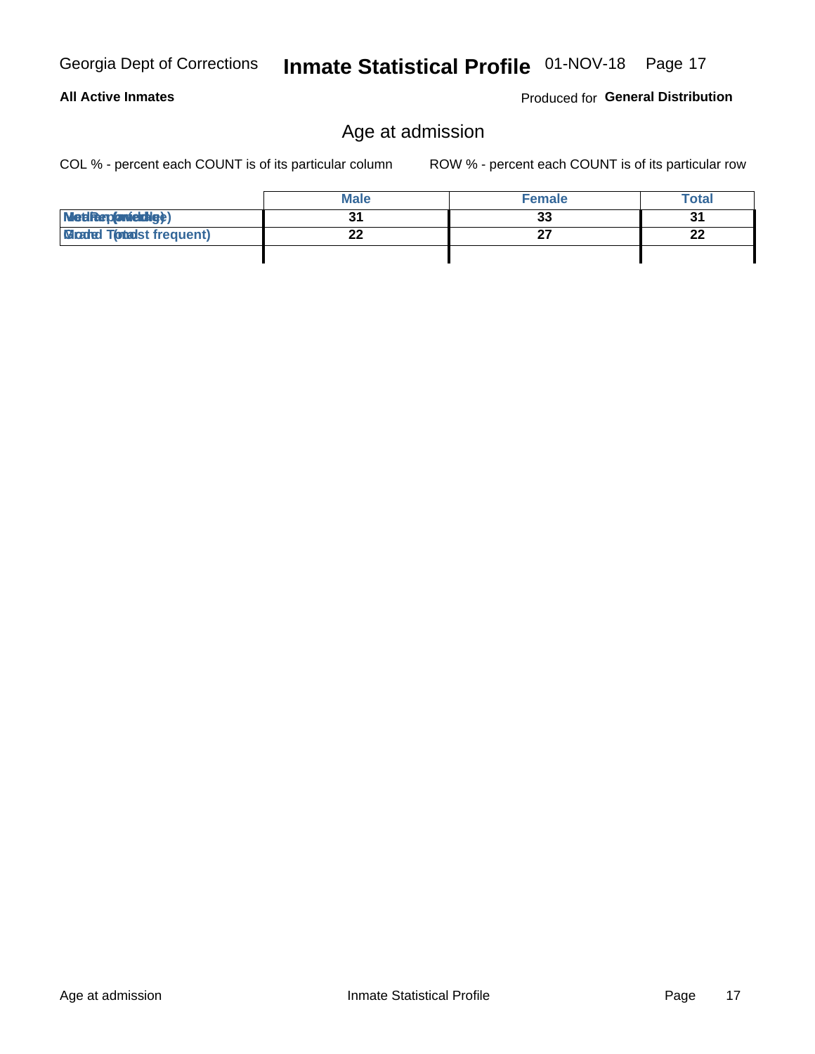Georgia Dept of Corrections **Inmate Statistical Profile** 01-NOV-18

**All Active Inmates**

Produced for **General Distribution**

## Age at admission

COL % - percent each COUNT is of its particular column

ROW % - percent each COUNT is of its particular row

| | Male | Female | Total |
|---|---|---|---|
| Median (middle) | 31 | 33 | 31 |
| Mode (most frequent) | 22 | 27 | 22 |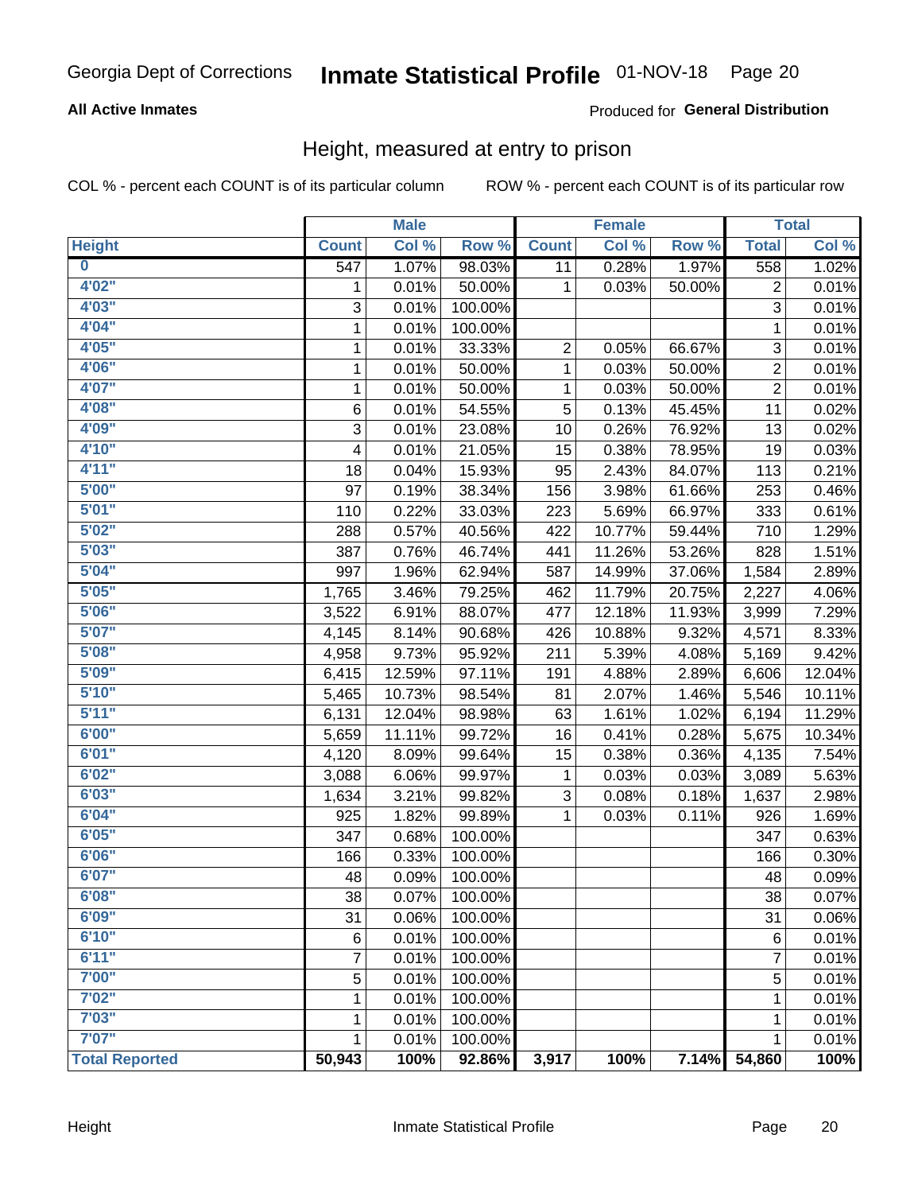# Inmate Statistical Profile

Georgia Dept of Corrections — 01-NOV-18

**All Active Inmates** — Produced for **General Distribution**

## Height, measured at entry to prison

COL % - percent each COUNT is of its particular column    ROW % - percent each COUNT is of its particular row

| | Male | | | Female | | | Total | |
|---|---|---|---|---|---|---|---|---|
| **Height** | **Count** | **Col %** | **Row %** | **Count** | **Col %** | **Row %** | **Total** | **Col %** |
| 0 | 547 | 1.07% | 98.03% | 11 | 0.28% | 1.97% | 558 | 1.02% |
| 4'02" | 1 | 0.01% | 50.00% | 1 | 0.03% | 50.00% | 2 | 0.01% |
| 4'03" | 3 | 0.01% | 100.00% | | | | 3 | 0.01% |
| 4'04" | 1 | 0.01% | 100.00% | | | | 1 | 0.01% |
| 4'05" | 1 | 0.01% | 33.33% | 2 | 0.05% | 66.67% | 3 | 0.01% |
| 4'06" | 1 | 0.01% | 50.00% | 1 | 0.03% | 50.00% | 2 | 0.01% |
| 4'07" | 1 | 0.01% | 50.00% | 1 | 0.03% | 50.00% | 2 | 0.01% |
| 4'08" | 6 | 0.01% | 54.55% | 5 | 0.13% | 45.45% | 11 | 0.02% |
| 4'09" | 3 | 0.01% | 23.08% | 10 | 0.26% | 76.92% | 13 | 0.02% |
| 4'10" | 4 | 0.01% | 21.05% | 15 | 0.38% | 78.95% | 19 | 0.03% |
| 4'11" | 18 | 0.04% | 15.93% | 95 | 2.43% | 84.07% | 113 | 0.21% |
| 5'00" | 97 | 0.19% | 38.34% | 156 | 3.98% | 61.66% | 253 | 0.46% |
| 5'01" | 110 | 0.22% | 33.03% | 223 | 5.69% | 66.97% | 333 | 0.61% |
| 5'02" | 288 | 0.57% | 40.56% | 422 | 10.77% | 59.44% | 710 | 1.29% |
| 5'03" | 387 | 0.76% | 46.74% | 441 | 11.26% | 53.26% | 828 | 1.51% |
| 5'04" | 997 | 1.96% | 62.94% | 587 | 14.99% | 37.06% | 1,584 | 2.89% |
| 5'05" | 1,765 | 3.46% | 79.25% | 462 | 11.79% | 20.75% | 2,227 | 4.06% |
| 5'06" | 3,522 | 6.91% | 88.07% | 477 | 12.18% | 11.93% | 3,999 | 7.29% |
| 5'07" | 4,145 | 8.14% | 90.68% | 426 | 10.88% | 9.32% | 4,571 | 8.33% |
| 5'08" | 4,958 | 9.73% | 95.92% | 211 | 5.39% | 4.08% | 5,169 | 9.42% |
| 5'09" | 6,415 | 12.59% | 97.11% | 191 | 4.88% | 2.89% | 6,606 | 12.04% |
| 5'10" | 5,465 | 10.73% | 98.54% | 81 | 2.07% | 1.46% | 5,546 | 10.11% |
| 5'11" | 6,131 | 12.04% | 98.98% | 63 | 1.61% | 1.02% | 6,194 | 11.29% |
| 6'00" | 5,659 | 11.11% | 99.72% | 16 | 0.41% | 0.28% | 5,675 | 10.34% |
| 6'01" | 4,120 | 8.09% | 99.64% | 15 | 0.38% | 0.36% | 4,135 | 7.54% |
| 6'02" | 3,088 | 6.06% | 99.97% | 1 | 0.03% | 0.03% | 3,089 | 5.63% |
| 6'03" | 1,634 | 3.21% | 99.82% | 3 | 0.08% | 0.18% | 1,637 | 2.98% |
| 6'04" | 925 | 1.82% | 99.89% | 1 | 0.03% | 0.11% | 926 | 1.69% |
| 6'05" | 347 | 0.68% | 100.00% | | | | 347 | 0.63% |
| 6'06" | 166 | 0.33% | 100.00% | | | | 166 | 0.30% |
| 6'07" | 48 | 0.09% | 100.00% | | | | 48 | 0.09% |
| 6'08" | 38 | 0.07% | 100.00% | | | | 38 | 0.07% |
| 6'09" | 31 | 0.06% | 100.00% | | | | 31 | 0.06% |
| 6'10" | 6 | 0.01% | 100.00% | | | | 6 | 0.01% |
| 6'11" | 7 | 0.01% | 100.00% | | | | 7 | 0.01% |
| 7'00" | 5 | 0.01% | 100.00% | | | | 5 | 0.01% |
| 7'02" | 1 | 0.01% | 100.00% | | | | 1 | 0.01% |
| 7'03" | 1 | 0.01% | 100.00% | | | | 1 | 0.01% |
| 7'07" | 1 | 0.01% | 100.00% | | | | 1 | 0.01% |
| **Total Reported** | **50,943** | **100%** | **92.86%** | **3,917** | **100%** | **7.14%** | **54,860** | **100%** |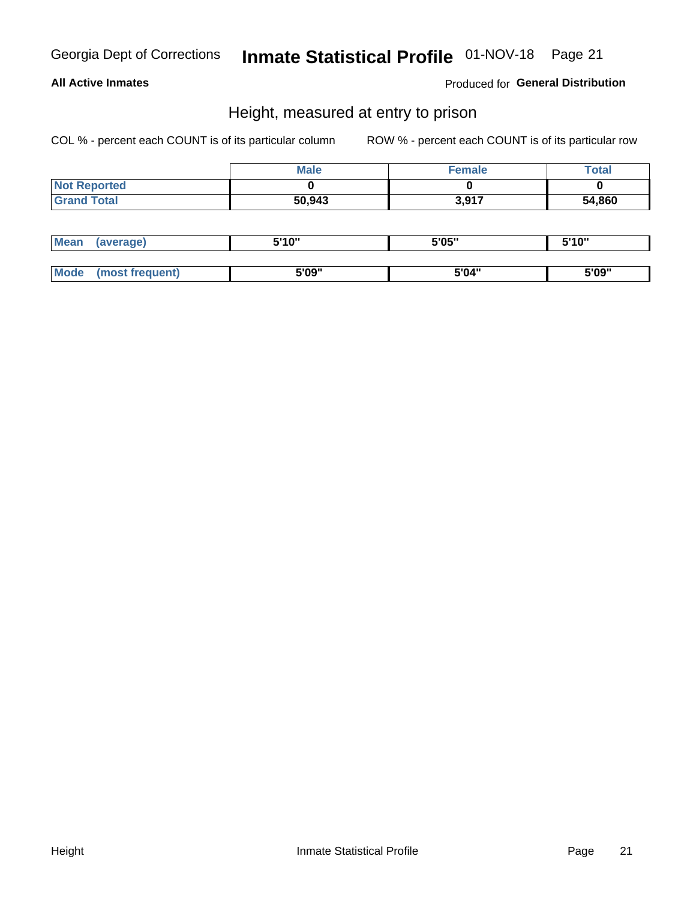## Height, measured at entry to prison

COL % - percent each COUNT is of its particular column

ROW % - percent each COUNT is of its particular row

| | Male | Female | Total |
|---|---|---|---|
| Not Reported | 0 | 0 | 0 |
| Grand Total | 50,943 | 3,917 | 54,860 |

| | Male | Female | Total |
|---|---|---|---|
| Mean (average) | 5'10" | 5'05" | 5'10" |
| Mode (most frequent) | 5'09" | 5'04" | 5'09" |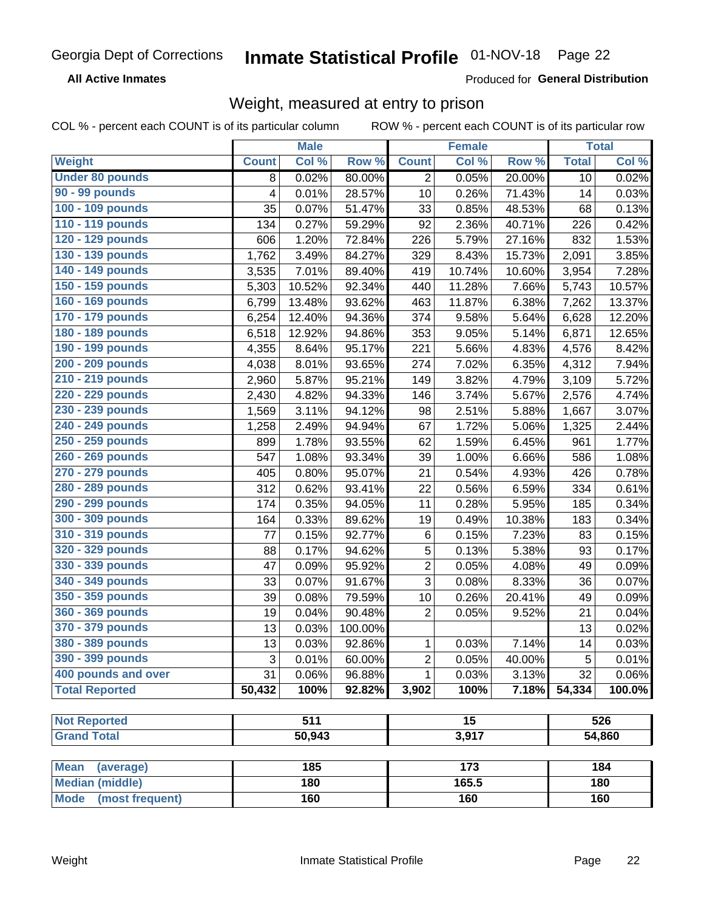Georgia Dept of Corrections **Inmate Statistical Profile** 01-NOV-18

**All Active Inmates**

Produced for **General Distribution**

## Weight, measured at entry to prison

COL % - percent each COUNT is of its particular column ROW % - percent each COUNT is of its particular row

| Weight | Male | | | Female | | | Total | |
|---|---|---|---|---|---|---|---|---|
| | Count | Col % | Row % | Count | Col % | Row % | Total | Col % |
| Under 80 pounds | 8 | 0.02% | 80.00% | 2 | 0.05% | 20.00% | 10 | 0.02% |
| 90 - 99 pounds | 4 | 0.01% | 28.57% | 10 | 0.26% | 71.43% | 14 | 0.03% |
| 100 - 109 pounds | 35 | 0.07% | 51.47% | 33 | 0.85% | 48.53% | 68 | 0.13% |
| 110 - 119 pounds | 134 | 0.27% | 59.29% | 92 | 2.36% | 40.71% | 226 | 0.42% |
| 120 - 129 pounds | 606 | 1.20% | 72.84% | 226 | 5.79% | 27.16% | 832 | 1.53% |
| 130 - 139 pounds | 1,762 | 3.49% | 84.27% | 329 | 8.43% | 15.73% | 2,091 | 3.85% |
| 140 - 149 pounds | 3,535 | 7.01% | 89.40% | 419 | 10.74% | 10.60% | 3,954 | 7.28% |
| 150 - 159 pounds | 5,303 | 10.52% | 92.34% | 440 | 11.28% | 7.66% | 5,743 | 10.57% |
| 160 - 169 pounds | 6,799 | 13.48% | 93.62% | 463 | 11.87% | 6.38% | 7,262 | 13.37% |
| 170 - 179 pounds | 6,254 | 12.40% | 94.36% | 374 | 9.58% | 5.64% | 6,628 | 12.20% |
| 180 - 189 pounds | 6,518 | 12.92% | 94.86% | 353 | 9.05% | 5.14% | 6,871 | 12.65% |
| 190 - 199 pounds | 4,355 | 8.64% | 95.17% | 221 | 5.66% | 4.83% | 4,576 | 8.42% |
| 200 - 209 pounds | 4,038 | 8.01% | 93.65% | 274 | 7.02% | 6.35% | 4,312 | 7.94% |
| 210 - 219 pounds | 2,960 | 5.87% | 95.21% | 149 | 3.82% | 4.79% | 3,109 | 5.72% |
| 220 - 229 pounds | 2,430 | 4.82% | 94.33% | 146 | 3.74% | 5.67% | 2,576 | 4.74% |
| 230 - 239 pounds | 1,569 | 3.11% | 94.12% | 98 | 2.51% | 5.88% | 1,667 | 3.07% |
| 240 - 249 pounds | 1,258 | 2.49% | 94.94% | 67 | 1.72% | 5.06% | 1,325 | 2.44% |
| 250 - 259 pounds | 899 | 1.78% | 93.55% | 62 | 1.59% | 6.45% | 961 | 1.77% |
| 260 - 269 pounds | 547 | 1.08% | 93.34% | 39 | 1.00% | 6.66% | 586 | 1.08% |
| 270 - 279 pounds | 405 | 0.80% | 95.07% | 21 | 0.54% | 4.93% | 426 | 0.78% |
| 280 - 289 pounds | 312 | 0.62% | 93.41% | 22 | 0.56% | 6.59% | 334 | 0.61% |
| 290 - 299 pounds | 174 | 0.35% | 94.05% | 11 | 0.28% | 5.95% | 185 | 0.34% |
| 300 - 309 pounds | 164 | 0.33% | 89.62% | 19 | 0.49% | 10.38% | 183 | 0.34% |
| 310 - 319 pounds | 77 | 0.15% | 92.77% | 6 | 0.15% | 7.23% | 83 | 0.15% |
| 320 - 329 pounds | 88 | 0.17% | 94.62% | 5 | 0.13% | 5.38% | 93 | 0.17% |
| 330 - 339 pounds | 47 | 0.09% | 95.92% | 2 | 0.05% | 4.08% | 49 | 0.09% |
| 340 - 349 pounds | 33 | 0.07% | 91.67% | 3 | 0.08% | 8.33% | 36 | 0.07% |
| 350 - 359 pounds | 39 | 0.08% | 79.59% | 10 | 0.26% | 20.41% | 49 | 0.09% |
| 360 - 369 pounds | 19 | 0.04% | 90.48% | 2 | 0.05% | 9.52% | 21 | 0.04% |
| 370 - 379 pounds | 13 | 0.03% | 100.00% | | | | 13 | 0.02% |
| 380 - 389 pounds | 13 | 0.03% | 92.86% | 1 | 0.03% | 7.14% | 14 | 0.03% |
| 390 - 399 pounds | 3 | 0.01% | 60.00% | 2 | 0.05% | 40.00% | 5 | 0.01% |
| 400 pounds and over | 31 | 0.06% | 96.88% | 1 | 0.03% | 3.13% | 32 | 0.06% |
| **Total Reported** | **50,432** | **100%** | **92.82%** | **3,902** | **100%** | **7.18%** | **54,334** | **100.0%** |

| | Male | Female | Total |
|---|---|---|---|
| Not Reported | 511 | 15 | 526 |
| Grand Total | 50,943 | 3,917 | 54,860 |

| | Male | Female | Total |
|---|---|---|---|
| Mean (average) | 185 | 173 | 184 |
| Median (middle) | 180 | 165.5 | 180 |
| Mode (most frequent) | 160 | 160 | 160 |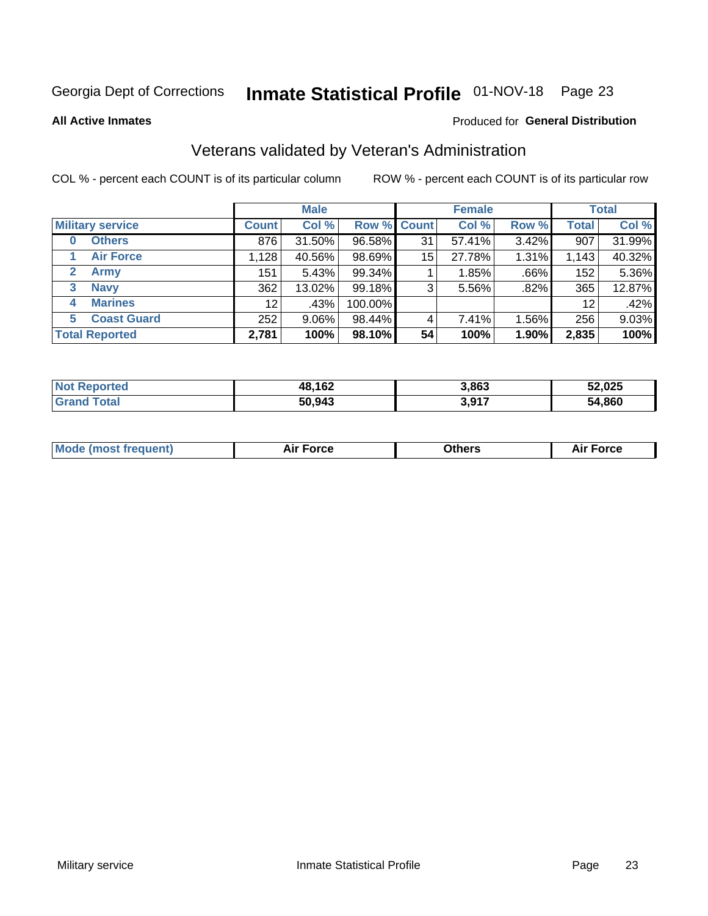Georgia Dept of Corrections **Inmate Statistical Profile** 01-NOV-18

**All Active Inmates**

Produced for **General Distribution**

## Veterans validated by Veteran's Administration

COL % - percent each COUNT is of its particular column

ROW % - percent each COUNT is of its particular row

| | Male | | | Female | | | Total | |
|---|---|---|---|---|---|---|---|---|
| **Military service** | **Count** | **Col %** | **Row %** | **Count** | **Col %** | **Row %** | **Total** | **Col %** |
| 0 **Others** | 876 | 31.50% | 96.58% | 31 | 57.41% | 3.42% | 907 | 31.99% |
| 1 **Air Force** | 1,128 | 40.56% | 98.69% | 15 | 27.78% | 1.31% | 1,143 | 40.32% |
| 2 **Army** | 151 | 5.43% | 99.34% | 1 | 1.85% | .66% | 152 | 5.36% |
| 3 **Navy** | 362 | 13.02% | 99.18% | 3 | 5.56% | .82% | 365 | 12.87% |
| 4 **Marines** | 12 | .43% | 100.00% | | | | 12 | .42% |
| 5 **Coast Guard** | 252 | 9.06% | 98.44% | 4 | 7.41% | 1.56% | 256 | 9.03% |
| **Total Reported** | **2,781** | **100%** | **98.10%** | **54** | **100%** | **1.90%** | **2,835** | **100%** |

| | Male | Female | Total |
|---|---|---|---|
| **Not Reported** | **48,162** | **3,863** | **52,025** |
| **Grand Total** | **50,943** | **3,917** | **54,860** |

| | Male | Female | Total |
|---|---|---|---|
| **Mode (most frequent)** | **Air Force** | **Others** | **Air Force** |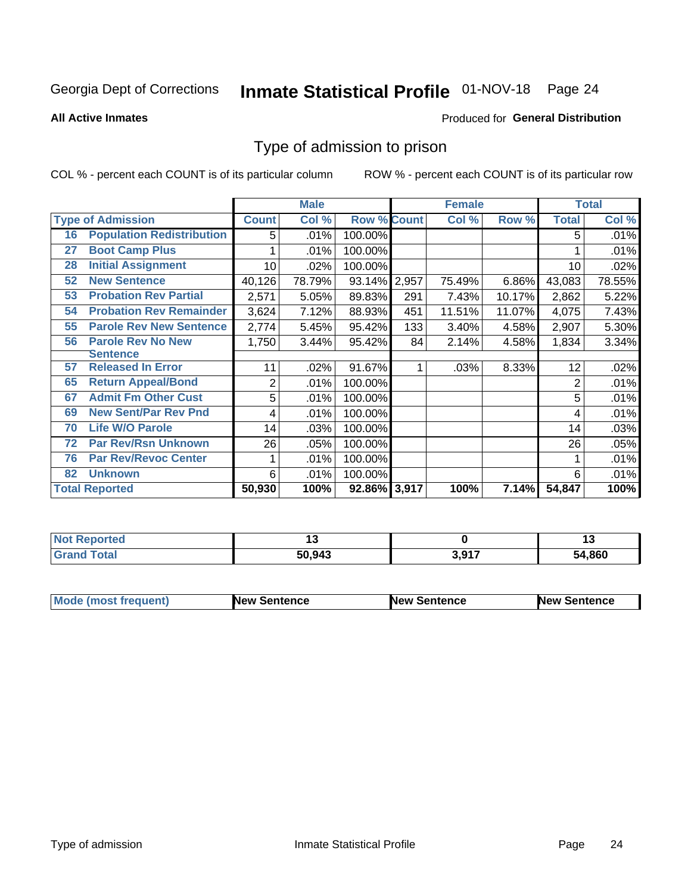Georgia Dept of Corrections **Inmate Statistical Profile** 01-NOV-18

**All Active Inmates**

Produced for **General Distribution**

## Type of admission to prison

COL % - percent each COUNT is of its particular column ROW % - percent each COUNT is of its particular row

| Type of Admission | | Male | | | Female | | | Total | |
|---|---|---|---|---|---|---|---|---|---|
| | | Count | Col % | Row % | Count | Col % | Row % | Total | Col % |
| 16 | Population Redistribution | 5 | .01% | 100.00% | | | | 5 | .01% |
| 27 | Boot Camp Plus | 1 | .01% | 100.00% | | | | 1 | .01% |
| 28 | Initial Assignment | 10 | .02% | 100.00% | | | | 10 | .02% |
| 52 | New Sentence | 40,126 | 78.79% | 93.14% | 2,957 | 75.49% | 6.86% | 43,083 | 78.55% |
| 53 | Probation Rev Partial | 2,571 | 5.05% | 89.83% | 291 | 7.43% | 10.17% | 2,862 | 5.22% |
| 54 | Probation Rev Remainder | 3,624 | 7.12% | 88.93% | 451 | 11.51% | 11.07% | 4,075 | 7.43% |
| 55 | Parole Rev New Sentence | 2,774 | 5.45% | 95.42% | 133 | 3.40% | 4.58% | 2,907 | 5.30% |
| 56 | Parole Rev No New Sentence | 1,750 | 3.44% | 95.42% | 84 | 2.14% | 4.58% | 1,834 | 3.34% |
| 57 | Released In Error | 11 | .02% | 91.67% | 1 | .03% | 8.33% | 12 | .02% |
| 65 | Return Appeal/Bond | 2 | .01% | 100.00% | | | | 2 | .01% |
| 67 | Admit Fm Other Cust | 5 | .01% | 100.00% | | | | 5 | .01% |
| 69 | New Sent/Par Rev Pnd | 4 | .01% | 100.00% | | | | 4 | .01% |
| 70 | Life W/O Parole | 14 | .03% | 100.00% | | | | 14 | .03% |
| 72 | Par Rev/Rsn Unknown | 26 | .05% | 100.00% | | | | 26 | .05% |
| 76 | Par Rev/Revoc Center | 1 | .01% | 100.00% | | | | 1 | .01% |
| 82 | Unknown | 6 | .01% | 100.00% | | | | 6 | .01% |
| Total Reported | | 50,930 | 100% | 92.86% | 3,917 | 100% | 7.14% | 54,847 | 100% |

| | Male | Female | Total |
|---|---|---|---|
| Not Reported | 13 | 0 | 13 |
| Grand Total | 50,943 | 3,917 | 54,860 |

| | Male | Female | Total |
|---|---|---|---|
| Mode (most frequent) | New Sentence | New Sentence | New Sentence |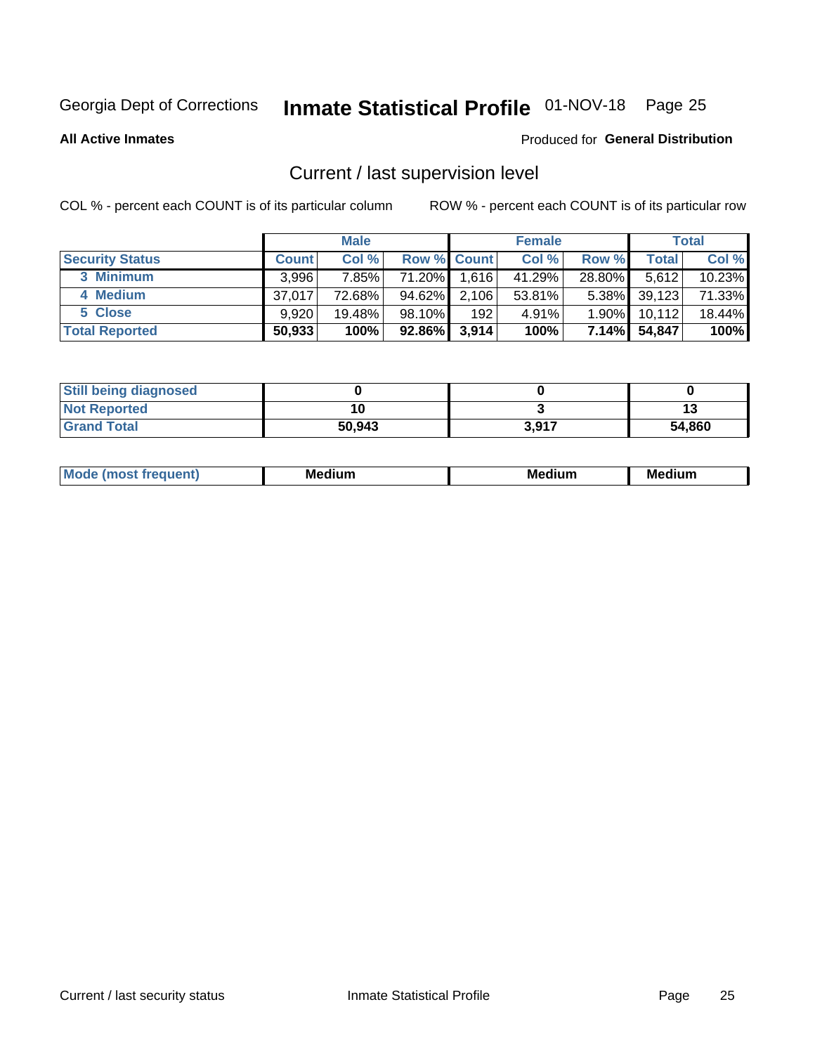Georgia Dept of Corrections **Inmate Statistical Profile** 01-NOV-18

**All Active Inmates**

Produced for **General Distribution**

## Current / last supervision level

COL % - percent each COUNT is of its particular column

ROW % - percent each COUNT is of its particular row

| | Male | | | Female | | | Total | |
|---|---|---|---|---|---|---|---|---|
| **Security Status** | **Count** | **Col %** | **Row %** | **Count** | **Col %** | **Row %** | **Total** | **Col %** |
| 3 Minimum | 3,996 | 7.85% | 71.20% | 1,616 | 41.29% | 28.80% | 5,612 | 10.23% |
| 4 Medium | 37,017 | 72.68% | 94.62% | 2,106 | 53.81% | 5.38% | 39,123 | 71.33% |
| 5 Close | 9,920 | 19.48% | 98.10% | 192 | 4.91% | 1.90% | 10,112 | 18.44% |
| **Total Reported** | **50,933** | **100%** | **92.86%** | **3,914** | **100%** | **7.14%** | **54,847** | **100%** |

| | Male | Female | Total |
|---|---|---|---|
| Still being diagnosed | 0 | 0 | 0 |
| Not Reported | 10 | 3 | 13 |
| Grand Total | 50,943 | 3,917 | 54,860 |

| | Male | Female | Total |
|---|---|---|---|
| Mode (most frequent) | Medium | Medium | Medium |

Current / last security status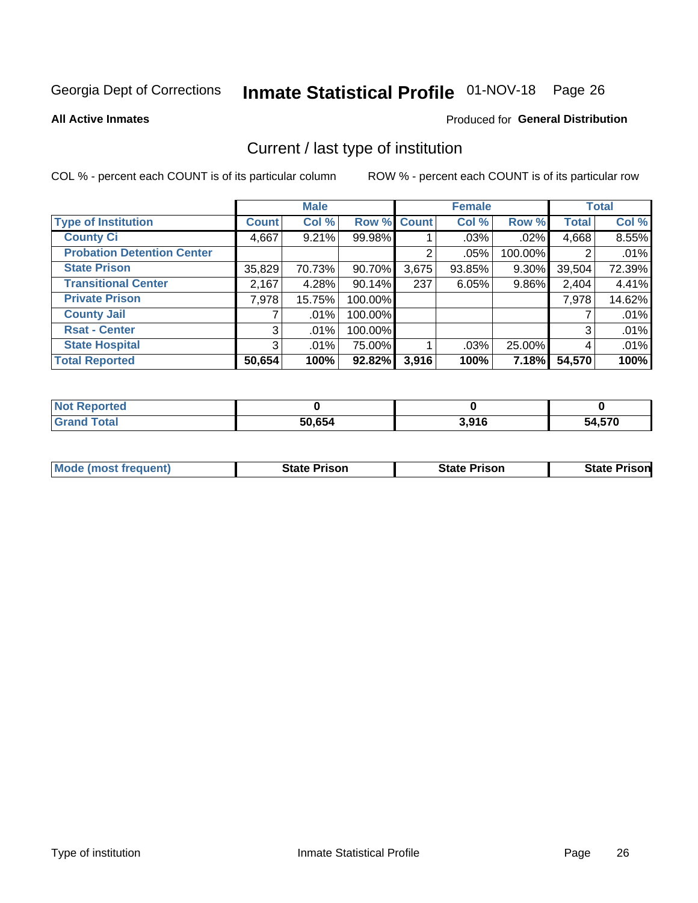Georgia Dept of Corrections **Inmate Statistical Profile** 01-NOV-18

**All Active Inmates**

Produced for **General Distribution**

## Current / last type of institution

COL % - percent each COUNT is of its particular column ROW % - percent each COUNT is of its particular row

| | Male | | | Female | | | Total | |
|---|---|---|---|---|---|---|---|---|
| **Type of Institution** | **Count** | **Col %** | **Row %** | **Count** | **Col %** | **Row %** | **Total** | **Col %** |
| **County Ci** | 4,667 | 9.21% | 99.98% | 1 | .03% | .02% | 4,668 | 8.55% |
| **Probation Detention Center** | | | | 2 | .05% | 100.00% | 2 | .01% |
| **State Prison** | 35,829 | 70.73% | 90.70% | 3,675 | 93.85% | 9.30% | 39,504 | 72.39% |
| **Transitional Center** | 2,167 | 4.28% | 90.14% | 237 | 6.05% | 9.86% | 2,404 | 4.41% |
| **Private Prison** | 7,978 | 15.75% | 100.00% | | | | 7,978 | 14.62% |
| **County Jail** | 7 | .01% | 100.00% | | | | 7 | .01% |
| **Rsat - Center** | 3 | .01% | 100.00% | | | | 3 | .01% |
| **State Hospital** | 3 | .01% | 75.00% | 1 | .03% | 25.00% | 4 | .01% |
| **Total Reported** | **50,654** | **100%** | **92.82%** | **3,916** | **100%** | **7.18%** | **54,570** | **100%** |

| | Male | Female | Total |
|---|---|---|---|
| **Not Reported** | **0** | **0** | **0** |
| **Grand Total** | **50,654** | **3,916** | **54,570** |

| | Male | Female | Total |
|---|---|---|---|
| **Mode (most frequent)** | **State Prison** | **State Prison** | **State Prison** |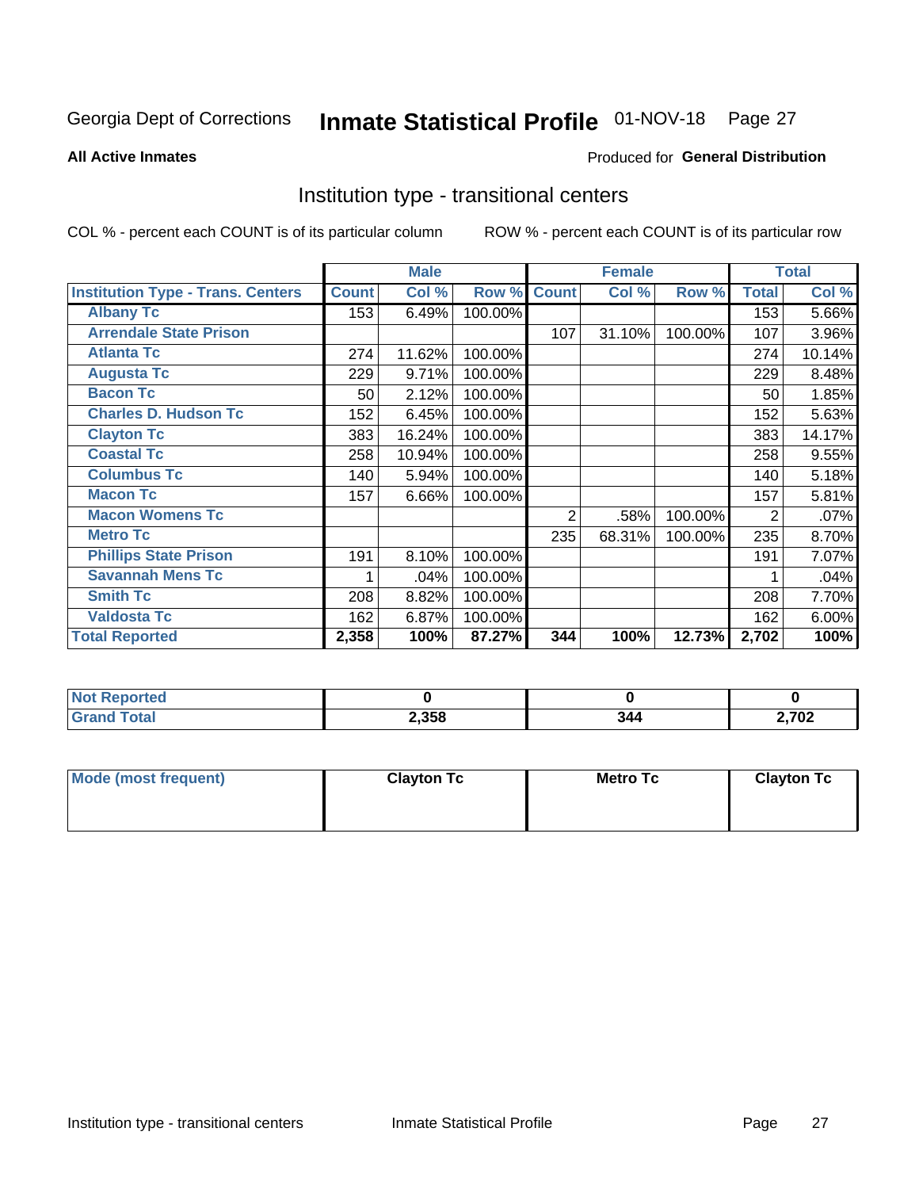Georgia Dept of Corrections **Inmate Statistical Profile** 01-NOV-18

**All Active Inmates**

Produced for **General Distribution**

## Institution type - transitional centers

COL % - percent each COUNT is of its particular column ROW % - percent each COUNT is of its particular row

| | Male | | | Female | | | Total | |
|---|---|---|---|---|---|---|---|---|
| **Institution Type - Trans. Centers** | **Count** | **Col %** | **Row %** | **Count** | **Col %** | **Row %** | **Total** | **Col %** |
| **Albany Tc** | 153 | 6.49% | 100.00% | | | | 153 | 5.66% |
| **Arrendale State Prison** | | | | 107 | 31.10% | 100.00% | 107 | 3.96% |
| **Atlanta Tc** | 274 | 11.62% | 100.00% | | | | 274 | 10.14% |
| **Augusta Tc** | 229 | 9.71% | 100.00% | | | | 229 | 8.48% |
| **Bacon Tc** | 50 | 2.12% | 100.00% | | | | 50 | 1.85% |
| **Charles D. Hudson Tc** | 152 | 6.45% | 100.00% | | | | 152 | 5.63% |
| **Clayton Tc** | 383 | 16.24% | 100.00% | | | | 383 | 14.17% |
| **Coastal Tc** | 258 | 10.94% | 100.00% | | | | 258 | 9.55% |
| **Columbus Tc** | 140 | 5.94% | 100.00% | | | | 140 | 5.18% |
| **Macon Tc** | 157 | 6.66% | 100.00% | | | | 157 | 5.81% |
| **Macon Womens Tc** | | | | 2 | .58% | 100.00% | 2 | .07% |
| **Metro Tc** | | | | 235 | 68.31% | 100.00% | 235 | 8.70% |
| **Phillips State Prison** | 191 | 8.10% | 100.00% | | | | 191 | 7.07% |
| **Savannah Mens Tc** | 1 | .04% | 100.00% | | | | 1 | .04% |
| **Smith Tc** | 208 | 8.82% | 100.00% | | | | 208 | 7.70% |
| **Valdosta Tc** | 162 | 6.87% | 100.00% | | | | 162 | 6.00% |
| **Total Reported** | **2,358** | **100%** | **87.27%** | **344** | **100%** | **12.73%** | **2,702** | **100%** |

| | Male | Female | Total |
|---|---|---|---|
| **Not Reported** | **0** | **0** | **0** |
| **Grand Total** | **2,358** | **344** | **2,702** |

| | Male | Female | Total |
|---|---|---|---|
| **Mode (most frequent)** | **Clayton Tc** | **Metro Tc** | **Clayton Tc** |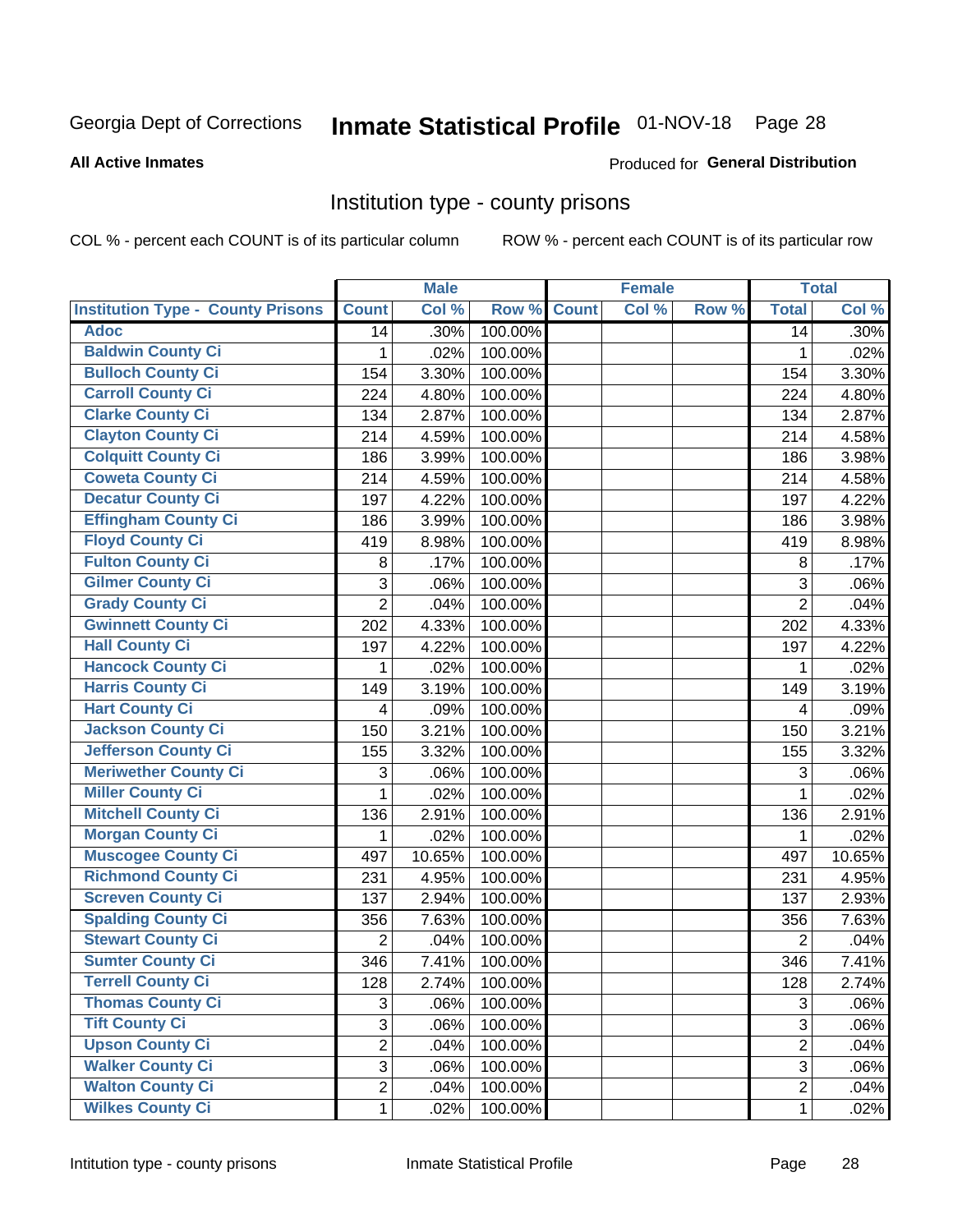Georgia Dept of Corrections **Inmate Statistical Profile** 01-NOV-18 Page 28

**All Active Inmates**

Produced for **General Distribution**

## Institution type - county prisons

COL % - percent each COUNT is of its particular column ROW % - percent each COUNT is of its particular row

| | Male | | | Female | | | Total | |
|---|---|---|---|---|---|---|---|---|
| Institution Type - County Prisons | Count | Col % | Row % | Count | Col % | Row % | Total | Col % |
| Adoc | 14 | .30% | 100.00% | | | | 14 | .30% |
| Baldwin County Ci | 1 | .02% | 100.00% | | | | 1 | .02% |
| Bulloch County Ci | 154 | 3.30% | 100.00% | | | | 154 | 3.30% |
| Carroll County Ci | 224 | 4.80% | 100.00% | | | | 224 | 4.80% |
| Clarke County Ci | 134 | 2.87% | 100.00% | | | | 134 | 2.87% |
| Clayton County Ci | 214 | 4.59% | 100.00% | | | | 214 | 4.58% |
| Colquitt County Ci | 186 | 3.99% | 100.00% | | | | 186 | 3.98% |
| Coweta County Ci | 214 | 4.59% | 100.00% | | | | 214 | 4.58% |
| Decatur County Ci | 197 | 4.22% | 100.00% | | | | 197 | 4.22% |
| Effingham County Ci | 186 | 3.99% | 100.00% | | | | 186 | 3.98% |
| Floyd County Ci | 419 | 8.98% | 100.00% | | | | 419 | 8.98% |
| Fulton County Ci | 8 | .17% | 100.00% | | | | 8 | .17% |
| Gilmer County Ci | 3 | .06% | 100.00% | | | | 3 | .06% |
| Grady County Ci | 2 | .04% | 100.00% | | | | 2 | .04% |
| Gwinnett County Ci | 202 | 4.33% | 100.00% | | | | 202 | 4.33% |
| Hall County Ci | 197 | 4.22% | 100.00% | | | | 197 | 4.22% |
| Hancock County Ci | 1 | .02% | 100.00% | | | | 1 | .02% |
| Harris County Ci | 149 | 3.19% | 100.00% | | | | 149 | 3.19% |
| Hart County Ci | 4 | .09% | 100.00% | | | | 4 | .09% |
| Jackson County Ci | 150 | 3.21% | 100.00% | | | | 150 | 3.21% |
| Jefferson County Ci | 155 | 3.32% | 100.00% | | | | 155 | 3.32% |
| Meriwether County Ci | 3 | .06% | 100.00% | | | | 3 | .06% |
| Miller County Ci | 1 | .02% | 100.00% | | | | 1 | .02% |
| Mitchell County Ci | 136 | 2.91% | 100.00% | | | | 136 | 2.91% |
| Morgan County Ci | 1 | .02% | 100.00% | | | | 1 | .02% |
| Muscogee County Ci | 497 | 10.65% | 100.00% | | | | 497 | 10.65% |
| Richmond County Ci | 231 | 4.95% | 100.00% | | | | 231 | 4.95% |
| Screven County Ci | 137 | 2.94% | 100.00% | | | | 137 | 2.93% |
| Spalding County Ci | 356 | 7.63% | 100.00% | | | | 356 | 7.63% |
| Stewart County Ci | 2 | .04% | 100.00% | | | | 2 | .04% |
| Sumter County Ci | 346 | 7.41% | 100.00% | | | | 346 | 7.41% |
| Terrell County Ci | 128 | 2.74% | 100.00% | | | | 128 | 2.74% |
| Thomas County Ci | 3 | .06% | 100.00% | | | | 3 | .06% |
| Tift County Ci | 3 | .06% | 100.00% | | | | 3 | .06% |
| Upson County Ci | 2 | .04% | 100.00% | | | | 2 | .04% |
| Walker County Ci | 3 | .06% | 100.00% | | | | 3 | .06% |
| Walton County Ci | 2 | .04% | 100.00% | | | | 2 | .04% |
| Wilkes County Ci | 1 | .02% | 100.00% | | | | 1 | .02% |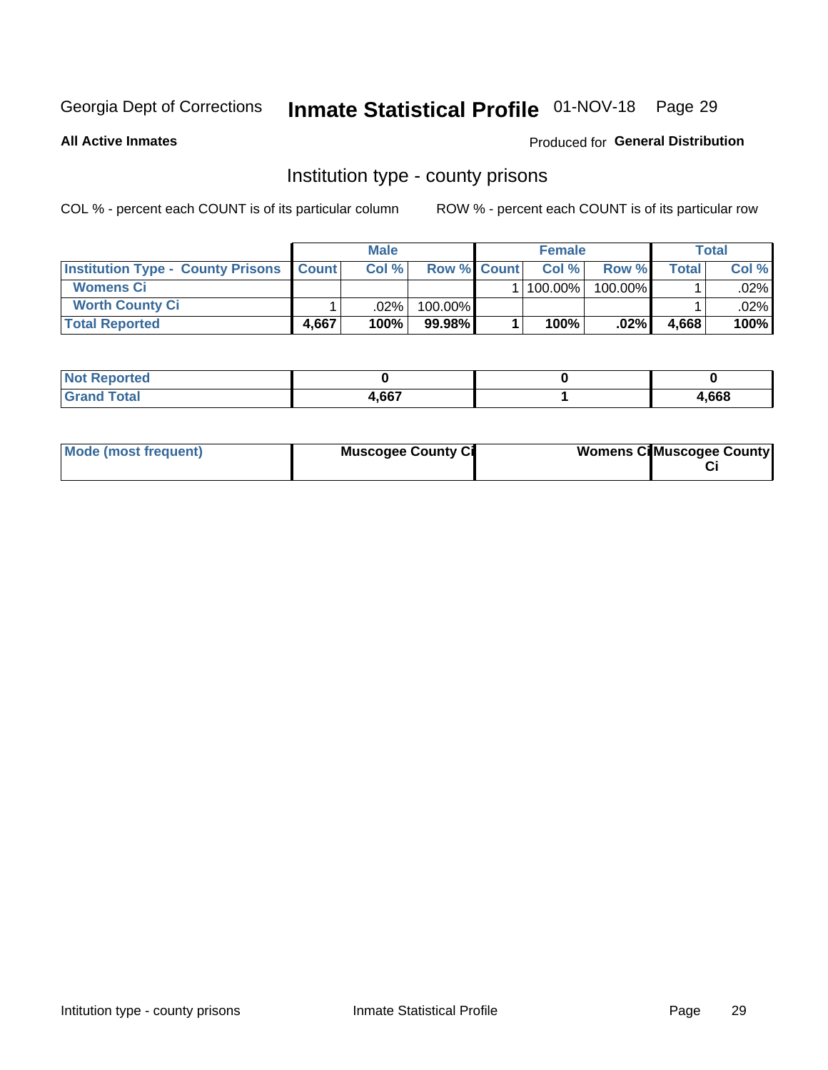Georgia Dept of Corrections **Inmate Statistical Profile** 01-NOV-18

**All Active Inmates**

Produced for **General Distribution**

## Institution type - county prisons

COL % - percent each COUNT is of its particular column

ROW % - percent each COUNT is of its particular row

| | Male | | | Female | | | Total | |
|---|---|---|---|---|---|---|---|---|
| **Institution Type - County Prisons** | **Count** | **Col %** | **Row %** | **Count** | **Col %** | **Row %** | **Total** | **Col %** |
| **Womens Ci** | | | | 1 | 100.00% | 100.00% | 1 | .02% |
| **Worth County Ci** | 1 | .02% | 100.00% | | | | 1 | .02% |
| **Total Reported** | **4,667** | **100%** | **99.98%** | **1** | **100%** | **.02%** | **4,668** | **100%** |

| | Male | Female | Total |
|---|---|---|---|
| **Not Reported** | **0** | **0** | **0** |
| **Grand Total** | **4,667** | **1** | **4,668** |

| | Male | Female | Total |
|---|---|---|---|
| **Mode (most frequent)** | **Muscogee County Ci** | **Womens Ci** | **Muscogee County Ci** |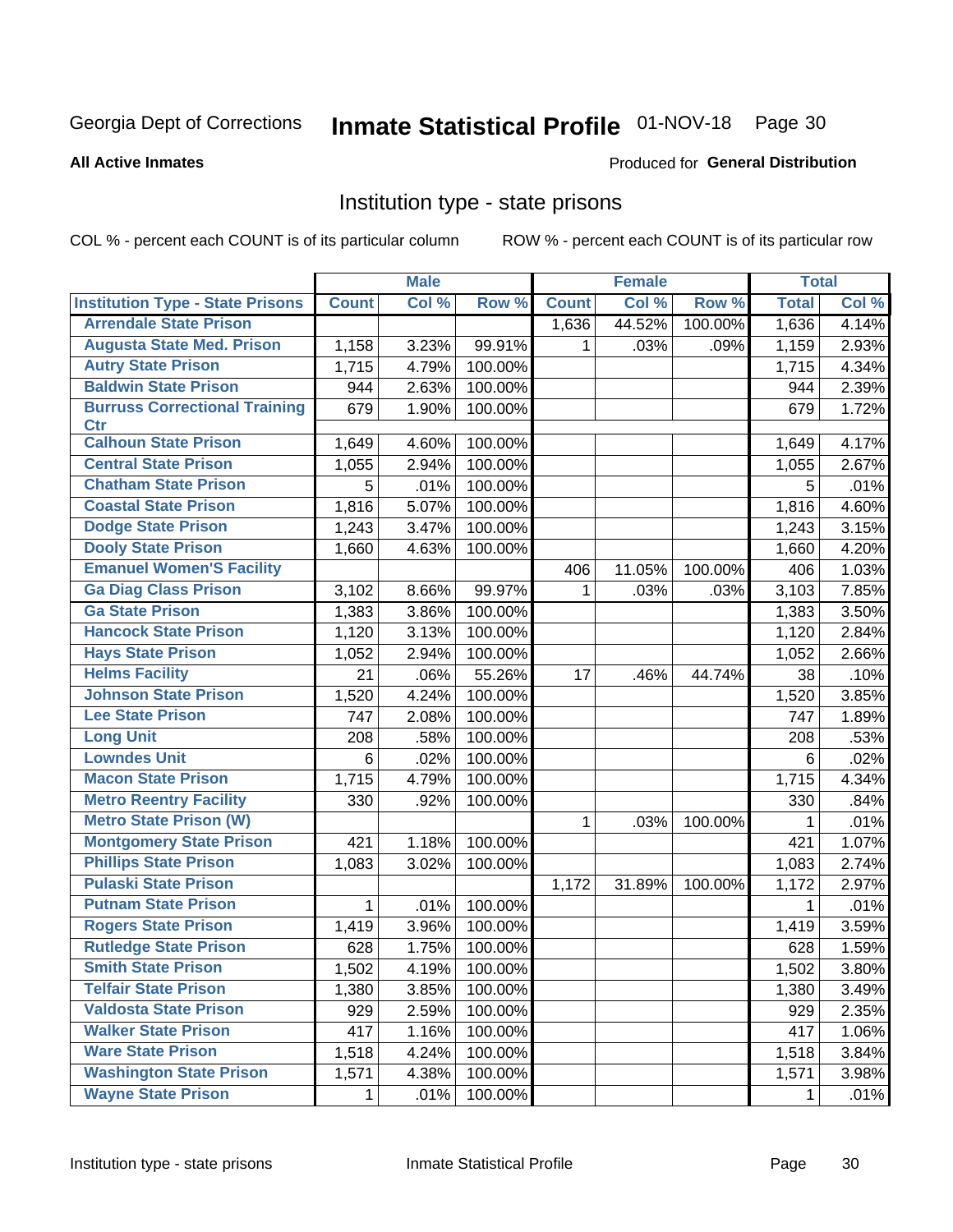Georgia Dept of Corrections **Inmate Statistical Profile** 01-NOV-18 Page 30

**All Active Inmates**

Produced for **General Distribution**

## Institution type - state prisons

COL % - percent each COUNT is of its particular column

ROW % - percent each COUNT is of its particular row

| | Male | | | Female | | | Total | |
|---|---|---|---|---|---|---|---|---|
| Institution Type - State Prisons | Count | Col % | Row % | Count | Col % | Row % | Total | Col % |
| Arrendale State Prison | | | | 1,636 | 44.52% | 100.00% | 1,636 | 4.14% |
| Augusta State Med. Prison | 1,158 | 3.23% | 99.91% | 1 | .03% | .09% | 1,159 | 2.93% |
| Autry State Prison | 1,715 | 4.79% | 100.00% | | | | 1,715 | 4.34% |
| Baldwin State Prison | 944 | 2.63% | 100.00% | | | | 944 | 2.39% |
| Burruss Correctional Training Ctr | 679 | 1.90% | 100.00% | | | | 679 | 1.72% |
| Calhoun State Prison | 1,649 | 4.60% | 100.00% | | | | 1,649 | 4.17% |
| Central State Prison | 1,055 | 2.94% | 100.00% | | | | 1,055 | 2.67% |
| Chatham State Prison | 5 | .01% | 100.00% | | | | 5 | .01% |
| Coastal State Prison | 1,816 | 5.07% | 100.00% | | | | 1,816 | 4.60% |
| Dodge State Prison | 1,243 | 3.47% | 100.00% | | | | 1,243 | 3.15% |
| Dooly State Prison | 1,660 | 4.63% | 100.00% | | | | 1,660 | 4.20% |
| Emanuel Women'S Facility | | | | 406 | 11.05% | 100.00% | 406 | 1.03% |
| Ga Diag Class Prison | 3,102 | 8.66% | 99.97% | 1 | .03% | .03% | 3,103 | 7.85% |
| Ga State Prison | 1,383 | 3.86% | 100.00% | | | | 1,383 | 3.50% |
| Hancock State Prison | 1,120 | 3.13% | 100.00% | | | | 1,120 | 2.84% |
| Hays State Prison | 1,052 | 2.94% | 100.00% | | | | 1,052 | 2.66% |
| Helms Facility | 21 | .06% | 55.26% | 17 | .46% | 44.74% | 38 | .10% |
| Johnson State Prison | 1,520 | 4.24% | 100.00% | | | | 1,520 | 3.85% |
| Lee State Prison | 747 | 2.08% | 100.00% | | | | 747 | 1.89% |
| Long Unit | 208 | .58% | 100.00% | | | | 208 | .53% |
| Lowndes Unit | 6 | .02% | 100.00% | | | | 6 | .02% |
| Macon State Prison | 1,715 | 4.79% | 100.00% | | | | 1,715 | 4.34% |
| Metro Reentry Facility | 330 | .92% | 100.00% | | | | 330 | .84% |
| Metro State Prison (W) | | | | 1 | .03% | 100.00% | 1 | .01% |
| Montgomery State Prison | 421 | 1.18% | 100.00% | | | | 421 | 1.07% |
| Phillips State Prison | 1,083 | 3.02% | 100.00% | | | | 1,083 | 2.74% |
| Pulaski State Prison | | | | 1,172 | 31.89% | 100.00% | 1,172 | 2.97% |
| Putnam State Prison | 1 | .01% | 100.00% | | | | 1 | .01% |
| Rogers State Prison | 1,419 | 3.96% | 100.00% | | | | 1,419 | 3.59% |
| Rutledge State Prison | 628 | 1.75% | 100.00% | | | | 628 | 1.59% |
| Smith State Prison | 1,502 | 4.19% | 100.00% | | | | 1,502 | 3.80% |
| Telfair State Prison | 1,380 | 3.85% | 100.00% | | | | 1,380 | 3.49% |
| Valdosta State Prison | 929 | 2.59% | 100.00% | | | | 929 | 2.35% |
| Walker State Prison | 417 | 1.16% | 100.00% | | | | 417 | 1.06% |
| Ware State Prison | 1,518 | 4.24% | 100.00% | | | | 1,518 | 3.84% |
| Washington State Prison | 1,571 | 4.38% | 100.00% | | | | 1,571 | 3.98% |
| Wayne State Prison | 1 | .01% | 100.00% | | | | 1 | .01% |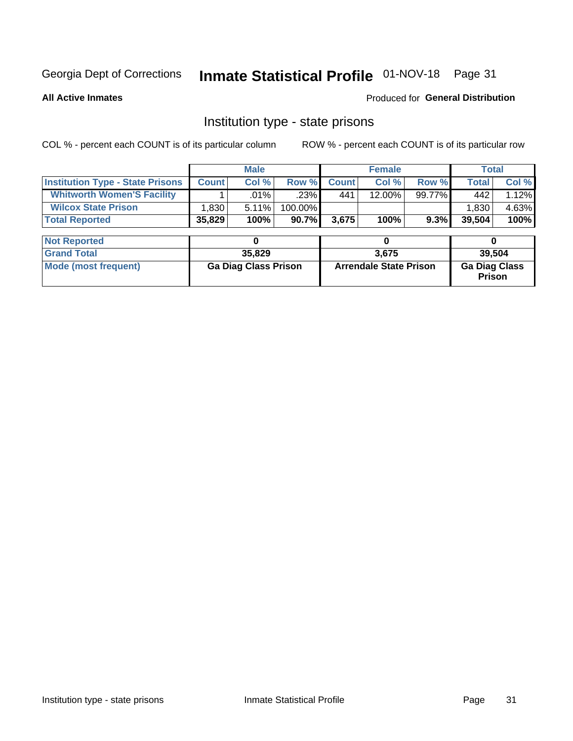Georgia Dept of Corrections **Inmate Statistical Profile** 01-NOV-18

**All Active Inmates**

Produced for **General Distribution**

## Institution type - state prisons

COL % - percent each COUNT is of its particular column

ROW % - percent each COUNT is of its particular row

| | Male | | | Female | | | Total | |
|---|---|---|---|---|---|---|---|---|
| **Institution Type - State Prisons** | **Count** | **Col %** | **Row %** | **Count** | **Col %** | **Row %** | **Total** | **Col %** |
| **Whitworth Women'S Facility** | 1 | .01% | .23% | 441 | 12.00% | 99.77% | 442 | 1.12% |
| **Wilcox State Prison** | 1,830 | 5.11% | 100.00% | | | | 1,830 | 4.63% |
| **Total Reported** | **35,829** | **100%** | **90.7%** | **3,675** | **100%** | **9.3%** | **39,504** | **100%** |

| | Male | Female | Total |
|---|---|---|---|
| **Not Reported** | **0** | **0** | **0** |
| **Grand Total** | **35,829** | **3,675** | **39,504** |
| **Mode (most frequent)** | **Ga Diag Class Prison** | **Arrendale State Prison** | **Ga Diag Class Prison** |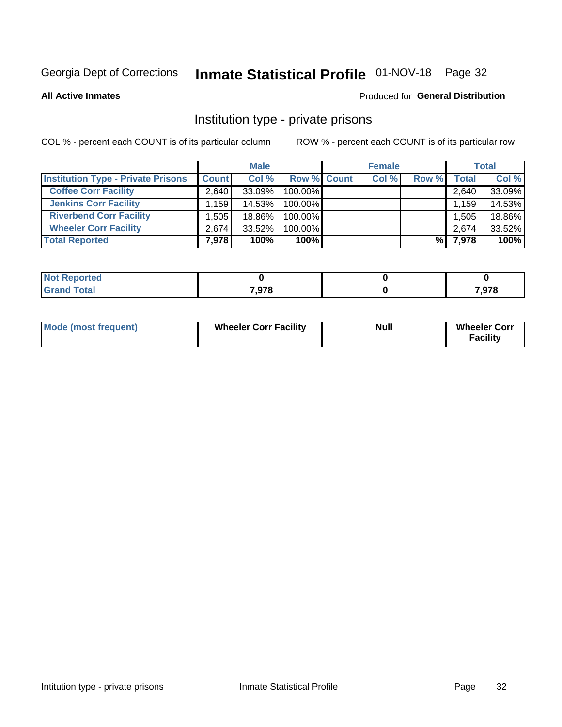Georgia Dept of Corrections **Inmate Statistical Profile** 01-NOV-18

**All Active Inmates**

Produced for **General Distribution**

## Institution type - private prisons

COL % - percent each COUNT is of its particular column

ROW % - percent each COUNT is of its particular row

| | Male | | | Female | | | Total | |
|---|---|---|---|---|---|---|---|---|
| **Institution Type - Private Prisons** | **Count** | **Col %** | **Row %** | **Count** | **Col %** | **Row %** | **Total** | **Col %** |
| **Coffee Corr Facility** | 2,640 | 33.09% | 100.00% | | | | 2,640 | 33.09% |
| **Jenkins Corr Facility** | 1,159 | 14.53% | 100.00% | | | | 1,159 | 14.53% |
| **Riverbend Corr Facility** | 1,505 | 18.86% | 100.00% | | | | 1,505 | 18.86% |
| **Wheeler Corr Facility** | 2,674 | 33.52% | 100.00% | | | | 2,674 | 33.52% |
| **Total Reported** | **7,978** | **100%** | **100%** | | | **%** | **7,978** | **100%** |

| | Male | Female | Total |
|---|---|---|---|
| **Not Reported** | **0** | **0** | **0** |
| **Grand Total** | **7,978** | **0** | **7,978** |

| | Male | Female | Total |
|---|---|---|---|
| **Mode (most frequent)** | **Wheeler Corr Facility** | **Null** | **Wheeler Corr Facility** |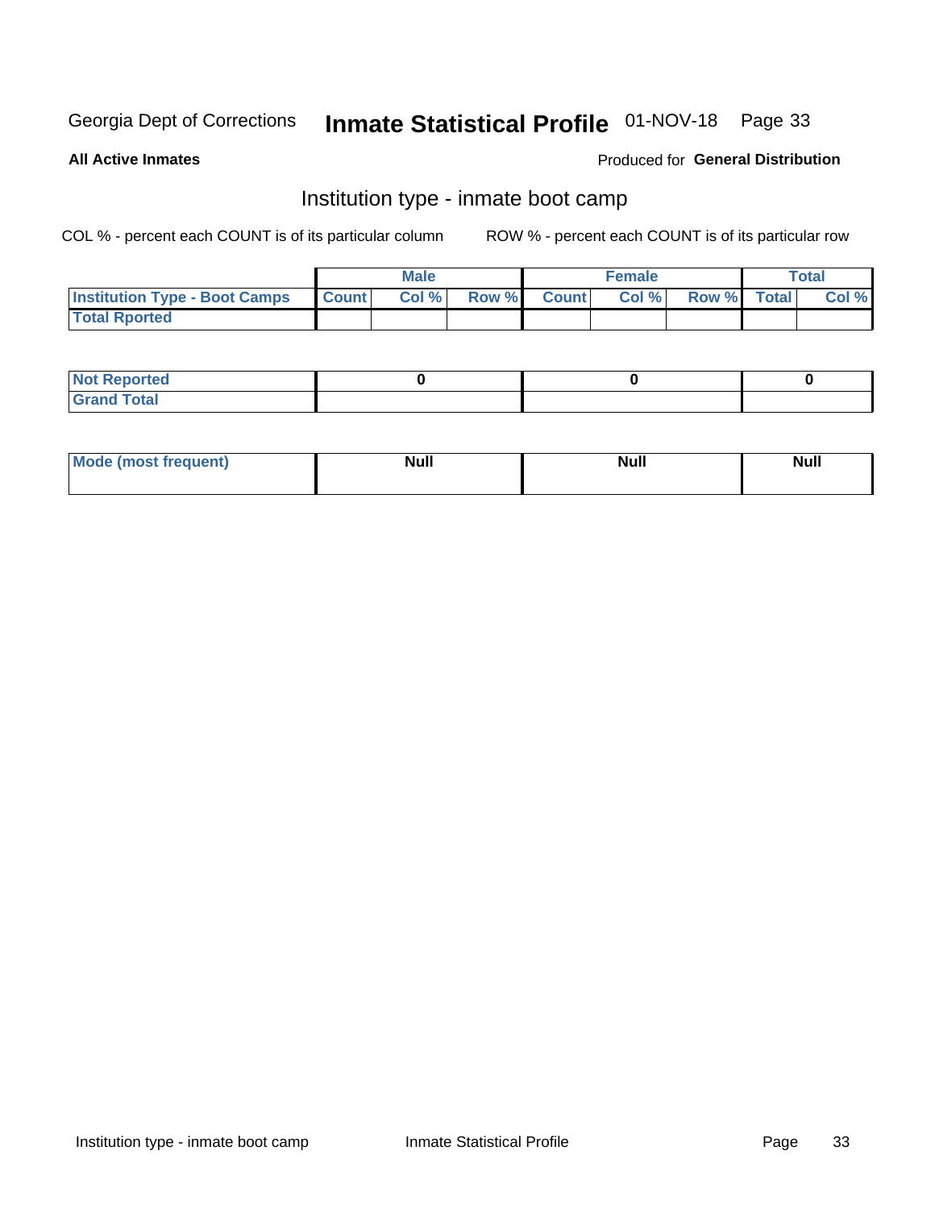Georgia Dept of Corrections **Inmate Statistical Profile** 01-NOV-18

**All Active Inmates**

Produced for **General Distribution**

## Institution type - inmate boot camp

COL % - percent each COUNT is of its particular column

ROW % - percent each COUNT is of its particular row

| | Male | | | Female | | | Total | |
|---|---|---|---|---|---|---|---|---|
| **Institution Type - Boot Camps** | **Count** | **Col %** | **Row %** | **Count** | **Col %** | **Row %** | **Total** | **Col %** |
| **Total Rported** | | | | | | | | |

| | Male | Female | Total |
|---|---|---|---|
| **Not Reported** | 0 | 0 | 0 |
| **Grand Total** | | | |

| | Male | Female | Total |
|---|---|---|---|
| **Mode (most frequent)** | Null | Null | Null |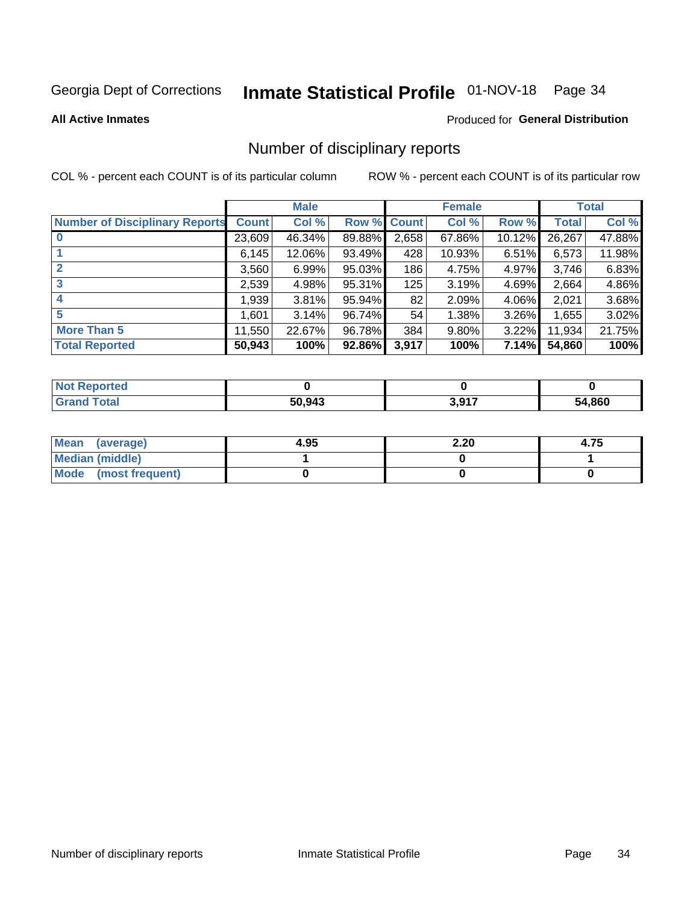Georgia Dept of Corrections **Inmate Statistical Profile** 01-NOV-18

**All Active Inmates**

Produced for **General Distribution**

## Number of disciplinary reports

COL % - percent each COUNT is of its particular column ROW % - percent each COUNT is of its particular row

| | Male | | | Female | | | Total | |
|---|---|---|---|---|---|---|---|---|
| **Number of Disciplinary Reports** | **Count** | **Col %** | **Row %** | **Count** | **Col %** | **Row %** | **Total** | **Col %** |
| **0** | 23,609 | 46.34% | 89.88% | 2,658 | 67.86% | 10.12% | 26,267 | 47.88% |
| **1** | 6,145 | 12.06% | 93.49% | 428 | 10.93% | 6.51% | 6,573 | 11.98% |
| **2** | 3,560 | 6.99% | 95.03% | 186 | 4.75% | 4.97% | 3,746 | 6.83% |
| **3** | 2,539 | 4.98% | 95.31% | 125 | 3.19% | 4.69% | 2,664 | 4.86% |
| **4** | 1,939 | 3.81% | 95.94% | 82 | 2.09% | 4.06% | 2,021 | 3.68% |
| **5** | 1,601 | 3.14% | 96.74% | 54 | 1.38% | 3.26% | 1,655 | 3.02% |
| **More Than 5** | 11,550 | 22.67% | 96.78% | 384 | 9.80% | 3.22% | 11,934 | 21.75% |
| **Total Reported** | **50,943** | **100%** | **92.86%** | **3,917** | **100%** | **7.14%** | **54,860** | **100%** |

| | Male | Female | Total |
|---|---|---|---|
| **Not Reported** | **0** | **0** | **0** |
| **Grand Total** | **50,943** | **3,917** | **54,860** |

| | Male | Female | Total |
|---|---|---|---|
| **Mean (average)** | **4.95** | **2.20** | **4.75** |
| **Median (middle)** | **1** | **0** | **1** |
| **Mode (most frequent)** | **0** | **0** | **0** |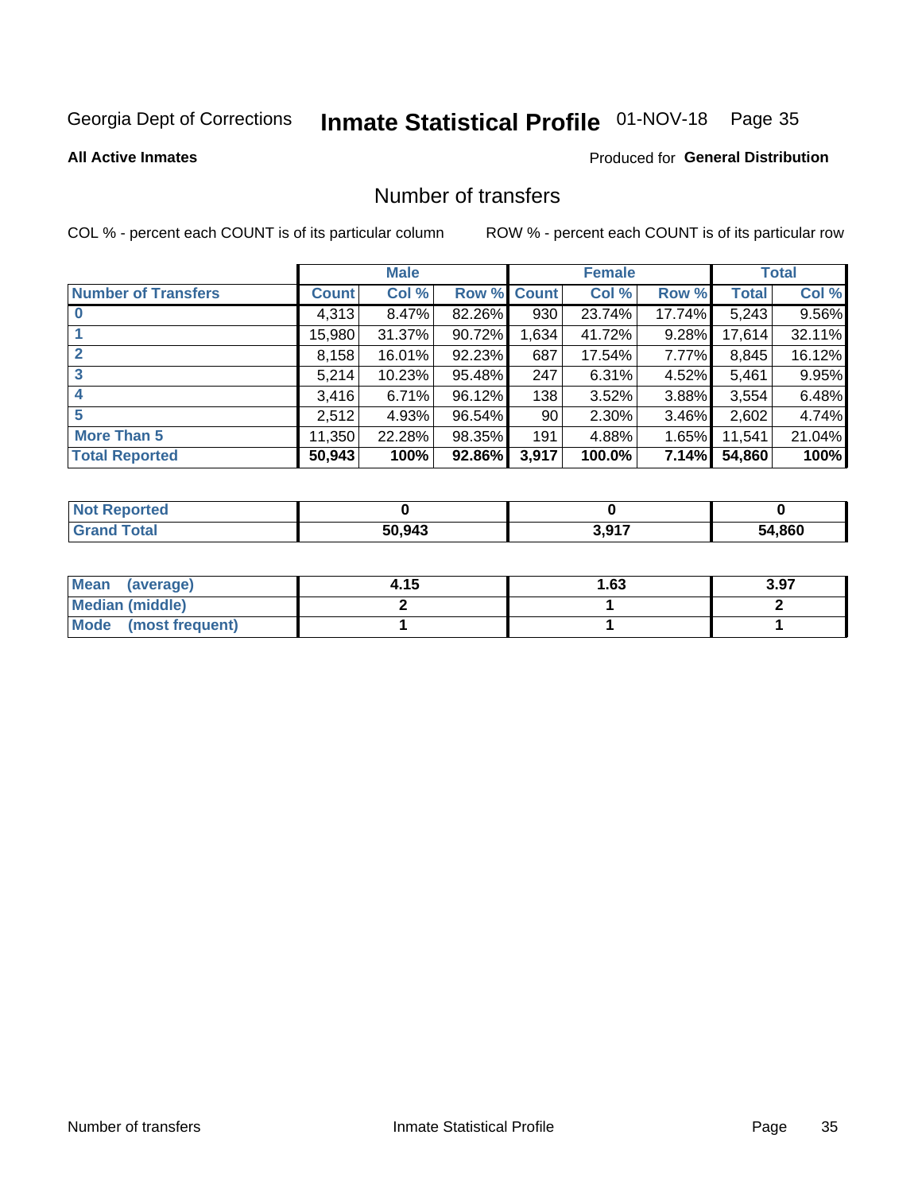Georgia Dept of Corrections **Inmate Statistical Profile** 01-NOV-18

**All Active Inmates**

Produced for **General Distribution**

## Number of transfers

COL % - percent each COUNT is of its particular column ROW % - percent each COUNT is of its particular row

| | Male | | | Female | | | Total | |
|---|---|---|---|---|---|---|---|---|
| **Number of Transfers** | **Count** | **Col %** | **Row %** | **Count** | **Col %** | **Row %** | **Total** | **Col %** |
| **0** | 4,313 | 8.47% | 82.26% | 930 | 23.74% | 17.74% | 5,243 | 9.56% |
| **1** | 15,980 | 31.37% | 90.72% | 1,634 | 41.72% | 9.28% | 17,614 | 32.11% |
| **2** | 8,158 | 16.01% | 92.23% | 687 | 17.54% | 7.77% | 8,845 | 16.12% |
| **3** | 5,214 | 10.23% | 95.48% | 247 | 6.31% | 4.52% | 5,461 | 9.95% |
| **4** | 3,416 | 6.71% | 96.12% | 138 | 3.52% | 3.88% | 3,554 | 6.48% |
| **5** | 2,512 | 4.93% | 96.54% | 90 | 2.30% | 3.46% | 2,602 | 4.74% |
| **More Than 5** | 11,350 | 22.28% | 98.35% | 191 | 4.88% | 1.65% | 11,541 | 21.04% |
| **Total Reported** | **50,943** | **100%** | **92.86%** | **3,917** | **100.0%** | **7.14%** | **54,860** | **100%** |

| | Male | Female | Total |
|---|---|---|---|
| **Not Reported** | **0** | **0** | **0** |
| **Grand Total** | **50,943** | **3,917** | **54,860** |

| | Male | Female | Total |
|---|---|---|---|
| **Mean (average)** | **4.15** | **1.63** | **3.97** |
| **Median (middle)** | **2** | **1** | **2** |
| **Mode (most frequent)** | **1** | **1** | **1** |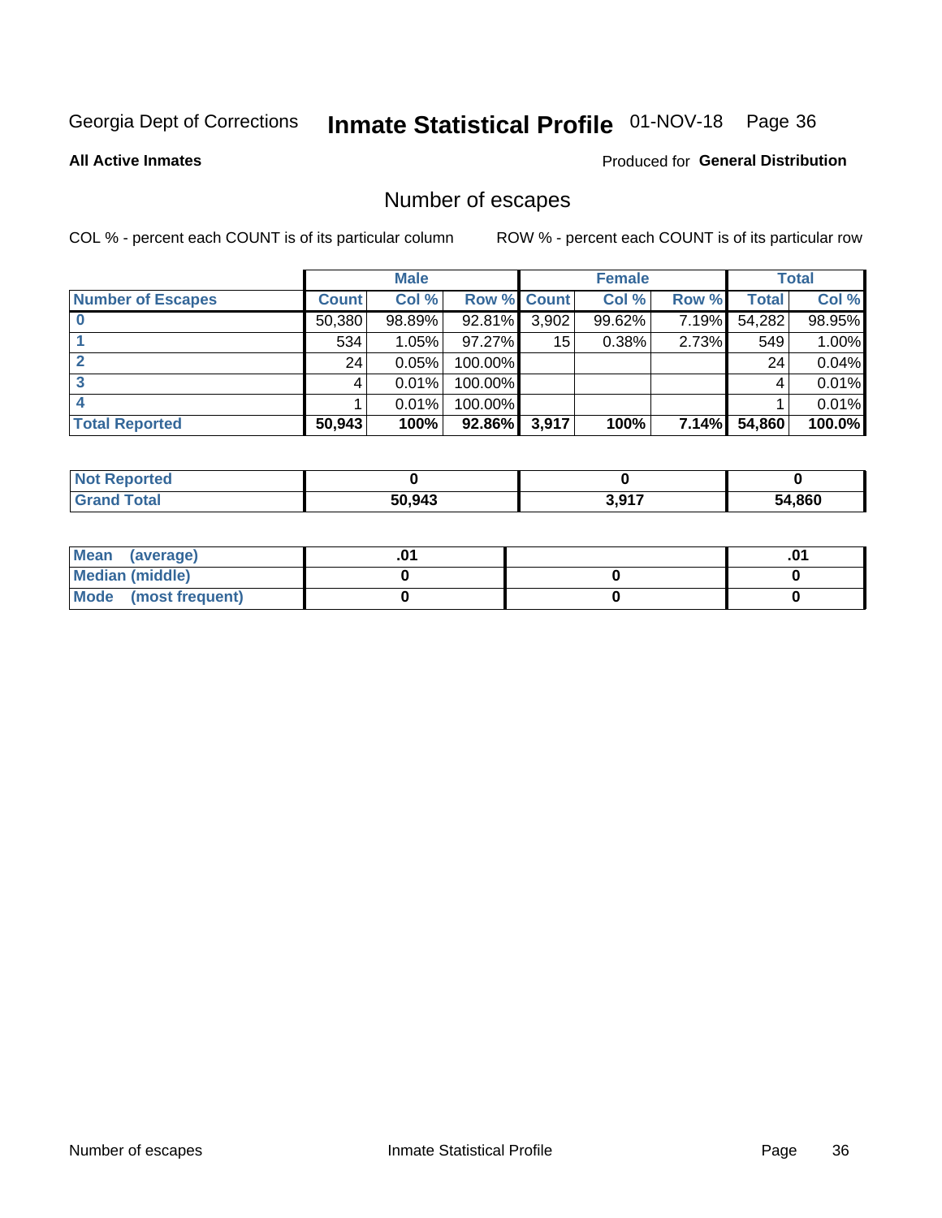Georgia Dept of Corrections **Inmate Statistical Profile** 01-NOV-18

**All Active Inmates**

Produced for **General Distribution**

## Number of escapes

COL % - percent each COUNT is of its particular column

ROW % - percent each COUNT is of its particular row

| | Male | | | Female | | | Total | |
|---|---|---|---|---|---|---|---|---|
| **Number of Escapes** | **Count** | **Col %** | **Row %** | **Count** | **Col %** | **Row %** | **Total** | **Col %** |
| **0** | 50,380 | 98.89% | 92.81% | 3,902 | 99.62% | 7.19% | 54,282 | 98.95% |
| **1** | 534 | 1.05% | 97.27% | 15 | 0.38% | 2.73% | 549 | 1.00% |
| **2** | 24 | 0.05% | 100.00% | | | | 24 | 0.04% |
| **3** | 4 | 0.01% | 100.00% | | | | 4 | 0.01% |
| **4** | 1 | 0.01% | 100.00% | | | | 1 | 0.01% |
| **Total Reported** | **50,943** | **100%** | **92.86%** | **3,917** | **100%** | **7.14%** | **54,860** | **100.0%** |

| | Male | Female | Total |
|---|---|---|---|
| **Not Reported** | **0** | **0** | **0** |
| **Grand Total** | **50,943** | **3,917** | **54,860** |

| | Male | Female | Total |
|---|---|---|---|
| **Mean (average)** | **.01** | | **.01** |
| **Median (middle)** | **0** | **0** | **0** |
| **Mode (most frequent)** | **0** | **0** | **0** |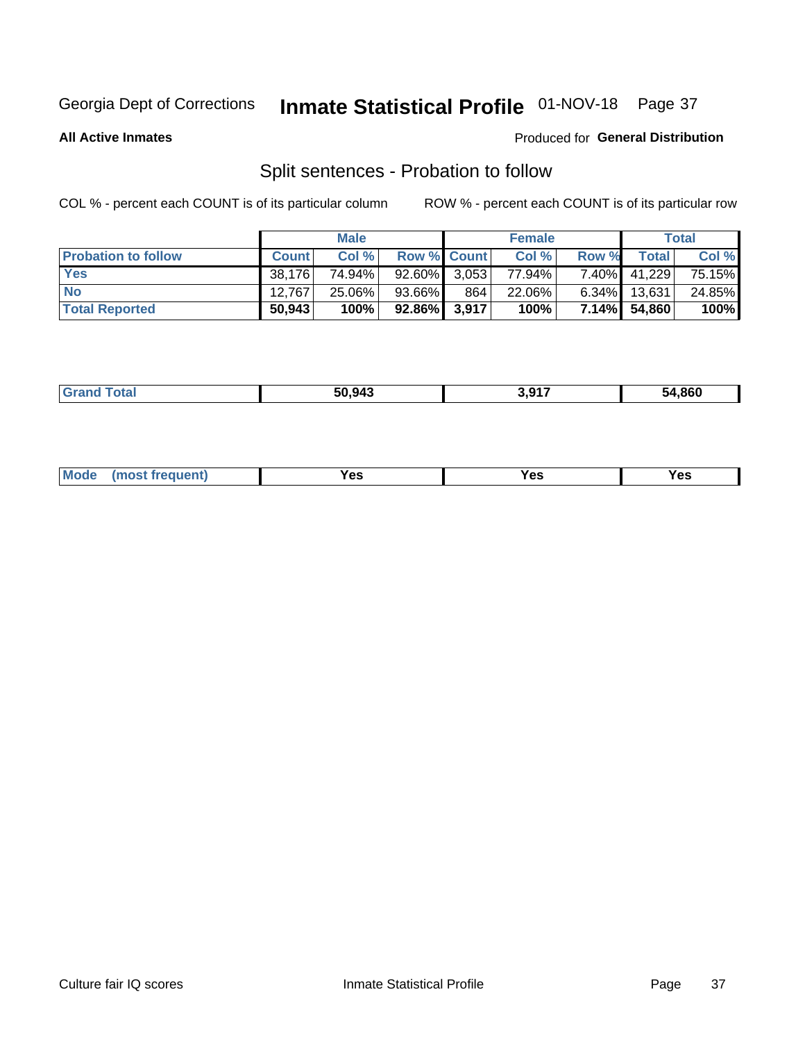## All Active Inmates

Produced for **General Distribution**

# Split sentences - Probation to follow

COL % - percent each COUNT is of its particular column

ROW % - percent each COUNT is of its particular row

| | Male | | | Female | | | Total | |
|---|---|---|---|---|---|---|---|---|
| **Probation to follow** | **Count** | **Col %** | **Row %** | **Count** | **Col %** | **Row %** | **Total** | **Col %** |
| **Yes** | 38,176 | 74.94% | 92.60% | 3,053 | 77.94% | 7.40% | 41,229 | 75.15% |
| **No** | 12,767 | 25.06% | 93.66% | 864 | 22.06% | 6.34% | 13,631 | 24.85% |
| **Total Reported** | **50,943** | **100%** | **92.86%** | **3,917** | **100%** | **7.14%** | **54,860** | **100%** |

| | | | |
|---|---|---|---|
| **Grand Total** | **50,943** | **3,917** | **54,860** |

| | | | |
|---|---|---|---|
| **Mode (most frequent)** | **Yes** | **Yes** | **Yes** |

Culture fair IQ scores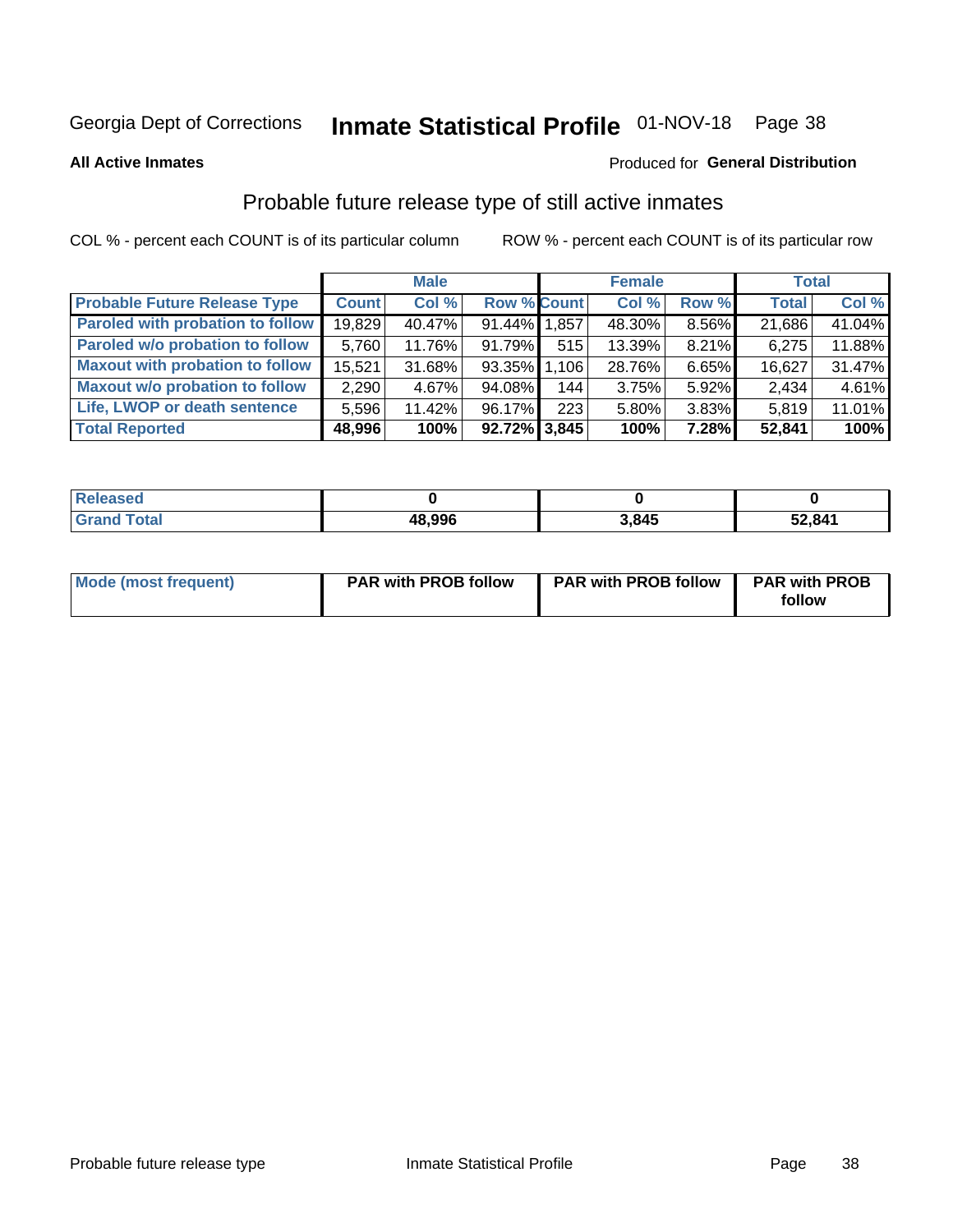Georgia Dept of Corrections **Inmate Statistical Profile** 01-NOV-18

**All Active Inmates**

Produced for **General Distribution**

## Probable future release type of still active inmates

COL % - percent each COUNT is of its particular column ROW % - percent each COUNT is of its particular row

| | Male | | | Female | | | Total | |
|---|---|---|---|---|---|---|---|---|
| **Probable Future Release Type** | **Count** | **Col %** | **Row %** | **Count** | **Col %** | **Row %** | **Total** | **Col %** |
| Paroled with probation to follow | 19,829 | 40.47% | 91.44% | 1,857 | 48.30% | 8.56% | 21,686 | 41.04% |
| Paroled w/o probation to follow | 5,760 | 11.76% | 91.79% | 515 | 13.39% | 8.21% | 6,275 | 11.88% |
| Maxout with probation to follow | 15,521 | 31.68% | 93.35% | 1,106 | 28.76% | 6.65% | 16,627 | 31.47% |
| Maxout w/o probation to follow | 2,290 | 4.67% | 94.08% | 144 | 3.75% | 5.92% | 2,434 | 4.61% |
| Life, LWOP or death sentence | 5,596 | 11.42% | 96.17% | 223 | 5.80% | 3.83% | 5,819 | 11.01% |
| **Total Reported** | **48,996** | **100%** | **92.72%** | **3,845** | **100%** | **7.28%** | **52,841** | **100%** |

| | Male | Female | Total |
|---|---|---|---|
| Released | **0** | **0** | **0** |
| Grand Total | **48,996** | **3,845** | **52,841** |

| | Male | Female | Total |
|---|---|---|---|
| Mode (most frequent) | **PAR with PROB follow** | **PAR with PROB follow** | **PAR with PROB follow** |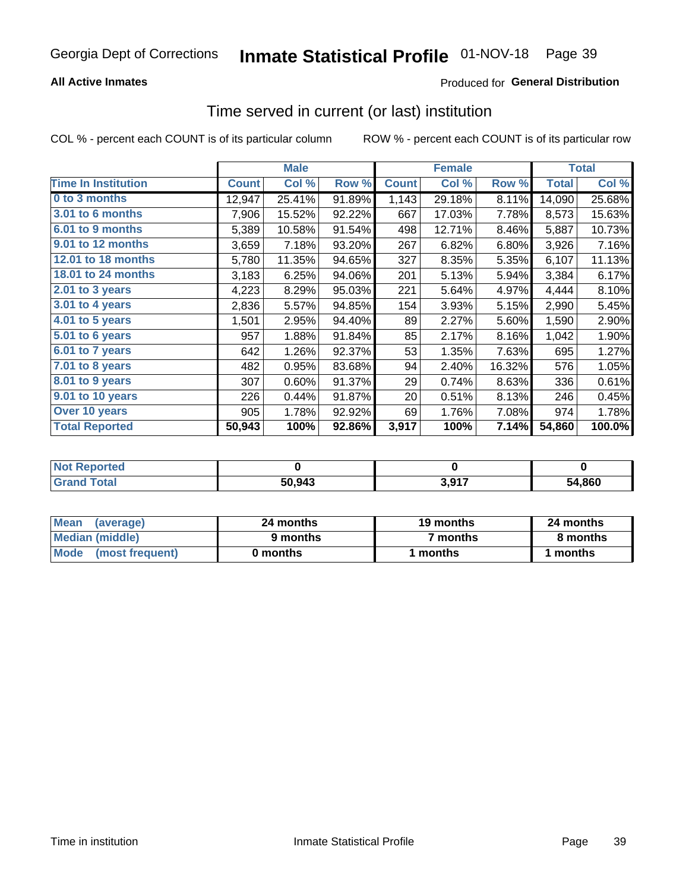Georgia Dept of Corrections **Inmate Statistical Profile** 01-NOV-18

**All Active Inmates**

Produced for **General Distribution**

## Time served in current (or last) institution

COL % - percent each COUNT is of its particular column     ROW % - percent each COUNT is of its particular row

| | Male | | | Female | | | Total | |
|---|---|---|---|---|---|---|---|---|
| **Time In Institution** | **Count** | **Col %** | **Row %** | **Count** | **Col %** | **Row %** | **Total** | **Col %** |
| 0 to 3 months | 12,947 | 25.41% | 91.89% | 1,143 | 29.18% | 8.11% | 14,090 | 25.68% |
| 3.01 to 6 months | 7,906 | 15.52% | 92.22% | 667 | 17.03% | 7.78% | 8,573 | 15.63% |
| 6.01 to 9 months | 5,389 | 10.58% | 91.54% | 498 | 12.71% | 8.46% | 5,887 | 10.73% |
| 9.01 to 12 months | 3,659 | 7.18% | 93.20% | 267 | 6.82% | 6.80% | 3,926 | 7.16% |
| 12.01 to 18 months | 5,780 | 11.35% | 94.65% | 327 | 8.35% | 5.35% | 6,107 | 11.13% |
| 18.01 to 24 months | 3,183 | 6.25% | 94.06% | 201 | 5.13% | 5.94% | 3,384 | 6.17% |
| 2.01 to 3 years | 4,223 | 8.29% | 95.03% | 221 | 5.64% | 4.97% | 4,444 | 8.10% |
| 3.01 to 4 years | 2,836 | 5.57% | 94.85% | 154 | 3.93% | 5.15% | 2,990 | 5.45% |
| 4.01 to 5 years | 1,501 | 2.95% | 94.40% | 89 | 2.27% | 5.60% | 1,590 | 2.90% |
| 5.01 to 6 years | 957 | 1.88% | 91.84% | 85 | 2.17% | 8.16% | 1,042 | 1.90% |
| 6.01 to 7 years | 642 | 1.26% | 92.37% | 53 | 1.35% | 7.63% | 695 | 1.27% |
| 7.01 to 8 years | 482 | 0.95% | 83.68% | 94 | 2.40% | 16.32% | 576 | 1.05% |
| 8.01 to 9 years | 307 | 0.60% | 91.37% | 29 | 0.74% | 8.63% | 336 | 0.61% |
| 9.01 to 10 years | 226 | 0.44% | 91.87% | 20 | 0.51% | 8.13% | 246 | 0.45% |
| Over 10 years | 905 | 1.78% | 92.92% | 69 | 1.76% | 7.08% | 974 | 1.78% |
| **Total Reported** | **50,943** | **100%** | **92.86%** | **3,917** | **100%** | **7.14%** | **54,860** | **100.0%** |

| | Male | Female | Total |
|---|---|---|---|
| Not Reported | **0** | **0** | **0** |
| Grand Total | **50,943** | **3,917** | **54,860** |

| | Male | Female | Total |
|---|---|---|---|
| Mean (average) | **24 months** | **19 months** | **24 months** |
| Median (middle) | **9 months** | **7 months** | **8 months** |
| Mode (most frequent) | **0 months** | **1 months** | **1 months** |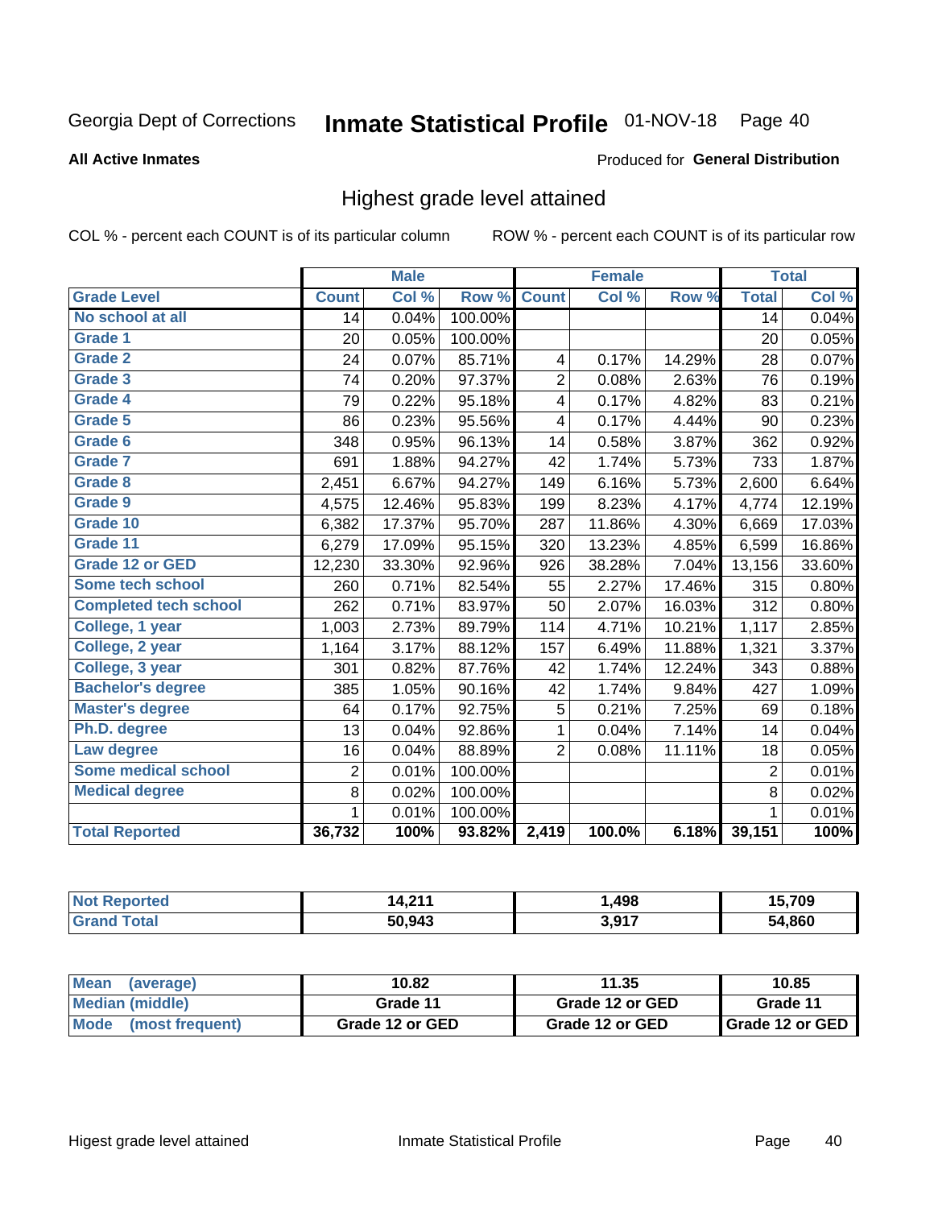Georgia Dept of Corrections **Inmate Statistical Profile** 01-NOV-18 Page 40

**All Active Inmates**

Produced for **General Distribution**

## Highest grade level attained

COL % - percent each COUNT is of its particular column

ROW % - percent each COUNT is of its particular row

| | Male | | | Female | | | Total | |
|---|---|---|---|---|---|---|---|---|
| **Grade Level** | **Count** | **Col %** | **Row %** | **Count** | **Col %** | **Row %** | **Total** | **Col %** |
| No school at all | 14 | 0.04% | 100.00% | | | | 14 | 0.04% |
| Grade 1 | 20 | 0.05% | 100.00% | | | | 20 | 0.05% |
| Grade 2 | 24 | 0.07% | 85.71% | 4 | 0.17% | 14.29% | 28 | 0.07% |
| Grade 3 | 74 | 0.20% | 97.37% | 2 | 0.08% | 2.63% | 76 | 0.19% |
| Grade 4 | 79 | 0.22% | 95.18% | 4 | 0.17% | 4.82% | 83 | 0.21% |
| Grade 5 | 86 | 0.23% | 95.56% | 4 | 0.17% | 4.44% | 90 | 0.23% |
| Grade 6 | 348 | 0.95% | 96.13% | 14 | 0.58% | 3.87% | 362 | 0.92% |
| Grade 7 | 691 | 1.88% | 94.27% | 42 | 1.74% | 5.73% | 733 | 1.87% |
| Grade 8 | 2,451 | 6.67% | 94.27% | 149 | 6.16% | 5.73% | 2,600 | 6.64% |
| Grade 9 | 4,575 | 12.46% | 95.83% | 199 | 8.23% | 4.17% | 4,774 | 12.19% |
| Grade 10 | 6,382 | 17.37% | 95.70% | 287 | 11.86% | 4.30% | 6,669 | 17.03% |
| Grade 11 | 6,279 | 17.09% | 95.15% | 320 | 13.23% | 4.85% | 6,599 | 16.86% |
| Grade 12 or GED | 12,230 | 33.30% | 92.96% | 926 | 38.28% | 7.04% | 13,156 | 33.60% |
| Some tech school | 260 | 0.71% | 82.54% | 55 | 2.27% | 17.46% | 315 | 0.80% |
| Completed tech school | 262 | 0.71% | 83.97% | 50 | 2.07% | 16.03% | 312 | 0.80% |
| College, 1 year | 1,003 | 2.73% | 89.79% | 114 | 4.71% | 10.21% | 1,117 | 2.85% |
| College, 2 year | 1,164 | 3.17% | 88.12% | 157 | 6.49% | 11.88% | 1,321 | 3.37% |
| College, 3 year | 301 | 0.82% | 87.76% | 42 | 1.74% | 12.24% | 343 | 0.88% |
| Bachelor's degree | 385 | 1.05% | 90.16% | 42 | 1.74% | 9.84% | 427 | 1.09% |
| Master's degree | 64 | 0.17% | 92.75% | 5 | 0.21% | 7.25% | 69 | 0.18% |
| Ph.D. degree | 13 | 0.04% | 92.86% | 1 | 0.04% | 7.14% | 14 | 0.04% |
| Law degree | 16 | 0.04% | 88.89% | 2 | 0.08% | 11.11% | 18 | 0.05% |
| Some medical school | 2 | 0.01% | 100.00% | | | | 2 | 0.01% |
| Medical degree | 8 | 0.02% | 100.00% | | | | 8 | 0.02% |
| | 1 | 0.01% | 100.00% | | | | 1 | 0.01% |
| **Total Reported** | **36,732** | **100%** | **93.82%** | **2,419** | **100.0%** | **6.18%** | **39,151** | **100%** |

| | Male | Female | Total |
|---|---|---|---|
| Not Reported | 14,211 | 1,498 | 15,709 |
| Grand Total | 50,943 | 3,917 | 54,860 |

| | Male | Female | Total |
|---|---|---|---|
| Mean (average) | 10.82 | 11.35 | 10.85 |
| Median (middle) | Grade 11 | Grade 12 or GED | Grade 11 |
| Mode (most frequent) | Grade 12 or GED | Grade 12 or GED | Grade 12 or GED |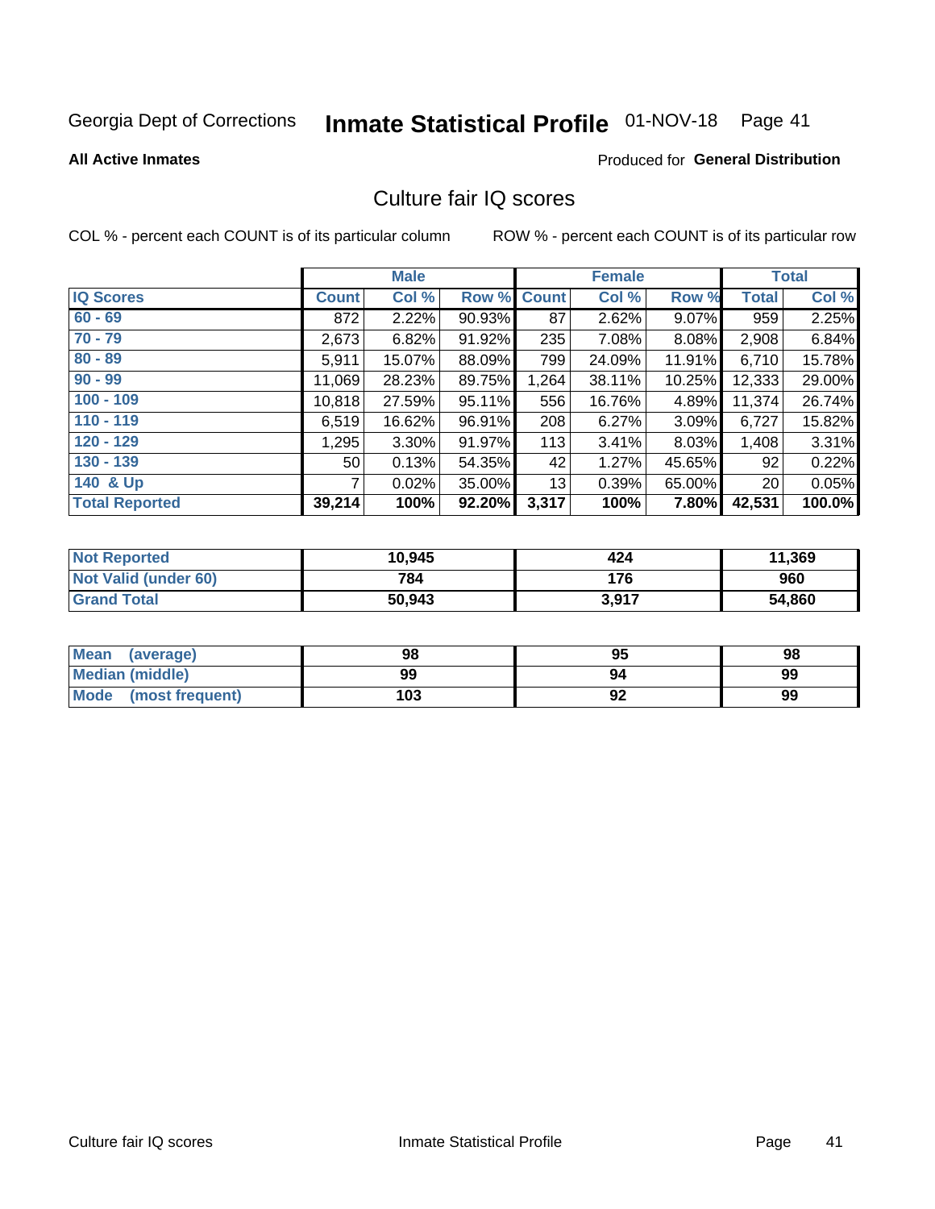Georgia Dept of Corrections **Inmate Statistical Profile** 01-NOV-18

**All Active Inmates**

Produced for **General Distribution**

## Culture fair IQ scores

COL % - percent each COUNT is of its particular column ROW % - percent each COUNT is of its particular row

| | Male | | | Female | | | Total | |
|---|---|---|---|---|---|---|---|---|
| **IQ Scores** | **Count** | **Col %** | **Row %** | **Count** | **Col %** | **Row %** | **Total** | **Col %** |
| 60 - 69 | 872 | 2.22% | 90.93% | 87 | 2.62% | 9.07% | 959 | 2.25% |
| 70 - 79 | 2,673 | 6.82% | 91.92% | 235 | 7.08% | 8.08% | 2,908 | 6.84% |
| 80 - 89 | 5,911 | 15.07% | 88.09% | 799 | 24.09% | 11.91% | 6,710 | 15.78% |
| 90 - 99 | 11,069 | 28.23% | 89.75% | 1,264 | 38.11% | 10.25% | 12,333 | 29.00% |
| 100 - 109 | 10,818 | 27.59% | 95.11% | 556 | 16.76% | 4.89% | 11,374 | 26.74% |
| 110 - 119 | 6,519 | 16.62% | 96.91% | 208 | 6.27% | 3.09% | 6,727 | 15.82% |
| 120 - 129 | 1,295 | 3.30% | 91.97% | 113 | 3.41% | 8.03% | 1,408 | 3.31% |
| 130 - 139 | 50 | 0.13% | 54.35% | 42 | 1.27% | 45.65% | 92 | 0.22% |
| 140 & Up | 7 | 0.02% | 35.00% | 13 | 0.39% | 65.00% | 20 | 0.05% |
| **Total Reported** | **39,214** | **100%** | **92.20%** | **3,317** | **100%** | **7.80%** | **42,531** | **100.0%** |

| | Male | Female | Total |
|---|---|---|---|
| Not Reported | 10,945 | 424 | 11,369 |
| Not Valid (under 60) | 784 | 176 | 960 |
| Grand Total | 50,943 | 3,917 | 54,860 |

| | Male | Female | Total |
|---|---|---|---|
| Mean (average) | 98 | 95 | 98 |
| Median (middle) | 99 | 94 | 99 |
| Mode (most frequent) | 103 | 92 | 99 |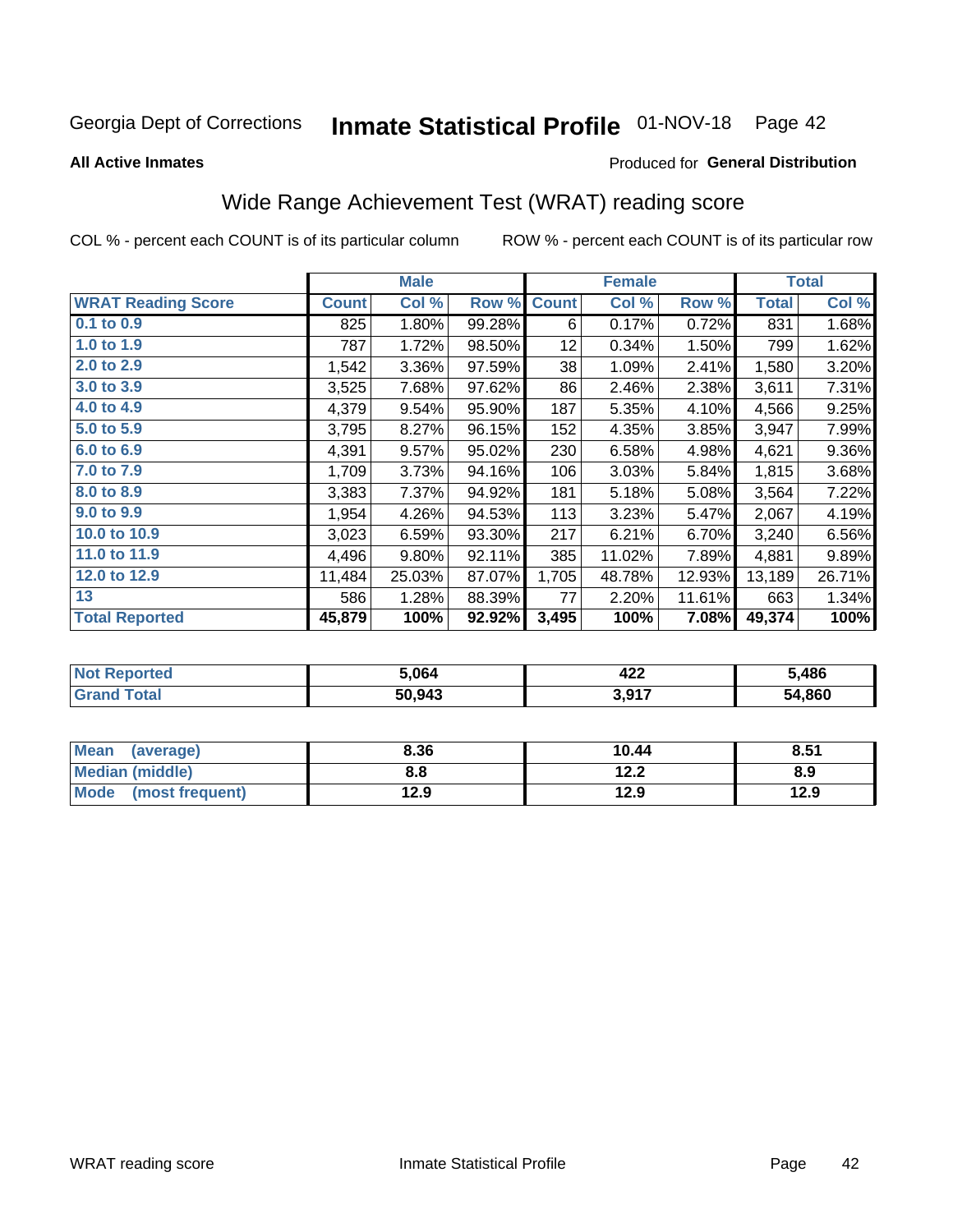Georgia Dept of Corrections **Inmate Statistical Profile** 01-NOV-18 Page 42

**All Active Inmates**

Produced for **General Distribution**

## Wide Range Achievement Test (WRAT) reading score

COL % - percent each COUNT is of its particular column ROW % - percent each COUNT is of its particular row

| | Male | | | Female | | | Total | |
|---|---|---|---|---|---|---|---|---|
| **WRAT Reading Score** | **Count** | **Col %** | **Row %** | **Count** | **Col %** | **Row %** | **Total** | **Col %** |
| 0.1 to 0.9 | 825 | 1.80% | 99.28% | 6 | 0.17% | 0.72% | 831 | 1.68% |
| 1.0 to 1.9 | 787 | 1.72% | 98.50% | 12 | 0.34% | 1.50% | 799 | 1.62% |
| 2.0 to 2.9 | 1,542 | 3.36% | 97.59% | 38 | 1.09% | 2.41% | 1,580 | 3.20% |
| 3.0 to 3.9 | 3,525 | 7.68% | 97.62% | 86 | 2.46% | 2.38% | 3,611 | 7.31% |
| 4.0 to 4.9 | 4,379 | 9.54% | 95.90% | 187 | 5.35% | 4.10% | 4,566 | 9.25% |
| 5.0 to 5.9 | 3,795 | 8.27% | 96.15% | 152 | 4.35% | 3.85% | 3,947 | 7.99% |
| 6.0 to 6.9 | 4,391 | 9.57% | 95.02% | 230 | 6.58% | 4.98% | 4,621 | 9.36% |
| 7.0 to 7.9 | 1,709 | 3.73% | 94.16% | 106 | 3.03% | 5.84% | 1,815 | 3.68% |
| 8.0 to 8.9 | 3,383 | 7.37% | 94.92% | 181 | 5.18% | 5.08% | 3,564 | 7.22% |
| 9.0 to 9.9 | 1,954 | 4.26% | 94.53% | 113 | 3.23% | 5.47% | 2,067 | 4.19% |
| 10.0 to 10.9 | 3,023 | 6.59% | 93.30% | 217 | 6.21% | 6.70% | 3,240 | 6.56% |
| 11.0 to 11.9 | 4,496 | 9.80% | 92.11% | 385 | 11.02% | 7.89% | 4,881 | 9.89% |
| 12.0 to 12.9 | 11,484 | 25.03% | 87.07% | 1,705 | 48.78% | 12.93% | 13,189 | 26.71% |
| 13 | 586 | 1.28% | 88.39% | 77 | 2.20% | 11.61% | 663 | 1.34% |
| **Total Reported** | **45,879** | **100%** | **92.92%** | **3,495** | **100%** | **7.08%** | **49,374** | **100%** |

| | Male | Female | Total |
|---|---|---|---|
| Not Reported | 5,064 | 422 | 5,486 |
| Grand Total | 50,943 | 3,917 | 54,860 |

| | Male | Female | Total |
|---|---|---|---|
| Mean (average) | 8.36 | 10.44 | 8.51 |
| Median (middle) | 8.8 | 12.2 | 8.9 |
| Mode (most frequent) | 12.9 | 12.9 | 12.9 |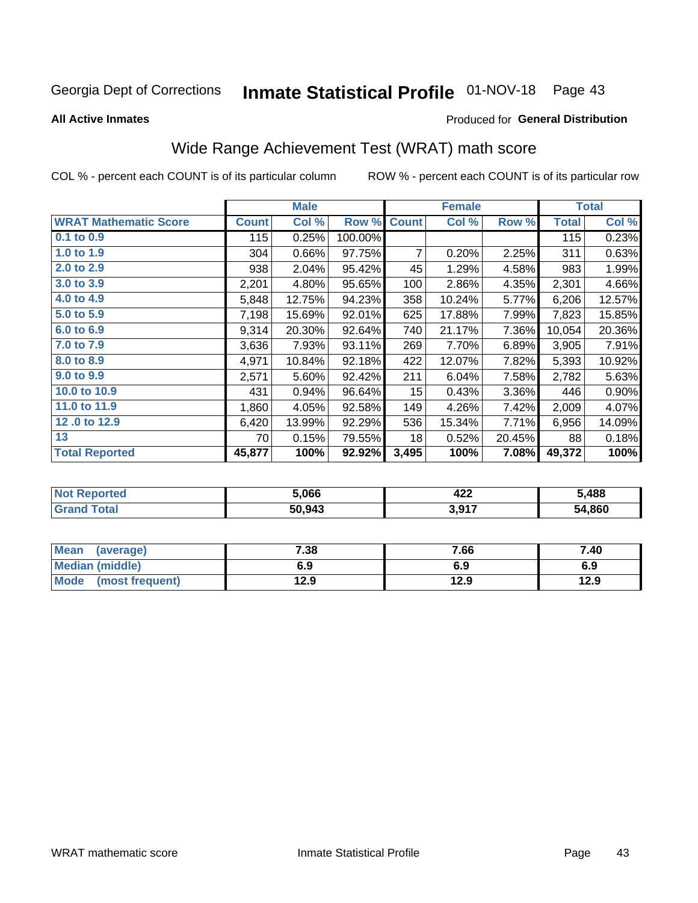Georgia Dept of Corrections **Inmate Statistical Profile** 01-NOV-18

**All Active Inmates**

Produced for **General Distribution**

## Wide Range Achievement Test (WRAT) math score

COL % - percent each COUNT is of its particular column ROW % - percent each COUNT is of its particular row

| | Male | | | Female | | | Total | |
|---|---|---|---|---|---|---|---|---|
| **WRAT Mathematic Score** | **Count** | **Col %** | **Row %** | **Count** | **Col %** | **Row %** | **Total** | **Col %** |
| 0.1 to 0.9 | 115 | 0.25% | 100.00% | | | | 115 | 0.23% |
| 1.0 to 1.9 | 304 | 0.66% | 97.75% | 7 | 0.20% | 2.25% | 311 | 0.63% |
| 2.0 to 2.9 | 938 | 2.04% | 95.42% | 45 | 1.29% | 4.58% | 983 | 1.99% |
| 3.0 to 3.9 | 2,201 | 4.80% | 95.65% | 100 | 2.86% | 4.35% | 2,301 | 4.66% |
| 4.0 to 4.9 | 5,848 | 12.75% | 94.23% | 358 | 10.24% | 5.77% | 6,206 | 12.57% |
| 5.0 to 5.9 | 7,198 | 15.69% | 92.01% | 625 | 17.88% | 7.99% | 7,823 | 15.85% |
| 6.0 to 6.9 | 9,314 | 20.30% | 92.64% | 740 | 21.17% | 7.36% | 10,054 | 20.36% |
| 7.0 to 7.9 | 3,636 | 7.93% | 93.11% | 269 | 7.70% | 6.89% | 3,905 | 7.91% |
| 8.0 to 8.9 | 4,971 | 10.84% | 92.18% | 422 | 12.07% | 7.82% | 5,393 | 10.92% |
| 9.0 to 9.9 | 2,571 | 5.60% | 92.42% | 211 | 6.04% | 7.58% | 2,782 | 5.63% |
| 10.0 to 10.9 | 431 | 0.94% | 96.64% | 15 | 0.43% | 3.36% | 446 | 0.90% |
| 11.0 to 11.9 | 1,860 | 4.05% | 92.58% | 149 | 4.26% | 7.42% | 2,009 | 4.07% |
| 12 .0 to 12.9 | 6,420 | 13.99% | 92.29% | 536 | 15.34% | 7.71% | 6,956 | 14.09% |
| 13 | 70 | 0.15% | 79.55% | 18 | 0.52% | 20.45% | 88 | 0.18% |
| **Total Reported** | **45,877** | **100%** | **92.92%** | **3,495** | **100%** | **7.08%** | **49,372** | **100%** |

| | Male | Female | Total |
|---|---|---|---|
| Not Reported | 5,066 | 422 | 5,488 |
| Grand Total | 50,943 | 3,917 | 54,860 |

| | Male | Female | Total |
|---|---|---|---|
| Mean (average) | 7.38 | 7.66 | 7.40 |
| Median (middle) | 6.9 | 6.9 | 6.9 |
| Mode (most frequent) | 12.9 | 12.9 | 12.9 |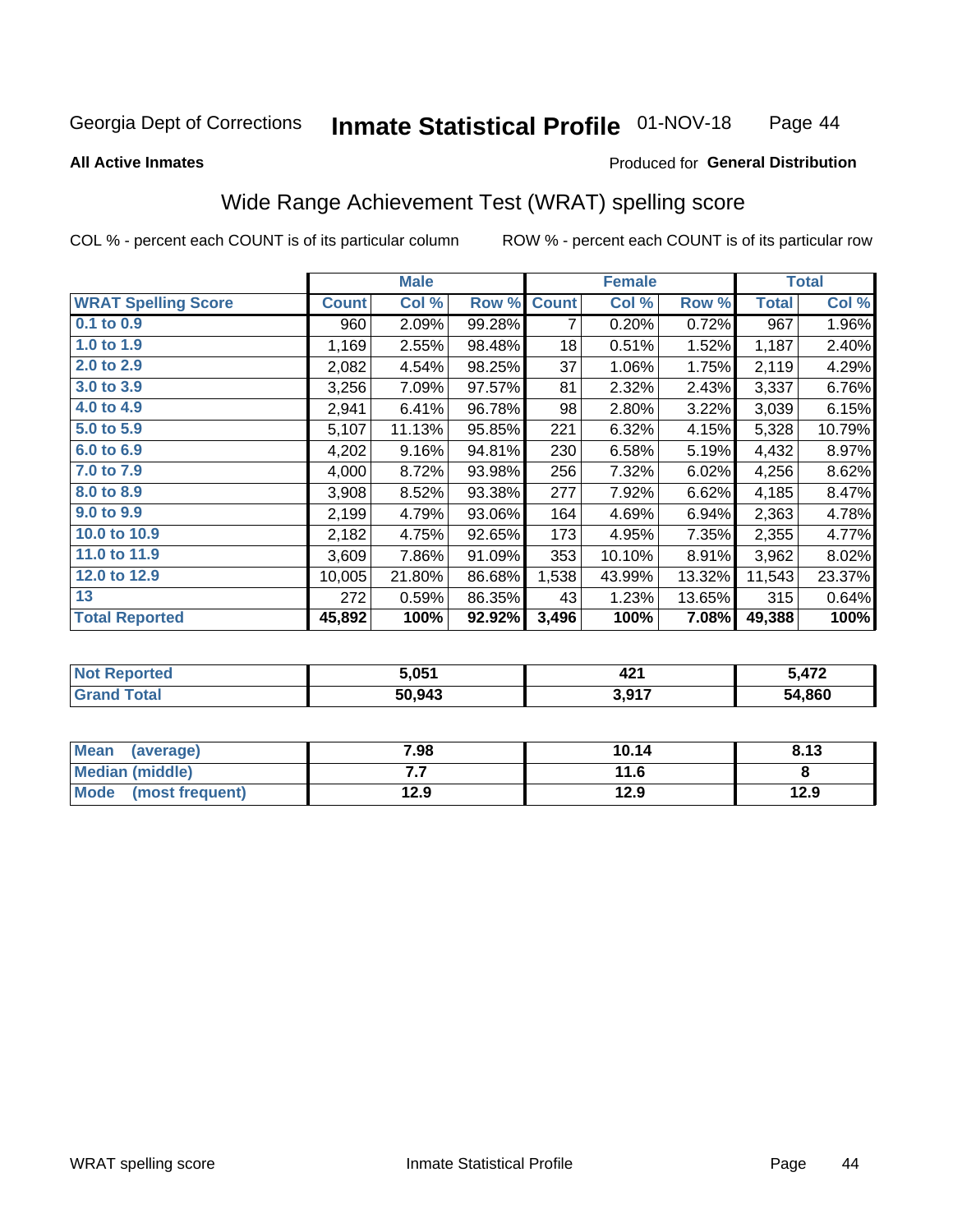Georgia Dept of Corrections **Inmate Statistical Profile** 01-NOV-18

**All Active Inmates**

Produced for **General Distribution**

## Wide Range Achievement Test (WRAT) spelling score

COL % - percent each COUNT is of its particular column ROW % - percent each COUNT is of its particular row

| | Male | | | Female | | | Total | |
|---|---|---|---|---|---|---|---|---|
| **WRAT Spelling Score** | **Count** | **Col %** | **Row %** | **Count** | **Col %** | **Row %** | **Total** | **Col %** |
| **0.1 to 0.9** | 960 | 2.09% | 99.28% | 7 | 0.20% | 0.72% | 967 | 1.96% |
| **1.0 to 1.9** | 1,169 | 2.55% | 98.48% | 18 | 0.51% | 1.52% | 1,187 | 2.40% |
| **2.0 to 2.9** | 2,082 | 4.54% | 98.25% | 37 | 1.06% | 1.75% | 2,119 | 4.29% |
| **3.0 to 3.9** | 3,256 | 7.09% | 97.57% | 81 | 2.32% | 2.43% | 3,337 | 6.76% |
| **4.0 to 4.9** | 2,941 | 6.41% | 96.78% | 98 | 2.80% | 3.22% | 3,039 | 6.15% |
| **5.0 to 5.9** | 5,107 | 11.13% | 95.85% | 221 | 6.32% | 4.15% | 5,328 | 10.79% |
| **6.0 to 6.9** | 4,202 | 9.16% | 94.81% | 230 | 6.58% | 5.19% | 4,432 | 8.97% |
| **7.0 to 7.9** | 4,000 | 8.72% | 93.98% | 256 | 7.32% | 6.02% | 4,256 | 8.62% |
| **8.0 to 8.9** | 3,908 | 8.52% | 93.38% | 277 | 7.92% | 6.62% | 4,185 | 8.47% |
| **9.0 to 9.9** | 2,199 | 4.79% | 93.06% | 164 | 4.69% | 6.94% | 2,363 | 4.78% |
| **10.0 to 10.9** | 2,182 | 4.75% | 92.65% | 173 | 4.95% | 7.35% | 2,355 | 4.77% |
| **11.0 to 11.9** | 3,609 | 7.86% | 91.09% | 353 | 10.10% | 8.91% | 3,962 | 8.02% |
| **12.0 to 12.9** | 10,005 | 21.80% | 86.68% | 1,538 | 43.99% | 13.32% | 11,543 | 23.37% |
| **13** | 272 | 0.59% | 86.35% | 43 | 1.23% | 13.65% | 315 | 0.64% |
| **Total Reported** | **45,892** | **100%** | **92.92%** | **3,496** | **100%** | **7.08%** | **49,388** | **100%** |

| | Male | Female | Total |
|---|---|---|---|
| **Not Reported** | **5,051** | **421** | **5,472** |
| **Grand Total** | **50,943** | **3,917** | **54,860** |

| | Male | Female | Total |
|---|---|---|---|
| **Mean (average)** | **7.98** | **10.14** | **8.13** |
| **Median (middle)** | **7.7** | **11.6** | **8** |
| **Mode (most frequent)** | **12.9** | **12.9** | **12.9** |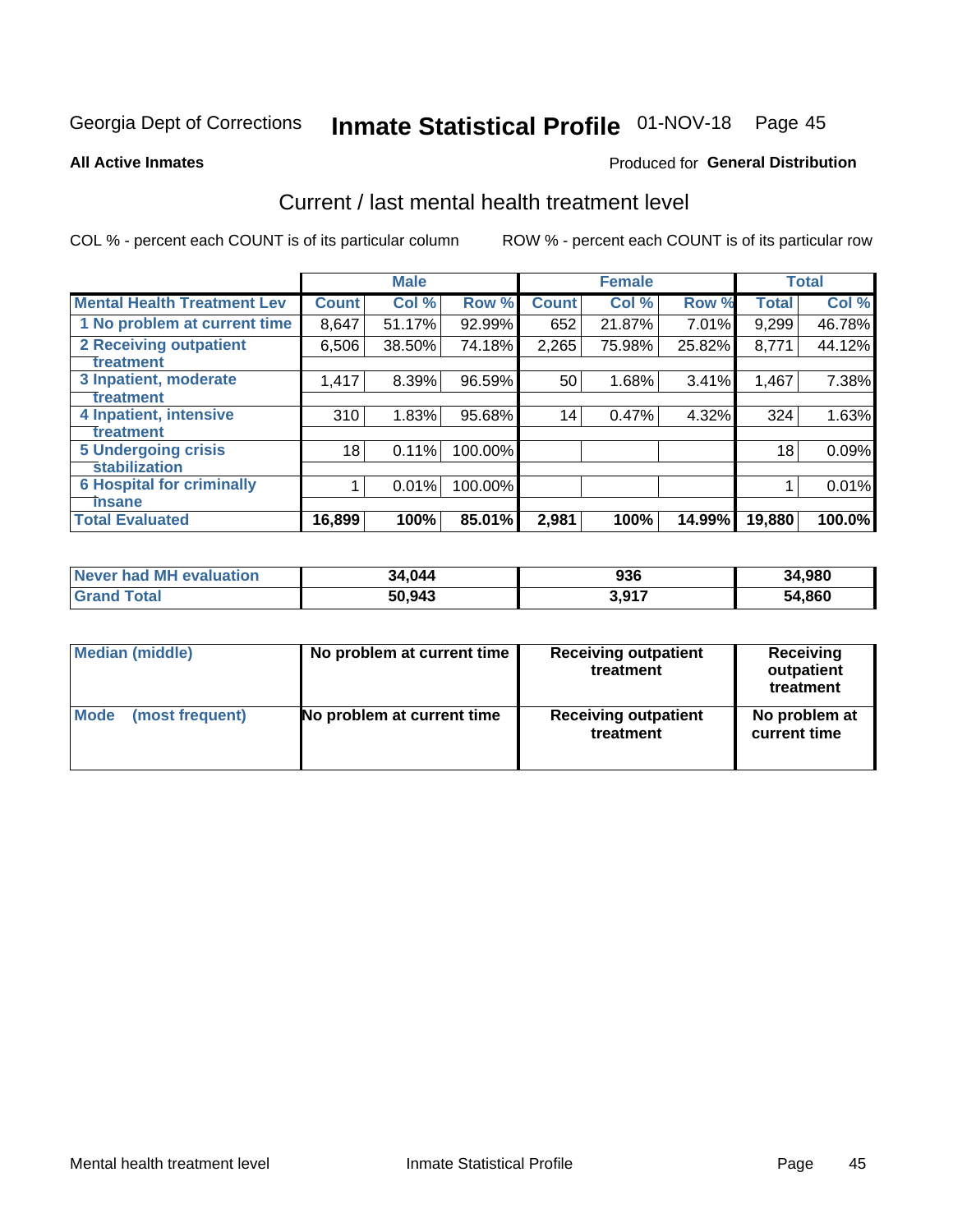Georgia Dept of Corrections **Inmate Statistical Profile** 01-NOV-18

**All Active Inmates**

Produced for **General Distribution**

## Current / last mental health treatment level

COL % - percent each COUNT is of its particular column

ROW % - percent each COUNT is of its particular row

| | Male | | | Female | | | Total | |
|---|---|---|---|---|---|---|---|---|
| **Mental Health Treatment Lev** | **Count** | **Col %** | **Row %** | **Count** | **Col %** | **Row %** | **Total** | **Col %** |
| 1 No problem at current time | 8,647 | 51.17% | 92.99% | 652 | 21.87% | 7.01% | 9,299 | 46.78% |
| 2 Receiving outpatient treatment | 6,506 | 38.50% | 74.18% | 2,265 | 75.98% | 25.82% | 8,771 | 44.12% |
| 3 Inpatient, moderate treatment | 1,417 | 8.39% | 96.59% | 50 | 1.68% | 3.41% | 1,467 | 7.38% |
| 4 Inpatient, intensive treatment | 310 | 1.83% | 95.68% | 14 | 0.47% | 4.32% | 324 | 1.63% |
| 5 Undergoing crisis stabilization | 18 | 0.11% | 100.00% | | | | 18 | 0.09% |
| 6 Hospital for criminally insane | 1 | 0.01% | 100.00% | | | | 1 | 0.01% |
| **Total Evaluated** | **16,899** | **100%** | **85.01%** | **2,981** | **100%** | **14.99%** | **19,880** | **100.0%** |

| | Male | Female | Total |
|---|---|---|---|
| **Never had MH evaluation** | **34,044** | **936** | **34,980** |
| **Grand Total** | **50,943** | **3,917** | **54,860** |

| | Male | Female | Total |
|---|---|---|---|
| **Median (middle)** | **No problem at current time** | **Receiving outpatient treatment** | **Receiving outpatient treatment** |
| **Mode (most frequent)** | **No problem at current time** | **Receiving outpatient treatment** | **No problem at current time** |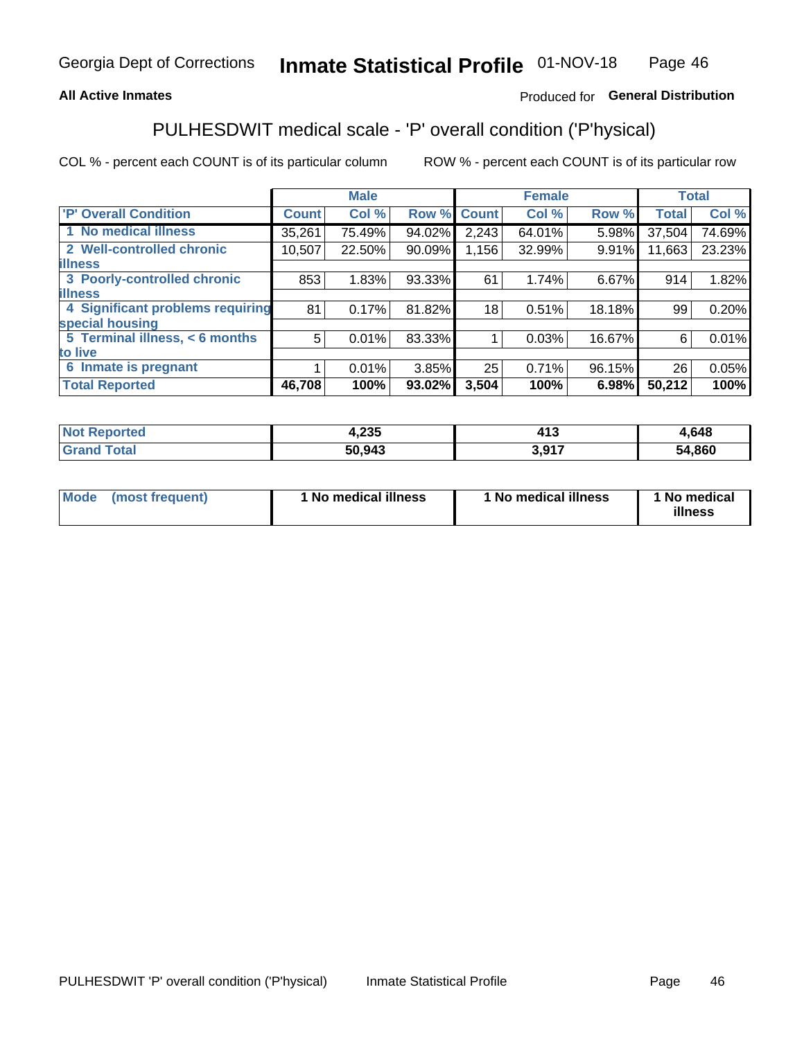Georgia Dept of Corrections **Inmate Statistical Profile** 01-NOV-18

**All Active Inmates**

Produced for **General Distribution**

## PULHESDWIT medical scale - 'P' overall condition ('P'hysical)

COL % - percent each COUNT is of its particular column

ROW % - percent each COUNT is of its particular row

| | Male | | | Female | | | Total | |
|---|---|---|---|---|---|---|---|---|
| **'P' Overall Condition** | **Count** | **Col %** | **Row %** | **Count** | **Col %** | **Row %** | **Total** | **Col %** |
| **1 No medical illness** | 35,261 | 75.49% | 94.02% | 2,243 | 64.01% | 5.98% | 37,504 | 74.69% |
| **2 Well-controlled chronic illness** | 10,507 | 22.50% | 90.09% | 1,156 | 32.99% | 9.91% | 11,663 | 23.23% |
| **3 Poorly-controlled chronic illness** | 853 | 1.83% | 93.33% | 61 | 1.74% | 6.67% | 914 | 1.82% |
| **4 Significant problems requiring special housing** | 81 | 0.17% | 81.82% | 18 | 0.51% | 18.18% | 99 | 0.20% |
| **5 Terminal illness, < 6 months to live** | 5 | 0.01% | 83.33% | 1 | 0.03% | 16.67% | 6 | 0.01% |
| **6 Inmate is pregnant** | 1 | 0.01% | 3.85% | 25 | 0.71% | 96.15% | 26 | 0.05% |
| **Total Reported** | **46,708** | **100%** | **93.02%** | **3,504** | **100%** | **6.98%** | **50,212** | **100%** |

| | Male | Female | Total |
|---|---|---|---|
| **Not Reported** | **4,235** | **413** | **4,648** |
| **Grand Total** | **50,943** | **3,917** | **54,860** |

| | Male | Female | Total |
|---|---|---|---|
| **Mode (most frequent)** | **1 No medical illness** | **1 No medical illness** | **1 No medical illness** |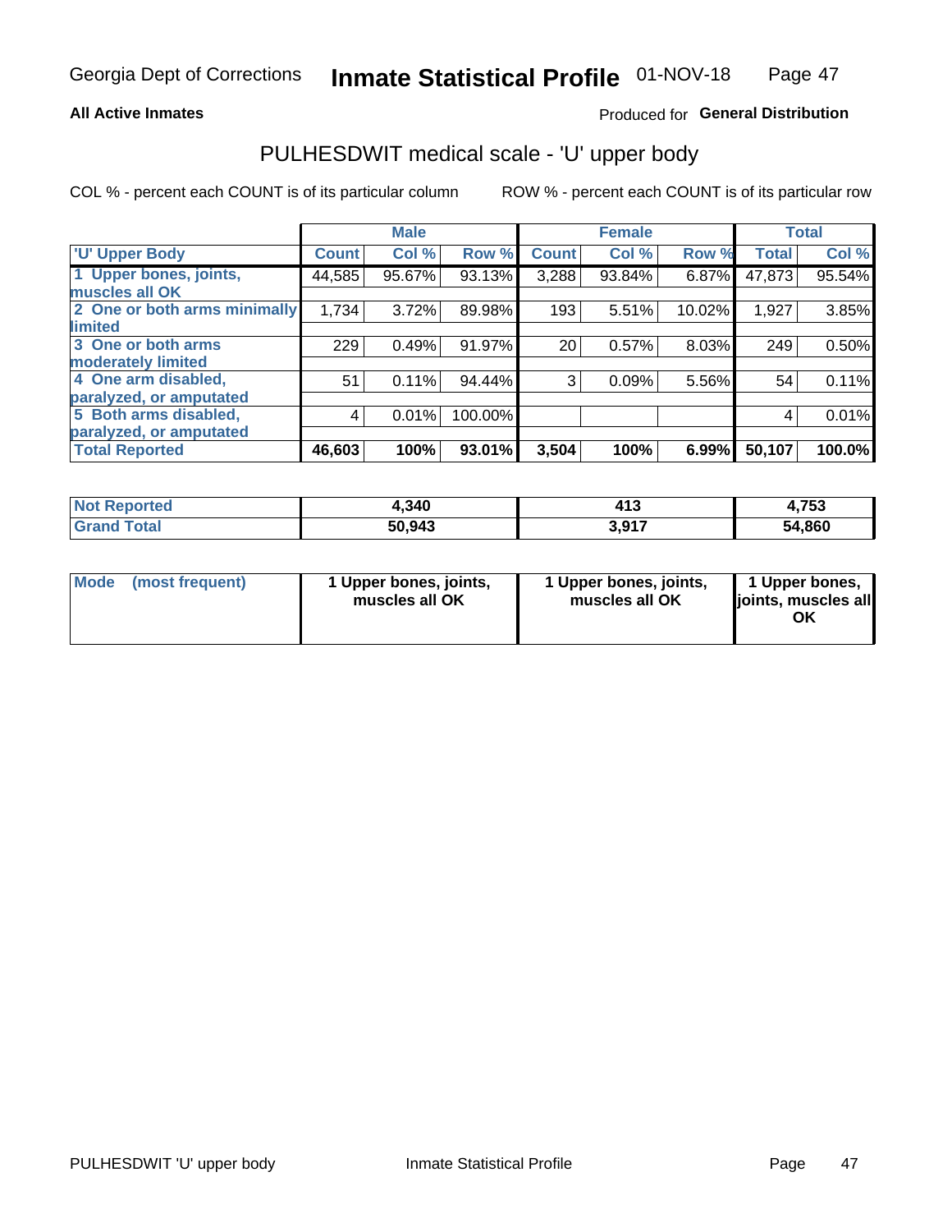Georgia Dept of Corrections **Inmate Statistical Profile** 01-NOV-18

**All Active Inmates**

Produced for **General Distribution**

## PULHESDWIT medical scale - 'U' upper body

COL % - percent each COUNT is of its particular column

ROW % - percent each COUNT is of its particular row

| | Male | | | Female | | | Total | |
|---|---|---|---|---|---|---|---|---|
| 'U' Upper Body | Count | Col % | Row % | Count | Col % | Row % | Total | Col % |
| 1 Upper bones, joints, muscles all OK | 44,585 | 95.67% | 93.13% | 3,288 | 93.84% | 6.87% | 47,873 | 95.54% |
| 2 One or both arms minimally limited | 1,734 | 3.72% | 89.98% | 193 | 5.51% | 10.02% | 1,927 | 3.85% |
| 3 One or both arms moderately limited | 229 | 0.49% | 91.97% | 20 | 0.57% | 8.03% | 249 | 0.50% |
| 4 One arm disabled, paralyzed, or amputated | 51 | 0.11% | 94.44% | 3 | 0.09% | 5.56% | 54 | 0.11% |
| 5 Both arms disabled, paralyzed, or amputated | 4 | 0.01% | 100.00% | | | | 4 | 0.01% |
| **Total Reported** | **46,603** | **100%** | **93.01%** | **3,504** | **100%** | **6.99%** | **50,107** | **100.0%** |

| | Male | Female | Total |
|---|---|---|---|
| Not Reported | 4,340 | 413 | 4,753 |
| Grand Total | 50,943 | 3,917 | 54,860 |

| | Male | Female | Total |
|---|---|---|---|
| Mode (most frequent) | 1 Upper bones, joints, muscles all OK | 1 Upper bones, joints, muscles all OK | 1 Upper bones, joints, muscles all OK |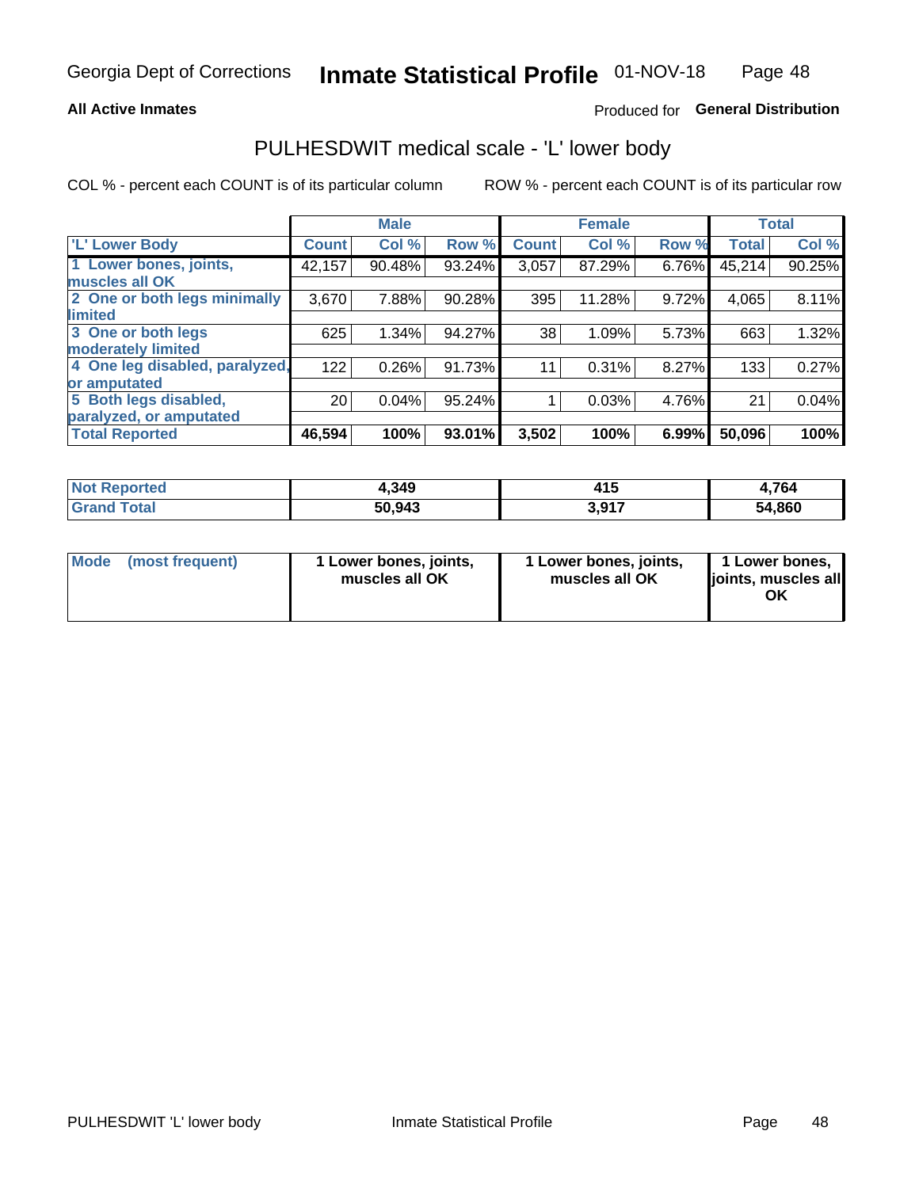**All Active Inmates**

Produced for **General Distribution**

## PULHESDWIT medical scale - 'L' lower body

COL % - percent each COUNT is of its particular column

ROW % - percent each COUNT is of its particular row

| | Male | | | Female | | | Total | |
|---|---|---|---|---|---|---|---|---|
| 'L' Lower Body | Count | Col % | Row % | Count | Col % | Row % | Total | Col % |
| 1 Lower bones, joints, muscles all OK | 42,157 | 90.48% | 93.24% | 3,057 | 87.29% | 6.76% | 45,214 | 90.25% |
| 2 One or both legs minimally limited | 3,670 | 7.88% | 90.28% | 395 | 11.28% | 9.72% | 4,065 | 8.11% |
| 3 One or both legs moderately limited | 625 | 1.34% | 94.27% | 38 | 1.09% | 5.73% | 663 | 1.32% |
| 4 One leg disabled, paralyzed, or amputated | 122 | 0.26% | 91.73% | 11 | 0.31% | 8.27% | 133 | 0.27% |
| 5 Both legs disabled, paralyzed, or amputated | 20 | 0.04% | 95.24% | 1 | 0.03% | 4.76% | 21 | 0.04% |
| **Total Reported** | **46,594** | **100%** | **93.01%** | **3,502** | **100%** | **6.99%** | **50,096** | **100%** |

| | Male | Female | Total |
|---|---|---|---|
| Not Reported | 4,349 | 415 | 4,764 |
| Grand Total | 50,943 | 3,917 | 54,860 |

| | Male | Female | Total |
|---|---|---|---|
| Mode (most frequent) | 1 Lower bones, joints, muscles all OK | 1 Lower bones, joints, muscles all OK | 1 Lower bones, joints, muscles all OK |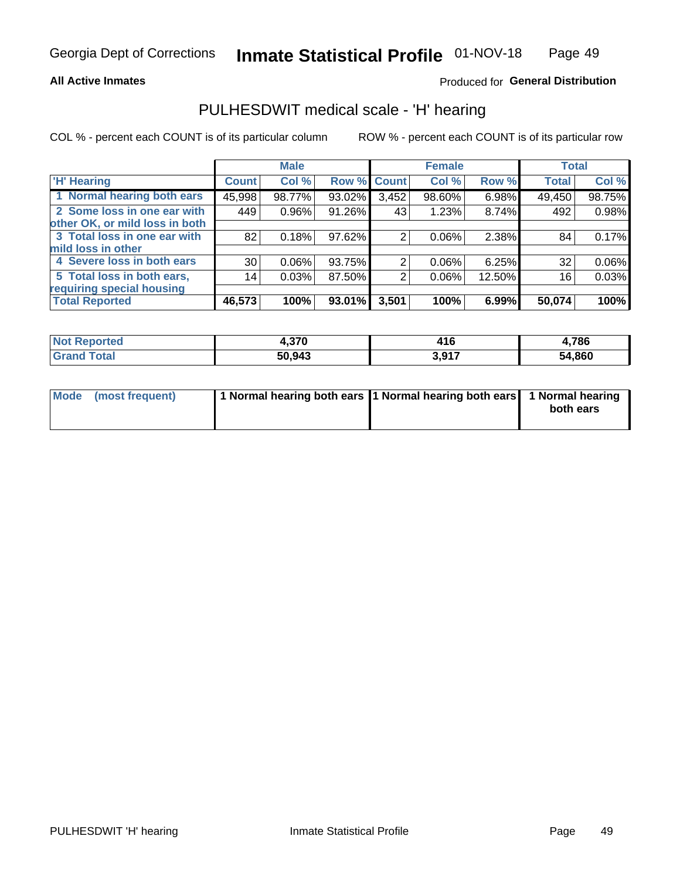Georgia Dept of Corrections **Inmate Statistical Profile** 01-NOV-18

**All Active Inmates**

Produced for **General Distribution**

## PULHESDWIT medical scale - 'H' hearing

COL % - percent each COUNT is of its particular column

ROW % - percent each COUNT is of its particular row

| | Male | | | Female | | | Total | |
|---|---|---|---|---|---|---|---|---|
| **'H' Hearing** | **Count** | **Col %** | **Row %** | **Count** | **Col %** | **Row %** | **Total** | **Col %** |
| **1 Normal hearing both ears** | 45,998 | 98.77% | 93.02% | 3,452 | 98.60% | 6.98% | 49,450 | 98.75% |
| **2 Some loss in one ear with other OK, or mild loss in both** | 449 | 0.96% | 91.26% | 43 | 1.23% | 8.74% | 492 | 0.98% |
| **3 Total loss in one ear with mild loss in other** | 82 | 0.18% | 97.62% | 2 | 0.06% | 2.38% | 84 | 0.17% |
| **4 Severe loss in both ears** | 30 | 0.06% | 93.75% | 2 | 0.06% | 6.25% | 32 | 0.06% |
| **5 Total loss in both ears, requiring special housing** | 14 | 0.03% | 87.50% | 2 | 0.06% | 12.50% | 16 | 0.03% |
| **Total Reported** | **46,573** | **100%** | **93.01%** | **3,501** | **100%** | **6.99%** | **50,074** | **100%** |

| | Male | Female | Total |
|---|---|---|---|
| **Not Reported** | **4,370** | **416** | **4,786** |
| **Grand Total** | **50,943** | **3,917** | **54,860** |

| | Male | Female | Total |
|---|---|---|---|
| **Mode (most frequent)** | **1 Normal hearing both ears** | **1 Normal hearing both ears** | **1 Normal hearing both ears** |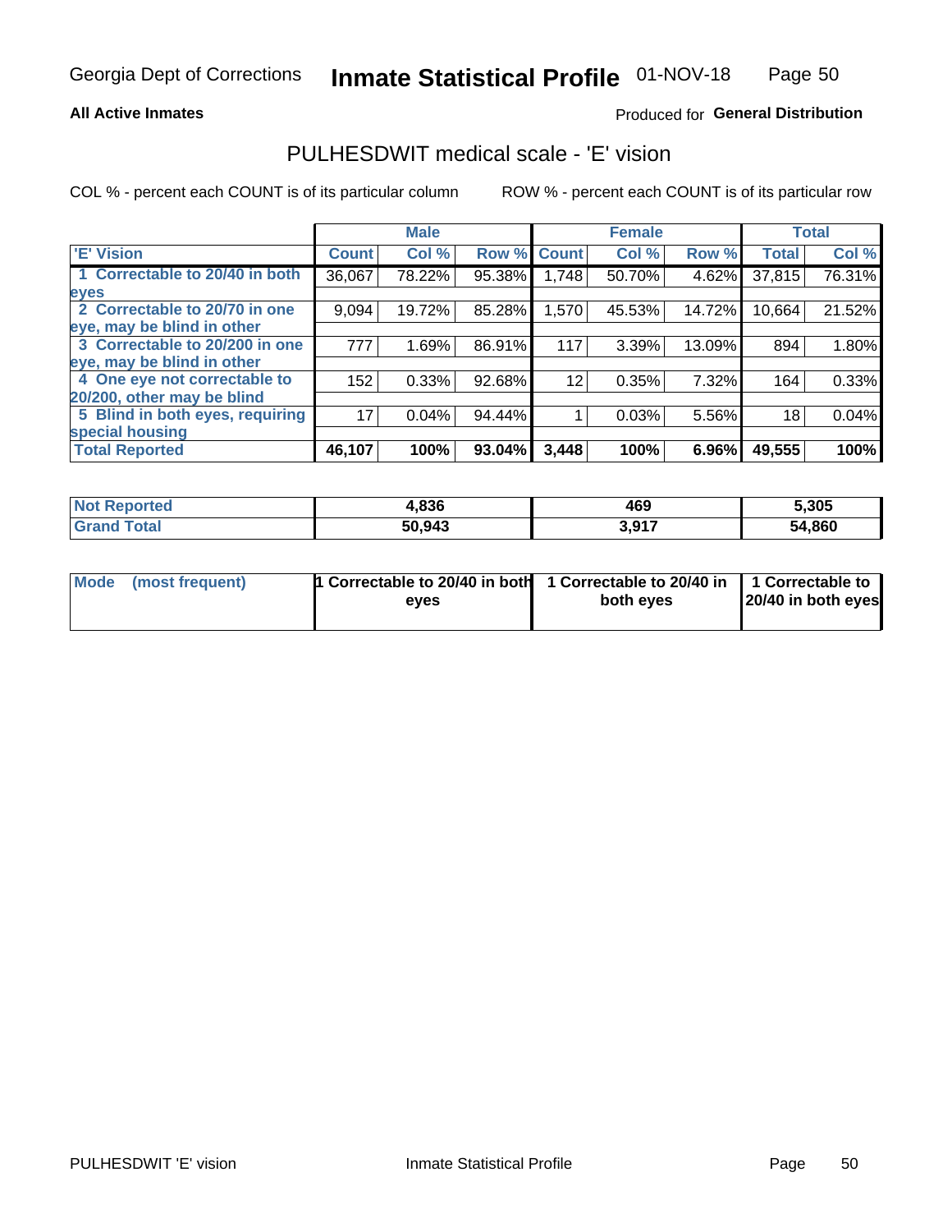Georgia Dept of Corrections **Inmate Statistical Profile** 01-NOV-18

**All Active Inmates**

Produced for **General Distribution**

## PULHESDWIT medical scale - 'E' vision

COL % - percent each COUNT is of its particular column

ROW % - percent each COUNT is of its particular row

| | Male | | | Female | | | Total | |
|---|---|---|---|---|---|---|---|---|
| 'E' Vision | Count | Col % | Row % | Count | Col % | Row % | Total | Col % |
| 1 Correctable to 20/40 in both eyes | 36,067 | 78.22% | 95.38% | 1,748 | 50.70% | 4.62% | 37,815 | 76.31% |
| 2 Correctable to 20/70 in one eye, may be blind in other | 9,094 | 19.72% | 85.28% | 1,570 | 45.53% | 14.72% | 10,664 | 21.52% |
| 3 Correctable to 20/200 in one eye, may be blind in other | 777 | 1.69% | 86.91% | 117 | 3.39% | 13.09% | 894 | 1.80% |
| 4 One eye not correctable to 20/200, other may be blind | 152 | 0.33% | 92.68% | 12 | 0.35% | 7.32% | 164 | 0.33% |
| 5 Blind in both eyes, requiring special housing | 17 | 0.04% | 94.44% | 1 | 0.03% | 5.56% | 18 | 0.04% |
| **Total Reported** | **46,107** | **100%** | **93.04%** | **3,448** | **100%** | **6.96%** | **49,555** | **100%** |

| | Male | Female | Total |
|---|---|---|---|
| Not Reported | **4,836** | **469** | **5,305** |
| Grand Total | **50,943** | **3,917** | **54,860** |

| | Male | Female | Total |
|---|---|---|---|
| Mode (most frequent) | **1 Correctable to 20/40 in both eyes** | **1 Correctable to 20/40 in both eyes** | **1 Correctable to 20/40 in both eyes** |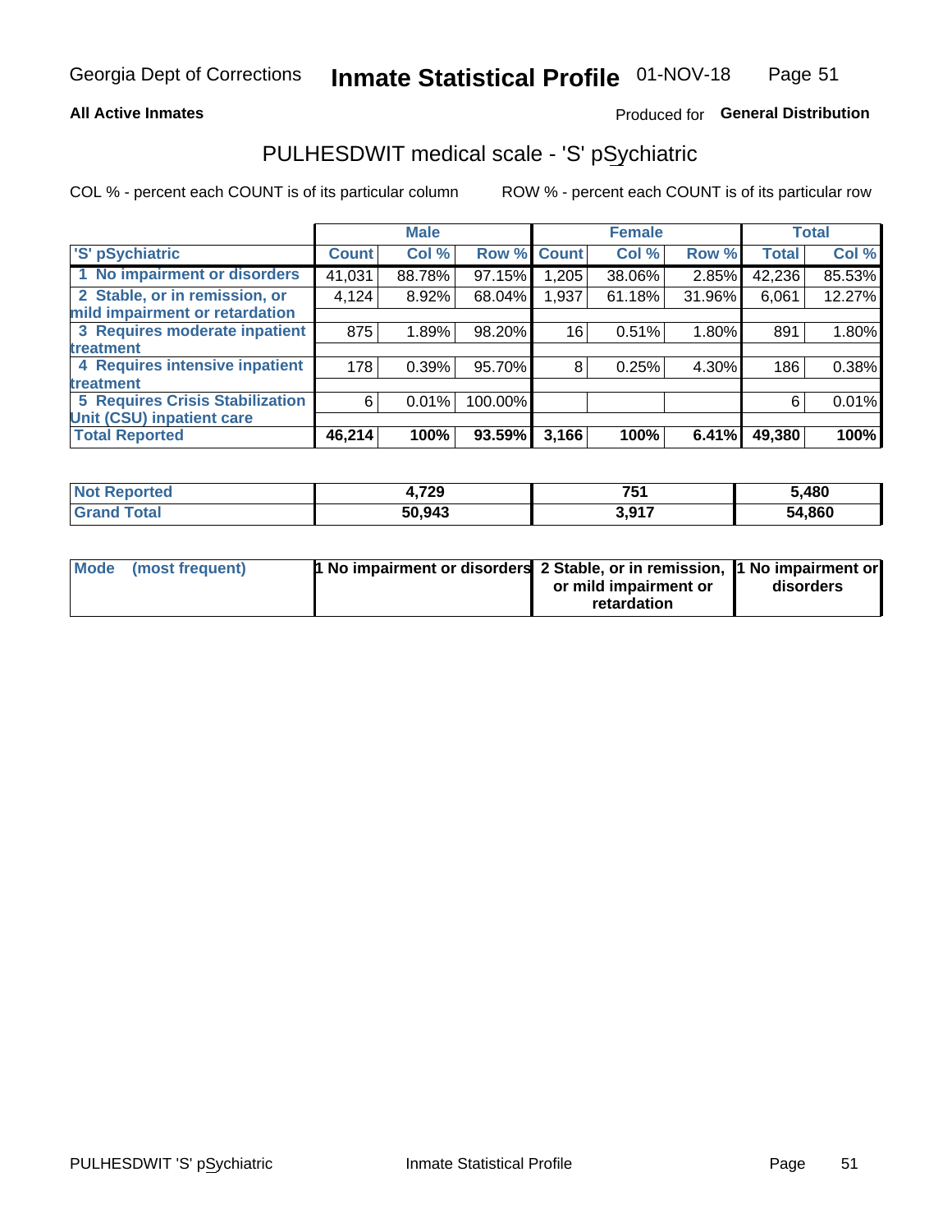**All Active Inmates**

Produced for **General Distribution**

## PULHESDWIT medical scale - 'S' pSychiatric

COL % - percent each COUNT is of its particular column

ROW % - percent each COUNT is of its particular row

| | Male | | | Female | | | Total | |
|---|---|---|---|---|---|---|---|---|
| 'S' pSychiatric | Count | Col % | Row % | Count | Col % | Row % | Total | Col % |
| 1 No impairment or disorders | 41,031 | 88.78% | 97.15% | 1,205 | 38.06% | 2.85% | 42,236 | 85.53% |
| 2 Stable, or in remission, or mild impairment or retardation | 4,124 | 8.92% | 68.04% | 1,937 | 61.18% | 31.96% | 6,061 | 12.27% |
| 3 Requires moderate inpatient treatment | 875 | 1.89% | 98.20% | 16 | 0.51% | 1.80% | 891 | 1.80% |
| 4 Requires intensive inpatient treatment | 178 | 0.39% | 95.70% | 8 | 0.25% | 4.30% | 186 | 0.38% |
| 5 Requires Crisis Stabilization Unit (CSU) inpatient care | 6 | 0.01% | 100.00% | | | | 6 | 0.01% |
| **Total Reported** | **46,214** | **100%** | **93.59%** | **3,166** | **100%** | **6.41%** | **49,380** | **100%** |

| | Male | Female | Total |
|---|---|---|---|
| Not Reported | 4,729 | 751 | 5,480 |
| Grand Total | 50,943 | 3,917 | 54,860 |

| | Male | Female | Total |
|---|---|---|---|
| Mode (most frequent) | 1 No impairment or disorders | 2 Stable, or in remission, or mild impairment or retardation | 1 No impairment or disorders |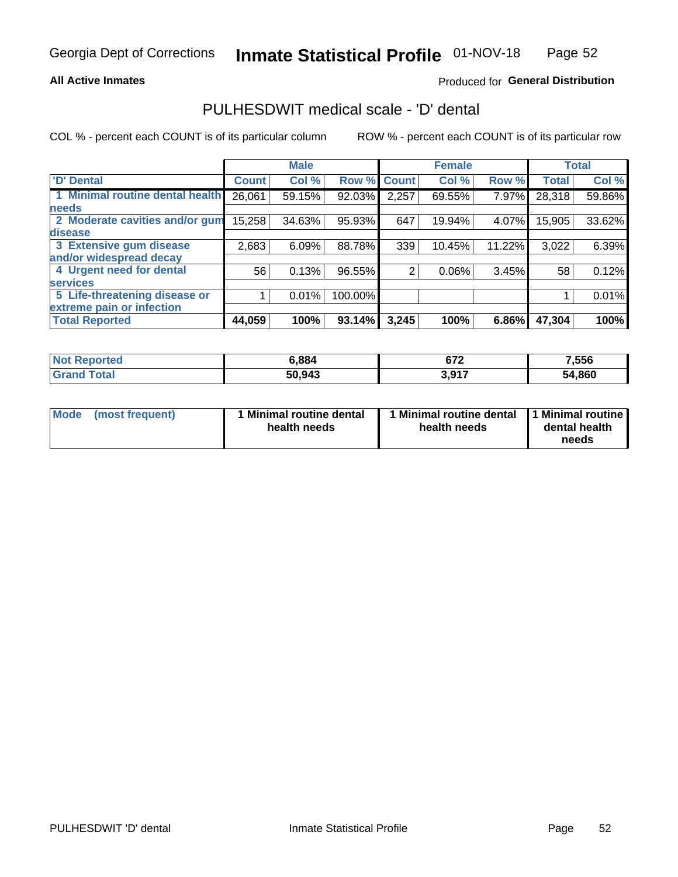Georgia Dept of Corrections **Inmate Statistical Profile** 01-NOV-18

**All Active Inmates**

Produced for **General Distribution**

## PULHESDWIT medical scale - 'D' dental

COL % - percent each COUNT is of its particular column

ROW % - percent each COUNT is of its particular row

| | Male | | | Female | | | Total | |
|---|---|---|---|---|---|---|---|---|
| 'D' Dental | Count | Col % | Row % | Count | Col % | Row % | Total | Col % |
| 1 Minimal routine dental health needs | 26,061 | 59.15% | 92.03% | 2,257 | 69.55% | 7.97% | 28,318 | 59.86% |
| 2 Moderate cavities and/or gum disease | 15,258 | 34.63% | 95.93% | 647 | 19.94% | 4.07% | 15,905 | 33.62% |
| 3 Extensive gum disease and/or widespread decay | 2,683 | 6.09% | 88.78% | 339 | 10.45% | 11.22% | 3,022 | 6.39% |
| 4 Urgent need for dental services | 56 | 0.13% | 96.55% | 2 | 0.06% | 3.45% | 58 | 0.12% |
| 5 Life-threatening disease or extreme pain or infection | 1 | 0.01% | 100.00% | | | | 1 | 0.01% |
| **Total Reported** | **44,059** | **100%** | **93.14%** | **3,245** | **100%** | **6.86%** | **47,304** | **100%** |

| | Male | Female | Total |
|---|---|---|---|
| Not Reported | 6,884 | 672 | 7,556 |
| Grand Total | 50,943 | 3,917 | 54,860 |

| | Male | Female | Total |
|---|---|---|---|
| Mode (most frequent) | 1 Minimal routine dental health needs | 1 Minimal routine dental health needs | 1 Minimal routine dental health needs |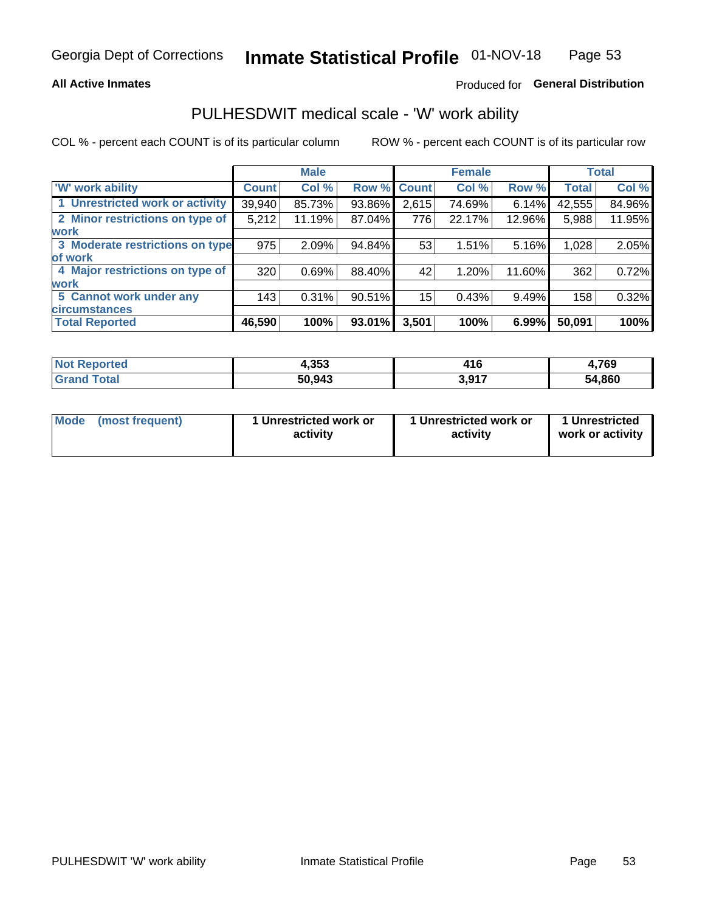Georgia Dept of Corrections **Inmate Statistical Profile** 01-NOV-18

**All Active Inmates**

Produced for **General Distribution**

## PULHESDWIT medical scale - 'W' work ability

COL % - percent each COUNT is of its particular column ROW % - percent each COUNT is of its particular row

| | Male | | | Female | | | Total | |
|---|---|---|---|---|---|---|---|---|
| 'W' work ability | Count | Col % | Row % | Count | Col % | Row % | Total | Col % |
| 1 Unrestricted work or activity | 39,940 | 85.73% | 93.86% | 2,615 | 74.69% | 6.14% | 42,555 | 84.96% |
| 2 Minor restrictions on type of work | 5,212 | 11.19% | 87.04% | 776 | 22.17% | 12.96% | 5,988 | 11.95% |
| 3 Moderate restrictions on type of work | 975 | 2.09% | 94.84% | 53 | 1.51% | 5.16% | 1,028 | 2.05% |
| 4 Major restrictions on type of work | 320 | 0.69% | 88.40% | 42 | 1.20% | 11.60% | 362 | 0.72% |
| 5 Cannot work under any circumstances | 143 | 0.31% | 90.51% | 15 | 0.43% | 9.49% | 158 | 0.32% |
| **Total Reported** | **46,590** | **100%** | **93.01%** | **3,501** | **100%** | **6.99%** | **50,091** | **100%** |

| | Male | Female | Total |
|---|---|---|---|
| Not Reported | 4,353 | 416 | 4,769 |
| Grand Total | 50,943 | 3,917 | 54,860 |

| | Male | Female | Total |
|---|---|---|---|
| Mode (most frequent) | 1 Unrestricted work or activity | 1 Unrestricted work or activity | 1 Unrestricted work or activity |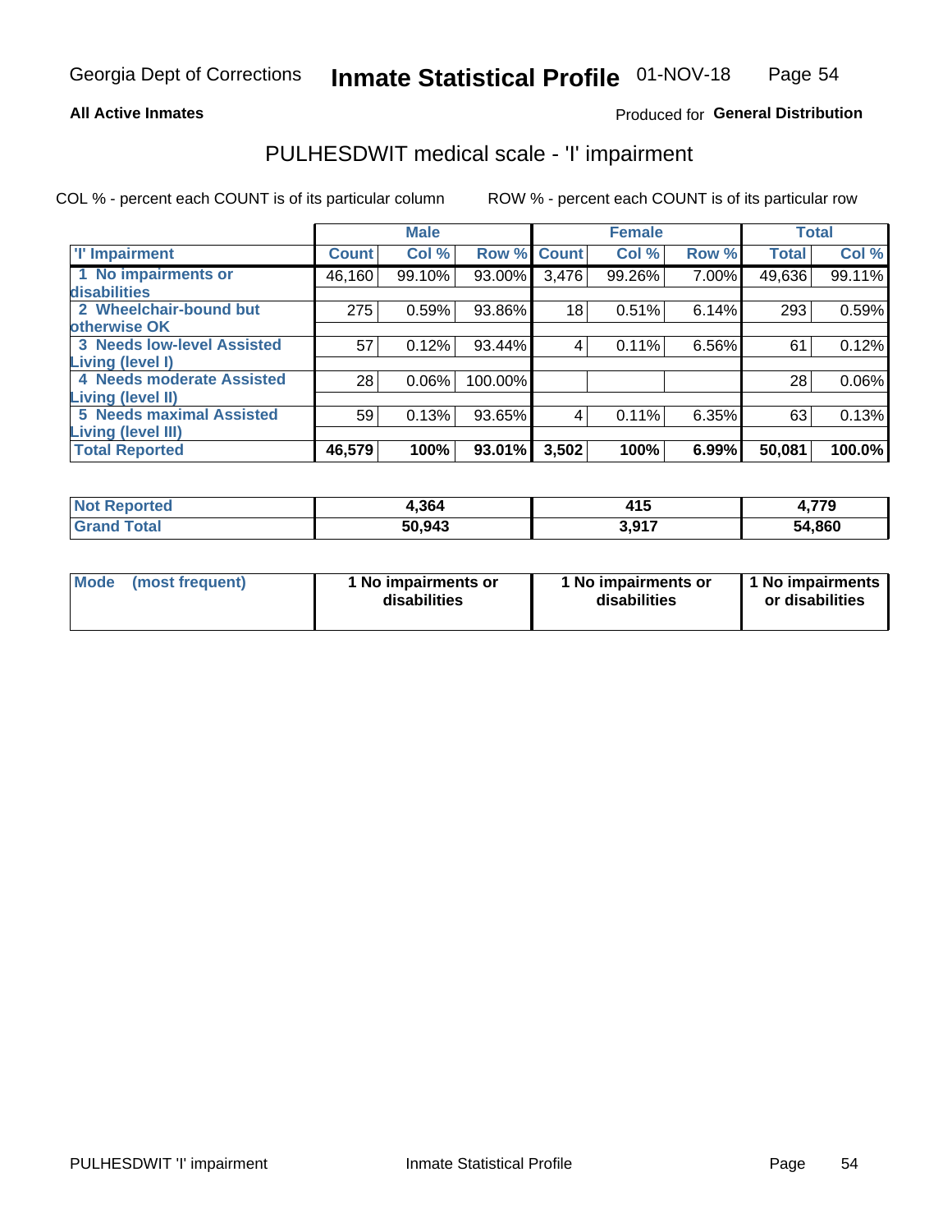**All Active Inmates**

Produced for **General Distribution**

# PULHESDWIT medical scale - 'I' impairment

COL % - percent each COUNT is of its particular column

ROW % - percent each COUNT is of its particular row

| | Male | | | Female | | | Total | |
|---|---|---|---|---|---|---|---|---|
| 'I' Impairment | Count | Col % | Row % | Count | Col % | Row % | Total | Col % |
| 1 No impairments or disabilities | 46,160 | 99.10% | 93.00% | 3,476 | 99.26% | 7.00% | 49,636 | 99.11% |
| 2 Wheelchair-bound but otherwise OK | 275 | 0.59% | 93.86% | 18 | 0.51% | 6.14% | 293 | 0.59% |
| 3 Needs low-level Assisted Living (level I) | 57 | 0.12% | 93.44% | 4 | 0.11% | 6.56% | 61 | 0.12% |
| 4 Needs moderate Assisted Living (level II) | 28 | 0.06% | 100.00% | | | | 28 | 0.06% |
| 5 Needs maximal Assisted Living (level III) | 59 | 0.13% | 93.65% | 4 | 0.11% | 6.35% | 63 | 0.13% |
| **Total Reported** | **46,579** | **100%** | **93.01%** | **3,502** | **100%** | **6.99%** | **50,081** | **100.0%** |

| | Male | Female | Total |
|---|---|---|---|
| Not Reported | **4,364** | **415** | **4,779** |
| Grand Total | **50,943** | **3,917** | **54,860** |

| | Male | Female | Total |
|---|---|---|---|
| Mode (most frequent) | **1 No impairments or disabilities** | **1 No impairments or disabilities** | **1 No impairments or disabilities** |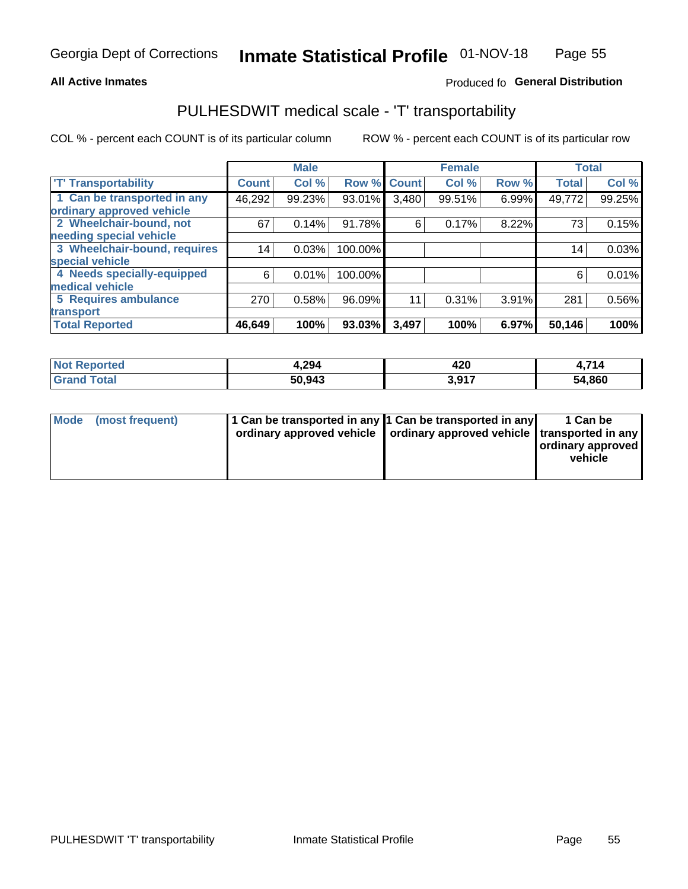Georgia Dept of Corrections **Inmate Statistical Profile** 01-NOV-18

**All Active Inmates**

Produced fo **General Distribution**

## PULHESDWIT medical scale - 'T' transportability

COL % - percent each COUNT is of its particular column

ROW % - percent each COUNT is of its particular row

| | Male | | | Female | | | Total | |
|---|---|---|---|---|---|---|---|---|
| 'T' Transportability | Count | Col % | Row % | Count | Col % | Row % | Total | Col % |
| 1 Can be transported in any ordinary approved vehicle | 46,292 | 99.23% | 93.01% | 3,480 | 99.51% | 6.99% | 49,772 | 99.25% |
| 2 Wheelchair-bound, not needing special vehicle | 67 | 0.14% | 91.78% | 6 | 0.17% | 8.22% | 73 | 0.15% |
| 3 Wheelchair-bound, requires special vehicle | 14 | 0.03% | 100.00% | | | | 14 | 0.03% |
| 4 Needs specially-equipped medical vehicle | 6 | 0.01% | 100.00% | | | | 6 | 0.01% |
| 5 Requires ambulance transport | 270 | 0.58% | 96.09% | 11 | 0.31% | 3.91% | 281 | 0.56% |
| **Total Reported** | **46,649** | **100%** | **93.03%** | **3,497** | **100%** | **6.97%** | **50,146** | **100%** |

| | Male | Female | Total |
|---|---|---|---|
| **Not Reported** | **4,294** | **420** | **4,714** |
| **Grand Total** | **50,943** | **3,917** | **54,860** |

| | Male | Female | Total |
|---|---|---|---|
| **Mode (most frequent)** | **1 Can be transported in any ordinary approved vehicle** | **1 Can be transported in any ordinary approved vehicle** | **1 Can be transported in any ordinary approved vehicle** |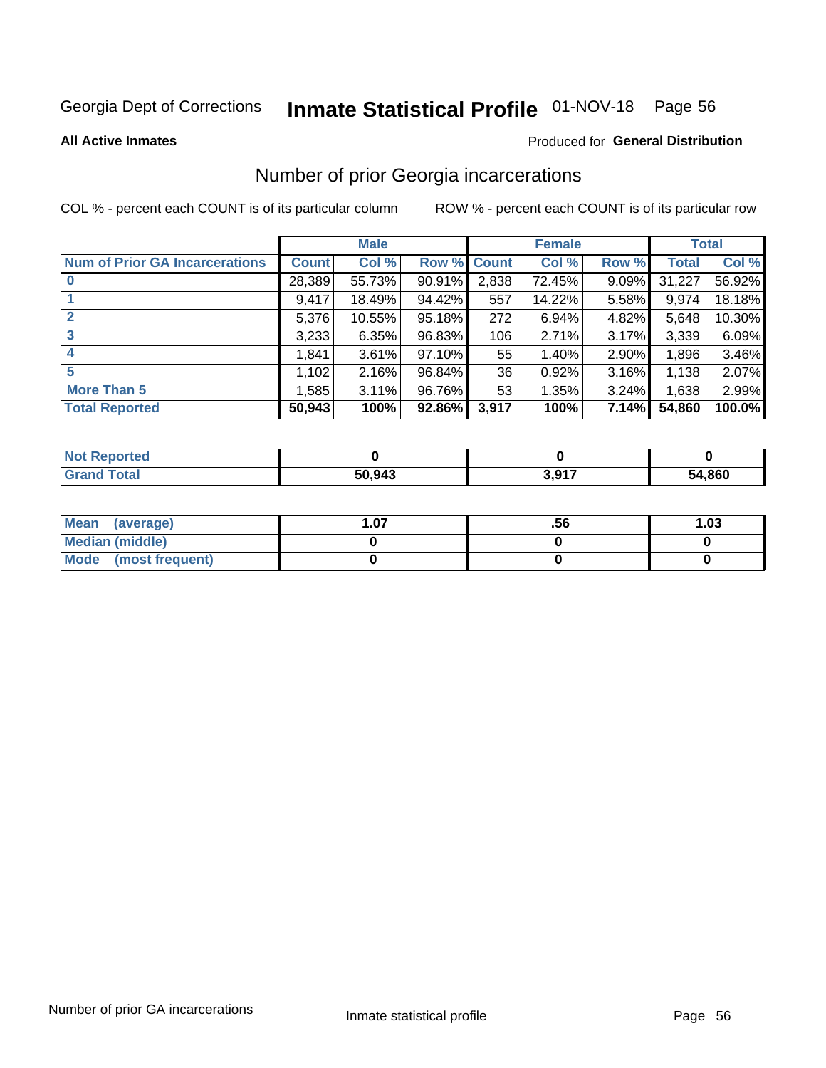Georgia Dept of Corrections **Inmate Statistical Profile** 01-NOV-18 Page 56

**All Active Inmates**

Produced for **General Distribution**

## Number of prior Georgia incarcerations

COL % - percent each COUNT is of its particular column

ROW % - percent each COUNT is of its particular row

| | Male | | | Female | | | Total | |
|---|---|---|---|---|---|---|---|---|
| **Num of Prior GA Incarcerations** | **Count** | **Col %** | **Row %** | **Count** | **Col %** | **Row %** | **Total** | **Col %** |
| **0** | 28,389 | 55.73% | 90.91% | 2,838 | 72.45% | 9.09% | 31,227 | 56.92% |
| **1** | 9,417 | 18.49% | 94.42% | 557 | 14.22% | 5.58% | 9,974 | 18.18% |
| **2** | 5,376 | 10.55% | 95.18% | 272 | 6.94% | 4.82% | 5,648 | 10.30% |
| **3** | 3,233 | 6.35% | 96.83% | 106 | 2.71% | 3.17% | 3,339 | 6.09% |
| **4** | 1,841 | 3.61% | 97.10% | 55 | 1.40% | 2.90% | 1,896 | 3.46% |
| **5** | 1,102 | 2.16% | 96.84% | 36 | 0.92% | 3.16% | 1,138 | 2.07% |
| **More Than 5** | 1,585 | 3.11% | 96.76% | 53 | 1.35% | 3.24% | 1,638 | 2.99% |
| **Total Reported** | **50,943** | **100%** | **92.86%** | **3,917** | **100%** | **7.14%** | **54,860** | **100.0%** |

| | Male | Female | Total |
|---|---|---|---|
| **Not Reported** | **0** | **0** | **0** |
| **Grand Total** | **50,943** | **3,917** | **54,860** |

| | Male | Female | Total |
|---|---|---|---|
| **Mean (average)** | **1.07** | **.56** | **1.03** |
| **Median (middle)** | **0** | **0** | **0** |
| **Mode (most frequent)** | **0** | **0** | **0** |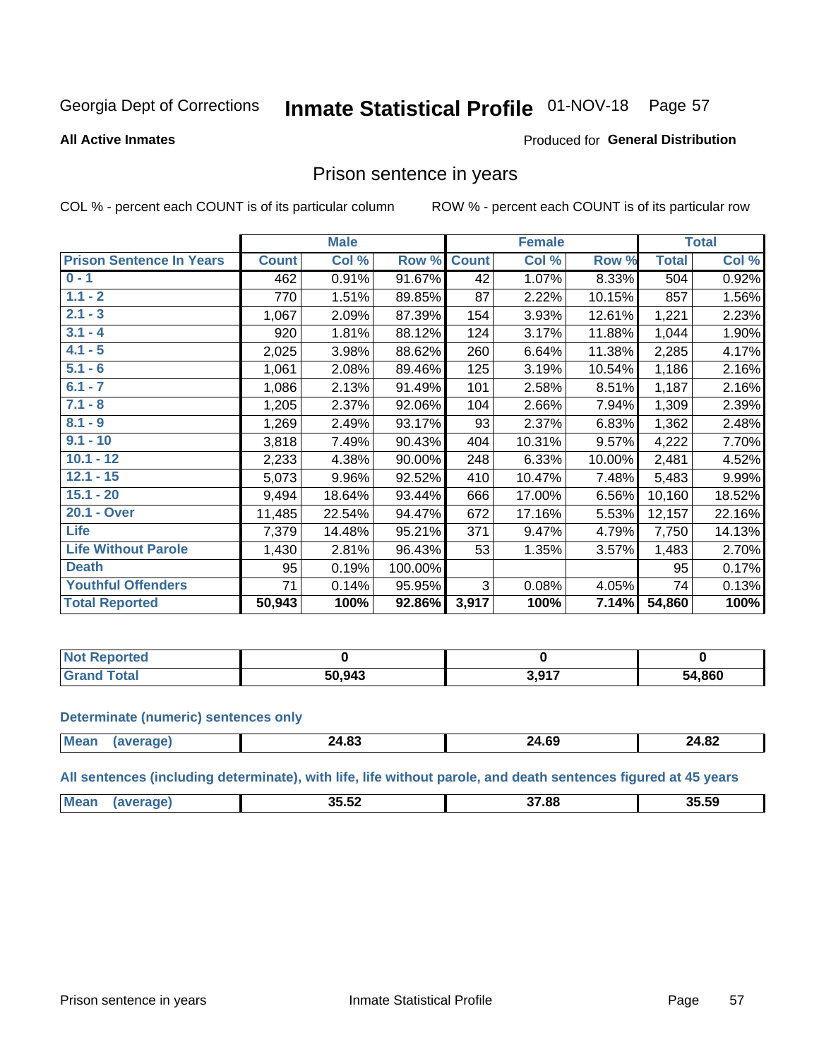Georgia Dept of Corrections **Inmate Statistical Profile** 01-NOV-18

**All Active Inmates**

Produced for **General Distribution**

## Prison sentence in years

COL % - percent each COUNT is of its particular column ROW % - percent each COUNT is of its particular row

| | Male | | | Female | | | Total | |
|---|---|---|---|---|---|---|---|---|
| **Prison Sentence In Years** | **Count** | **Col %** | **Row %** | **Count** | **Col %** | **Row %** | **Total** | **Col %** |
| 0 - 1 | 462 | 0.91% | 91.67% | 42 | 1.07% | 8.33% | 504 | 0.92% |
| 1.1 - 2 | 770 | 1.51% | 89.85% | 87 | 2.22% | 10.15% | 857 | 1.56% |
| 2.1 - 3 | 1,067 | 2.09% | 87.39% | 154 | 3.93% | 12.61% | 1,221 | 2.23% |
| 3.1 - 4 | 920 | 1.81% | 88.12% | 124 | 3.17% | 11.88% | 1,044 | 1.90% |
| 4.1 - 5 | 2,025 | 3.98% | 88.62% | 260 | 6.64% | 11.38% | 2,285 | 4.17% |
| 5.1 - 6 | 1,061 | 2.08% | 89.46% | 125 | 3.19% | 10.54% | 1,186 | 2.16% |
| 6.1 - 7 | 1,086 | 2.13% | 91.49% | 101 | 2.58% | 8.51% | 1,187 | 2.16% |
| 7.1 - 8 | 1,205 | 2.37% | 92.06% | 104 | 2.66% | 7.94% | 1,309 | 2.39% |
| 8.1 - 9 | 1,269 | 2.49% | 93.17% | 93 | 2.37% | 6.83% | 1,362 | 2.48% |
| 9.1 - 10 | 3,818 | 7.49% | 90.43% | 404 | 10.31% | 9.57% | 4,222 | 7.70% |
| 10.1 - 12 | 2,233 | 4.38% | 90.00% | 248 | 6.33% | 10.00% | 2,481 | 4.52% |
| 12.1 - 15 | 5,073 | 9.96% | 92.52% | 410 | 10.47% | 7.48% | 5,483 | 9.99% |
| 15.1 - 20 | 9,494 | 18.64% | 93.44% | 666 | 17.00% | 6.56% | 10,160 | 18.52% |
| 20.1 - Over | 11,485 | 22.54% | 94.47% | 672 | 17.16% | 5.53% | 12,157 | 22.16% |
| Life | 7,379 | 14.48% | 95.21% | 371 | 9.47% | 4.79% | 7,750 | 14.13% |
| Life Without Parole | 1,430 | 2.81% | 96.43% | 53 | 1.35% | 3.57% | 1,483 | 2.70% |
| Death | 95 | 0.19% | 100.00% | | | | 95 | 0.17% |
| Youthful Offenders | 71 | 0.14% | 95.95% | 3 | 0.08% | 4.05% | 74 | 0.13% |
| **Total Reported** | **50,943** | **100%** | **92.86%** | **3,917** | **100%** | **7.14%** | **54,860** | **100%** |

| | Male | Female | Total |
|---|---|---|---|
| Not Reported | **0** | **0** | **0** |
| Grand Total | **50,943** | **3,917** | **54,860** |

**Determinate (numeric) sentences only**

| | Male | Female | Total |
|---|---|---|---|
| Mean (average) | **24.83** | **24.69** | **24.82** |

**All sentences (including determinate), with life, life without parole, and death sentences figured at 45 years**

| | Male | Female | Total |
|---|---|---|---|
| Mean (average) | **35.52** | **37.88** | **35.59** |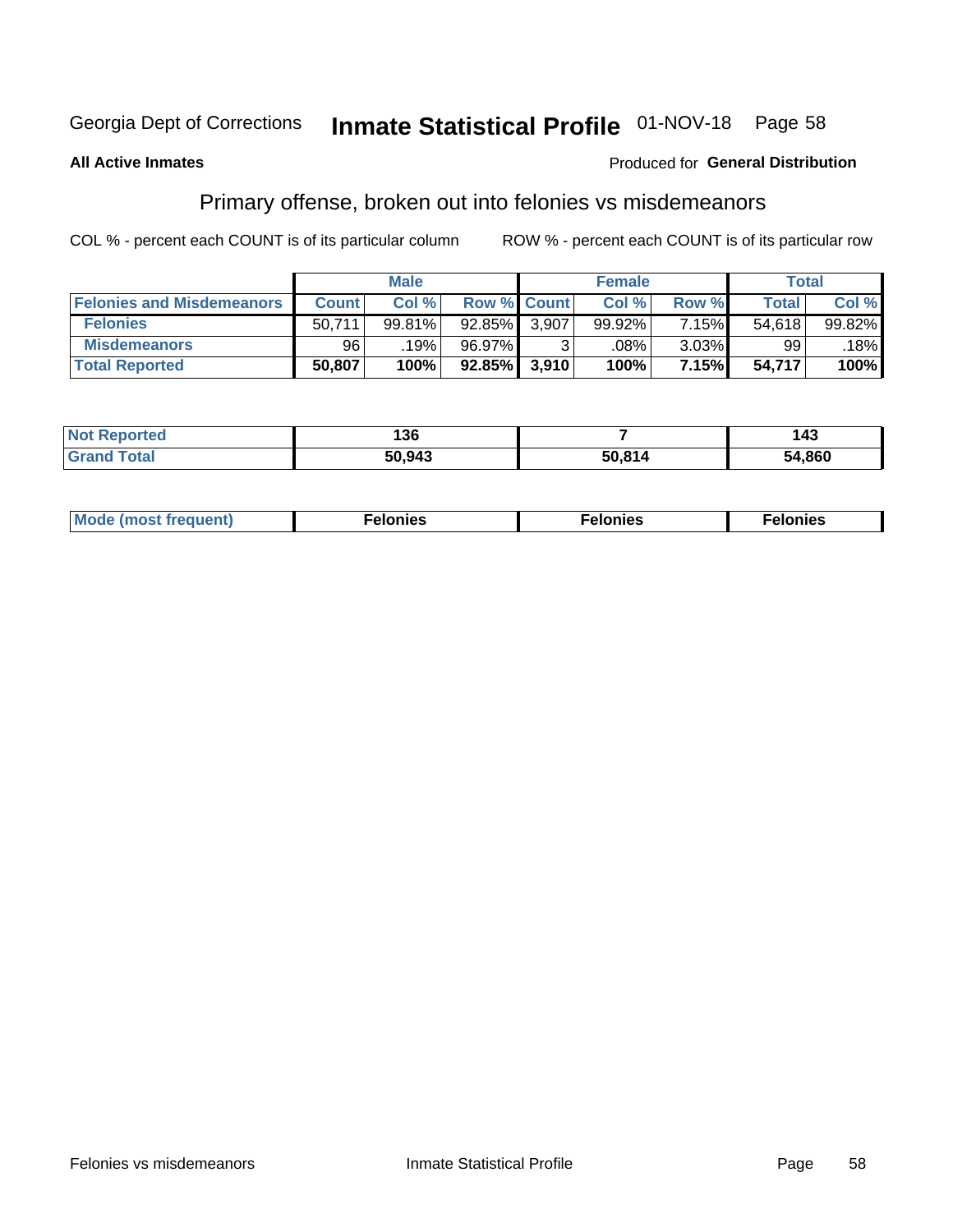Georgia Dept of Corrections **Inmate Statistical Profile** 01-NOV-18

**All Active Inmates**

Produced for **General Distribution**

## Primary offense, broken out into felonies vs misdemeanors

COL % - percent each COUNT is of its particular column

ROW % - percent each COUNT is of its particular row

| | Male | | | Female | | | Total | |
|---|---|---|---|---|---|---|---|---|
| **Felonies and Misdemeanors** | **Count** | **Col %** | **Row %** | **Count** | **Col %** | **Row %** | **Total** | **Col %** |
| **Felonies** | 50,711 | 99.81% | 92.85% | 3,907 | 99.92% | 7.15% | 54,618 | 99.82% |
| **Misdemeanors** | 96 | .19% | 96.97% | 3 | .08% | 3.03% | 99 | .18% |
| **Total Reported** | **50,807** | **100%** | **92.85%** | **3,910** | **100%** | **7.15%** | **54,717** | **100%** |

| | Male | Female | Total |
|---|---|---|---|
| **Not Reported** | **136** | **7** | **143** |
| **Grand Total** | **50,943** | **50,814** | **54,860** |

| | Male | Female | Total |
|---|---|---|---|
| **Mode (most frequent)** | **Felonies** | **Felonies** | **Felonies** |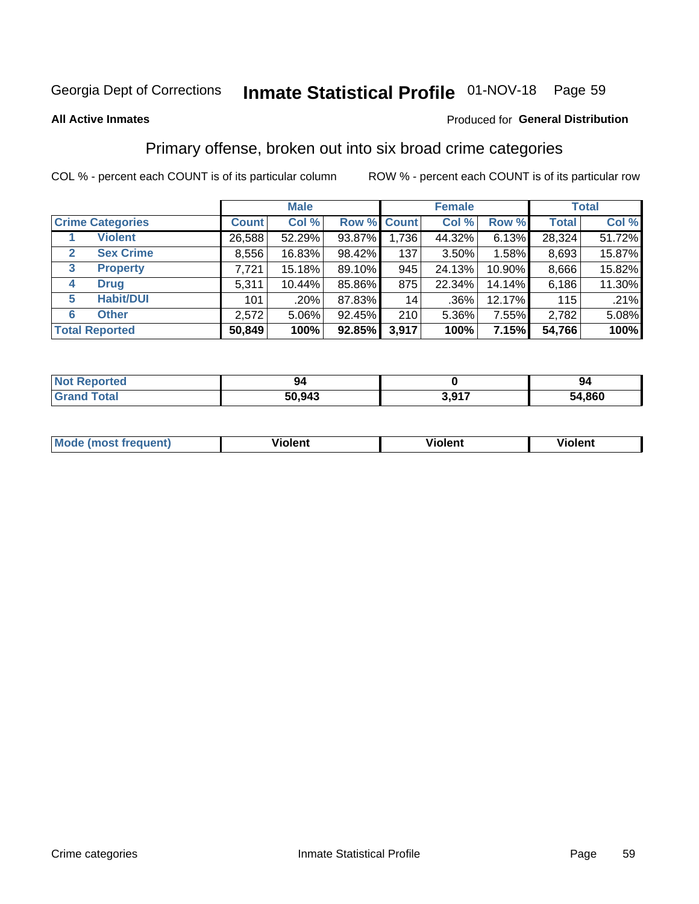Georgia Dept of Corrections **Inmate Statistical Profile** 01-NOV-18

**All Active Inmates**

Produced for **General Distribution**

## Primary offense, broken out into six broad crime categories

COL % - percent each COUNT is of its particular column

ROW % - percent each COUNT is of its particular row

| | | Male | | | Female | | | Total | |
|---|---|---|---|---|---|---|---|---|---|
| **Crime Categories** | | **Count** | **Col %** | **Row %** | **Count** | **Col %** | **Row %** | **Total** | **Col %** |
| 1 | **Violent** | 26,588 | 52.29% | 93.87% | 1,736 | 44.32% | 6.13% | 28,324 | 51.72% |
| 2 | **Sex Crime** | 8,556 | 16.83% | 98.42% | 137 | 3.50% | 1.58% | 8,693 | 15.87% |
| 3 | **Property** | 7,721 | 15.18% | 89.10% | 945 | 24.13% | 10.90% | 8,666 | 15.82% |
| 4 | **Drug** | 5,311 | 10.44% | 85.86% | 875 | 22.34% | 14.14% | 6,186 | 11.30% |
| 5 | **Habit/DUI** | 101 | .20% | 87.83% | 14 | .36% | 12.17% | 115 | .21% |
| 6 | **Other** | 2,572 | 5.06% | 92.45% | 210 | 5.36% | 7.55% | 2,782 | 5.08% |
| **Total Reported** | | **50,849** | **100%** | **92.85%** | **3,917** | **100%** | **7.15%** | **54,766** | **100%** |

| | Male | Female | Total |
|---|---|---|---|
| **Not Reported** | **94** | **0** | **94** |
| **Grand Total** | **50,943** | **3,917** | **54,860** |

| | Male | Female | Total |
|---|---|---|---|
| **Mode (most frequent)** | **Violent** | **Violent** | **Violent** |

Crime categories Inmate Statistical Profile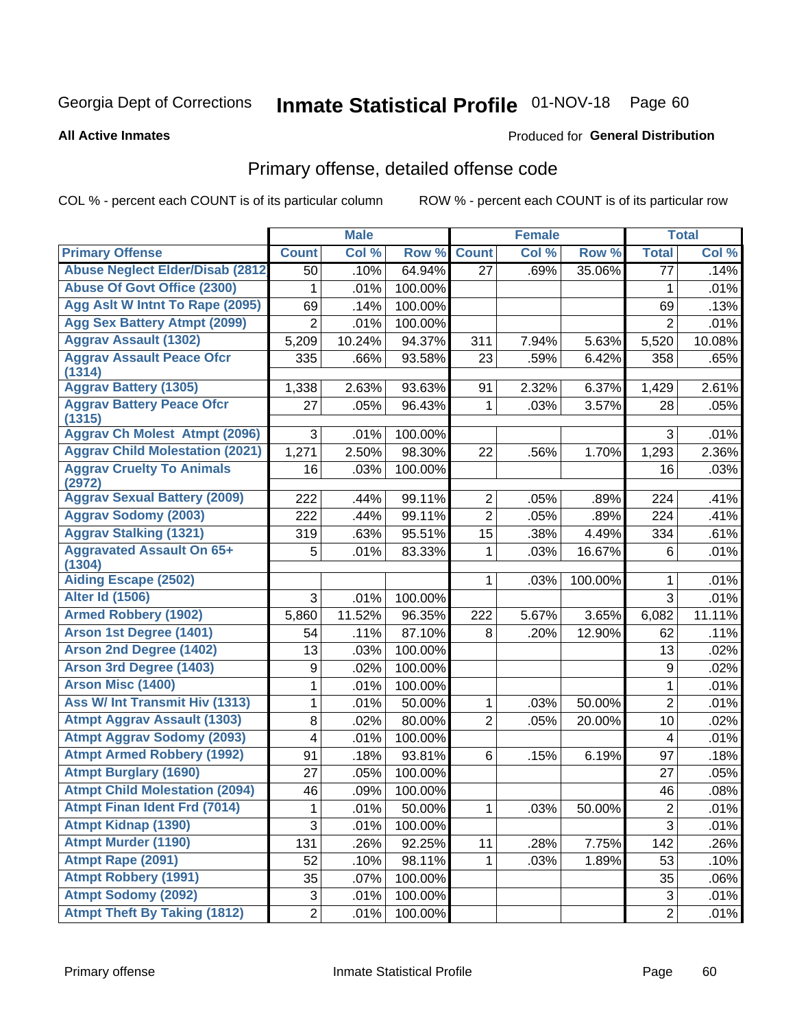Georgia Dept of Corrections **Inmate Statistical Profile** 01-NOV-18 Page 60

**All Active Inmates**

Produced for **General Distribution**

## Primary offense, detailed offense code

COL % - percent each COUNT is of its particular column

ROW % - percent each COUNT is of its particular row

| | Male | | | Female | | | Total | |
|---|---|---|---|---|---|---|---|---|
| Primary Offense | Count | Col % | Row % | Count | Col % | Row % | Total | Col % |
| Abuse Neglect Elder/Disab (2812 | 50 | .10% | 64.94% | 27 | .69% | 35.06% | 77 | .14% |
| Abuse Of Govt Office (2300) | 1 | .01% | 100.00% | | | | 1 | .01% |
| Agg Aslt W Intnt To Rape (2095) | 69 | .14% | 100.00% | | | | 69 | .13% |
| Agg Sex Battery Atmpt (2099) | 2 | .01% | 100.00% | | | | 2 | .01% |
| Aggrav Assault (1302) | 5,209 | 10.24% | 94.37% | 311 | 7.94% | 5.63% | 5,520 | 10.08% |
| Aggrav Assault Peace Ofcr (1314) | 335 | .66% | 93.58% | 23 | .59% | 6.42% | 358 | .65% |
| Aggrav Battery (1305) | 1,338 | 2.63% | 93.63% | 91 | 2.32% | 6.37% | 1,429 | 2.61% |
| Aggrav Battery Peace Ofcr (1315) | 27 | .05% | 96.43% | 1 | .03% | 3.57% | 28 | .05% |
| Aggrav Ch Molest Atmpt (2096) | 3 | .01% | 100.00% | | | | 3 | .01% |
| Aggrav Child Molestation (2021) | 1,271 | 2.50% | 98.30% | 22 | .56% | 1.70% | 1,293 | 2.36% |
| Aggrav Cruelty To Animals (2972) | 16 | .03% | 100.00% | | | | 16 | .03% |
| Aggrav Sexual Battery (2009) | 222 | .44% | 99.11% | 2 | .05% | .89% | 224 | .41% |
| Aggrav Sodomy (2003) | 222 | .44% | 99.11% | 2 | .05% | .89% | 224 | .41% |
| Aggrav Stalking (1321) | 319 | .63% | 95.51% | 15 | .38% | 4.49% | 334 | .61% |
| Aggravated Assault On 65+ (1304) | 5 | .01% | 83.33% | 1 | .03% | 16.67% | 6 | .01% |
| Aiding Escape (2502) | | | | 1 | .03% | 100.00% | 1 | .01% |
| Alter Id (1506) | 3 | .01% | 100.00% | | | | 3 | .01% |
| Armed Robbery (1902) | 5,860 | 11.52% | 96.35% | 222 | 5.67% | 3.65% | 6,082 | 11.11% |
| Arson 1st Degree (1401) | 54 | .11% | 87.10% | 8 | .20% | 12.90% | 62 | .11% |
| Arson 2nd Degree (1402) | 13 | .03% | 100.00% | | | | 13 | .02% |
| Arson 3rd Degree (1403) | 9 | .02% | 100.00% | | | | 9 | .02% |
| Arson Misc (1400) | 1 | .01% | 100.00% | | | | 1 | .01% |
| Ass W/ Int Transmit Hiv (1313) | 1 | .01% | 50.00% | 1 | .03% | 50.00% | 2 | .01% |
| Atmpt Aggrav Assault (1303) | 8 | .02% | 80.00% | 2 | .05% | 20.00% | 10 | .02% |
| Atmpt Aggrav Sodomy (2093) | 4 | .01% | 100.00% | | | | 4 | .01% |
| Atmpt Armed Robbery (1992) | 91 | .18% | 93.81% | 6 | .15% | 6.19% | 97 | .18% |
| Atmpt Burglary (1690) | 27 | .05% | 100.00% | | | | 27 | .05% |
| Atmpt Child Molestation (2094) | 46 | .09% | 100.00% | | | | 46 | .08% |
| Atmpt Finan Ident Frd (7014) | 1 | .01% | 50.00% | 1 | .03% | 50.00% | 2 | .01% |
| Atmpt Kidnap (1390) | 3 | .01% | 100.00% | | | | 3 | .01% |
| Atmpt Murder (1190) | 131 | .26% | 92.25% | 11 | .28% | 7.75% | 142 | .26% |
| Atmpt Rape (2091) | 52 | .10% | 98.11% | 1 | .03% | 1.89% | 53 | .10% |
| Atmpt Robbery (1991) | 35 | .07% | 100.00% | | | | 35 | .06% |
| Atmpt Sodomy (2092) | 3 | .01% | 100.00% | | | | 3 | .01% |
| Atmpt Theft By Taking (1812) | 2 | .01% | 100.00% | | | | 2 | .01% |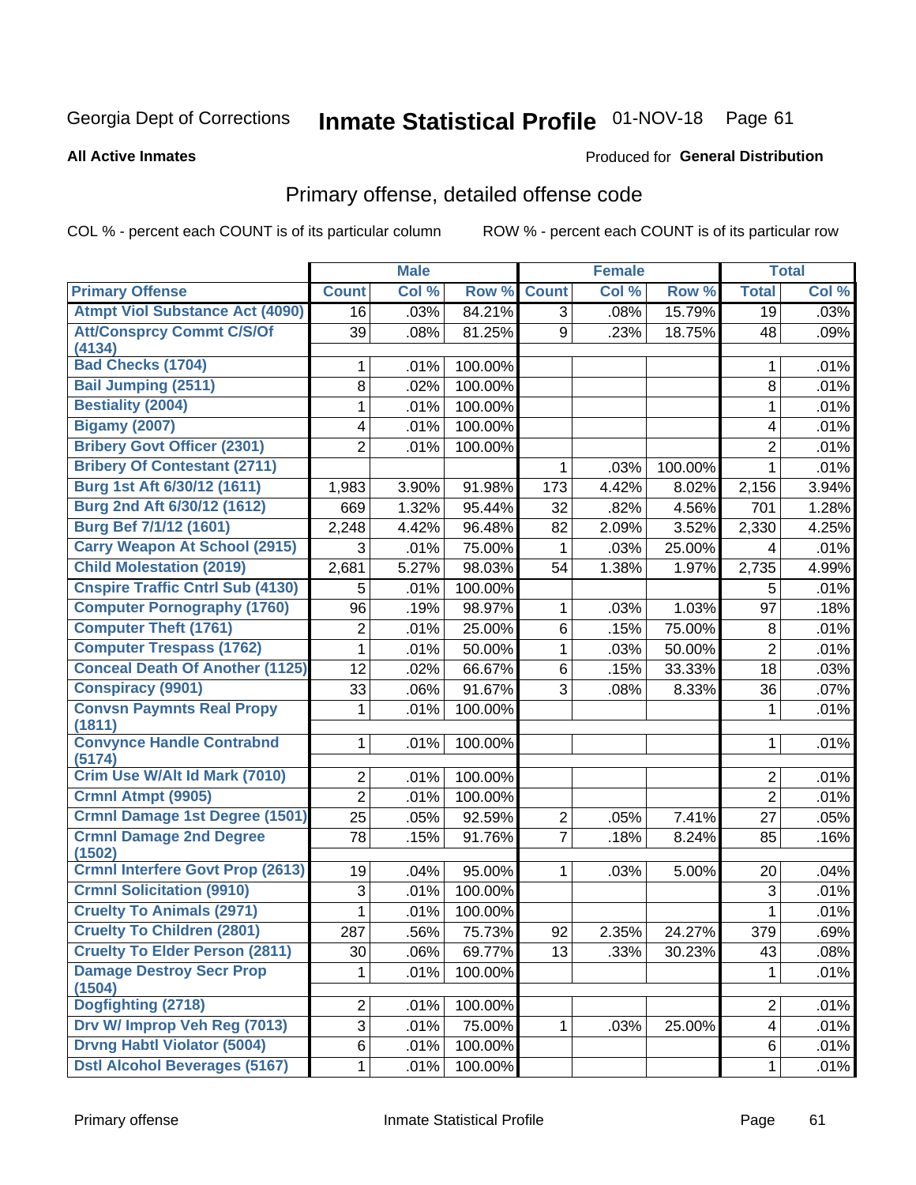Georgia Dept of Corrections **Inmate Statistical Profile** 01-NOV-18

**All Active Inmates**

Produced for **General Distribution**

## Primary offense, detailed offense code

COL % - percent each COUNT is of its particular column ROW % - percent each COUNT is of its particular row

| | Male | | | Female | | | Total | |
|---|---|---|---|---|---|---|---|---|
| **Primary Offense** | **Count** | **Col %** | **Row %** | **Count** | **Col %** | **Row %** | **Total** | **Col %** |
| Atmpt Viol Substance Act (4090) | 16 | .03% | 84.21% | 3 | .08% | 15.79% | 19 | .03% |
| Att/Consprcy Commt C/S/Of (4134) | 39 | .08% | 81.25% | 9 | .23% | 18.75% | 48 | .09% |
| Bad Checks (1704) | 1 | .01% | 100.00% | | | | 1 | .01% |
| Bail Jumping (2511) | 8 | .02% | 100.00% | | | | 8 | .01% |
| Bestiality (2004) | 1 | .01% | 100.00% | | | | 1 | .01% |
| Bigamy (2007) | 4 | .01% | 100.00% | | | | 4 | .01% |
| Bribery Govt Officer (2301) | 2 | .01% | 100.00% | | | | 2 | .01% |
| Bribery Of Contestant (2711) | | | | 1 | .03% | 100.00% | 1 | .01% |
| Burg 1st Aft 6/30/12 (1611) | 1,983 | 3.90% | 91.98% | 173 | 4.42% | 8.02% | 2,156 | 3.94% |
| Burg 2nd Aft 6/30/12 (1612) | 669 | 1.32% | 95.44% | 32 | .82% | 4.56% | 701 | 1.28% |
| Burg Bef 7/1/12 (1601) | 2,248 | 4.42% | 96.48% | 82 | 2.09% | 3.52% | 2,330 | 4.25% |
| Carry Weapon At School (2915) | 3 | .01% | 75.00% | 1 | .03% | 25.00% | 4 | .01% |
| Child Molestation (2019) | 2,681 | 5.27% | 98.03% | 54 | 1.38% | 1.97% | 2,735 | 4.99% |
| Cnspire Traffic Cntrl Sub (4130) | 5 | .01% | 100.00% | | | | 5 | .01% |
| Computer Pornography (1760) | 96 | .19% | 98.97% | 1 | .03% | 1.03% | 97 | .18% |
| Computer Theft (1761) | 2 | .01% | 25.00% | 6 | .15% | 75.00% | 8 | .01% |
| Computer Trespass (1762) | 1 | .01% | 50.00% | 1 | .03% | 50.00% | 2 | .01% |
| Conceal Death Of Another (1125) | 12 | .02% | 66.67% | 6 | .15% | 33.33% | 18 | .03% |
| Conspiracy (9901) | 33 | .06% | 91.67% | 3 | .08% | 8.33% | 36 | .07% |
| Convsn Paymnts Real Propy (1811) | 1 | .01% | 100.00% | | | | 1 | .01% |
| Convynce Handle Contrabnd (5174) | 1 | .01% | 100.00% | | | | 1 | .01% |
| Crim Use W/Alt Id Mark (7010) | 2 | .01% | 100.00% | | | | 2 | .01% |
| Crmnl Atmpt (9905) | 2 | .01% | 100.00% | | | | 2 | .01% |
| Crmnl Damage 1st Degree (1501) | 25 | .05% | 92.59% | 2 | .05% | 7.41% | 27 | .05% |
| Crmnl Damage 2nd Degree (1502) | 78 | .15% | 91.76% | 7 | .18% | 8.24% | 85 | .16% |
| Crmnl Interfere Govt Prop (2613) | 19 | .04% | 95.00% | 1 | .03% | 5.00% | 20 | .04% |
| Crmnl Solicitation (9910) | 3 | .01% | 100.00% | | | | 3 | .01% |
| Cruelty To Animals (2971) | 1 | .01% | 100.00% | | | | 1 | .01% |
| Cruelty To Children (2801) | 287 | .56% | 75.73% | 92 | 2.35% | 24.27% | 379 | .69% |
| Cruelty To Elder Person (2811) | 30 | .06% | 69.77% | 13 | .33% | 30.23% | 43 | .08% |
| Damage Destroy Secr Prop (1504) | 1 | .01% | 100.00% | | | | 1 | .01% |
| Dogfighting (2718) | 2 | .01% | 100.00% | | | | 2 | .01% |
| Drv W/ Improp Veh Reg (7013) | 3 | .01% | 75.00% | 1 | .03% | 25.00% | 4 | .01% |
| Drvng Habtl Violator (5004) | 6 | .01% | 100.00% | | | | 6 | .01% |
| Dstl Alcohol Beverages (5167) | 1 | .01% | 100.00% | | | | 1 | .01% |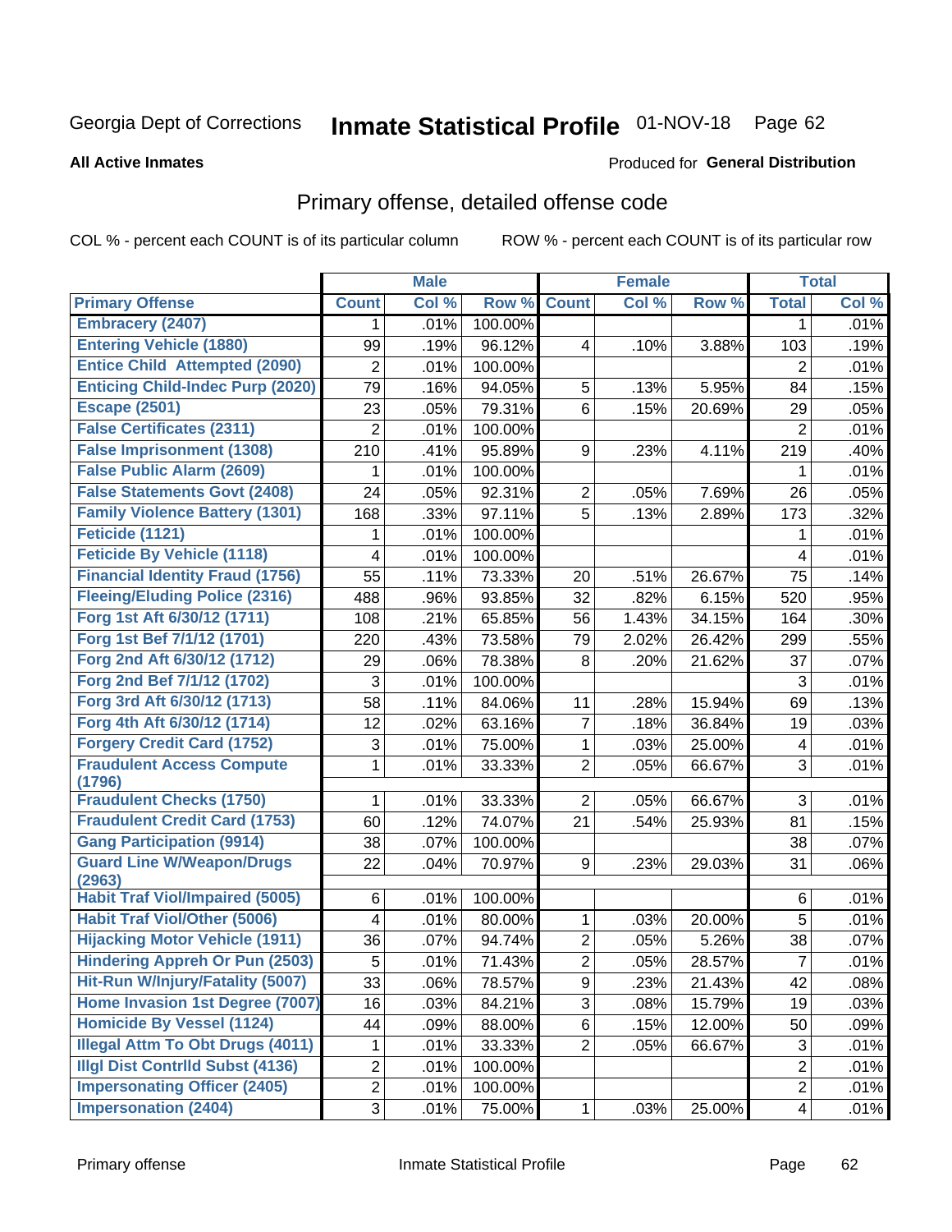Georgia Dept of Corrections **Inmate Statistical Profile** 01-NOV-18

**All Active Inmates**

Produced for **General Distribution**

## Primary offense, detailed offense code

COL % - percent each COUNT is of its particular column ROW % - percent each COUNT is of its particular row

| | Male | | | Female | | | Total | |
|---|---|---|---|---|---|---|---|---|
| **Primary Offense** | **Count** | **Col %** | **Row %** | **Count** | **Col %** | **Row %** | **Total** | **Col %** |
| Embracery (2407) | 1 | .01% | 100.00% | | | | 1 | .01% |
| Entering Vehicle (1880) | 99 | .19% | 96.12% | 4 | .10% | 3.88% | 103 | .19% |
| Entice Child Attempted (2090) | 2 | .01% | 100.00% | | | | 2 | .01% |
| Enticing Child-Indec Purp (2020) | 79 | .16% | 94.05% | 5 | .13% | 5.95% | 84 | .15% |
| Escape (2501) | 23 | .05% | 79.31% | 6 | .15% | 20.69% | 29 | .05% |
| False Certificates (2311) | 2 | .01% | 100.00% | | | | 2 | .01% |
| False Imprisonment (1308) | 210 | .41% | 95.89% | 9 | .23% | 4.11% | 219 | .40% |
| False Public Alarm (2609) | 1 | .01% | 100.00% | | | | 1 | .01% |
| False Statements Govt (2408) | 24 | .05% | 92.31% | 2 | .05% | 7.69% | 26 | .05% |
| Family Violence Battery (1301) | 168 | .33% | 97.11% | 5 | .13% | 2.89% | 173 | .32% |
| Feticide (1121) | 1 | .01% | 100.00% | | | | 1 | .01% |
| Feticide By Vehicle (1118) | 4 | .01% | 100.00% | | | | 4 | .01% |
| Financial Identity Fraud (1756) | 55 | .11% | 73.33% | 20 | .51% | 26.67% | 75 | .14% |
| Fleeing/Eluding Police (2316) | 488 | .96% | 93.85% | 32 | .82% | 6.15% | 520 | .95% |
| Forg 1st Aft 6/30/12 (1711) | 108 | .21% | 65.85% | 56 | 1.43% | 34.15% | 164 | .30% |
| Forg 1st Bef 7/1/12 (1701) | 220 | .43% | 73.58% | 79 | 2.02% | 26.42% | 299 | .55% |
| Forg 2nd Aft 6/30/12 (1712) | 29 | .06% | 78.38% | 8 | .20% | 21.62% | 37 | .07% |
| Forg 2nd Bef 7/1/12 (1702) | 3 | .01% | 100.00% | | | | 3 | .01% |
| Forg 3rd Aft 6/30/12 (1713) | 58 | .11% | 84.06% | 11 | .28% | 15.94% | 69 | .13% |
| Forg 4th Aft 6/30/12 (1714) | 12 | .02% | 63.16% | 7 | .18% | 36.84% | 19 | .03% |
| Forgery Credit Card (1752) | 3 | .01% | 75.00% | 1 | .03% | 25.00% | 4 | .01% |
| Fraudulent Access Compute (1796) | 1 | .01% | 33.33% | 2 | .05% | 66.67% | 3 | .01% |
| Fraudulent Checks (1750) | 1 | .01% | 33.33% | 2 | .05% | 66.67% | 3 | .01% |
| Fraudulent Credit Card (1753) | 60 | .12% | 74.07% | 21 | .54% | 25.93% | 81 | .15% |
| Gang Participation (9914) | 38 | .07% | 100.00% | | | | 38 | .07% |
| Guard Line W/Weapon/Drugs (2963) | 22 | .04% | 70.97% | 9 | .23% | 29.03% | 31 | .06% |
| Habit Traf Viol/Impaired (5005) | 6 | .01% | 100.00% | | | | 6 | .01% |
| Habit Traf Viol/Other (5006) | 4 | .01% | 80.00% | 1 | .03% | 20.00% | 5 | .01% |
| Hijacking Motor Vehicle (1911) | 36 | .07% | 94.74% | 2 | .05% | 5.26% | 38 | .07% |
| Hindering Appreh Or Pun (2503) | 5 | .01% | 71.43% | 2 | .05% | 28.57% | 7 | .01% |
| Hit-Run W/Injury/Fatality (5007) | 33 | .06% | 78.57% | 9 | .23% | 21.43% | 42 | .08% |
| Home Invasion 1st Degree (7007) | 16 | .03% | 84.21% | 3 | .08% | 15.79% | 19 | .03% |
| Homicide By Vessel (1124) | 44 | .09% | 88.00% | 6 | .15% | 12.00% | 50 | .09% |
| Illegal Attm To Obt Drugs (4011) | 1 | .01% | 33.33% | 2 | .05% | 66.67% | 3 | .01% |
| Illgl Dist Contrlld Subst (4136) | 2 | .01% | 100.00% | | | | 2 | .01% |
| Impersonating Officer (2405) | 2 | .01% | 100.00% | | | | 2 | .01% |
| Impersonation (2404) | 3 | .01% | 75.00% | 1 | .03% | 25.00% | 4 | .01% |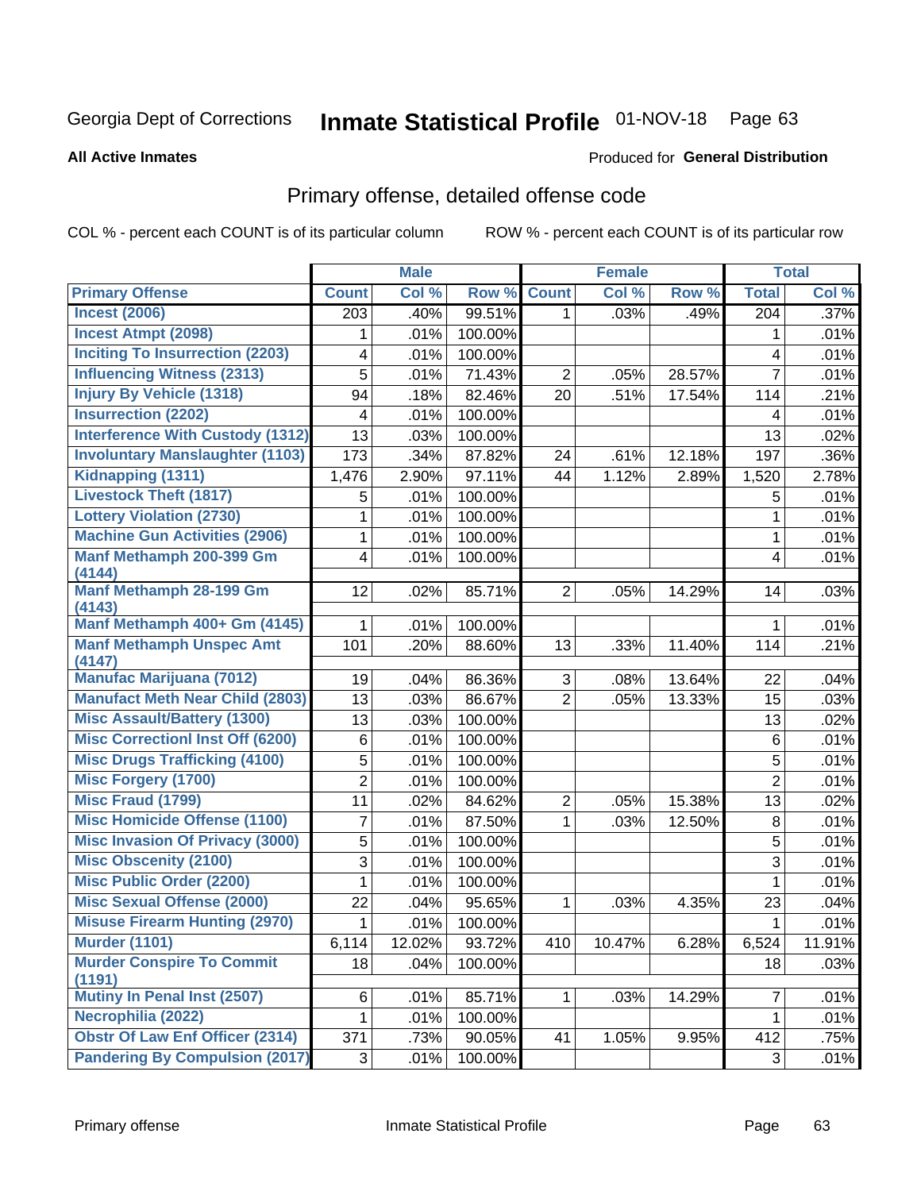Georgia Dept of Corrections **Inmate Statistical Profile** 01-NOV-18

**All Active Inmates**

Produced for **General Distribution**

## Primary offense, detailed offense code

COL % - percent each COUNT is of its particular column

ROW % - percent each COUNT is of its particular row

| | Male | | | Female | | | Total | |
|---|---|---|---|---|---|---|---|---|
| **Primary Offense** | **Count** | **Col %** | **Row %** | **Count** | **Col %** | **Row %** | **Total** | **Col %** |
| Incest (2006) | 203 | .40% | 99.51% | 1 | .03% | .49% | 204 | .37% |
| Incest Atmpt (2098) | 1 | .01% | 100.00% | | | | 1 | .01% |
| Inciting To Insurrection (2203) | 4 | .01% | 100.00% | | | | 4 | .01% |
| Influencing Witness (2313) | 5 | .01% | 71.43% | 2 | .05% | 28.57% | 7 | .01% |
| Injury By Vehicle (1318) | 94 | .18% | 82.46% | 20 | .51% | 17.54% | 114 | .21% |
| Insurrection (2202) | 4 | .01% | 100.00% | | | | 4 | .01% |
| Interference With Custody (1312) | 13 | .03% | 100.00% | | | | 13 | .02% |
| Involuntary Manslaughter (1103) | 173 | .34% | 87.82% | 24 | .61% | 12.18% | 197 | .36% |
| Kidnapping (1311) | 1,476 | 2.90% | 97.11% | 44 | 1.12% | 2.89% | 1,520 | 2.78% |
| Livestock Theft (1817) | 5 | .01% | 100.00% | | | | 5 | .01% |
| Lottery Violation (2730) | 1 | .01% | 100.00% | | | | 1 | .01% |
| Machine Gun Activities (2906) | 1 | .01% | 100.00% | | | | 1 | .01% |
| Manf Methamph 200-399 Gm (4144) | 4 | .01% | 100.00% | | | | 4 | .01% |
| Manf Methamph 28-199 Gm (4143) | 12 | .02% | 85.71% | 2 | .05% | 14.29% | 14 | .03% |
| Manf Methamph 400+ Gm (4145) | 1 | .01% | 100.00% | | | | 1 | .01% |
| Manf Methamph Unspec Amt (4147) | 101 | .20% | 88.60% | 13 | .33% | 11.40% | 114 | .21% |
| Manufac Marijuana (7012) | 19 | .04% | 86.36% | 3 | .08% | 13.64% | 22 | .04% |
| Manufact Meth Near Child (2803) | 13 | .03% | 86.67% | 2 | .05% | 13.33% | 15 | .03% |
| Misc Assault/Battery (1300) | 13 | .03% | 100.00% | | | | 13 | .02% |
| Misc Correctionl Inst Off (6200) | 6 | .01% | 100.00% | | | | 6 | .01% |
| Misc Drugs Trafficking (4100) | 5 | .01% | 100.00% | | | | 5 | .01% |
| Misc Forgery (1700) | 2 | .01% | 100.00% | | | | 2 | .01% |
| Misc Fraud (1799) | 11 | .02% | 84.62% | 2 | .05% | 15.38% | 13 | .02% |
| Misc Homicide Offense (1100) | 7 | .01% | 87.50% | 1 | .03% | 12.50% | 8 | .01% |
| Misc Invasion Of Privacy (3000) | 5 | .01% | 100.00% | | | | 5 | .01% |
| Misc Obscenity (2100) | 3 | .01% | 100.00% | | | | 3 | .01% |
| Misc Public Order (2200) | 1 | .01% | 100.00% | | | | 1 | .01% |
| Misc Sexual Offense (2000) | 22 | .04% | 95.65% | 1 | .03% | 4.35% | 23 | .04% |
| Misuse Firearm Hunting (2970) | 1 | .01% | 100.00% | | | | 1 | .01% |
| Murder (1101) | 6,114 | 12.02% | 93.72% | 410 | 10.47% | 6.28% | 6,524 | 11.91% |
| Murder Conspire To Commit (1191) | 18 | .04% | 100.00% | | | | 18 | .03% |
| Mutiny In Penal Inst (2507) | 6 | .01% | 85.71% | 1 | .03% | 14.29% | 7 | .01% |
| Necrophilia (2022) | 1 | .01% | 100.00% | | | | 1 | .01% |
| Obstr Of Law Enf Officer (2314) | 371 | .73% | 90.05% | 41 | 1.05% | 9.95% | 412 | .75% |
| Pandering By Compulsion (2017) | 3 | .01% | 100.00% | | | | 3 | .01% |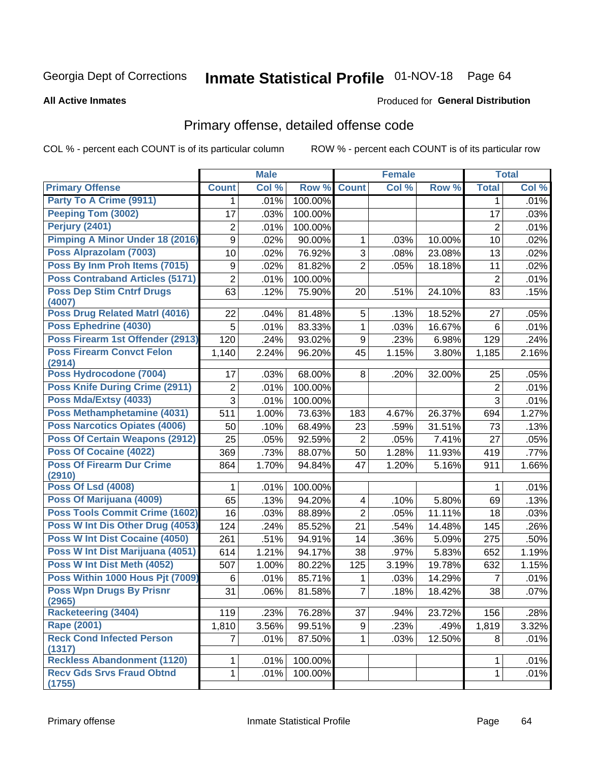Georgia Dept of Corrections **Inmate Statistical Profile** 01-NOV-18

**All Active Inmates**

Produced for **General Distribution**

## Primary offense, detailed offense code

COL % - percent each COUNT is of its particular column

ROW % - percent each COUNT is of its particular row

| | Male | | | Female | | | Total | |
|---|---|---|---|---|---|---|---|---|
| **Primary Offense** | **Count** | **Col %** | **Row %** | **Count** | **Col %** | **Row %** | **Total** | **Col %** |
| Party To A Crime (9911) | 1 | .01% | 100.00% | | | | 1 | .01% |
| Peeping Tom (3002) | 17 | .03% | 100.00% | | | | 17 | .03% |
| Perjury (2401) | 2 | .01% | 100.00% | | | | 2 | .01% |
| Pimping A Minor Under 18 (2016) | 9 | .02% | 90.00% | 1 | .03% | 10.00% | 10 | .02% |
| Poss Alprazolam (7003) | 10 | .02% | 76.92% | 3 | .08% | 23.08% | 13 | .02% |
| Poss By Inm Proh Items (7015) | 9 | .02% | 81.82% | 2 | .05% | 18.18% | 11 | .02% |
| Poss Contraband Articles (5171) | 2 | .01% | 100.00% | | | | 2 | .01% |
| Poss Dep Stim Cntrf Drugs (4007) | 63 | .12% | 75.90% | 20 | .51% | 24.10% | 83 | .15% |
| Poss Drug Related Matrl (4016) | 22 | .04% | 81.48% | 5 | .13% | 18.52% | 27 | .05% |
| Poss Ephedrine (4030) | 5 | .01% | 83.33% | 1 | .03% | 16.67% | 6 | .01% |
| Poss Firearm 1st Offender (2913) | 120 | .24% | 93.02% | 9 | .23% | 6.98% | 129 | .24% |
| Poss Firearm Convct Felon (2914) | 1,140 | 2.24% | 96.20% | 45 | 1.15% | 3.80% | 1,185 | 2.16% |
| Poss Hydrocodone (7004) | 17 | .03% | 68.00% | 8 | .20% | 32.00% | 25 | .05% |
| Poss Knife During Crime (2911) | 2 | .01% | 100.00% | | | | 2 | .01% |
| Poss Mda/Extsy (4033) | 3 | .01% | 100.00% | | | | 3 | .01% |
| Poss Methamphetamine (4031) | 511 | 1.00% | 73.63% | 183 | 4.67% | 26.37% | 694 | 1.27% |
| Poss Narcotics Opiates (4006) | 50 | .10% | 68.49% | 23 | .59% | 31.51% | 73 | .13% |
| Poss Of Certain Weapons (2912) | 25 | .05% | 92.59% | 2 | .05% | 7.41% | 27 | .05% |
| Poss Of Cocaine (4022) | 369 | .73% | 88.07% | 50 | 1.28% | 11.93% | 419 | .77% |
| Poss Of Firearm Dur Crime (2910) | 864 | 1.70% | 94.84% | 47 | 1.20% | 5.16% | 911 | 1.66% |
| Poss Of Lsd (4008) | 1 | .01% | 100.00% | | | | 1 | .01% |
| Poss Of Marijuana (4009) | 65 | .13% | 94.20% | 4 | .10% | 5.80% | 69 | .13% |
| Poss Tools Commit Crime (1602) | 16 | .03% | 88.89% | 2 | .05% | 11.11% | 18 | .03% |
| Poss W Int Dis Other Drug (4053) | 124 | .24% | 85.52% | 21 | .54% | 14.48% | 145 | .26% |
| Poss W Int Dist Cocaine (4050) | 261 | .51% | 94.91% | 14 | .36% | 5.09% | 275 | .50% |
| Poss W Int Dist Marijuana (4051) | 614 | 1.21% | 94.17% | 38 | .97% | 5.83% | 652 | 1.19% |
| Poss W Int Dist Meth (4052) | 507 | 1.00% | 80.22% | 125 | 3.19% | 19.78% | 632 | 1.15% |
| Poss Within 1000 Hous Pjt (7009) | 6 | .01% | 85.71% | 1 | .03% | 14.29% | 7 | .01% |
| Poss Wpn Drugs By Prisnr (2965) | 31 | .06% | 81.58% | 7 | .18% | 18.42% | 38 | .07% |
| Racketeering (3404) | 119 | .23% | 76.28% | 37 | .94% | 23.72% | 156 | .28% |
| Rape (2001) | 1,810 | 3.56% | 99.51% | 9 | .23% | .49% | 1,819 | 3.32% |
| Reck Cond Infected Person (1317) | 7 | .01% | 87.50% | 1 | .03% | 12.50% | 8 | .01% |
| Reckless Abandonment (1120) | 1 | .01% | 100.00% | | | | 1 | .01% |
| Recv Gds Srvs Fraud Obtnd (1755) | 1 | .01% | 100.00% | | | | 1 | .01% |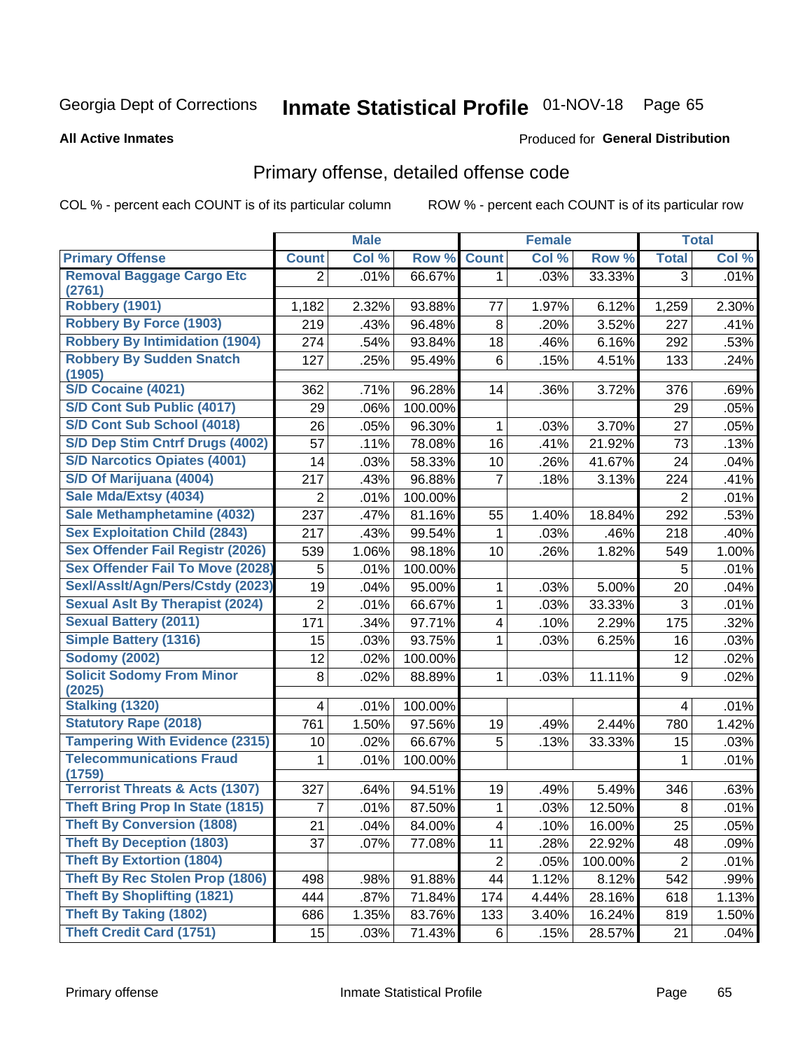Georgia Dept of Corrections **Inmate Statistical Profile** 01-NOV-18

**All Active Inmates**

Produced for **General Distribution**

## Primary offense, detailed offense code

COL % - percent each COUNT is of its particular column

ROW % - percent each COUNT is of its particular row

| | Male | | | Female | | | Total | |
|---|---|---|---|---|---|---|---|---|
| **Primary Offense** | **Count** | **Col %** | **Row %** | **Count** | **Col %** | **Row %** | **Total** | **Col %** |
| Removal Baggage Cargo Etc (2761) | 2 | .01% | 66.67% | 1 | .03% | 33.33% | 3 | .01% |
| Robbery (1901) | 1,182 | 2.32% | 93.88% | 77 | 1.97% | 6.12% | 1,259 | 2.30% |
| Robbery By Force (1903) | 219 | .43% | 96.48% | 8 | .20% | 3.52% | 227 | .41% |
| Robbery By Intimidation (1904) | 274 | .54% | 93.84% | 18 | .46% | 6.16% | 292 | .53% |
| Robbery By Sudden Snatch (1905) | 127 | .25% | 95.49% | 6 | .15% | 4.51% | 133 | .24% |
| S/D Cocaine (4021) | 362 | .71% | 96.28% | 14 | .36% | 3.72% | 376 | .69% |
| S/D Cont Sub Public (4017) | 29 | .06% | 100.00% | | | | 29 | .05% |
| S/D Cont Sub School (4018) | 26 | .05% | 96.30% | 1 | .03% | 3.70% | 27 | .05% |
| S/D Dep Stim Cntrf Drugs (4002) | 57 | .11% | 78.08% | 16 | .41% | 21.92% | 73 | .13% |
| S/D Narcotics Opiates (4001) | 14 | .03% | 58.33% | 10 | .26% | 41.67% | 24 | .04% |
| S/D Of Marijuana (4004) | 217 | .43% | 96.88% | 7 | .18% | 3.13% | 224 | .41% |
| Sale Mda/Extsy (4034) | 2 | .01% | 100.00% | | | | 2 | .01% |
| Sale Methamphetamine (4032) | 237 | .47% | 81.16% | 55 | 1.40% | 18.84% | 292 | .53% |
| Sex Exploitation Child (2843) | 217 | .43% | 99.54% | 1 | .03% | .46% | 218 | .40% |
| Sex Offender Fail Registr (2026) | 539 | 1.06% | 98.18% | 10 | .26% | 1.82% | 549 | 1.00% |
| Sex Offender Fail To Move (2028) | 5 | .01% | 100.00% | | | | 5 | .01% |
| Sexl/Asslt/Agn/Pers/Cstdy (2023) | 19 | .04% | 95.00% | 1 | .03% | 5.00% | 20 | .04% |
| Sexual Aslt By Therapist (2024) | 2 | .01% | 66.67% | 1 | .03% | 33.33% | 3 | .01% |
| Sexual Battery (2011) | 171 | .34% | 97.71% | 4 | .10% | 2.29% | 175 | .32% |
| Simple Battery (1316) | 15 | .03% | 93.75% | 1 | .03% | 6.25% | 16 | .03% |
| Sodomy (2002) | 12 | .02% | 100.00% | | | | 12 | .02% |
| Solicit Sodomy From Minor (2025) | 8 | .02% | 88.89% | 1 | .03% | 11.11% | 9 | .02% |
| Stalking (1320) | 4 | .01% | 100.00% | | | | 4 | .01% |
| Statutory Rape (2018) | 761 | 1.50% | 97.56% | 19 | .49% | 2.44% | 780 | 1.42% |
| Tampering With Evidence (2315) | 10 | .02% | 66.67% | 5 | .13% | 33.33% | 15 | .03% |
| Telecommunications Fraud (1759) | 1 | .01% | 100.00% | | | | 1 | .01% |
| Terrorist Threats & Acts (1307) | 327 | .64% | 94.51% | 19 | .49% | 5.49% | 346 | .63% |
| Theft Bring Prop In State (1815) | 7 | .01% | 87.50% | 1 | .03% | 12.50% | 8 | .01% |
| Theft By Conversion (1808) | 21 | .04% | 84.00% | 4 | .10% | 16.00% | 25 | .05% |
| Theft By Deception (1803) | 37 | .07% | 77.08% | 11 | .28% | 22.92% | 48 | .09% |
| Theft By Extortion (1804) | | | | 2 | .05% | 100.00% | 2 | .01% |
| Theft By Rec Stolen Prop (1806) | 498 | .98% | 91.88% | 44 | 1.12% | 8.12% | 542 | .99% |
| Theft By Shoplifting (1821) | 444 | .87% | 71.84% | 174 | 4.44% | 28.16% | 618 | 1.13% |
| Theft By Taking (1802) | 686 | 1.35% | 83.76% | 133 | 3.40% | 16.24% | 819 | 1.50% |
| Theft Credit Card (1751) | 15 | .03% | 71.43% | 6 | .15% | 28.57% | 21 | .04% |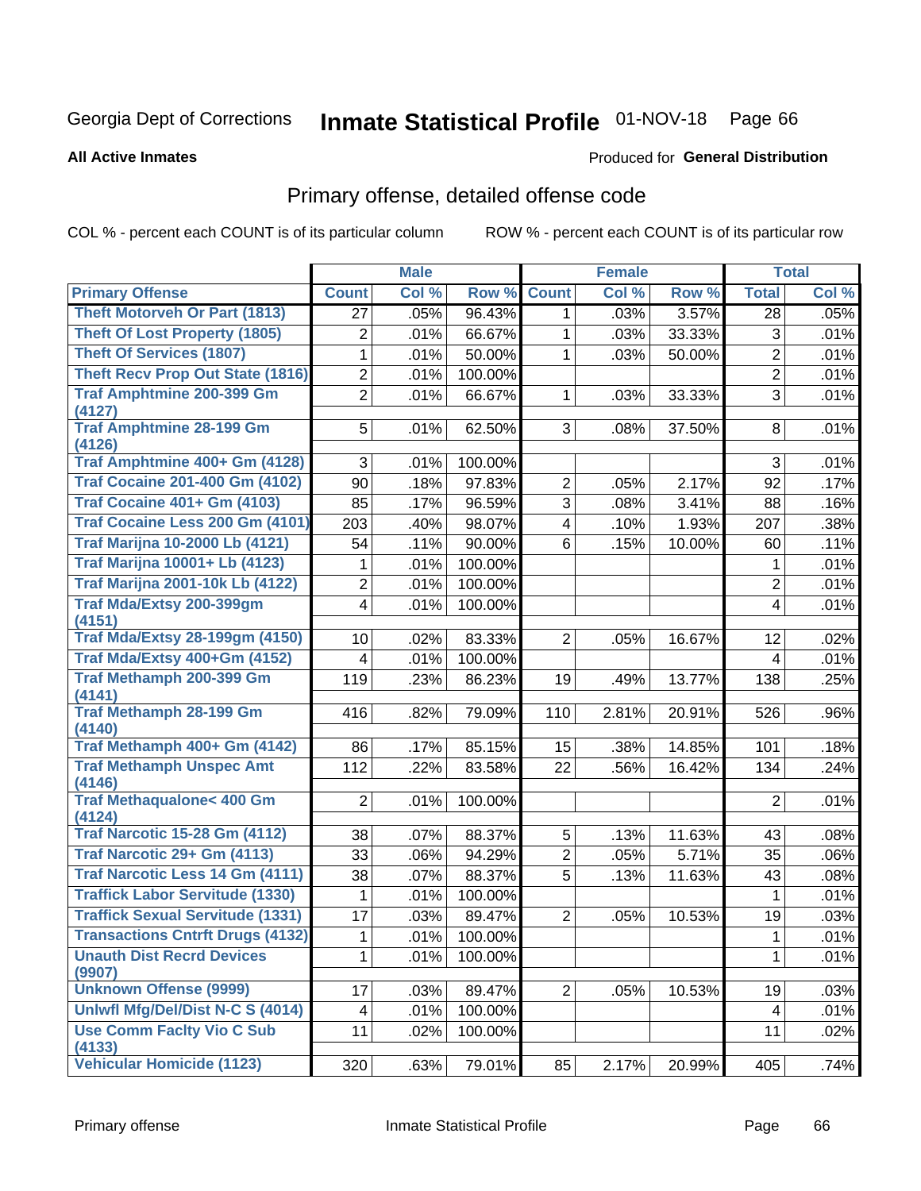Georgia Dept of Corrections **Inmate Statistical Profile** 01-NOV-18 Page 66

**All Active Inmates**

Produced for **General Distribution**

## Primary offense, detailed offense code

COL % - percent each COUNT is of its particular column ROW % - percent each COUNT is of its particular row

| | Male | | | Female | | | Total | |
|---|---|---|---|---|---|---|---|---|
| Primary Offense | Count | Col % | Row % | Count | Col % | Row % | Total | Col % |
| Theft Motorveh Or Part (1813) | 27 | .05% | 96.43% | 1 | .03% | 3.57% | 28 | .05% |
| Theft Of Lost Property (1805) | 2 | .01% | 66.67% | 1 | .03% | 33.33% | 3 | .01% |
| Theft Of Services (1807) | 1 | .01% | 50.00% | 1 | .03% | 50.00% | 2 | .01% |
| Theft Recv Prop Out State (1816) | 2 | .01% | 100.00% | | | | 2 | .01% |
| Traf Amphtmine 200-399 Gm (4127) | 2 | .01% | 66.67% | 1 | .03% | 33.33% | 3 | .01% |
| Traf Amphtmine 28-199 Gm (4126) | 5 | .01% | 62.50% | 3 | .08% | 37.50% | 8 | .01% |
| Traf Amphtmine 400+ Gm (4128) | 3 | .01% | 100.00% | | | | 3 | .01% |
| Traf Cocaine 201-400 Gm (4102) | 90 | .18% | 97.83% | 2 | .05% | 2.17% | 92 | .17% |
| Traf Cocaine 401+ Gm (4103) | 85 | .17% | 96.59% | 3 | .08% | 3.41% | 88 | .16% |
| Traf Cocaine Less 200 Gm (4101) | 203 | .40% | 98.07% | 4 | .10% | 1.93% | 207 | .38% |
| Traf Marijna 10-2000 Lb (4121) | 54 | .11% | 90.00% | 6 | .15% | 10.00% | 60 | .11% |
| Traf Marijna 10001+ Lb (4123) | 1 | .01% | 100.00% | | | | 1 | .01% |
| Traf Marijna 2001-10k Lb (4122) | 2 | .01% | 100.00% | | | | 2 | .01% |
| Traf Mda/Extsy 200-399gm (4151) | 4 | .01% | 100.00% | | | | 4 | .01% |
| Traf Mda/Extsy 28-199gm (4150) | 10 | .02% | 83.33% | 2 | .05% | 16.67% | 12 | .02% |
| Traf Mda/Extsy 400+Gm (4152) | 4 | .01% | 100.00% | | | | 4 | .01% |
| Traf Methamph 200-399 Gm (4141) | 119 | .23% | 86.23% | 19 | .49% | 13.77% | 138 | .25% |
| Traf Methamph 28-199 Gm (4140) | 416 | .82% | 79.09% | 110 | 2.81% | 20.91% | 526 | .96% |
| Traf Methamph 400+ Gm (4142) | 86 | .17% | 85.15% | 15 | .38% | 14.85% | 101 | .18% |
| Traf Methamph Unspec Amt (4146) | 112 | .22% | 83.58% | 22 | .56% | 16.42% | 134 | .24% |
| Traf Methaqualone< 400 Gm (4124) | 2 | .01% | 100.00% | | | | 2 | .01% |
| Traf Narcotic 15-28 Gm (4112) | 38 | .07% | 88.37% | 5 | .13% | 11.63% | 43 | .08% |
| Traf Narcotic 29+ Gm (4113) | 33 | .06% | 94.29% | 2 | .05% | 5.71% | 35 | .06% |
| Traf Narcotic Less 14 Gm (4111) | 38 | .07% | 88.37% | 5 | .13% | 11.63% | 43 | .08% |
| Traffick Labor Servitude (1330) | 1 | .01% | 100.00% | | | | 1 | .01% |
| Traffick Sexual Servitude (1331) | 17 | .03% | 89.47% | 2 | .05% | 10.53% | 19 | .03% |
| Transactions Cntrft Drugs (4132) | 1 | .01% | 100.00% | | | | 1 | .01% |
| Unauth Dist Recrd Devices (9907) | 1 | .01% | 100.00% | | | | 1 | .01% |
| Unknown Offense (9999) | 17 | .03% | 89.47% | 2 | .05% | 10.53% | 19 | .03% |
| Unlwfl Mfg/Del/Dist N-C S (4014) | 4 | .01% | 100.00% | | | | 4 | .01% |
| Use Comm Faclty Vio C Sub (4133) | 11 | .02% | 100.00% | | | | 11 | .02% |
| Vehicular Homicide (1123) | 320 | .63% | 79.01% | 85 | 2.17% | 20.99% | 405 | .74% |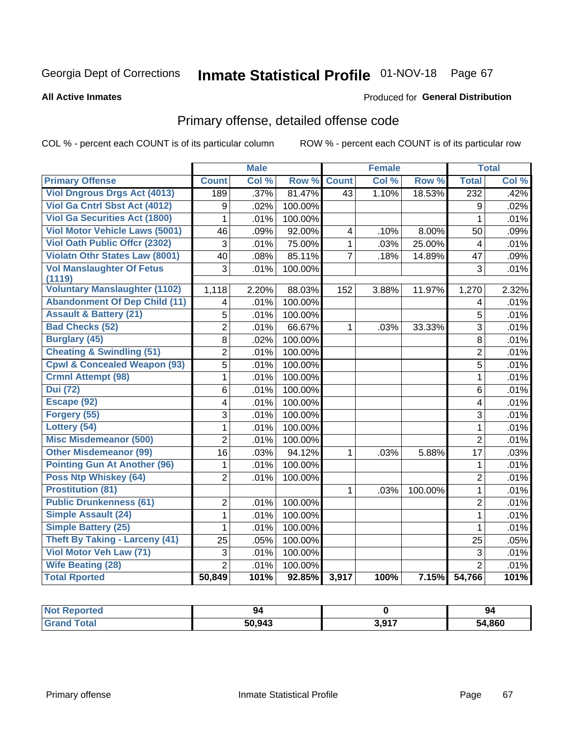Georgia Dept of Corrections **Inmate Statistical Profile** 01-NOV-18

**All Active Inmates**

Produced for **General Distribution**

## Primary offense, detailed offense code

COL % - percent each COUNT is of its particular column ROW % - percent each COUNT is of its particular row

| | Male | | | Female | | | Total | |
|---|---|---|---|---|---|---|---|---|
| **Primary Offense** | **Count** | **Col %** | **Row %** | **Count** | **Col %** | **Row %** | **Total** | **Col %** |
| Viol Dngrous Drgs Act (4013) | 189 | .37% | 81.47% | 43 | 1.10% | 18.53% | 232 | .42% |
| Viol Ga Cntrl Sbst Act (4012) | 9 | .02% | 100.00% | | | | 9 | .02% |
| Viol Ga Securities Act (1800) | 1 | .01% | 100.00% | | | | 1 | .01% |
| Viol Motor Vehicle Laws (5001) | 46 | .09% | 92.00% | 4 | .10% | 8.00% | 50 | .09% |
| Viol Oath Public Offcr (2302) | 3 | .01% | 75.00% | 1 | .03% | 25.00% | 4 | .01% |
| Violatn Othr States Law (8001) | 40 | .08% | 85.11% | 7 | .18% | 14.89% | 47 | .09% |
| Vol Manslaughter Of Fetus (1119) | 3 | .01% | 100.00% | | | | 3 | .01% |
| Voluntary Manslaughter (1102) | 1,118 | 2.20% | 88.03% | 152 | 3.88% | 11.97% | 1,270 | 2.32% |
| Abandonment Of Dep Child (11) | 4 | .01% | 100.00% | | | | 4 | .01% |
| Assault & Battery (21) | 5 | .01% | 100.00% | | | | 5 | .01% |
| Bad Checks (52) | 2 | .01% | 66.67% | 1 | .03% | 33.33% | 3 | .01% |
| Burglary (45) | 8 | .02% | 100.00% | | | | 8 | .01% |
| Cheating & Swindling (51) | 2 | .01% | 100.00% | | | | 2 | .01% |
| Cpwl & Concealed Weapon (93) | 5 | .01% | 100.00% | | | | 5 | .01% |
| Crmnl Attempt (98) | 1 | .01% | 100.00% | | | | 1 | .01% |
| Dui (72) | 6 | .01% | 100.00% | | | | 6 | .01% |
| Escape (92) | 4 | .01% | 100.00% | | | | 4 | .01% |
| Forgery (55) | 3 | .01% | 100.00% | | | | 3 | .01% |
| Lottery (54) | 1 | .01% | 100.00% | | | | 1 | .01% |
| Misc Misdemeanor (500) | 2 | .01% | 100.00% | | | | 2 | .01% |
| Other Misdemeanor (99) | 16 | .03% | 94.12% | 1 | .03% | 5.88% | 17 | .03% |
| Pointing Gun At Another (96) | 1 | .01% | 100.00% | | | | 1 | .01% |
| Poss Ntp Whiskey (64) | 2 | .01% | 100.00% | | | | 2 | .01% |
| Prostitution (81) | | | | 1 | .03% | 100.00% | 1 | .01% |
| Public Drunkenness (61) | 2 | .01% | 100.00% | | | | 2 | .01% |
| Simple Assault (24) | 1 | .01% | 100.00% | | | | 1 | .01% |
| Simple Battery (25) | 1 | .01% | 100.00% | | | | 1 | .01% |
| Theft By Taking - Larceny (41) | 25 | .05% | 100.00% | | | | 25 | .05% |
| Viol Motor Veh Law (71) | 3 | .01% | 100.00% | | | | 3 | .01% |
| Wife Beating (28) | 2 | .01% | 100.00% | | | | 2 | .01% |
| **Total Rported** | **50,849** | **101%** | **92.85%** | **3,917** | **100%** | **7.15%** | **54,766** | **101%** |

| | Male | Female | Total |
|---|---|---|---|
| **Not Reported** | **94** | **0** | **94** |
| **Grand Total** | **50,943** | **3,917** | **54,860** |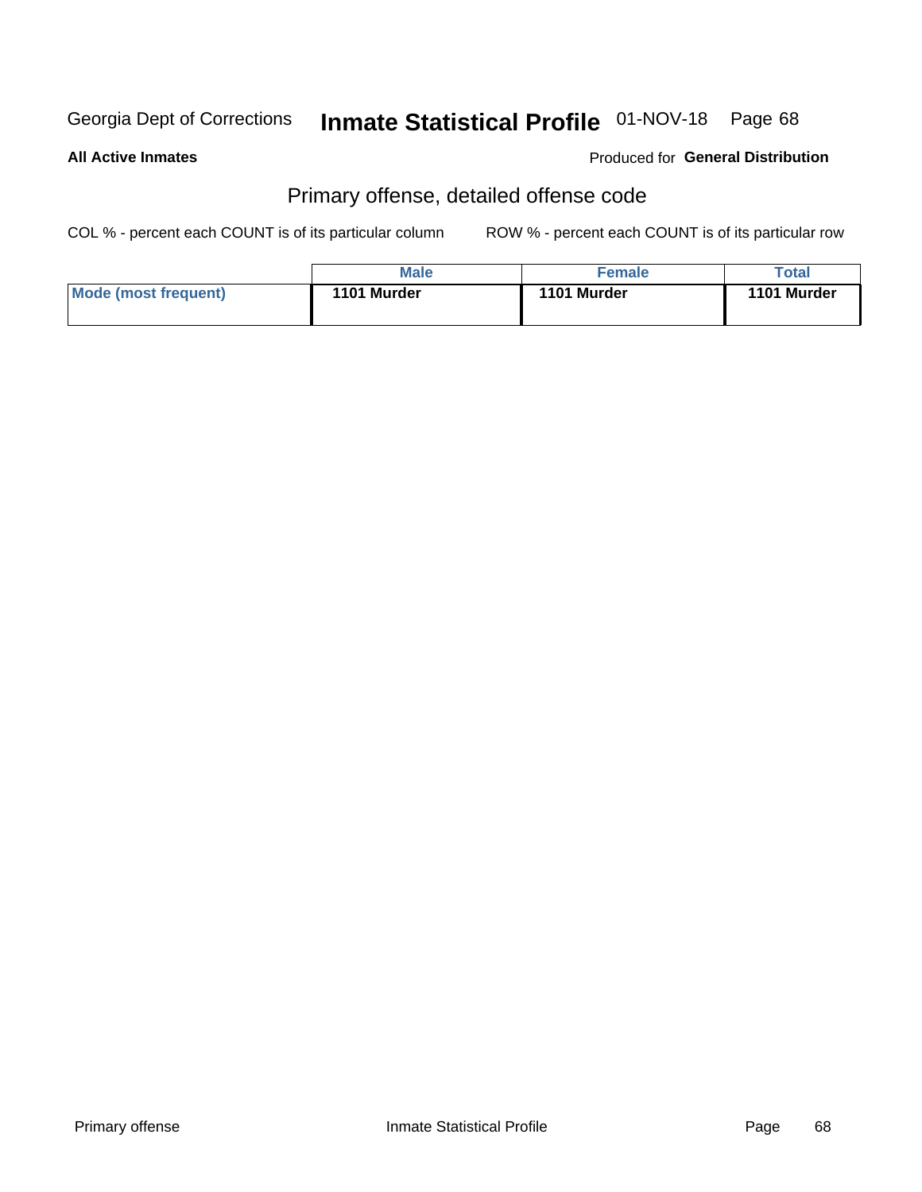Georgia Dept of Corrections **Inmate Statistical Profile** 01-NOV-18

**All Active Inmates**

Produced for **General Distribution**

## Primary offense, detailed offense code

COL % - percent each COUNT is of its particular column    ROW % - percent each COUNT is of its particular row

| | Male | Female | Total |
|---|---|---|---|
| **Mode (most frequent)** | **1101 Murder** | **1101 Murder** | **1101 Murder** |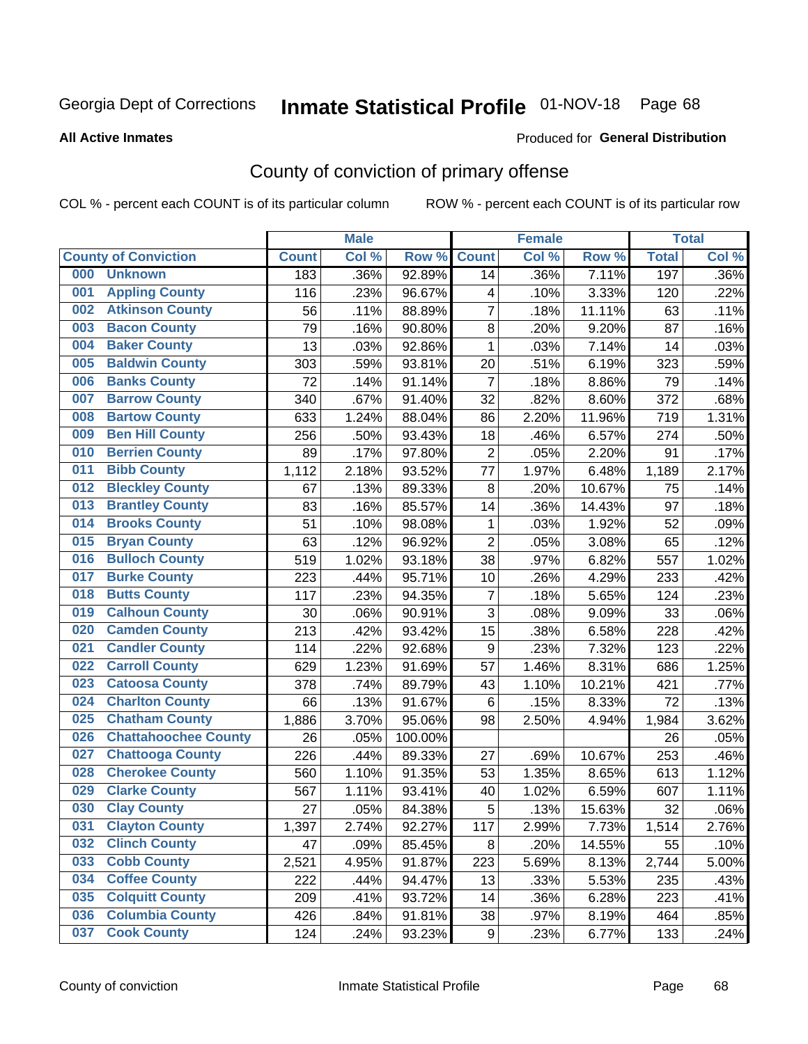Georgia Dept of Corrections **Inmate Statistical Profile** 01-NOV-18

**All Active Inmates**

Produced for **General Distribution**

## County of conviction of primary offense

COL % - percent each COUNT is of its particular column ROW % - percent each COUNT is of its particular row

| County of Conviction | Male | | | Female | | | Total | |
|---|---|---|---|---|---|---|---|---|
| | Count | Col % | Row % | Count | Col % | Row % | Total | Col % |
| 000 Unknown | 183 | .36% | 92.89% | 14 | .36% | 7.11% | 197 | .36% |
| 001 Appling County | 116 | .23% | 96.67% | 4 | .10% | 3.33% | 120 | .22% |
| 002 Atkinson County | 56 | .11% | 88.89% | 7 | .18% | 11.11% | 63 | .11% |
| 003 Bacon County | 79 | .16% | 90.80% | 8 | .20% | 9.20% | 87 | .16% |
| 004 Baker County | 13 | .03% | 92.86% | 1 | .03% | 7.14% | 14 | .03% |
| 005 Baldwin County | 303 | .59% | 93.81% | 20 | .51% | 6.19% | 323 | .59% |
| 006 Banks County | 72 | .14% | 91.14% | 7 | .18% | 8.86% | 79 | .14% |
| 007 Barrow County | 340 | .67% | 91.40% | 32 | .82% | 8.60% | 372 | .68% |
| 008 Bartow County | 633 | 1.24% | 88.04% | 86 | 2.20% | 11.96% | 719 | 1.31% |
| 009 Ben Hill County | 256 | .50% | 93.43% | 18 | .46% | 6.57% | 274 | .50% |
| 010 Berrien County | 89 | .17% | 97.80% | 2 | .05% | 2.20% | 91 | .17% |
| 011 Bibb County | 1,112 | 2.18% | 93.52% | 77 | 1.97% | 6.48% | 1,189 | 2.17% |
| 012 Bleckley County | 67 | .13% | 89.33% | 8 | .20% | 10.67% | 75 | .14% |
| 013 Brantley County | 83 | .16% | 85.57% | 14 | .36% | 14.43% | 97 | .18% |
| 014 Brooks County | 51 | .10% | 98.08% | 1 | .03% | 1.92% | 52 | .09% |
| 015 Bryan County | 63 | .12% | 96.92% | 2 | .05% | 3.08% | 65 | .12% |
| 016 Bulloch County | 519 | 1.02% | 93.18% | 38 | .97% | 6.82% | 557 | 1.02% |
| 017 Burke County | 223 | .44% | 95.71% | 10 | .26% | 4.29% | 233 | .42% |
| 018 Butts County | 117 | .23% | 94.35% | 7 | .18% | 5.65% | 124 | .23% |
| 019 Calhoun County | 30 | .06% | 90.91% | 3 | .08% | 9.09% | 33 | .06% |
| 020 Camden County | 213 | .42% | 93.42% | 15 | .38% | 6.58% | 228 | .42% |
| 021 Candler County | 114 | .22% | 92.68% | 9 | .23% | 7.32% | 123 | .22% |
| 022 Carroll County | 629 | 1.23% | 91.69% | 57 | 1.46% | 8.31% | 686 | 1.25% |
| 023 Catoosa County | 378 | .74% | 89.79% | 43 | 1.10% | 10.21% | 421 | .77% |
| 024 Charlton County | 66 | .13% | 91.67% | 6 | .15% | 8.33% | 72 | .13% |
| 025 Chatham County | 1,886 | 3.70% | 95.06% | 98 | 2.50% | 4.94% | 1,984 | 3.62% |
| 026 Chattahoochee County | 26 | .05% | 100.00% | | | | 26 | .05% |
| 027 Chattooga County | 226 | .44% | 89.33% | 27 | .69% | 10.67% | 253 | .46% |
| 028 Cherokee County | 560 | 1.10% | 91.35% | 53 | 1.35% | 8.65% | 613 | 1.12% |
| 029 Clarke County | 567 | 1.11% | 93.41% | 40 | 1.02% | 6.59% | 607 | 1.11% |
| 030 Clay County | 27 | .05% | 84.38% | 5 | .13% | 15.63% | 32 | .06% |
| 031 Clayton County | 1,397 | 2.74% | 92.27% | 117 | 2.99% | 7.73% | 1,514 | 2.76% |
| 032 Clinch County | 47 | .09% | 85.45% | 8 | .20% | 14.55% | 55 | .10% |
| 033 Cobb County | 2,521 | 4.95% | 91.87% | 223 | 5.69% | 8.13% | 2,744 | 5.00% |
| 034 Coffee County | 222 | .44% | 94.47% | 13 | .33% | 5.53% | 235 | .43% |
| 035 Colquitt County | 209 | .41% | 93.72% | 14 | .36% | 6.28% | 223 | .41% |
| 036 Columbia County | 426 | .84% | 91.81% | 38 | .97% | 8.19% | 464 | .85% |
| 037 Cook County | 124 | .24% | 93.23% | 9 | .23% | 6.77% | 133 | .24% |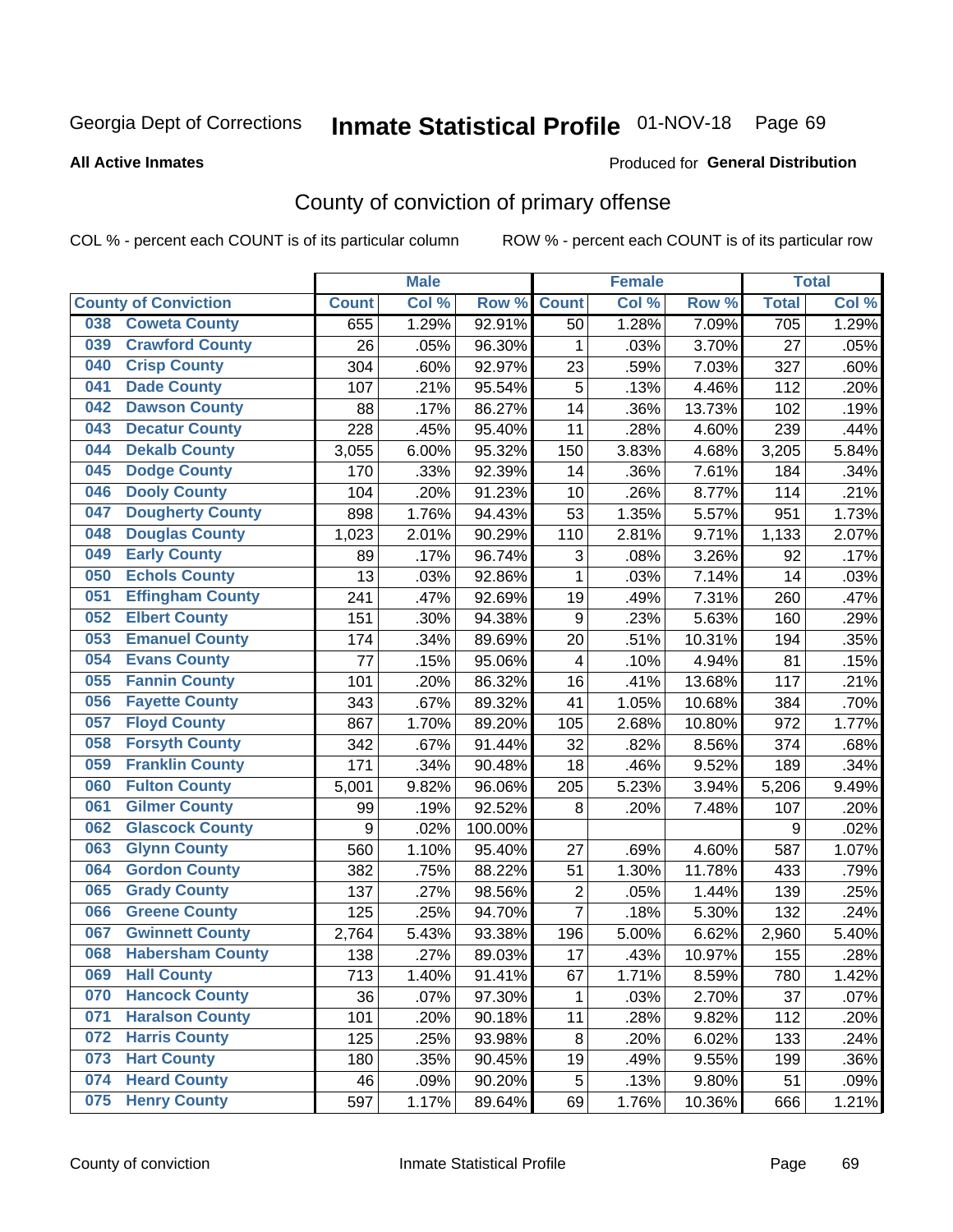Georgia Dept of Corrections **Inmate Statistical Profile** 01-NOV-18

**All Active Inmates**

Produced for **General Distribution**

## County of conviction of primary offense

COL % - percent each COUNT is of its particular column ROW % - percent each COUNT is of its particular row

| County of Conviction | Male | | | Female | | | Total | |
|---|---|---|---|---|---|---|---|---|
| | Count | Col % | Row % | Count | Col % | Row % | Total | Col % |
| 038 Coweta County | 655 | 1.29% | 92.91% | 50 | 1.28% | 7.09% | 705 | 1.29% |
| 039 Crawford County | 26 | .05% | 96.30% | 1 | .03% | 3.70% | 27 | .05% |
| 040 Crisp County | 304 | .60% | 92.97% | 23 | .59% | 7.03% | 327 | .60% |
| 041 Dade County | 107 | .21% | 95.54% | 5 | .13% | 4.46% | 112 | .20% |
| 042 Dawson County | 88 | .17% | 86.27% | 14 | .36% | 13.73% | 102 | .19% |
| 043 Decatur County | 228 | .45% | 95.40% | 11 | .28% | 4.60% | 239 | .44% |
| 044 Dekalb County | 3,055 | 6.00% | 95.32% | 150 | 3.83% | 4.68% | 3,205 | 5.84% |
| 045 Dodge County | 170 | .33% | 92.39% | 14 | .36% | 7.61% | 184 | .34% |
| 046 Dooly County | 104 | .20% | 91.23% | 10 | .26% | 8.77% | 114 | .21% |
| 047 Dougherty County | 898 | 1.76% | 94.43% | 53 | 1.35% | 5.57% | 951 | 1.73% |
| 048 Douglas County | 1,023 | 2.01% | 90.29% | 110 | 2.81% | 9.71% | 1,133 | 2.07% |
| 049 Early County | 89 | .17% | 96.74% | 3 | .08% | 3.26% | 92 | .17% |
| 050 Echols County | 13 | .03% | 92.86% | 1 | .03% | 7.14% | 14 | .03% |
| 051 Effingham County | 241 | .47% | 92.69% | 19 | .49% | 7.31% | 260 | .47% |
| 052 Elbert County | 151 | .30% | 94.38% | 9 | .23% | 5.63% | 160 | .29% |
| 053 Emanuel County | 174 | .34% | 89.69% | 20 | .51% | 10.31% | 194 | .35% |
| 054 Evans County | 77 | .15% | 95.06% | 4 | .10% | 4.94% | 81 | .15% |
| 055 Fannin County | 101 | .20% | 86.32% | 16 | .41% | 13.68% | 117 | .21% |
| 056 Fayette County | 343 | .67% | 89.32% | 41 | 1.05% | 10.68% | 384 | .70% |
| 057 Floyd County | 867 | 1.70% | 89.20% | 105 | 2.68% | 10.80% | 972 | 1.77% |
| 058 Forsyth County | 342 | .67% | 91.44% | 32 | .82% | 8.56% | 374 | .68% |
| 059 Franklin County | 171 | .34% | 90.48% | 18 | .46% | 9.52% | 189 | .34% |
| 060 Fulton County | 5,001 | 9.82% | 96.06% | 205 | 5.23% | 3.94% | 5,206 | 9.49% |
| 061 Gilmer County | 99 | .19% | 92.52% | 8 | .20% | 7.48% | 107 | .20% |
| 062 Glascock County | 9 | .02% | 100.00% | | | | 9 | .02% |
| 063 Glynn County | 560 | 1.10% | 95.40% | 27 | .69% | 4.60% | 587 | 1.07% |
| 064 Gordon County | 382 | .75% | 88.22% | 51 | 1.30% | 11.78% | 433 | .79% |
| 065 Grady County | 137 | .27% | 98.56% | 2 | .05% | 1.44% | 139 | .25% |
| 066 Greene County | 125 | .25% | 94.70% | 7 | .18% | 5.30% | 132 | .24% |
| 067 Gwinnett County | 2,764 | 5.43% | 93.38% | 196 | 5.00% | 6.62% | 2,960 | 5.40% |
| 068 Habersham County | 138 | .27% | 89.03% | 17 | .43% | 10.97% | 155 | .28% |
| 069 Hall County | 713 | 1.40% | 91.41% | 67 | 1.71% | 8.59% | 780 | 1.42% |
| 070 Hancock County | 36 | .07% | 97.30% | 1 | .03% | 2.70% | 37 | .07% |
| 071 Haralson County | 101 | .20% | 90.18% | 11 | .28% | 9.82% | 112 | .20% |
| 072 Harris County | 125 | .25% | 93.98% | 8 | .20% | 6.02% | 133 | .24% |
| 073 Hart County | 180 | .35% | 90.45% | 19 | .49% | 9.55% | 199 | .36% |
| 074 Heard County | 46 | .09% | 90.20% | 5 | .13% | 9.80% | 51 | .09% |
| 075 Henry County | 597 | 1.17% | 89.64% | 69 | 1.76% | 10.36% | 666 | 1.21% |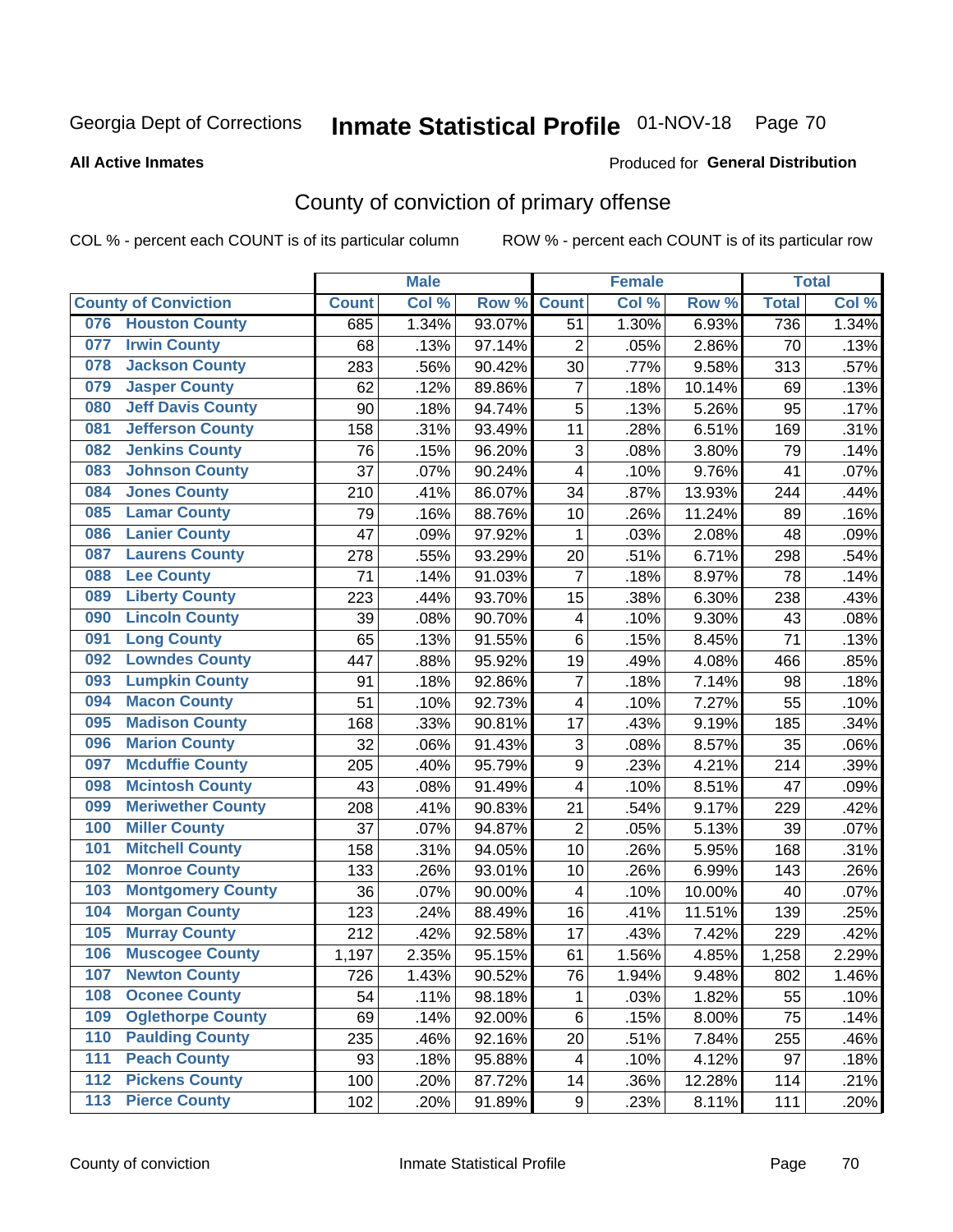Georgia Dept of Corrections **Inmate Statistical Profile** 01-NOV-18

**All Active Inmates**

Produced for **General Distribution**

## County of conviction of primary offense

COL % - percent each COUNT is of its particular column ROW % - percent each COUNT is of its particular row

| County of Conviction | Male | | | Female | | | Total | |
|---|---|---|---|---|---|---|---|---|
| | Count | Col % | Row % | Count | Col % | Row % | Total | Col % |
| 076 Houston County | 685 | 1.34% | 93.07% | 51 | 1.30% | 6.93% | 736 | 1.34% |
| 077 Irwin County | 68 | .13% | 97.14% | 2 | .05% | 2.86% | 70 | .13% |
| 078 Jackson County | 283 | .56% | 90.42% | 30 | .77% | 9.58% | 313 | .57% |
| 079 Jasper County | 62 | .12% | 89.86% | 7 | .18% | 10.14% | 69 | .13% |
| 080 Jeff Davis County | 90 | .18% | 94.74% | 5 | .13% | 5.26% | 95 | .17% |
| 081 Jefferson County | 158 | .31% | 93.49% | 11 | .28% | 6.51% | 169 | .31% |
| 082 Jenkins County | 76 | .15% | 96.20% | 3 | .08% | 3.80% | 79 | .14% |
| 083 Johnson County | 37 | .07% | 90.24% | 4 | .10% | 9.76% | 41 | .07% |
| 084 Jones County | 210 | .41% | 86.07% | 34 | .87% | 13.93% | 244 | .44% |
| 085 Lamar County | 79 | .16% | 88.76% | 10 | .26% | 11.24% | 89 | .16% |
| 086 Lanier County | 47 | .09% | 97.92% | 1 | .03% | 2.08% | 48 | .09% |
| 087 Laurens County | 278 | .55% | 93.29% | 20 | .51% | 6.71% | 298 | .54% |
| 088 Lee County | 71 | .14% | 91.03% | 7 | .18% | 8.97% | 78 | .14% |
| 089 Liberty County | 223 | .44% | 93.70% | 15 | .38% | 6.30% | 238 | .43% |
| 090 Lincoln County | 39 | .08% | 90.70% | 4 | .10% | 9.30% | 43 | .08% |
| 091 Long County | 65 | .13% | 91.55% | 6 | .15% | 8.45% | 71 | .13% |
| 092 Lowndes County | 447 | .88% | 95.92% | 19 | .49% | 4.08% | 466 | .85% |
| 093 Lumpkin County | 91 | .18% | 92.86% | 7 | .18% | 7.14% | 98 | .18% |
| 094 Macon County | 51 | .10% | 92.73% | 4 | .10% | 7.27% | 55 | .10% |
| 095 Madison County | 168 | .33% | 90.81% | 17 | .43% | 9.19% | 185 | .34% |
| 096 Marion County | 32 | .06% | 91.43% | 3 | .08% | 8.57% | 35 | .06% |
| 097 Mcduffie County | 205 | .40% | 95.79% | 9 | .23% | 4.21% | 214 | .39% |
| 098 Mcintosh County | 43 | .08% | 91.49% | 4 | .10% | 8.51% | 47 | .09% |
| 099 Meriwether County | 208 | .41% | 90.83% | 21 | .54% | 9.17% | 229 | .42% |
| 100 Miller County | 37 | .07% | 94.87% | 2 | .05% | 5.13% | 39 | .07% |
| 101 Mitchell County | 158 | .31% | 94.05% | 10 | .26% | 5.95% | 168 | .31% |
| 102 Monroe County | 133 | .26% | 93.01% | 10 | .26% | 6.99% | 143 | .26% |
| 103 Montgomery County | 36 | .07% | 90.00% | 4 | .10% | 10.00% | 40 | .07% |
| 104 Morgan County | 123 | .24% | 88.49% | 16 | .41% | 11.51% | 139 | .25% |
| 105 Murray County | 212 | .42% | 92.58% | 17 | .43% | 7.42% | 229 | .42% |
| 106 Muscogee County | 1,197 | 2.35% | 95.15% | 61 | 1.56% | 4.85% | 1,258 | 2.29% |
| 107 Newton County | 726 | 1.43% | 90.52% | 76 | 1.94% | 9.48% | 802 | 1.46% |
| 108 Oconee County | 54 | .11% | 98.18% | 1 | .03% | 1.82% | 55 | .10% |
| 109 Oglethorpe County | 69 | .14% | 92.00% | 6 | .15% | 8.00% | 75 | .14% |
| 110 Paulding County | 235 | .46% | 92.16% | 20 | .51% | 7.84% | 255 | .46% |
| 111 Peach County | 93 | .18% | 95.88% | 4 | .10% | 4.12% | 97 | .18% |
| 112 Pickens County | 100 | .20% | 87.72% | 14 | .36% | 12.28% | 114 | .21% |
| 113 Pierce County | 102 | .20% | 91.89% | 9 | .23% | 8.11% | 111 | .20% |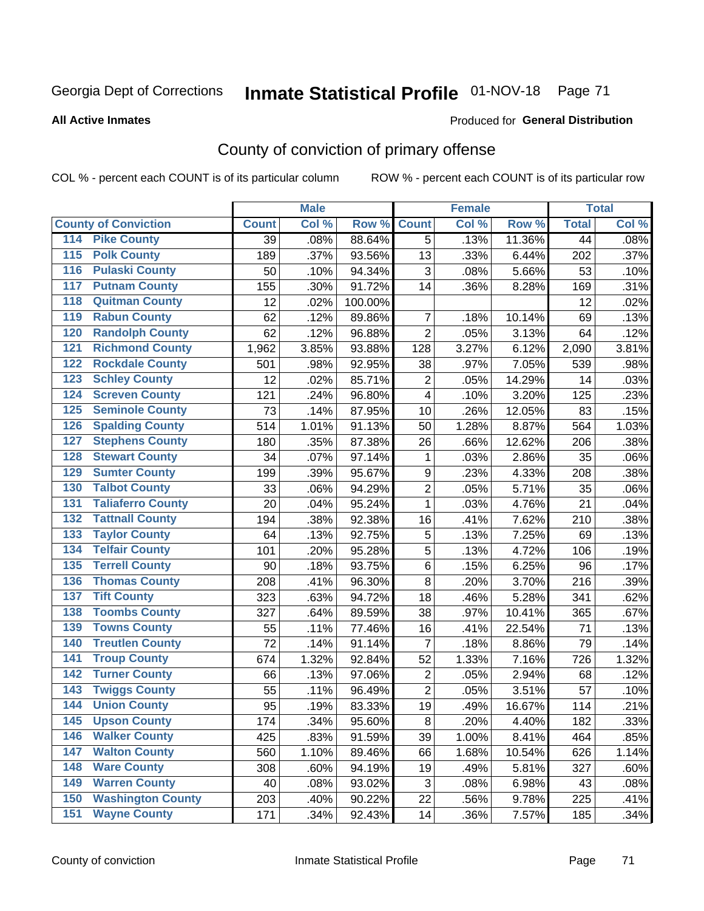Georgia Dept of Corrections **Inmate Statistical Profile** 01-NOV-18

**All Active Inmates**

Produced for **General Distribution**

## County of conviction of primary offense

COL % - percent each COUNT is of its particular column ROW % - percent each COUNT is of its particular row

| County of Conviction | Male | | | Female | | | Total | |
|---|---|---|---|---|---|---|---|---|
| | Count | Col % | Row % | Count | Col % | Row % | Total | Col % |
| 114 Pike County | 39 | .08% | 88.64% | 5 | .13% | 11.36% | 44 | .08% |
| 115 Polk County | 189 | .37% | 93.56% | 13 | .33% | 6.44% | 202 | .37% |
| 116 Pulaski County | 50 | .10% | 94.34% | 3 | .08% | 5.66% | 53 | .10% |
| 117 Putnam County | 155 | .30% | 91.72% | 14 | .36% | 8.28% | 169 | .31% |
| 118 Quitman County | 12 | .02% | 100.00% | | | | 12 | .02% |
| 119 Rabun County | 62 | .12% | 89.86% | 7 | .18% | 10.14% | 69 | .13% |
| 120 Randolph County | 62 | .12% | 96.88% | 2 | .05% | 3.13% | 64 | .12% |
| 121 Richmond County | 1,962 | 3.85% | 93.88% | 128 | 3.27% | 6.12% | 2,090 | 3.81% |
| 122 Rockdale County | 501 | .98% | 92.95% | 38 | .97% | 7.05% | 539 | .98% |
| 123 Schley County | 12 | .02% | 85.71% | 2 | .05% | 14.29% | 14 | .03% |
| 124 Screven County | 121 | .24% | 96.80% | 4 | .10% | 3.20% | 125 | .23% |
| 125 Seminole County | 73 | .14% | 87.95% | 10 | .26% | 12.05% | 83 | .15% |
| 126 Spalding County | 514 | 1.01% | 91.13% | 50 | 1.28% | 8.87% | 564 | 1.03% |
| 127 Stephens County | 180 | .35% | 87.38% | 26 | .66% | 12.62% | 206 | .38% |
| 128 Stewart County | 34 | .07% | 97.14% | 1 | .03% | 2.86% | 35 | .06% |
| 129 Sumter County | 199 | .39% | 95.67% | 9 | .23% | 4.33% | 208 | .38% |
| 130 Talbot County | 33 | .06% | 94.29% | 2 | .05% | 5.71% | 35 | .06% |
| 131 Taliaferro County | 20 | .04% | 95.24% | 1 | .03% | 4.76% | 21 | .04% |
| 132 Tattnall County | 194 | .38% | 92.38% | 16 | .41% | 7.62% | 210 | .38% |
| 133 Taylor County | 64 | .13% | 92.75% | 5 | .13% | 7.25% | 69 | .13% |
| 134 Telfair County | 101 | .20% | 95.28% | 5 | .13% | 4.72% | 106 | .19% |
| 135 Terrell County | 90 | .18% | 93.75% | 6 | .15% | 6.25% | 96 | .17% |
| 136 Thomas County | 208 | .41% | 96.30% | 8 | .20% | 3.70% | 216 | .39% |
| 137 Tift County | 323 | .63% | 94.72% | 18 | .46% | 5.28% | 341 | .62% |
| 138 Toombs County | 327 | .64% | 89.59% | 38 | .97% | 10.41% | 365 | .67% |
| 139 Towns County | 55 | .11% | 77.46% | 16 | .41% | 22.54% | 71 | .13% |
| 140 Treutlen County | 72 | .14% | 91.14% | 7 | .18% | 8.86% | 79 | .14% |
| 141 Troup County | 674 | 1.32% | 92.84% | 52 | 1.33% | 7.16% | 726 | 1.32% |
| 142 Turner County | 66 | .13% | 97.06% | 2 | .05% | 2.94% | 68 | .12% |
| 143 Twiggs County | 55 | .11% | 96.49% | 2 | .05% | 3.51% | 57 | .10% |
| 144 Union County | 95 | .19% | 83.33% | 19 | .49% | 16.67% | 114 | .21% |
| 145 Upson County | 174 | .34% | 95.60% | 8 | .20% | 4.40% | 182 | .33% |
| 146 Walker County | 425 | .83% | 91.59% | 39 | 1.00% | 8.41% | 464 | .85% |
| 147 Walton County | 560 | 1.10% | 89.46% | 66 | 1.68% | 10.54% | 626 | 1.14% |
| 148 Ware County | 308 | .60% | 94.19% | 19 | .49% | 5.81% | 327 | .60% |
| 149 Warren County | 40 | .08% | 93.02% | 3 | .08% | 6.98% | 43 | .08% |
| 150 Washington County | 203 | .40% | 90.22% | 22 | .56% | 9.78% | 225 | .41% |
| 151 Wayne County | 171 | .34% | 92.43% | 14 | .36% | 7.57% | 185 | .34% |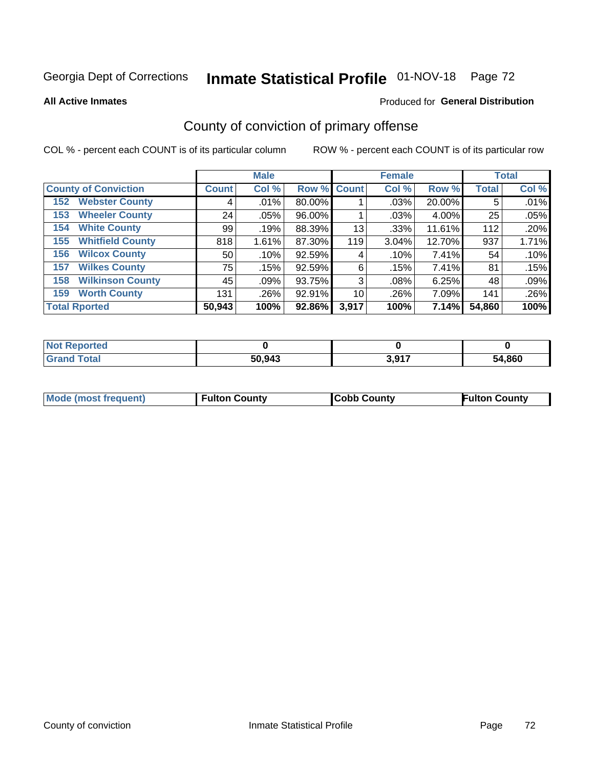Georgia Dept of Corrections **Inmate Statistical Profile** 01-NOV-18

**All Active Inmates**

Produced for **General Distribution**

## County of conviction of primary offense

COL % - percent each COUNT is of its particular column

ROW % - percent each COUNT is of its particular row

| | Male | | | Female | | | Total | |
|---|---|---|---|---|---|---|---|---|
| **County of Conviction** | **Count** | **Col %** | **Row %** | **Count** | **Col %** | **Row %** | **Total** | **Col %** |
| 152 Webster County | 4 | .01% | 80.00% | 1 | .03% | 20.00% | 5 | .01% |
| 153 Wheeler County | 24 | .05% | 96.00% | 1 | .03% | 4.00% | 25 | .05% |
| 154 White County | 99 | .19% | 88.39% | 13 | .33% | 11.61% | 112 | .20% |
| 155 Whitfield County | 818 | 1.61% | 87.30% | 119 | 3.04% | 12.70% | 937 | 1.71% |
| 156 Wilcox County | 50 | .10% | 92.59% | 4 | .10% | 7.41% | 54 | .10% |
| 157 Wilkes County | 75 | .15% | 92.59% | 6 | .15% | 7.41% | 81 | .15% |
| 158 Wilkinson County | 45 | .09% | 93.75% | 3 | .08% | 6.25% | 48 | .09% |
| 159 Worth County | 131 | .26% | 92.91% | 10 | .26% | 7.09% | 141 | .26% |
| **Total Rported** | **50,943** | **100%** | **92.86%** | **3,917** | **100%** | **7.14%** | **54,860** | **100%** |

| | Male | Female | Total |
|---|---|---|---|
| Not Reported | 0 | 0 | 0 |
| Grand Total | 50,943 | 3,917 | 54,860 |

| | Male | Female | Total |
|---|---|---|---|
| Mode (most frequent) | Fulton County | Cobb County | Fulton County |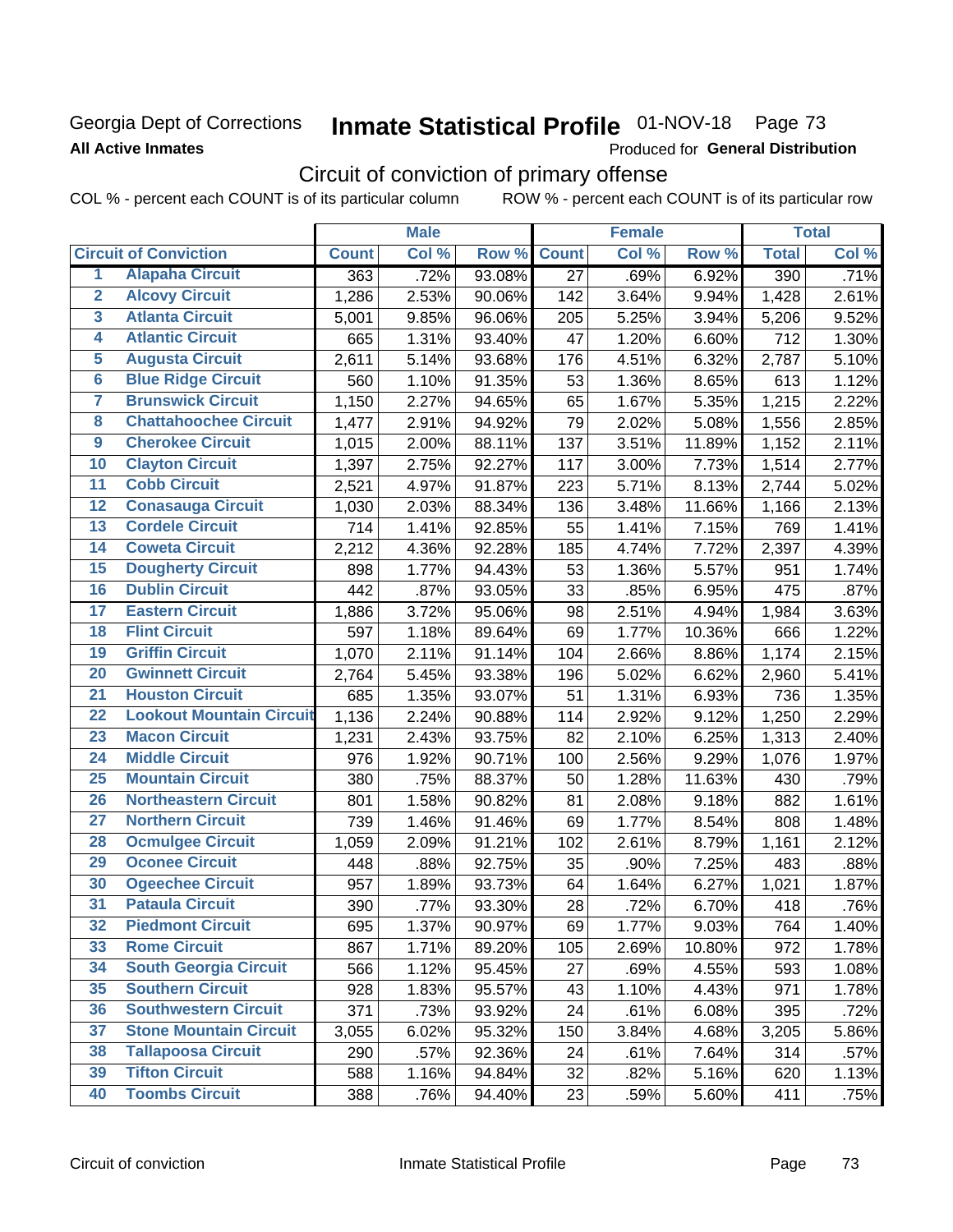Georgia Dept of Corrections
**All Active Inmates**

# Inmate Statistical Profile 01-NOV-18

Produced for **General Distribution**

## Circuit of conviction of primary offense

COL % - percent each COUNT is of its particular column        ROW % - percent each COUNT is of its particular row

| | Circuit of Conviction | Male | | | Female | | | Total | |
|---|---|---|---|---|---|---|---|---|---|
| | | Count | Col % | Row % | Count | Col % | Row % | Total | Col % |
| 1 | Alapaha Circuit | 363 | .72% | 93.08% | 27 | .69% | 6.92% | 390 | .71% |
| 2 | Alcovy Circuit | 1,286 | 2.53% | 90.06% | 142 | 3.64% | 9.94% | 1,428 | 2.61% |
| 3 | Atlanta Circuit | 5,001 | 9.85% | 96.06% | 205 | 5.25% | 3.94% | 5,206 | 9.52% |
| 4 | Atlantic Circuit | 665 | 1.31% | 93.40% | 47 | 1.20% | 6.60% | 712 | 1.30% |
| 5 | Augusta Circuit | 2,611 | 5.14% | 93.68% | 176 | 4.51% | 6.32% | 2,787 | 5.10% |
| 6 | Blue Ridge Circuit | 560 | 1.10% | 91.35% | 53 | 1.36% | 8.65% | 613 | 1.12% |
| 7 | Brunswick Circuit | 1,150 | 2.27% | 94.65% | 65 | 1.67% | 5.35% | 1,215 | 2.22% |
| 8 | Chattahoochee Circuit | 1,477 | 2.91% | 94.92% | 79 | 2.02% | 5.08% | 1,556 | 2.85% |
| 9 | Cherokee Circuit | 1,015 | 2.00% | 88.11% | 137 | 3.51% | 11.89% | 1,152 | 2.11% |
| 10 | Clayton Circuit | 1,397 | 2.75% | 92.27% | 117 | 3.00% | 7.73% | 1,514 | 2.77% |
| 11 | Cobb Circuit | 2,521 | 4.97% | 91.87% | 223 | 5.71% | 8.13% | 2,744 | 5.02% |
| 12 | Conasauga Circuit | 1,030 | 2.03% | 88.34% | 136 | 3.48% | 11.66% | 1,166 | 2.13% |
| 13 | Cordele Circuit | 714 | 1.41% | 92.85% | 55 | 1.41% | 7.15% | 769 | 1.41% |
| 14 | Coweta Circuit | 2,212 | 4.36% | 92.28% | 185 | 4.74% | 7.72% | 2,397 | 4.39% |
| 15 | Dougherty Circuit | 898 | 1.77% | 94.43% | 53 | 1.36% | 5.57% | 951 | 1.74% |
| 16 | Dublin Circuit | 442 | .87% | 93.05% | 33 | .85% | 6.95% | 475 | .87% |
| 17 | Eastern Circuit | 1,886 | 3.72% | 95.06% | 98 | 2.51% | 4.94% | 1,984 | 3.63% |
| 18 | Flint Circuit | 597 | 1.18% | 89.64% | 69 | 1.77% | 10.36% | 666 | 1.22% |
| 19 | Griffin Circuit | 1,070 | 2.11% | 91.14% | 104 | 2.66% | 8.86% | 1,174 | 2.15% |
| 20 | Gwinnett Circuit | 2,764 | 5.45% | 93.38% | 196 | 5.02% | 6.62% | 2,960 | 5.41% |
| 21 | Houston Circuit | 685 | 1.35% | 93.07% | 51 | 1.31% | 6.93% | 736 | 1.35% |
| 22 | Lookout Mountain Circuit | 1,136 | 2.24% | 90.88% | 114 | 2.92% | 9.12% | 1,250 | 2.29% |
| 23 | Macon Circuit | 1,231 | 2.43% | 93.75% | 82 | 2.10% | 6.25% | 1,313 | 2.40% |
| 24 | Middle Circuit | 976 | 1.92% | 90.71% | 100 | 2.56% | 9.29% | 1,076 | 1.97% |
| 25 | Mountain Circuit | 380 | .75% | 88.37% | 50 | 1.28% | 11.63% | 430 | .79% |
| 26 | Northeastern Circuit | 801 | 1.58% | 90.82% | 81 | 2.08% | 9.18% | 882 | 1.61% |
| 27 | Northern Circuit | 739 | 1.46% | 91.46% | 69 | 1.77% | 8.54% | 808 | 1.48% |
| 28 | Ocmulgee Circuit | 1,059 | 2.09% | 91.21% | 102 | 2.61% | 8.79% | 1,161 | 2.12% |
| 29 | Oconee Circuit | 448 | .88% | 92.75% | 35 | .90% | 7.25% | 483 | .88% |
| 30 | Ogeechee Circuit | 957 | 1.89% | 93.73% | 64 | 1.64% | 6.27% | 1,021 | 1.87% |
| 31 | Pataula Circuit | 390 | .77% | 93.30% | 28 | .72% | 6.70% | 418 | .76% |
| 32 | Piedmont Circuit | 695 | 1.37% | 90.97% | 69 | 1.77% | 9.03% | 764 | 1.40% |
| 33 | Rome Circuit | 867 | 1.71% | 89.20% | 105 | 2.69% | 10.80% | 972 | 1.78% |
| 34 | South Georgia Circuit | 566 | 1.12% | 95.45% | 27 | .69% | 4.55% | 593 | 1.08% |
| 35 | Southern Circuit | 928 | 1.83% | 95.57% | 43 | 1.10% | 4.43% | 971 | 1.78% |
| 36 | Southwestern Circuit | 371 | .73% | 93.92% | 24 | .61% | 6.08% | 395 | .72% |
| 37 | Stone Mountain Circuit | 3,055 | 6.02% | 95.32% | 150 | 3.84% | 4.68% | 3,205 | 5.86% |
| 38 | Tallapoosa Circuit | 290 | .57% | 92.36% | 24 | .61% | 7.64% | 314 | .57% |
| 39 | Tifton Circuit | 588 | 1.16% | 94.84% | 32 | .82% | 5.16% | 620 | 1.13% |
| 40 | Toombs Circuit | 388 | .76% | 94.40% | 23 | .59% | 5.60% | 411 | .75% |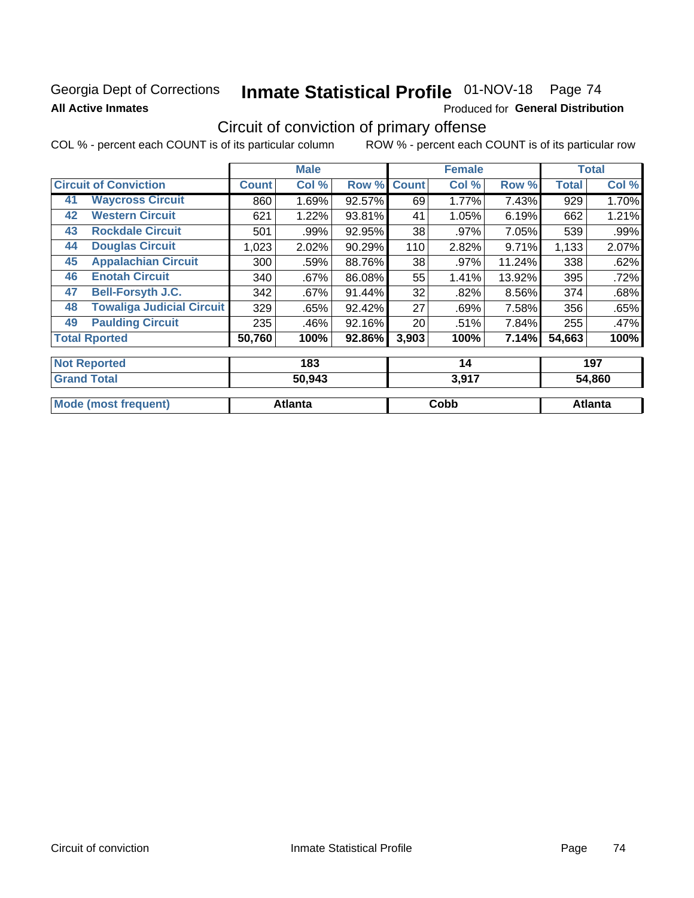Georgia Dept of Corrections **Inmate Statistical Profile** 01-NOV-18 Page 74

**All Active Inmates**

Produced for **General Distribution**

# Circuit of conviction of primary offense

COL % - percent each COUNT is of its particular column ROW % - percent each COUNT is of its particular row

| Circuit of Conviction | | Male | | | Female | | | Total | |
|---|---|---|---|---|---|---|---|---|---|
| | | Count | Col % | Row % | Count | Col % | Row % | Total | Col % |
| 41 | Waycross Circuit | 860 | 1.69% | 92.57% | 69 | 1.77% | 7.43% | 929 | 1.70% |
| 42 | Western Circuit | 621 | 1.22% | 93.81% | 41 | 1.05% | 6.19% | 662 | 1.21% |
| 43 | Rockdale Circuit | 501 | .99% | 92.95% | 38 | .97% | 7.05% | 539 | .99% |
| 44 | Douglas Circuit | 1,023 | 2.02% | 90.29% | 110 | 2.82% | 9.71% | 1,133 | 2.07% |
| 45 | Appalachian Circuit | 300 | .59% | 88.76% | 38 | .97% | 11.24% | 338 | .62% |
| 46 | Enotah Circuit | 340 | .67% | 86.08% | 55 | 1.41% | 13.92% | 395 | .72% |
| 47 | Bell-Forsyth J.C. | 342 | .67% | 91.44% | 32 | .82% | 8.56% | 374 | .68% |
| 48 | Towaliga Judicial Circuit | 329 | .65% | 92.42% | 27 | .69% | 7.58% | 356 | .65% |
| 49 | Paulding Circuit | 235 | .46% | 92.16% | 20 | .51% | 7.84% | 255 | .47% |
| Total Rported | | 50,760 | 100% | 92.86% | 3,903 | 100% | 7.14% | 54,663 | 100% |
| Not Reported | | 183 | | | 14 | | | 197 | |
| Grand Total | | 50,943 | | | 3,917 | | | 54,860 | |
| Mode (most frequent) | | Atlanta | | | Cobb | | | Atlanta | |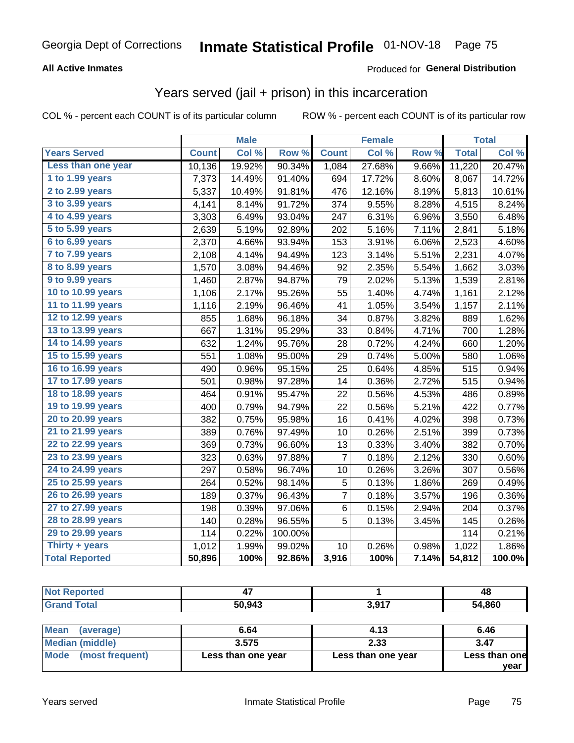Georgia Dept of Corrections **Inmate Statistical Profile** 01-NOV-18

**All Active Inmates**

Produced for **General Distribution**

## Years served (jail + prison) in this incarceration

COL % - percent each COUNT is of its particular column ROW % - percent each COUNT is of its particular row

| | Male | | | Female | | | Total | |
|---|---|---|---|---|---|---|---|---|
| **Years Served** | **Count** | **Col %** | **Row %** | **Count** | **Col %** | **Row %** | **Total** | **Col %** |
| Less than one year | 10,136 | 19.92% | 90.34% | 1,084 | 27.68% | 9.66% | 11,220 | 20.47% |
| 1 to 1.99 years | 7,373 | 14.49% | 91.40% | 694 | 17.72% | 8.60% | 8,067 | 14.72% |
| 2 to 2.99 years | 5,337 | 10.49% | 91.81% | 476 | 12.16% | 8.19% | 5,813 | 10.61% |
| 3 to 3.99 years | 4,141 | 8.14% | 91.72% | 374 | 9.55% | 8.28% | 4,515 | 8.24% |
| 4 to 4.99 years | 3,303 | 6.49% | 93.04% | 247 | 6.31% | 6.96% | 3,550 | 6.48% |
| 5 to 5.99 years | 2,639 | 5.19% | 92.89% | 202 | 5.16% | 7.11% | 2,841 | 5.18% |
| 6 to 6.99 years | 2,370 | 4.66% | 93.94% | 153 | 3.91% | 6.06% | 2,523 | 4.60% |
| 7 to 7.99 years | 2,108 | 4.14% | 94.49% | 123 | 3.14% | 5.51% | 2,231 | 4.07% |
| 8 to 8.99 years | 1,570 | 3.08% | 94.46% | 92 | 2.35% | 5.54% | 1,662 | 3.03% |
| 9 to 9.99 years | 1,460 | 2.87% | 94.87% | 79 | 2.02% | 5.13% | 1,539 | 2.81% |
| 10 to 10.99 years | 1,106 | 2.17% | 95.26% | 55 | 1.40% | 4.74% | 1,161 | 2.12% |
| 11 to 11.99 years | 1,116 | 2.19% | 96.46% | 41 | 1.05% | 3.54% | 1,157 | 2.11% |
| 12 to 12.99 years | 855 | 1.68% | 96.18% | 34 | 0.87% | 3.82% | 889 | 1.62% |
| 13 to 13.99 years | 667 | 1.31% | 95.29% | 33 | 0.84% | 4.71% | 700 | 1.28% |
| 14 to 14.99 years | 632 | 1.24% | 95.76% | 28 | 0.72% | 4.24% | 660 | 1.20% |
| 15 to 15.99 years | 551 | 1.08% | 95.00% | 29 | 0.74% | 5.00% | 580 | 1.06% |
| 16 to 16.99 years | 490 | 0.96% | 95.15% | 25 | 0.64% | 4.85% | 515 | 0.94% |
| 17 to 17.99 years | 501 | 0.98% | 97.28% | 14 | 0.36% | 2.72% | 515 | 0.94% |
| 18 to 18.99 years | 464 | 0.91% | 95.47% | 22 | 0.56% | 4.53% | 486 | 0.89% |
| 19 to 19.99 years | 400 | 0.79% | 94.79% | 22 | 0.56% | 5.21% | 422 | 0.77% |
| 20 to 20.99 years | 382 | 0.75% | 95.98% | 16 | 0.41% | 4.02% | 398 | 0.73% |
| 21 to 21.99 years | 389 | 0.76% | 97.49% | 10 | 0.26% | 2.51% | 399 | 0.73% |
| 22 to 22.99 years | 369 | 0.73% | 96.60% | 13 | 0.33% | 3.40% | 382 | 0.70% |
| 23 to 23.99 years | 323 | 0.63% | 97.88% | 7 | 0.18% | 2.12% | 330 | 0.60% |
| 24 to 24.99 years | 297 | 0.58% | 96.74% | 10 | 0.26% | 3.26% | 307 | 0.56% |
| 25 to 25.99 years | 264 | 0.52% | 98.14% | 5 | 0.13% | 1.86% | 269 | 0.49% |
| 26 to 26.99 years | 189 | 0.37% | 96.43% | 7 | 0.18% | 3.57% | 196 | 0.36% |
| 27 to 27.99 years | 198 | 0.39% | 97.06% | 6 | 0.15% | 2.94% | 204 | 0.37% |
| 28 to 28.99 years | 140 | 0.28% | 96.55% | 5 | 0.13% | 3.45% | 145 | 0.26% |
| 29 to 29.99 years | 114 | 0.22% | 100.00% | | | | 114 | 0.21% |
| Thirty + years | 1,012 | 1.99% | 99.02% | 10 | 0.26% | 0.98% | 1,022 | 1.86% |
| **Total Reported** | **50,896** | **100%** | **92.86%** | **3,916** | **100%** | **7.14%** | **54,812** | **100.0%** |

| | Male | Female | Total |
|---|---|---|---|
| Not Reported | 47 | 1 | 48 |
| Grand Total | 50,943 | 3,917 | 54,860 |

| | Male | Female | Total |
|---|---|---|---|
| Mean (average) | 6.64 | 4.13 | 6.46 |
| Median (middle) | 3.575 | 2.33 | 3.47 |
| Mode (most frequent) | Less than one year | Less than one year | Less than one year |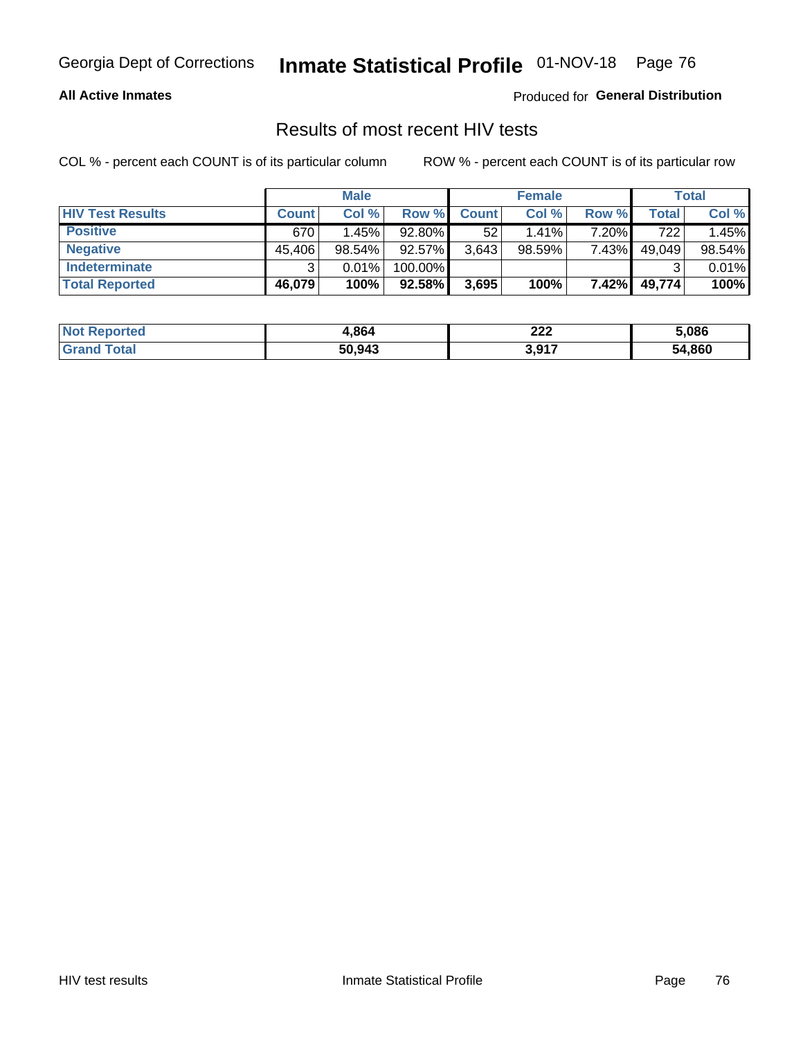Georgia Dept of Corrections **Inmate Statistical Profile** 01-NOV-18

**All Active Inmates** Produced for **General Distribution**

## Results of most recent HIV tests

COL % - percent each COUNT is of its particular column ROW % - percent each COUNT is of its particular row

| | Male | | | Female | | | Total | |
|---|---|---|---|---|---|---|---|---|
| **HIV Test Results** | **Count** | **Col %** | **Row %** | **Count** | **Col %** | **Row %** | **Total** | **Col %** |
| **Positive** | 670 | 1.45% | 92.80% | 52 | 1.41% | 7.20% | 722 | 1.45% |
| **Negative** | 45,406 | 98.54% | 92.57% | 3,643 | 98.59% | 7.43% | 49,049 | 98.54% |
| **Indeterminate** | 3 | 0.01% | 100.00% | | | | 3 | 0.01% |
| **Total Reported** | **46,079** | **100%** | **92.58%** | **3,695** | **100%** | **7.42%** | **49,774** | **100%** |

| | Male | Female | Total |
|---|---|---|---|
| **Not Reported** | **4,864** | **222** | **5,086** |
| **Grand Total** | **50,943** | **3,917** | **54,860** |

HIV test results Inmate Statistical Profile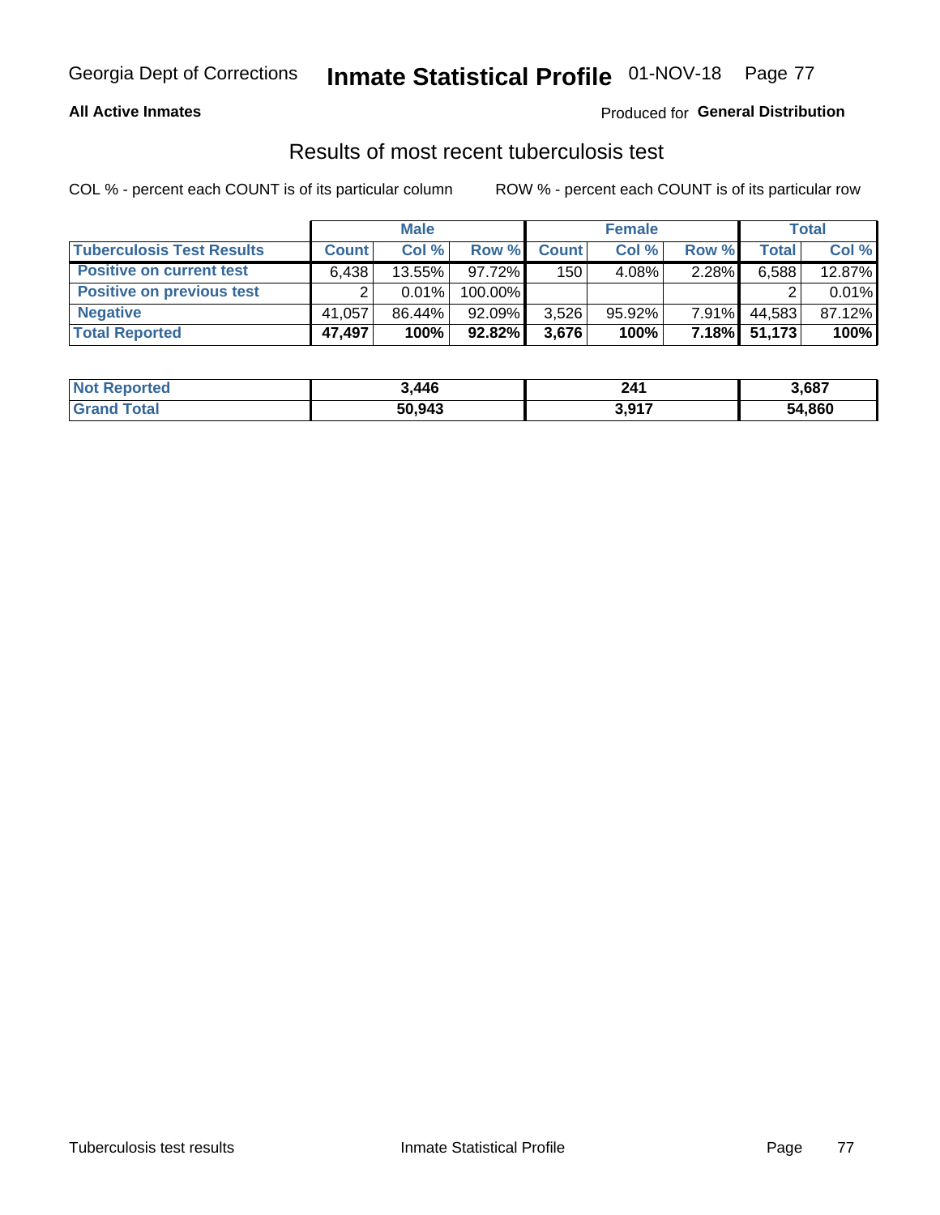Georgia Dept of Corrections **Inmate Statistical Profile** 01-NOV-18

**All Active Inmates**

Produced for **General Distribution**

## Results of most recent tuberculosis test

COL % - percent each COUNT is of its particular column

ROW % - percent each COUNT is of its particular row

| | Male | | | Female | | | Total | |
|---|---|---|---|---|---|---|---|---|
| **Tuberculosis Test Results** | **Count** | **Col %** | **Row %** | **Count** | **Col %** | **Row %** | **Total** | **Col %** |
| **Positive on current test** | 6,438 | 13.55% | 97.72% | 150 | 4.08% | 2.28% | 6,588 | 12.87% |
| **Positive on previous test** | 2 | 0.01% | 100.00% | | | | 2 | 0.01% |
| **Negative** | 41,057 | 86.44% | 92.09% | 3,526 | 95.92% | 7.91% | 44,583 | 87.12% |
| **Total Reported** | **47,497** | **100%** | **92.82%** | **3,676** | **100%** | **7.18%** | **51,173** | **100%** |

| | Male | Female | Total |
|---|---|---|---|
| **Not Reported** | **3,446** | **241** | **3,687** |
| **Grand Total** | **50,943** | **3,917** | **54,860** |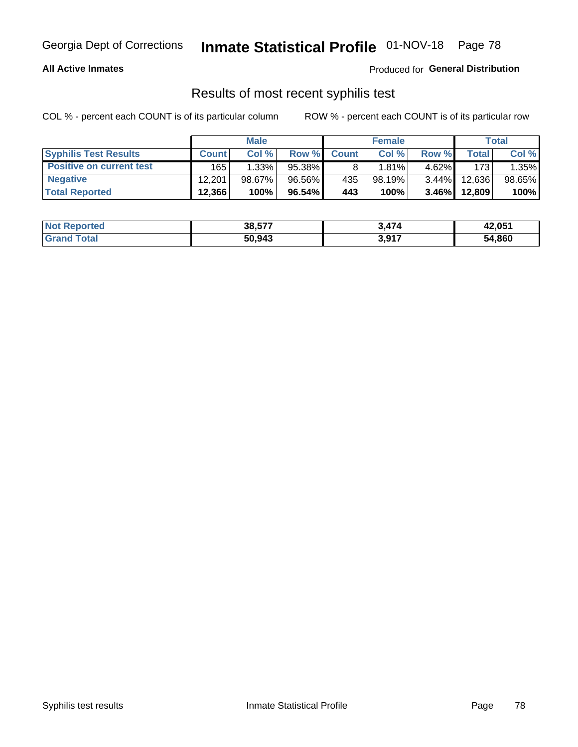**All Active Inmates**

Produced for **General Distribution**

## Results of most recent syphilis test

COL % - percent each COUNT is of its particular column

ROW % - percent each COUNT is of its particular row

| | Male | | | Female | | | Total | |
|---|---|---|---|---|---|---|---|---|
| **Syphilis Test Results** | **Count** | **Col %** | **Row %** | **Count** | **Col %** | **Row %** | **Total** | **Col %** |
| **Positive on current test** | 165 | 1.33% | 95.38% | 8 | 1.81% | 4.62% | 173 | 1.35% |
| **Negative** | 12,201 | 98.67% | 96.56% | 435 | 98.19% | 3.44% | 12,636 | 98.65% |
| **Total Reported** | **12,366** | **100%** | **96.54%** | **443** | **100%** | **3.46%** | **12,809** | **100%** |

| | Male | Female | Total |
|---|---|---|---|
| **Not Reported** | **38,577** | **3,474** | **42,051** |
| **Grand Total** | **50,943** | **3,917** | **54,860** |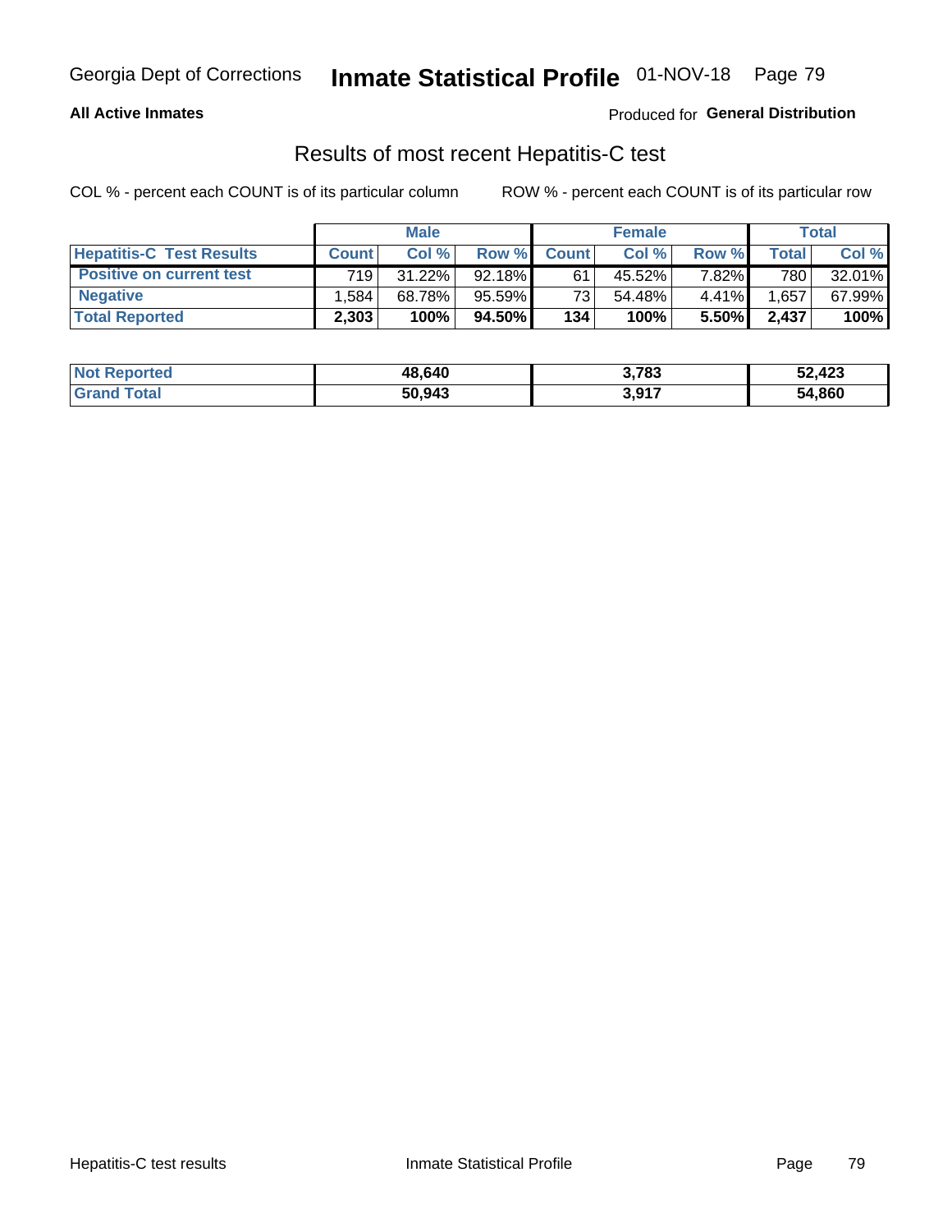Georgia Dept of Corrections **Inmate Statistical Profile** 01-NOV-18

**All Active Inmates**

Produced for **General Distribution**

## Results of most recent Hepatitis-C test

COL % - percent each COUNT is of its particular column     ROW % - percent each COUNT is of its particular row

| | Male | | | Female | | | Total | |
|---|---|---|---|---|---|---|---|---|
| **Hepatitis-C Test Results** | **Count** | **Col %** | **Row %** | **Count** | **Col %** | **Row %** | **Total** | **Col %** |
| **Positive on current test** | 719 | 31.22% | 92.18% | 61 | 45.52% | 7.82% | 780 | 32.01% |
| **Negative** | 1,584 | 68.78% | 95.59% | 73 | 54.48% | 4.41% | 1,657 | 67.99% |
| **Total Reported** | **2,303** | **100%** | **94.50%** | **134** | **100%** | **5.50%** | **2,437** | **100%** |

| | Male | Female | Total |
|---|---|---|---|
| **Not Reported** | **48,640** | **3,783** | **52,423** |
| **Grand Total** | **50,943** | **3,917** | **54,860** |